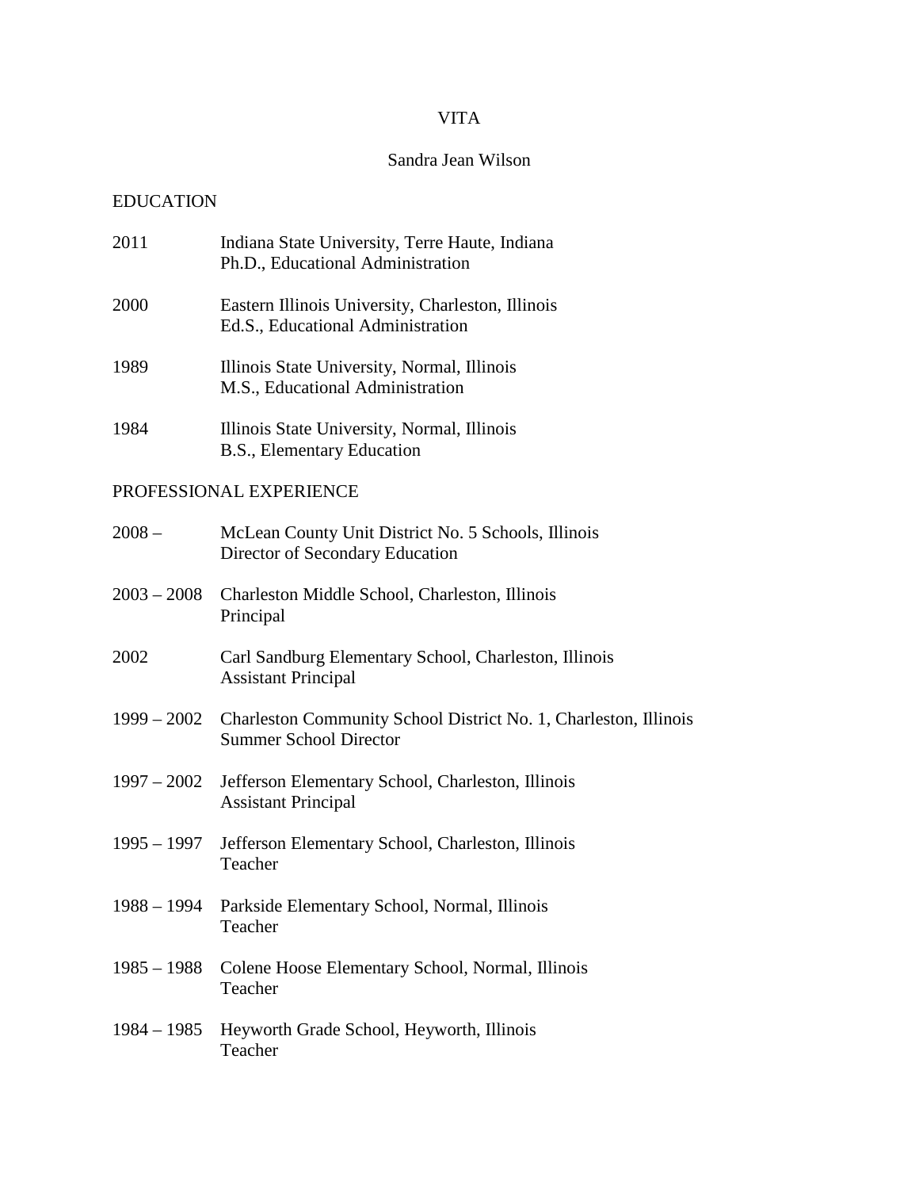# VITA

## Sandra Jean Wilson

### EDUCATION

2011 — Indiana State University, Terre Haute, Indiana
Ph.D., Educational Administration

2000 — Eastern Illinois University, Charleston, Illinois
Ed.S., Educational Administration

1989 — Illinois State University, Normal, Illinois
M.S., Educational Administration

1984 — Illinois State University, Normal, Illinois
B.S., Elementary Education

### PROFESSIONAL EXPERIENCE

2008 – — McLean County Unit District No. 5 Schools, Illinois
Director of Secondary Education

2003 – 2008 — Charleston Middle School, Charleston, Illinois
Principal

2002 — Carl Sandburg Elementary School, Charleston, Illinois
Assistant Principal

1999 – 2002 — Charleston Community School District No. 1, Charleston, Illinois
Summer School Director

1997 – 2002 — Jefferson Elementary School, Charleston, Illinois
Assistant Principal

1995 – 1997 — Jefferson Elementary School, Charleston, Illinois
Teacher

1988 – 1994 — Parkside Elementary School, Normal, Illinois
Teacher

1985 – 1988 — Colene Hoose Elementary School, Normal, Illinois
Teacher

1984 – 1985 — Heyworth Grade School, Heyworth, Illinois
Teacher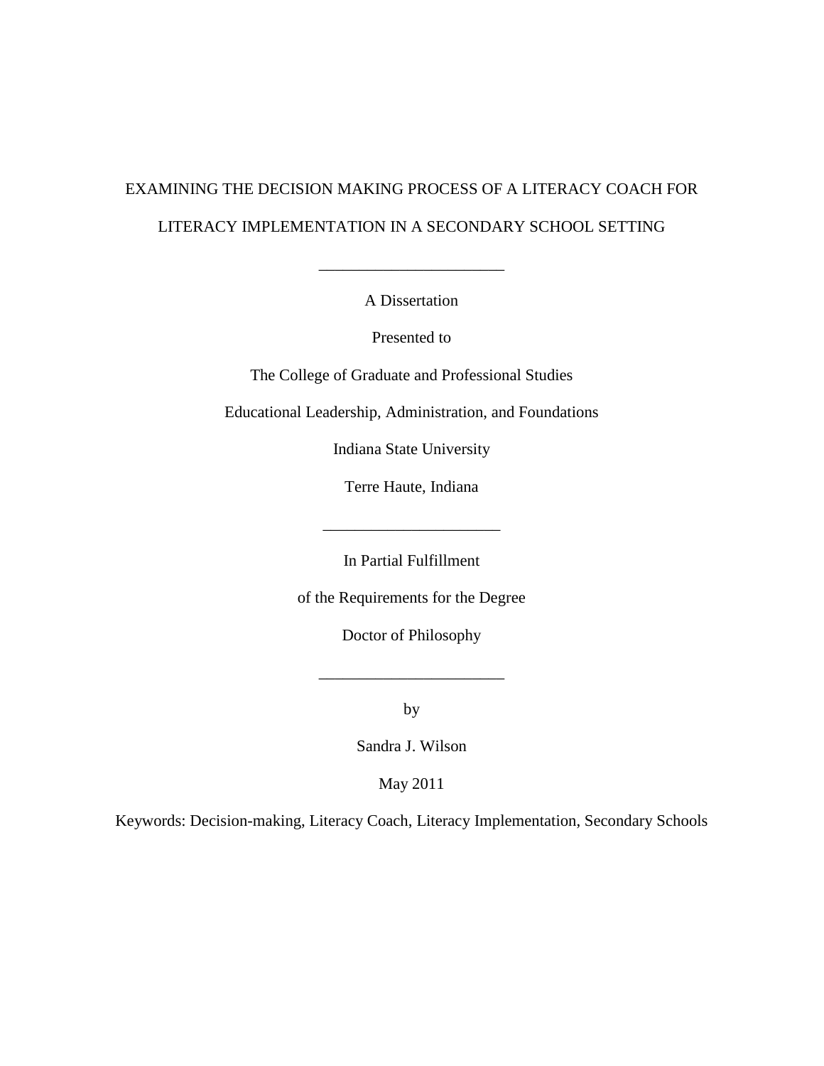EXAMINING THE DECISION MAKING PROCESS OF A LITERACY COACH FOR LITERACY IMPLEMENTATION IN A SECONDARY SCHOOL SETTING

_______________________

A Dissertation

Presented to

The College of Graduate and Professional Studies

Educational Leadership, Administration, and Foundations

Indiana State University

Terre Haute, Indiana

______________________

In Partial Fulfillment

of the Requirements for the Degree

Doctor of Philosophy

_______________________

by

Sandra J. Wilson

May 2011

Keywords: Decision-making, Literacy Coach, Literacy Implementation, Secondary Schools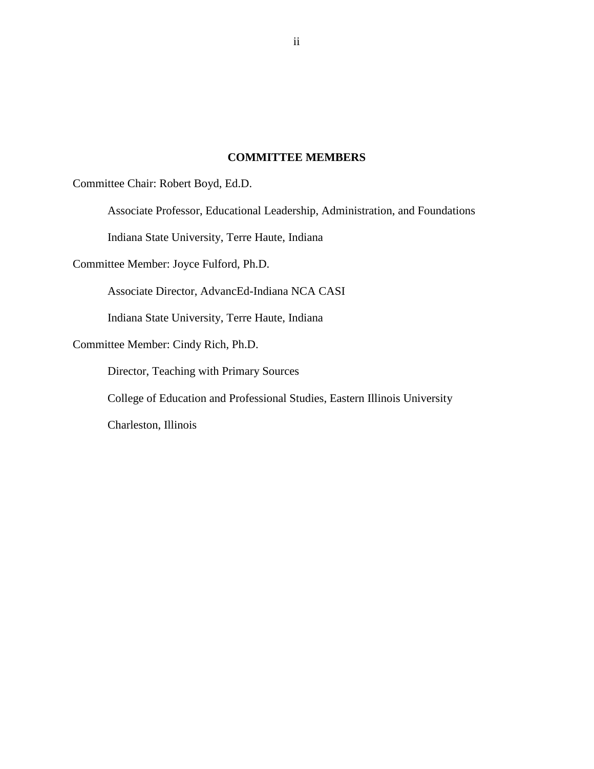## COMMITTEE MEMBERS

Committee Chair: Robert Boyd, Ed.D.

Associate Professor, Educational Leadership, Administration, and Foundations

Indiana State University, Terre Haute, Indiana

Committee Member: Joyce Fulford, Ph.D.

Associate Director, AdvancEd-Indiana NCA CASI

Indiana State University, Terre Haute, Indiana

Committee Member: Cindy Rich, Ph.D.

Director, Teaching with Primary Sources

College of Education and Professional Studies, Eastern Illinois University

Charleston, Illinois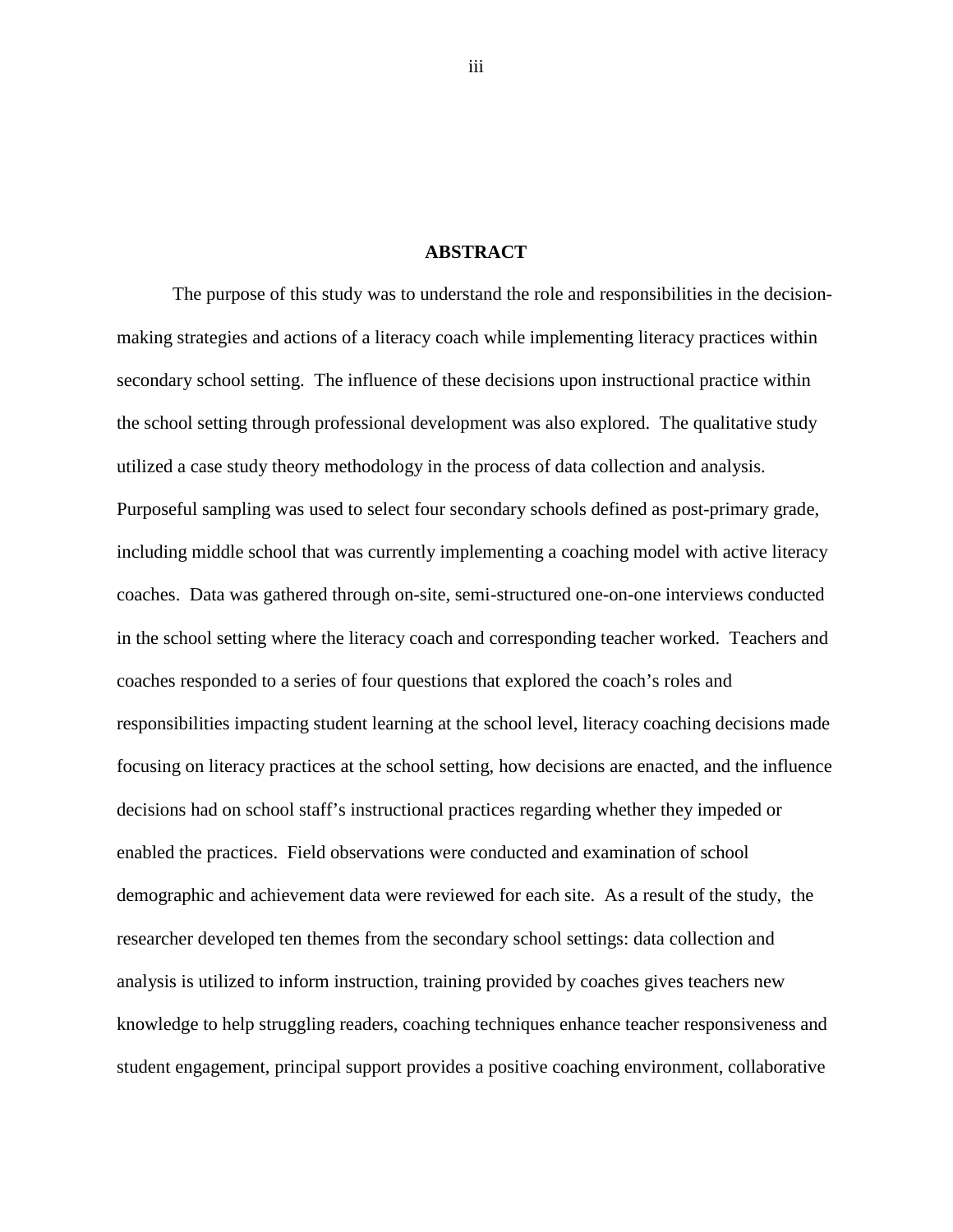**ABSTRACT**

The purpose of this study was to understand the role and responsibilities in the decision-making strategies and actions of a literacy coach while implementing literacy practices within secondary school setting. The influence of these decisions upon instructional practice within the school setting through professional development was also explored. The qualitative study utilized a case study theory methodology in the process of data collection and analysis. Purposeful sampling was used to select four secondary schools defined as post-primary grade, including middle school that was currently implementing a coaching model with active literacy coaches. Data was gathered through on-site, semi-structured one-on-one interviews conducted in the school setting where the literacy coach and corresponding teacher worked. Teachers and coaches responded to a series of four questions that explored the coach's roles and responsibilities impacting student learning at the school level, literacy coaching decisions made focusing on literacy practices at the school setting, how decisions are enacted, and the influence decisions had on school staff's instructional practices regarding whether they impeded or enabled the practices. Field observations were conducted and examination of school demographic and achievement data were reviewed for each site. As a result of the study, the researcher developed ten themes from the secondary school settings: data collection and analysis is utilized to inform instruction, training provided by coaches gives teachers new knowledge to help struggling readers, coaching techniques enhance teacher responsiveness and student engagement, principal support provides a positive coaching environment, collaborative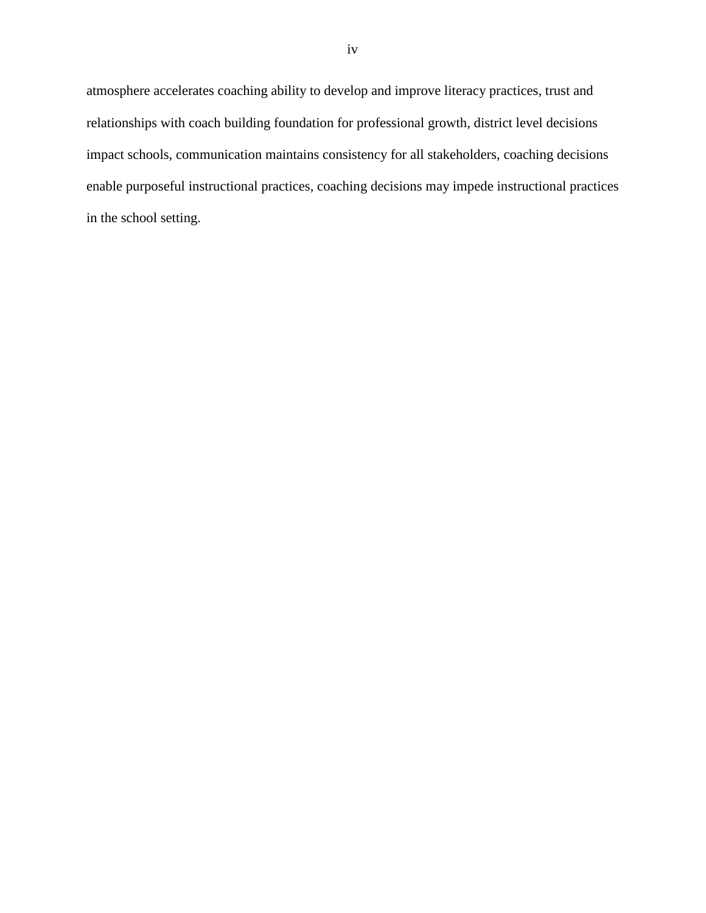atmosphere accelerates coaching ability to develop and improve literacy practices, trust and relationships with coach building foundation for professional growth, district level decisions impact schools, communication maintains consistency for all stakeholders, coaching decisions enable purposeful instructional practices, coaching decisions may impede instructional practices in the school setting.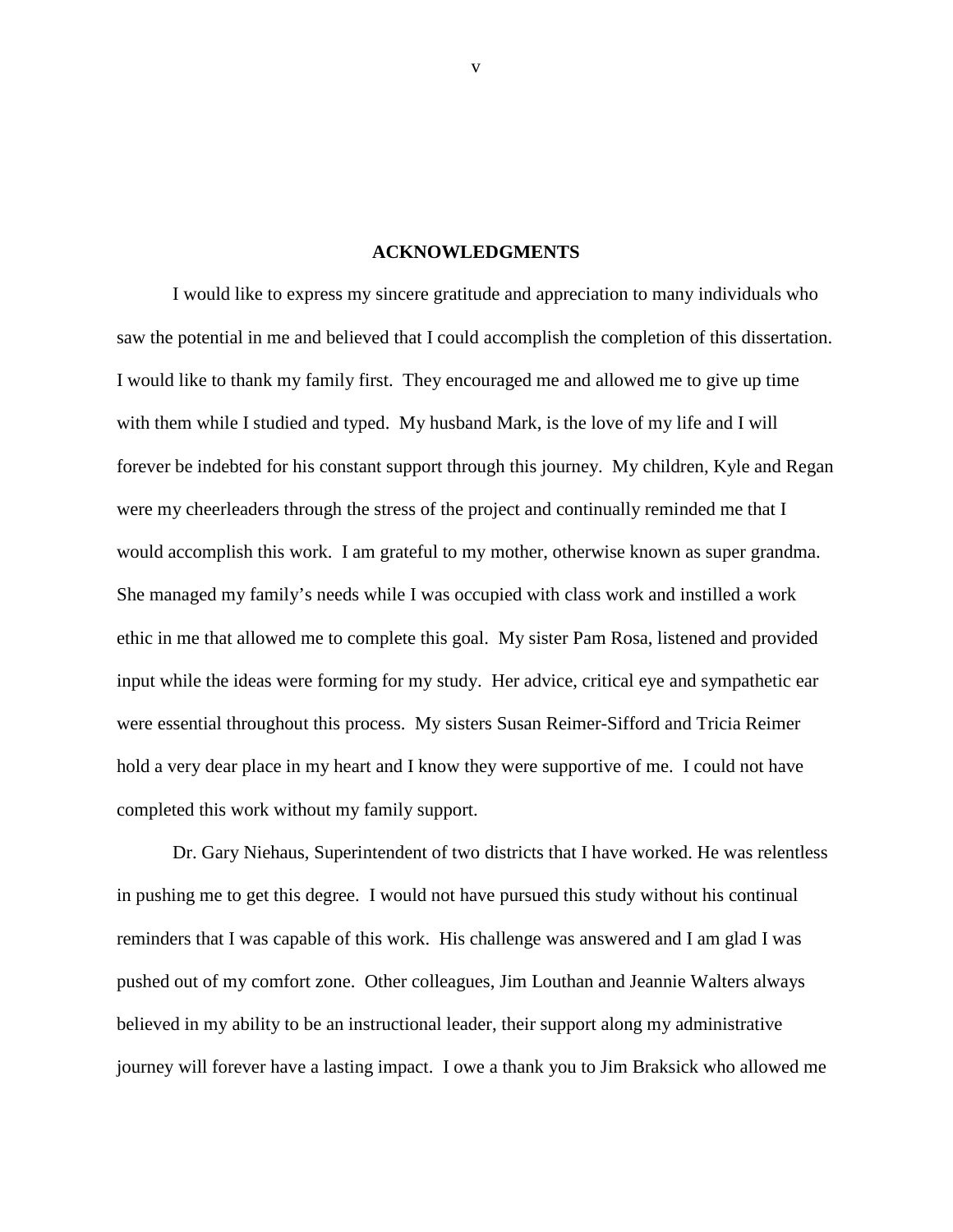## ACKNOWLEDGMENTS

I would like to express my sincere gratitude and appreciation to many individuals who saw the potential in me and believed that I could accomplish the completion of this dissertation. I would like to thank my family first. They encouraged me and allowed me to give up time with them while I studied and typed. My husband Mark, is the love of my life and I will forever be indebted for his constant support through this journey. My children, Kyle and Regan were my cheerleaders through the stress of the project and continually reminded me that I would accomplish this work. I am grateful to my mother, otherwise known as super grandma. She managed my family's needs while I was occupied with class work and instilled a work ethic in me that allowed me to complete this goal. My sister Pam Rosa, listened and provided input while the ideas were forming for my study. Her advice, critical eye and sympathetic ear were essential throughout this process. My sisters Susan Reimer-Sifford and Tricia Reimer hold a very dear place in my heart and I know they were supportive of me. I could not have completed this work without my family support.

Dr. Gary Niehaus, Superintendent of two districts that I have worked. He was relentless in pushing me to get this degree. I would not have pursued this study without his continual reminders that I was capable of this work. His challenge was answered and I am glad I was pushed out of my comfort zone. Other colleagues, Jim Louthan and Jeannie Walters always believed in my ability to be an instructional leader, their support along my administrative journey will forever have a lasting impact. I owe a thank you to Jim Braksick who allowed me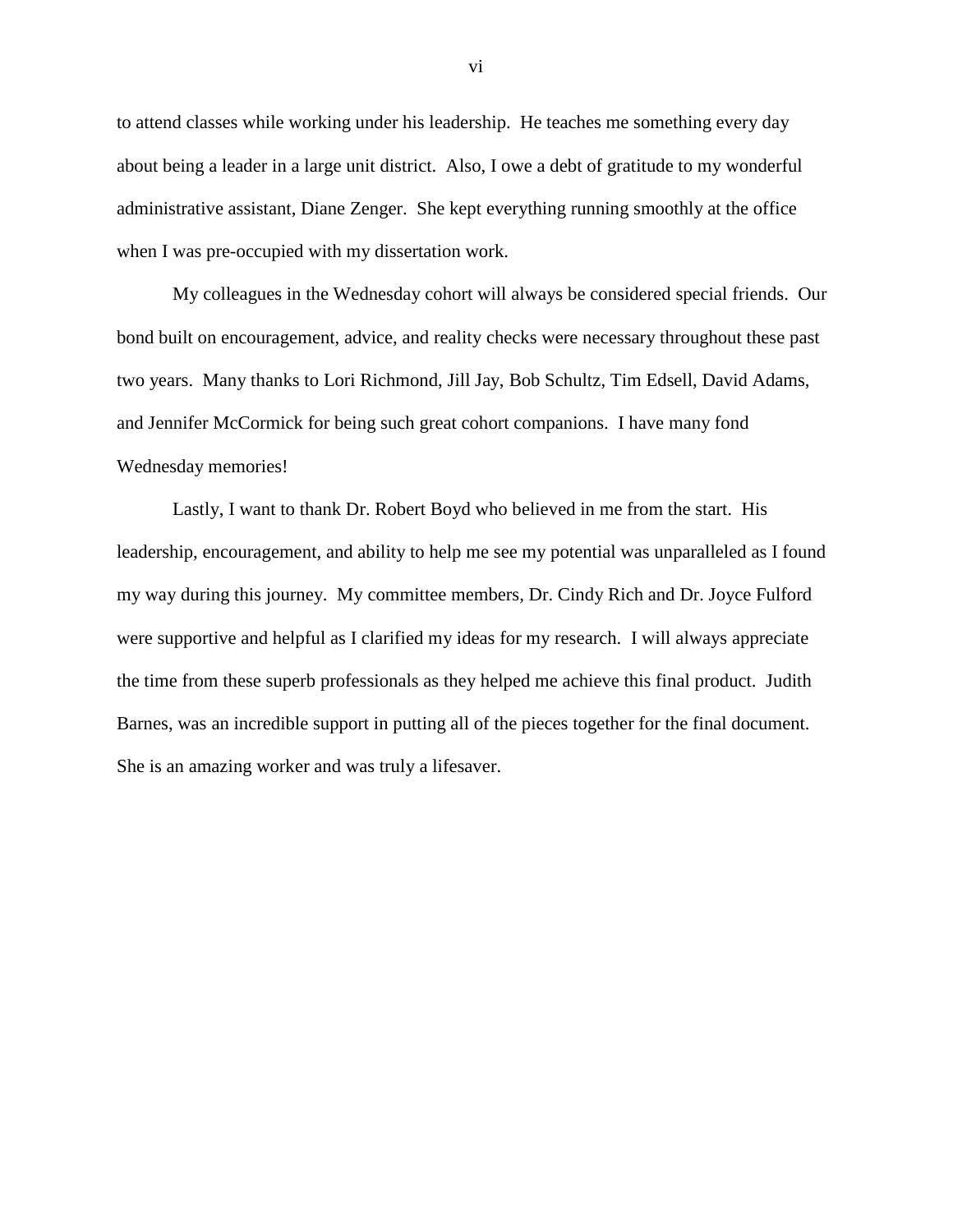to attend classes while working under his leadership. He teaches me something every day about being a leader in a large unit district. Also, I owe a debt of gratitude to my wonderful administrative assistant, Diane Zenger. She kept everything running smoothly at the office when I was pre-occupied with my dissertation work.

My colleagues in the Wednesday cohort will always be considered special friends. Our bond built on encouragement, advice, and reality checks were necessary throughout these past two years. Many thanks to Lori Richmond, Jill Jay, Bob Schultz, Tim Edsell, David Adams, and Jennifer McCormick for being such great cohort companions. I have many fond Wednesday memories!

Lastly, I want to thank Dr. Robert Boyd who believed in me from the start. His leadership, encouragement, and ability to help me see my potential was unparalleled as I found my way during this journey. My committee members, Dr. Cindy Rich and Dr. Joyce Fulford were supportive and helpful as I clarified my ideas for my research. I will always appreciate the time from these superb professionals as they helped me achieve this final product. Judith Barnes, was an incredible support in putting all of the pieces together for the final document. She is an amazing worker and was truly a lifesaver.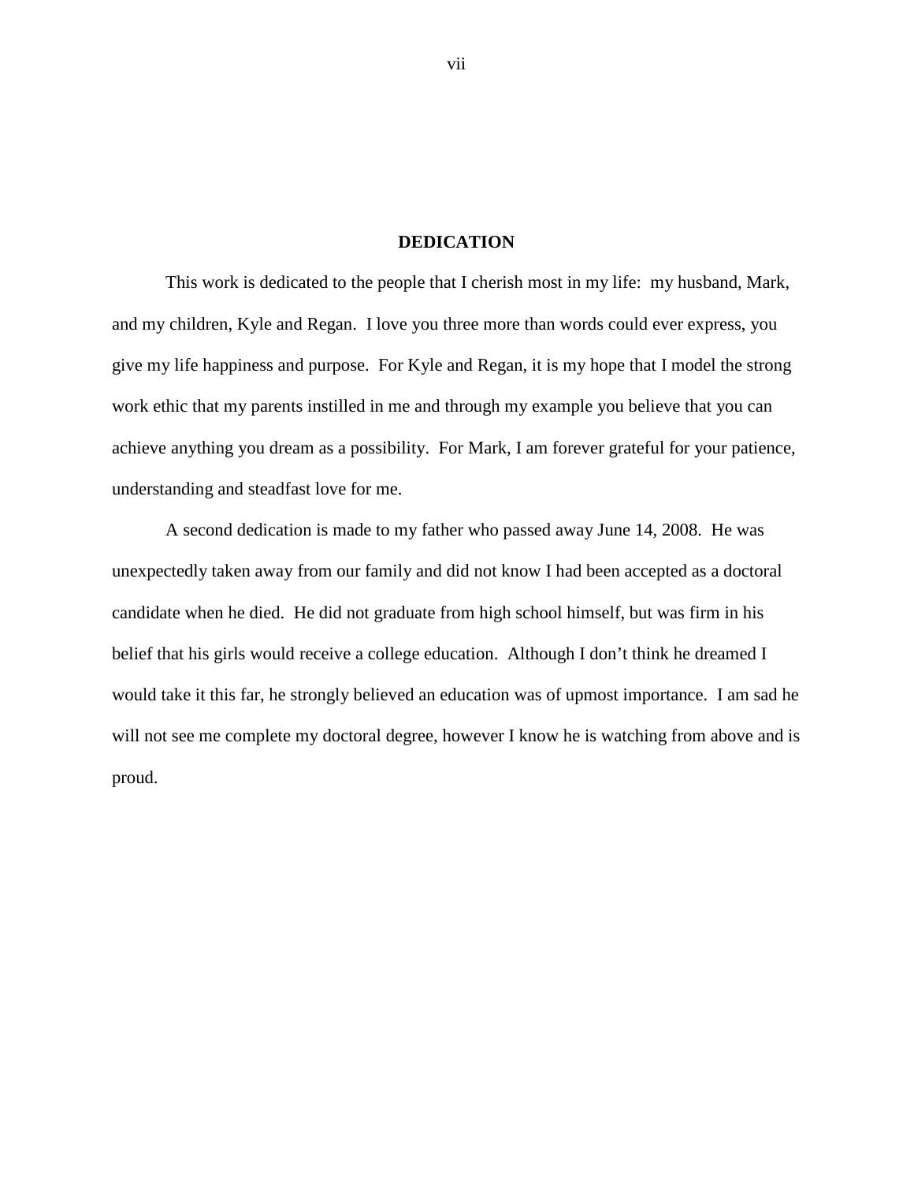## DEDICATION

This work is dedicated to the people that I cherish most in my life: my husband, Mark, and my children, Kyle and Regan. I love you three more than words could ever express, you give my life happiness and purpose. For Kyle and Regan, it is my hope that I model the strong work ethic that my parents instilled in me and through my example you believe that you can achieve anything you dream as a possibility. For Mark, I am forever grateful for your patience, understanding and steadfast love for me.

A second dedication is made to my father who passed away June 14, 2008. He was unexpectedly taken away from our family and did not know I had been accepted as a doctoral candidate when he died. He did not graduate from high school himself, but was firm in his belief that his girls would receive a college education. Although I don't think he dreamed I would take it this far, he strongly believed an education was of upmost importance. I am sad he will not see me complete my doctoral degree, however I know he is watching from above and is proud.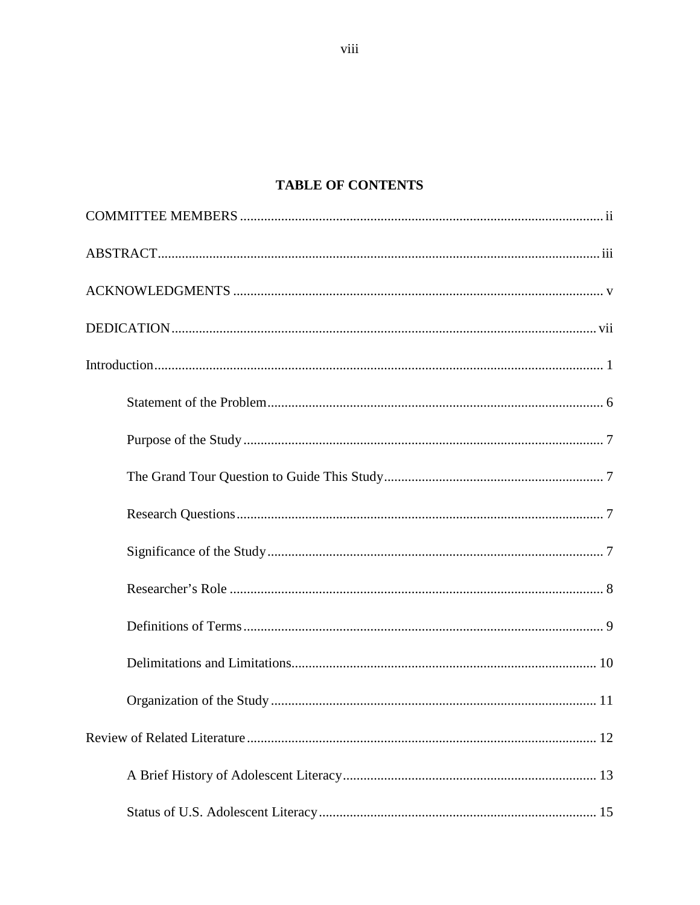## TABLE OF CONTENTS

COMMITTEE MEMBERS ........................................................................................................ ii

ABSTRACT............................................................................................................................. iii

ACKNOWLEDGMENTS ........................................................................................................ v

DEDICATION......................................................................................................................... vii

Introduction................................................................................................................................ 1

- Statement of the Problem.................................................................................................. 6
- Purpose of the Study ......................................................................................................... 7
- The Grand Tour Question to Guide This Study................................................................ 7
- Research Questions........................................................................................................... 7
- Significance of the Study .................................................................................................. 7
- Researcher's Role ............................................................................................................. 8
- Definitions of Terms ......................................................................................................... 9
- Delimitations and Limitations......................................................................................... 10
- Organization of the Study ............................................................................................... 11

Review of Related Literature ................................................................................................... 12

- A Brief History of Adolescent Literacy.......................................................................... 13
- Status of U.S. Adolescent Literacy ................................................................................. 15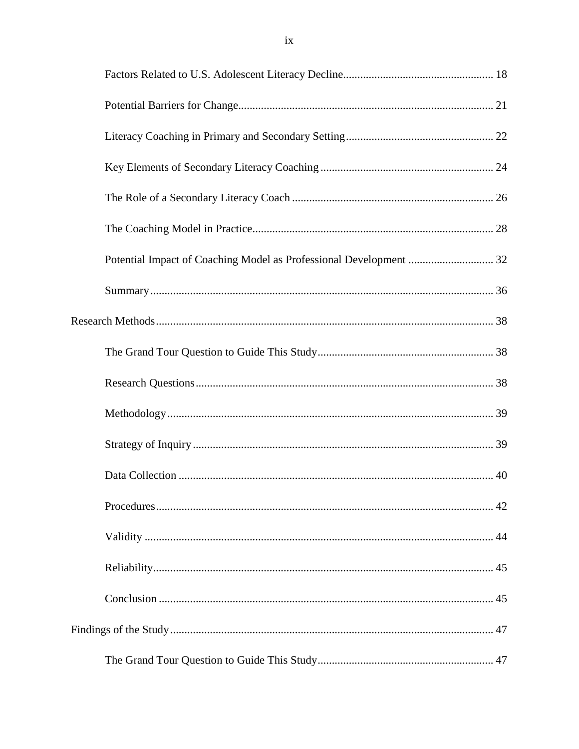Factors Related to U.S. Adolescent Literacy Decline.................................................... 18

Potential Barriers for Change......................................................................................... 21

Literacy Coaching in Primary and Secondary Setting.................................................... 22

Key Elements of Secondary Literacy Coaching ............................................................. 24

The Role of a Secondary Literacy Coach ....................................................................... 26

The Coaching Model in Practice.................................................................................... 28

Potential Impact of Coaching Model as Professional Development .............................. 32

Summary......................................................................................................................... 36

Research Methods................................................................................................................ 38

The Grand Tour Question to Guide This Study.............................................................. 38

Research Questions......................................................................................................... 38

Methodology................................................................................................................... 39

Strategy of Inquiry.......................................................................................................... 39

Data Collection ............................................................................................................... 40

Procedures....................................................................................................................... 42

Validity ........................................................................................................................... 44

Reliability........................................................................................................................ 45

Conclusion ...................................................................................................................... 45

Findings of the Study........................................................................................................... 47

The Grand Tour Question to Guide This Study.............................................................. 47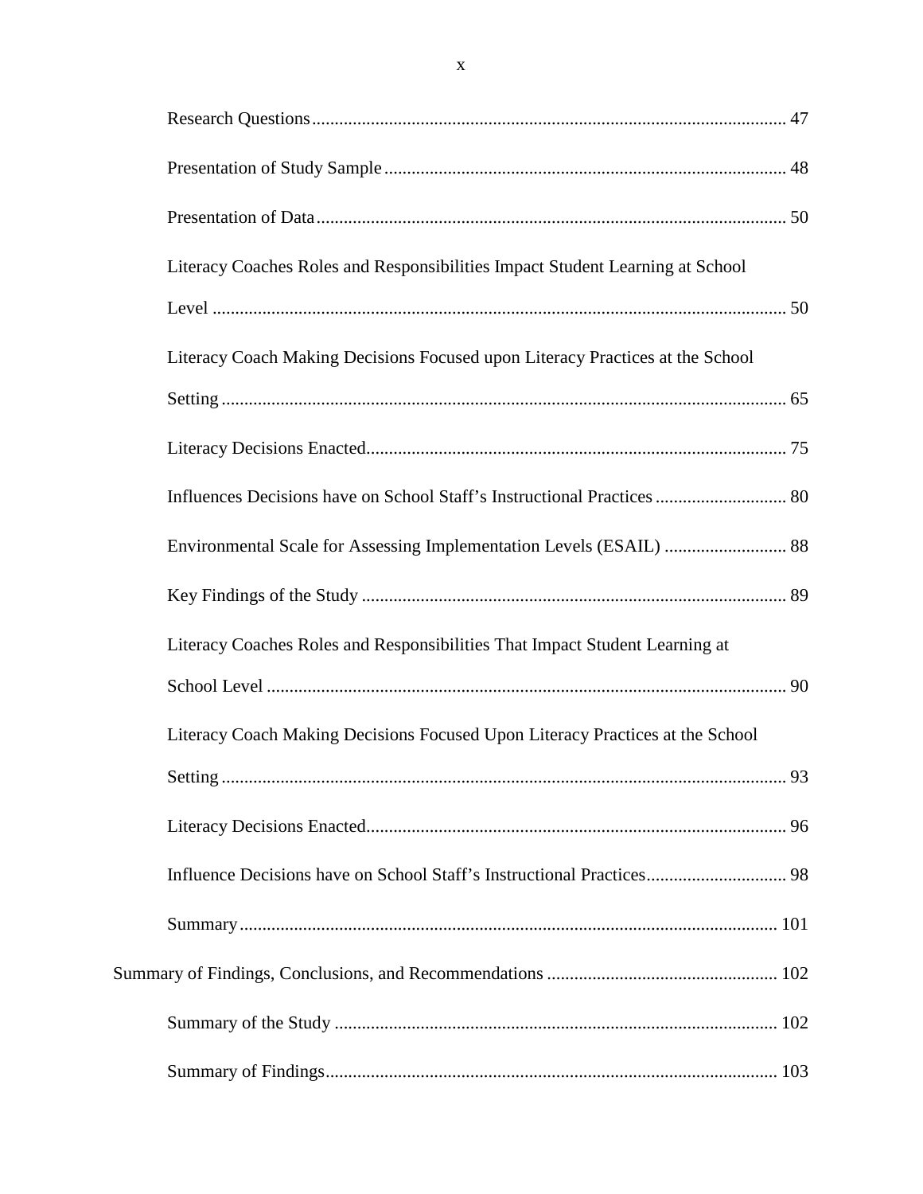Research Questions ........................................................................................................ 47

Presentation of Study Sample ........................................................................................ 48

Presentation of Data ....................................................................................................... 50

Literacy Coaches Roles and Responsibilities Impact Student Learning at School Level ............................................................................................................................. 50

Literacy Coach Making Decisions Focused upon Literacy Practices at the School Setting ........................................................................................................................... 65

Literacy Decisions Enacted ............................................................................................ 75

Influences Decisions have on School Staff's Instructional Practices ............................. 80

Environmental Scale for Assessing Implementation Levels (ESAIL) ........................... 88

Key Findings of the Study ............................................................................................. 89

Literacy Coaches Roles and Responsibilities That Impact Student Learning at School Level .................................................................................................................. 90

Literacy Coach Making Decisions Focused Upon Literacy Practices at the School Setting ........................................................................................................................... 93

Literacy Decisions Enacted ............................................................................................ 96

Influence Decisions have on School Staff's Instructional Practices ............................... 98

Summary ...................................................................................................................... 101

Summary of Findings, Conclusions, and Recommendations .................................................. 102

Summary of the Study ................................................................................................. 102

Summary of Findings ................................................................................................... 103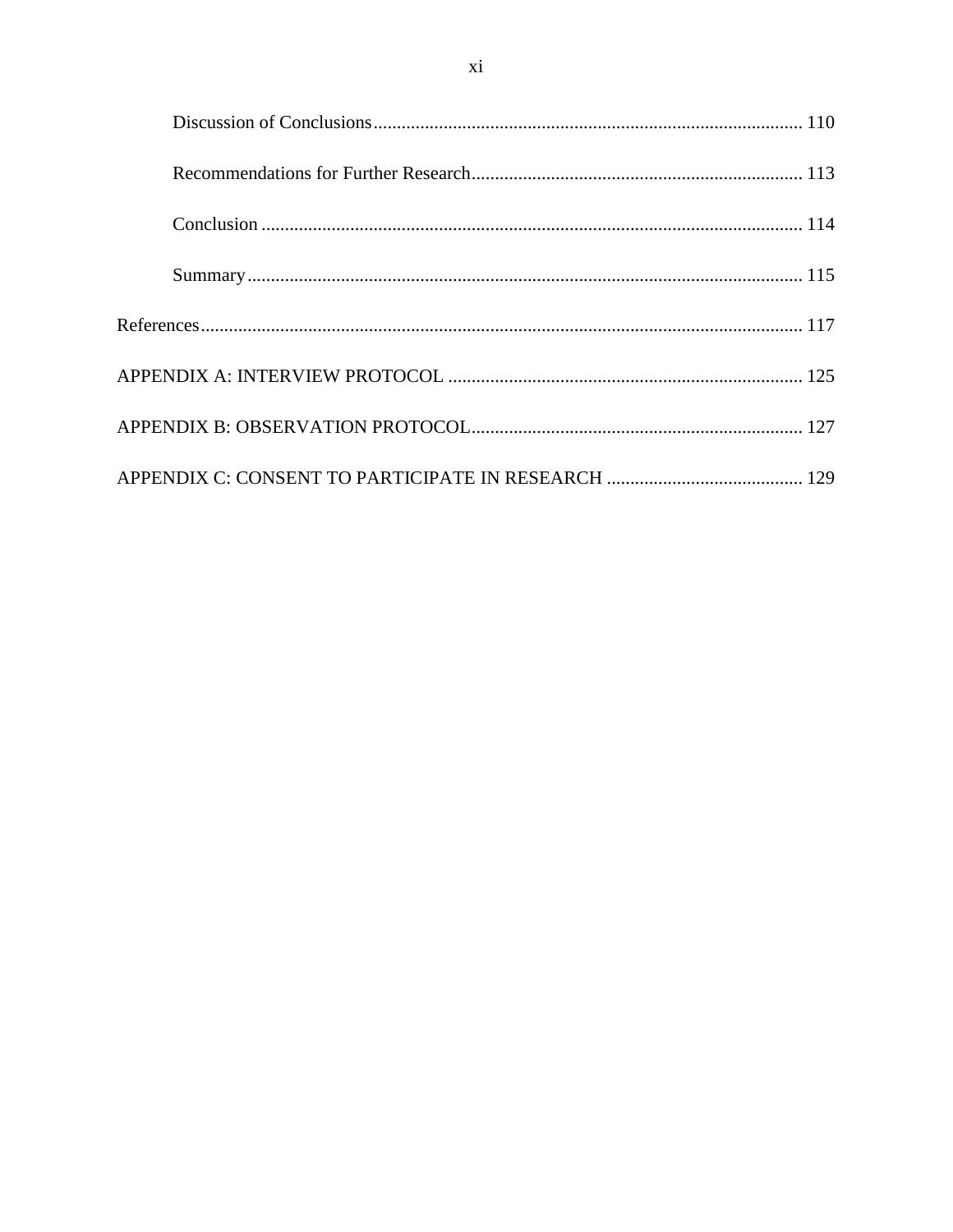Discussion of Conclusions ........................................................................................... 110

Recommendations for Further Research ....................................................................... 113

Conclusion ................................................................................................................... 114

Summary ...................................................................................................................... 115

References ............................................................................................................................ 117

APPENDIX A: INTERVIEW PROTOCOL ........................................................................... 125

APPENDIX B: OBSERVATION PROTOCOL ...................................................................... 127

APPENDIX C: CONSENT TO PARTICIPATE IN RESEARCH .......................................... 129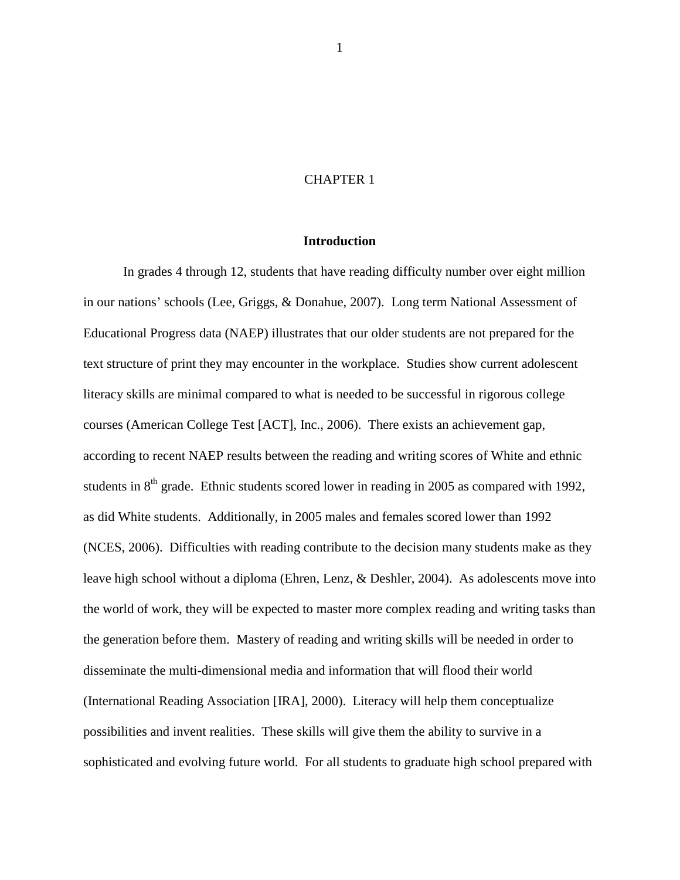# CHAPTER 1

## Introduction

In grades 4 through 12, students that have reading difficulty number over eight million in our nations' schools (Lee, Griggs, & Donahue, 2007). Long term National Assessment of Educational Progress data (NAEP) illustrates that our older students are not prepared for the text structure of print they may encounter in the workplace. Studies show current adolescent literacy skills are minimal compared to what is needed to be successful in rigorous college courses (American College Test [ACT], Inc., 2006). There exists an achievement gap, according to recent NAEP results between the reading and writing scores of White and ethnic students in 8th grade. Ethnic students scored lower in reading in 2005 as compared with 1992, as did White students. Additionally, in 2005 males and females scored lower than 1992 (NCES, 2006). Difficulties with reading contribute to the decision many students make as they leave high school without a diploma (Ehren, Lenz, & Deshler, 2004). As adolescents move into the world of work, they will be expected to master more complex reading and writing tasks than the generation before them. Mastery of reading and writing skills will be needed in order to disseminate the multi-dimensional media and information that will flood their world (International Reading Association [IRA], 2000). Literacy will help them conceptualize possibilities and invent realities. These skills will give them the ability to survive in a sophisticated and evolving future world. For all students to graduate high school prepared with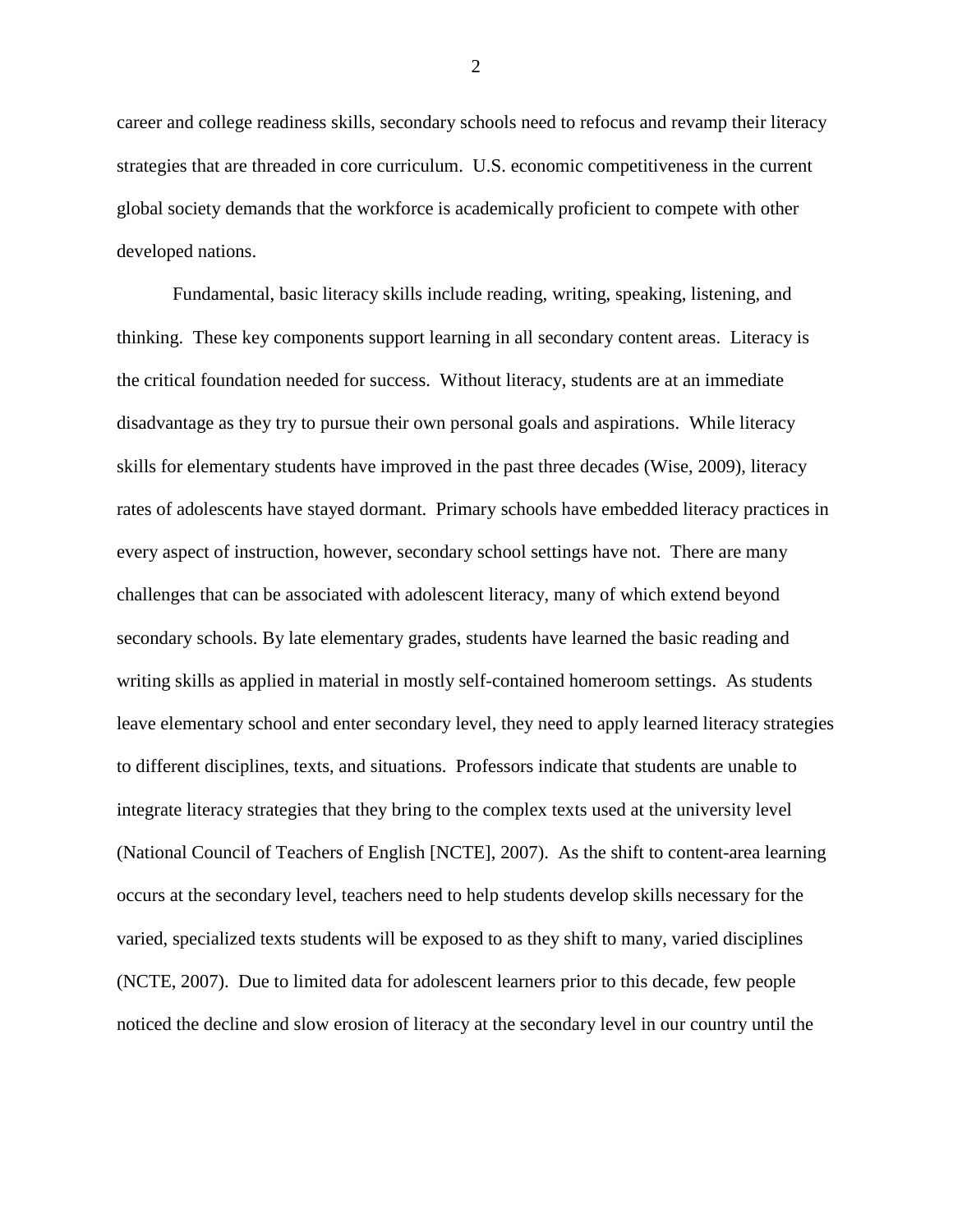career and college readiness skills, secondary schools need to refocus and revamp their literacy strategies that are threaded in core curriculum. U.S. economic competitiveness in the current global society demands that the workforce is academically proficient to compete with other developed nations.

Fundamental, basic literacy skills include reading, writing, speaking, listening, and thinking. These key components support learning in all secondary content areas. Literacy is the critical foundation needed for success. Without literacy, students are at an immediate disadvantage as they try to pursue their own personal goals and aspirations. While literacy skills for elementary students have improved in the past three decades (Wise, 2009), literacy rates of adolescents have stayed dormant. Primary schools have embedded literacy practices in every aspect of instruction, however, secondary school settings have not. There are many challenges that can be associated with adolescent literacy, many of which extend beyond secondary schools. By late elementary grades, students have learned the basic reading and writing skills as applied in material in mostly self-contained homeroom settings. As students leave elementary school and enter secondary level, they need to apply learned literacy strategies to different disciplines, texts, and situations. Professors indicate that students are unable to integrate literacy strategies that they bring to the complex texts used at the university level (National Council of Teachers of English [NCTE], 2007). As the shift to content-area learning occurs at the secondary level, teachers need to help students develop skills necessary for the varied, specialized texts students will be exposed to as they shift to many, varied disciplines (NCTE, 2007). Due to limited data for adolescent learners prior to this decade, few people noticed the decline and slow erosion of literacy at the secondary level in our country until the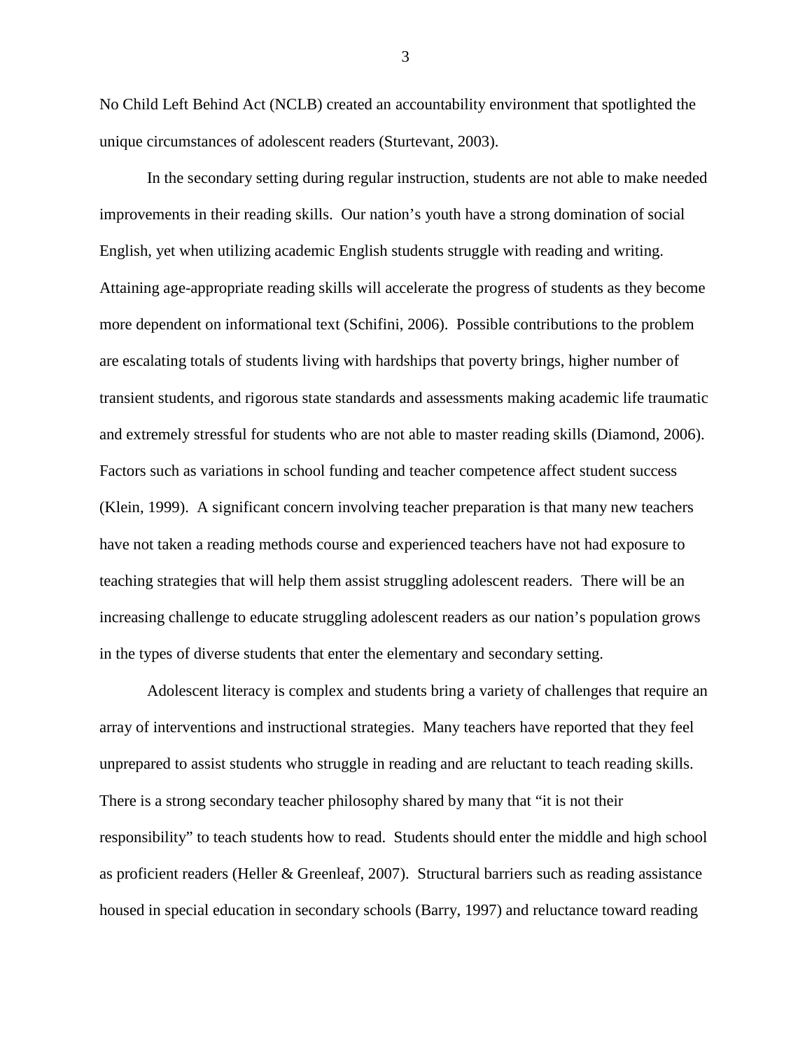No Child Left Behind Act (NCLB) created an accountability environment that spotlighted the unique circumstances of adolescent readers (Sturtevant, 2003).

In the secondary setting during regular instruction, students are not able to make needed improvements in their reading skills. Our nation's youth have a strong domination of social English, yet when utilizing academic English students struggle with reading and writing. Attaining age-appropriate reading skills will accelerate the progress of students as they become more dependent on informational text (Schifini, 2006). Possible contributions to the problem are escalating totals of students living with hardships that poverty brings, higher number of transient students, and rigorous state standards and assessments making academic life traumatic and extremely stressful for students who are not able to master reading skills (Diamond, 2006). Factors such as variations in school funding and teacher competence affect student success (Klein, 1999). A significant concern involving teacher preparation is that many new teachers have not taken a reading methods course and experienced teachers have not had exposure to teaching strategies that will help them assist struggling adolescent readers. There will be an increasing challenge to educate struggling adolescent readers as our nation's population grows in the types of diverse students that enter the elementary and secondary setting.

Adolescent literacy is complex and students bring a variety of challenges that require an array of interventions and instructional strategies. Many teachers have reported that they feel unprepared to assist students who struggle in reading and are reluctant to teach reading skills. There is a strong secondary teacher philosophy shared by many that "it is not their responsibility" to teach students how to read. Students should enter the middle and high school as proficient readers (Heller & Greenleaf, 2007). Structural barriers such as reading assistance housed in special education in secondary schools (Barry, 1997) and reluctance toward reading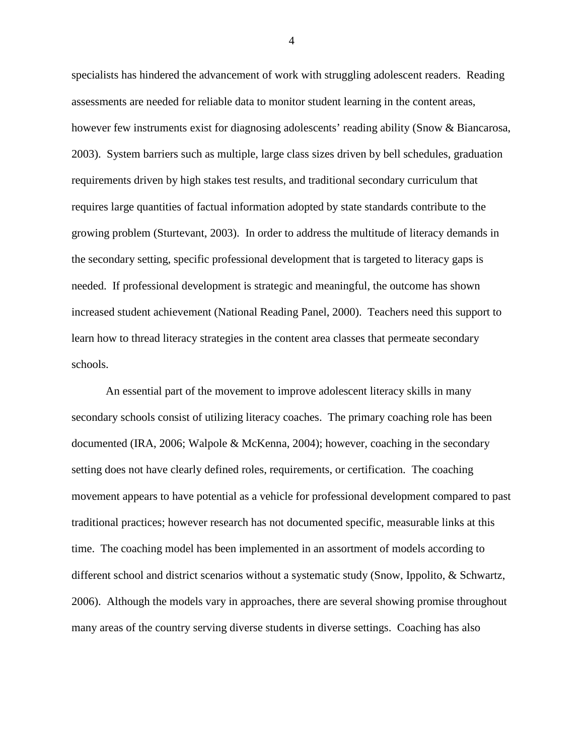specialists has hindered the advancement of work with struggling adolescent readers. Reading assessments are needed for reliable data to monitor student learning in the content areas, however few instruments exist for diagnosing adolescents' reading ability (Snow & Biancarosa, 2003). System barriers such as multiple, large class sizes driven by bell schedules, graduation requirements driven by high stakes test results, and traditional secondary curriculum that requires large quantities of factual information adopted by state standards contribute to the growing problem (Sturtevant, 2003). In order to address the multitude of literacy demands in the secondary setting, specific professional development that is targeted to literacy gaps is needed. If professional development is strategic and meaningful, the outcome has shown increased student achievement (National Reading Panel, 2000). Teachers need this support to learn how to thread literacy strategies in the content area classes that permeate secondary schools.

An essential part of the movement to improve adolescent literacy skills in many secondary schools consist of utilizing literacy coaches. The primary coaching role has been documented (IRA, 2006; Walpole & McKenna, 2004); however, coaching in the secondary setting does not have clearly defined roles, requirements, or certification. The coaching movement appears to have potential as a vehicle for professional development compared to past traditional practices; however research has not documented specific, measurable links at this time. The coaching model has been implemented in an assortment of models according to different school and district scenarios without a systematic study (Snow, Ippolito, & Schwartz, 2006). Although the models vary in approaches, there are several showing promise throughout many areas of the country serving diverse students in diverse settings. Coaching has also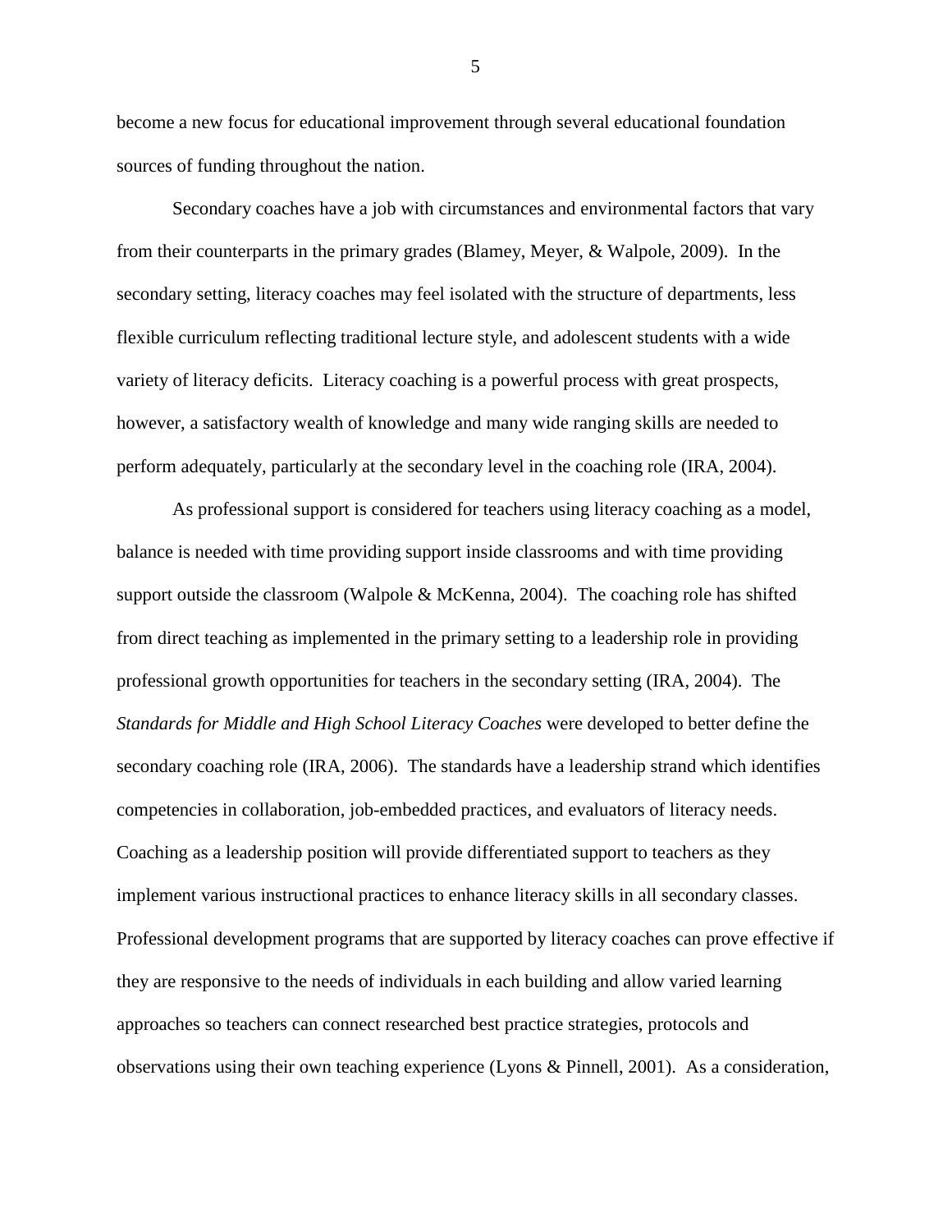become a new focus for educational improvement through several educational foundation sources of funding throughout the nation.

Secondary coaches have a job with circumstances and environmental factors that vary from their counterparts in the primary grades (Blamey, Meyer, & Walpole, 2009). In the secondary setting, literacy coaches may feel isolated with the structure of departments, less flexible curriculum reflecting traditional lecture style, and adolescent students with a wide variety of literacy deficits. Literacy coaching is a powerful process with great prospects, however, a satisfactory wealth of knowledge and many wide ranging skills are needed to perform adequately, particularly at the secondary level in the coaching role (IRA, 2004).

As professional support is considered for teachers using literacy coaching as a model, balance is needed with time providing support inside classrooms and with time providing support outside the classroom (Walpole & McKenna, 2004). The coaching role has shifted from direct teaching as implemented in the primary setting to a leadership role in providing professional growth opportunities for teachers in the secondary setting (IRA, 2004). The *Standards for Middle and High School Literacy Coaches* were developed to better define the secondary coaching role (IRA, 2006). The standards have a leadership strand which identifies competencies in collaboration, job-embedded practices, and evaluators of literacy needs. Coaching as a leadership position will provide differentiated support to teachers as they implement various instructional practices to enhance literacy skills in all secondary classes. Professional development programs that are supported by literacy coaches can prove effective if they are responsive to the needs of individuals in each building and allow varied learning approaches so teachers can connect researched best practice strategies, protocols and observations using their own teaching experience (Lyons & Pinnell, 2001). As a consideration,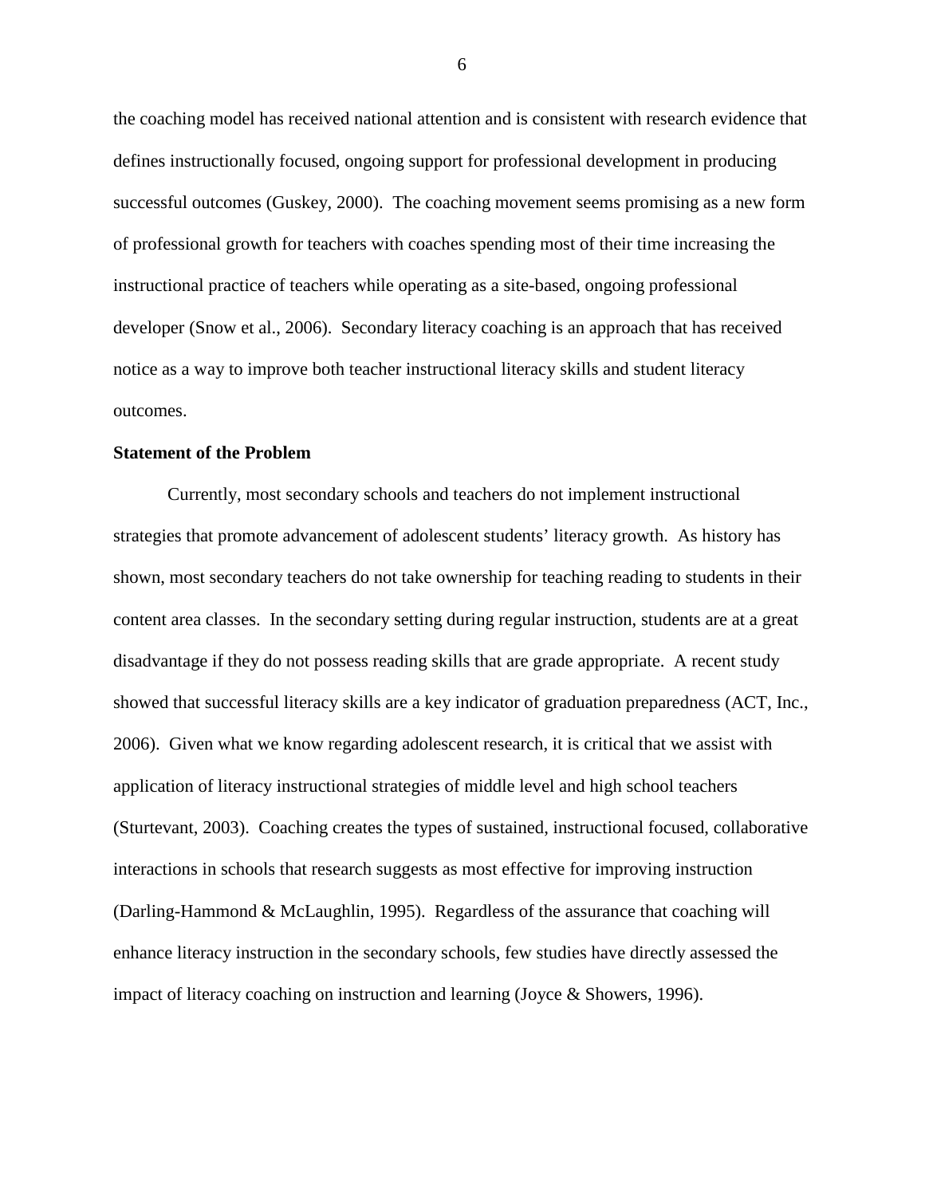the coaching model has received national attention and is consistent with research evidence that defines instructionally focused, ongoing support for professional development in producing successful outcomes (Guskey, 2000). The coaching movement seems promising as a new form of professional growth for teachers with coaches spending most of their time increasing the instructional practice of teachers while operating as a site-based, ongoing professional developer (Snow et al., 2006). Secondary literacy coaching is an approach that has received notice as a way to improve both teacher instructional literacy skills and student literacy outcomes.

**Statement of the Problem**

Currently, most secondary schools and teachers do not implement instructional strategies that promote advancement of adolescent students' literacy growth. As history has shown, most secondary teachers do not take ownership for teaching reading to students in their content area classes. In the secondary setting during regular instruction, students are at a great disadvantage if they do not possess reading skills that are grade appropriate. A recent study showed that successful literacy skills are a key indicator of graduation preparedness (ACT, Inc., 2006). Given what we know regarding adolescent research, it is critical that we assist with application of literacy instructional strategies of middle level and high school teachers (Sturtevant, 2003). Coaching creates the types of sustained, instructional focused, collaborative interactions in schools that research suggests as most effective for improving instruction (Darling-Hammond & McLaughlin, 1995). Regardless of the assurance that coaching will enhance literacy instruction in the secondary schools, few studies have directly assessed the impact of literacy coaching on instruction and learning (Joyce & Showers, 1996).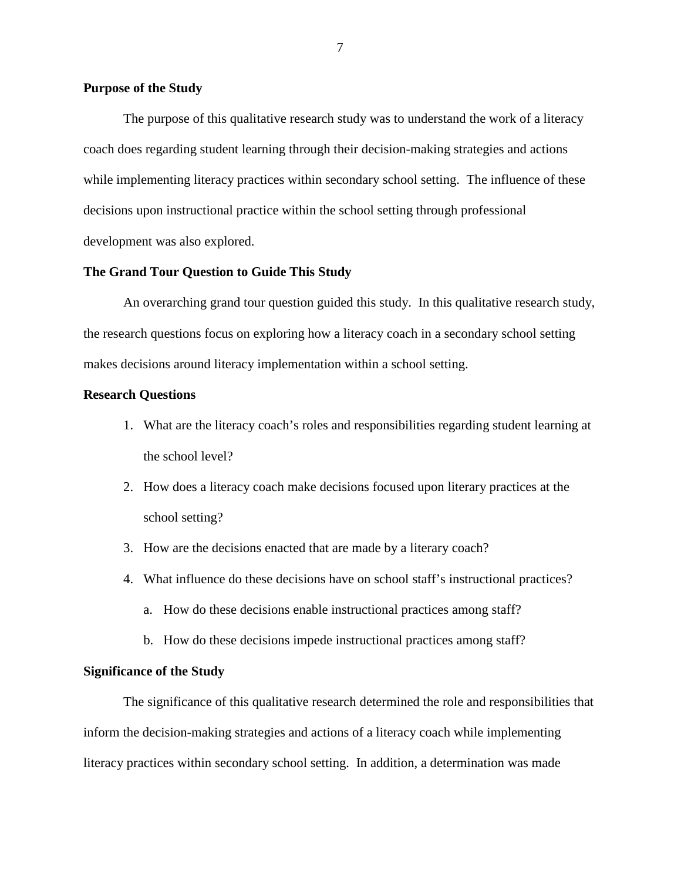## Purpose of the Study

The purpose of this qualitative research study was to understand the work of a literacy coach does regarding student learning through their decision-making strategies and actions while implementing literacy practices within secondary school setting. The influence of these decisions upon instructional practice within the school setting through professional development was also explored.

## The Grand Tour Question to Guide This Study

An overarching grand tour question guided this study. In this qualitative research study, the research questions focus on exploring how a literacy coach in a secondary school setting makes decisions around literacy implementation within a school setting.

## Research Questions

1. What are the literacy coach's roles and responsibilities regarding student learning at the school level?
2. How does a literacy coach make decisions focused upon literary practices at the school setting?
3. How are the decisions enacted that are made by a literary coach?
4. What influence do these decisions have on school staff's instructional practices?
    a. How do these decisions enable instructional practices among staff?
    b. How do these decisions impede instructional practices among staff?

## Significance of the Study

The significance of this qualitative research determined the role and responsibilities that inform the decision-making strategies and actions of a literacy coach while implementing literacy practices within secondary school setting. In addition, a determination was made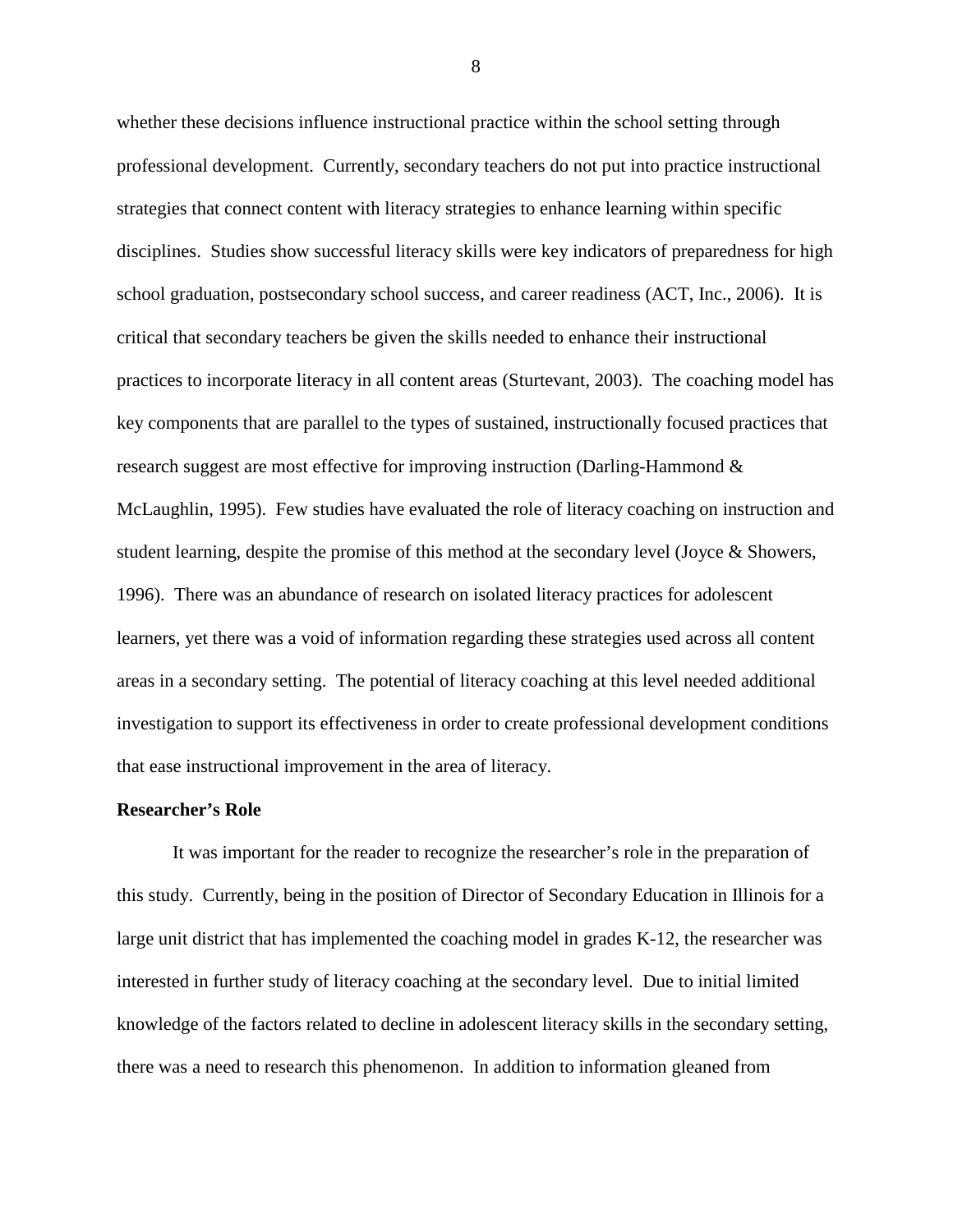whether these decisions influence instructional practice within the school setting through professional development. Currently, secondary teachers do not put into practice instructional strategies that connect content with literacy strategies to enhance learning within specific disciplines. Studies show successful literacy skills were key indicators of preparedness for high school graduation, postsecondary school success, and career readiness (ACT, Inc., 2006). It is critical that secondary teachers be given the skills needed to enhance their instructional practices to incorporate literacy in all content areas (Sturtevant, 2003). The coaching model has key components that are parallel to the types of sustained, instructionally focused practices that research suggest are most effective for improving instruction (Darling-Hammond & McLaughlin, 1995). Few studies have evaluated the role of literacy coaching on instruction and student learning, despite the promise of this method at the secondary level (Joyce & Showers, 1996). There was an abundance of research on isolated literacy practices for adolescent learners, yet there was a void of information regarding these strategies used across all content areas in a secondary setting. The potential of literacy coaching at this level needed additional investigation to support its effectiveness in order to create professional development conditions that ease instructional improvement in the area of literacy.

**Researcher's Role**

It was important for the reader to recognize the researcher's role in the preparation of this study. Currently, being in the position of Director of Secondary Education in Illinois for a large unit district that has implemented the coaching model in grades K-12, the researcher was interested in further study of literacy coaching at the secondary level. Due to initial limited knowledge of the factors related to decline in adolescent literacy skills in the secondary setting, there was a need to research this phenomenon. In addition to information gleaned from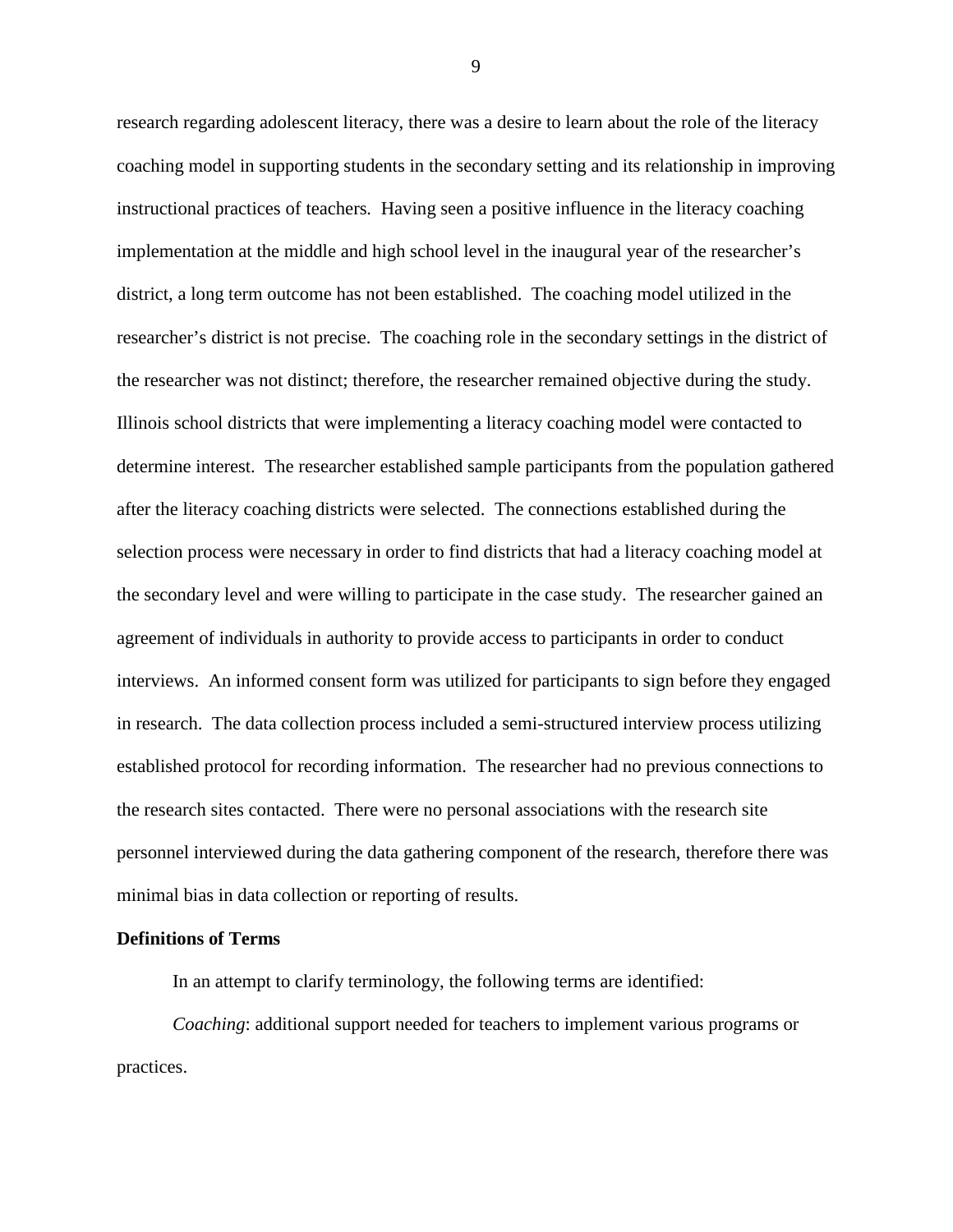research regarding adolescent literacy, there was a desire to learn about the role of the literacy coaching model in supporting students in the secondary setting and its relationship in improving instructional practices of teachers. Having seen a positive influence in the literacy coaching implementation at the middle and high school level in the inaugural year of the researcher's district, a long term outcome has not been established. The coaching model utilized in the researcher's district is not precise. The coaching role in the secondary settings in the district of the researcher was not distinct; therefore, the researcher remained objective during the study. Illinois school districts that were implementing a literacy coaching model were contacted to determine interest. The researcher established sample participants from the population gathered after the literacy coaching districts were selected. The connections established during the selection process were necessary in order to find districts that had a literacy coaching model at the secondary level and were willing to participate in the case study. The researcher gained an agreement of individuals in authority to provide access to participants in order to conduct interviews. An informed consent form was utilized for participants to sign before they engaged in research. The data collection process included a semi-structured interview process utilizing established protocol for recording information. The researcher had no previous connections to the research sites contacted. There were no personal associations with the research site personnel interviewed during the data gathering component of the research, therefore there was minimal bias in data collection or reporting of results.

**Definitions of Terms**

In an attempt to clarify terminology, the following terms are identified:

*Coaching*: additional support needed for teachers to implement various programs or practices.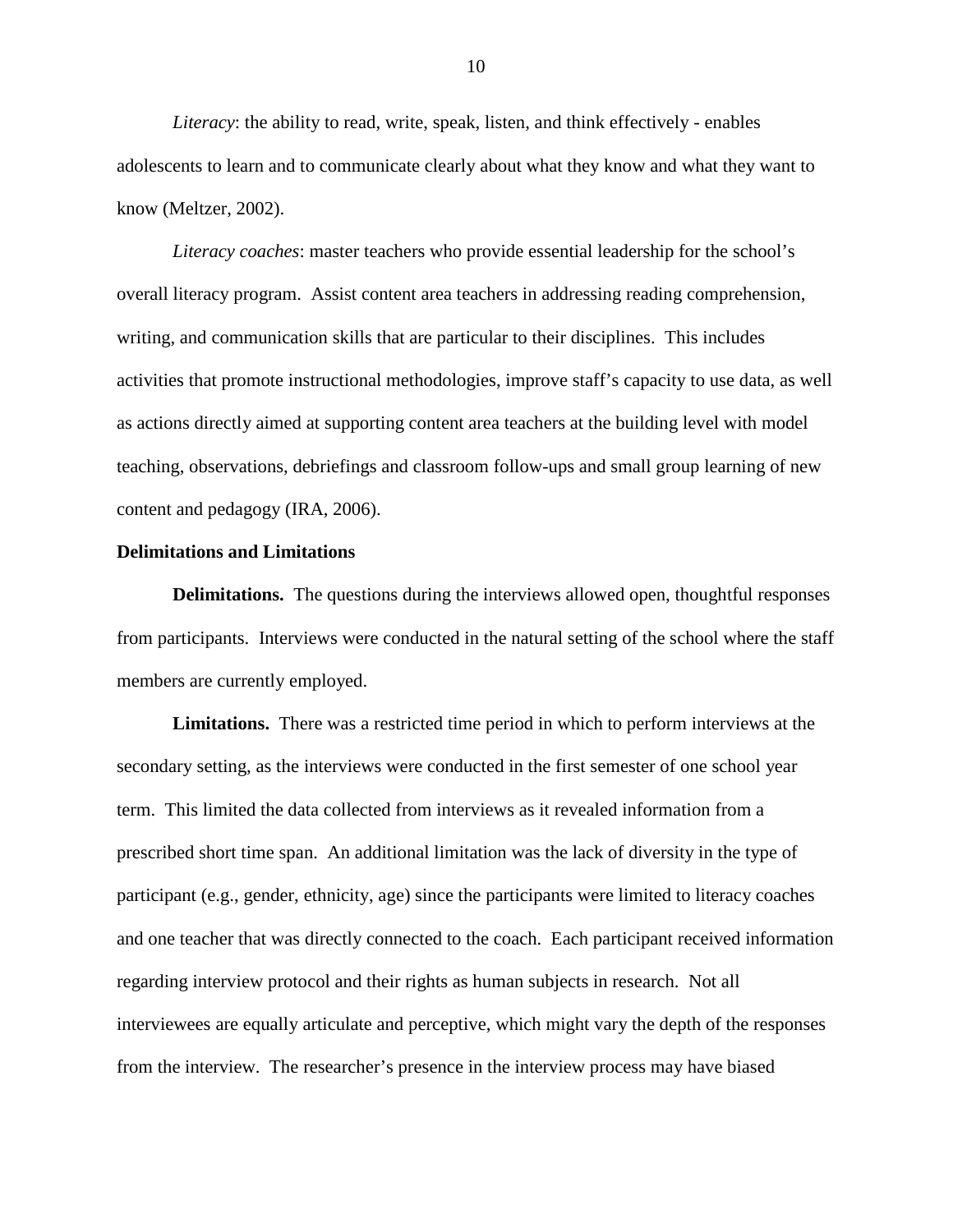*Literacy*: the ability to read, write, speak, listen, and think effectively - enables adolescents to learn and to communicate clearly about what they know and what they want to know (Meltzer, 2002).

*Literacy coaches*: master teachers who provide essential leadership for the school's overall literacy program. Assist content area teachers in addressing reading comprehension, writing, and communication skills that are particular to their disciplines. This includes activities that promote instructional methodologies, improve staff's capacity to use data, as well as actions directly aimed at supporting content area teachers at the building level with model teaching, observations, debriefings and classroom follow-ups and small group learning of new content and pedagogy (IRA, 2006).

## Delimitations and Limitations

**Delimitations.** The questions during the interviews allowed open, thoughtful responses from participants. Interviews were conducted in the natural setting of the school where the staff members are currently employed.

**Limitations.** There was a restricted time period in which to perform interviews at the secondary setting, as the interviews were conducted in the first semester of one school year term. This limited the data collected from interviews as it revealed information from a prescribed short time span. An additional limitation was the lack of diversity in the type of participant (e.g., gender, ethnicity, age) since the participants were limited to literacy coaches and one teacher that was directly connected to the coach. Each participant received information regarding interview protocol and their rights as human subjects in research. Not all interviewees are equally articulate and perceptive, which might vary the depth of the responses from the interview. The researcher's presence in the interview process may have biased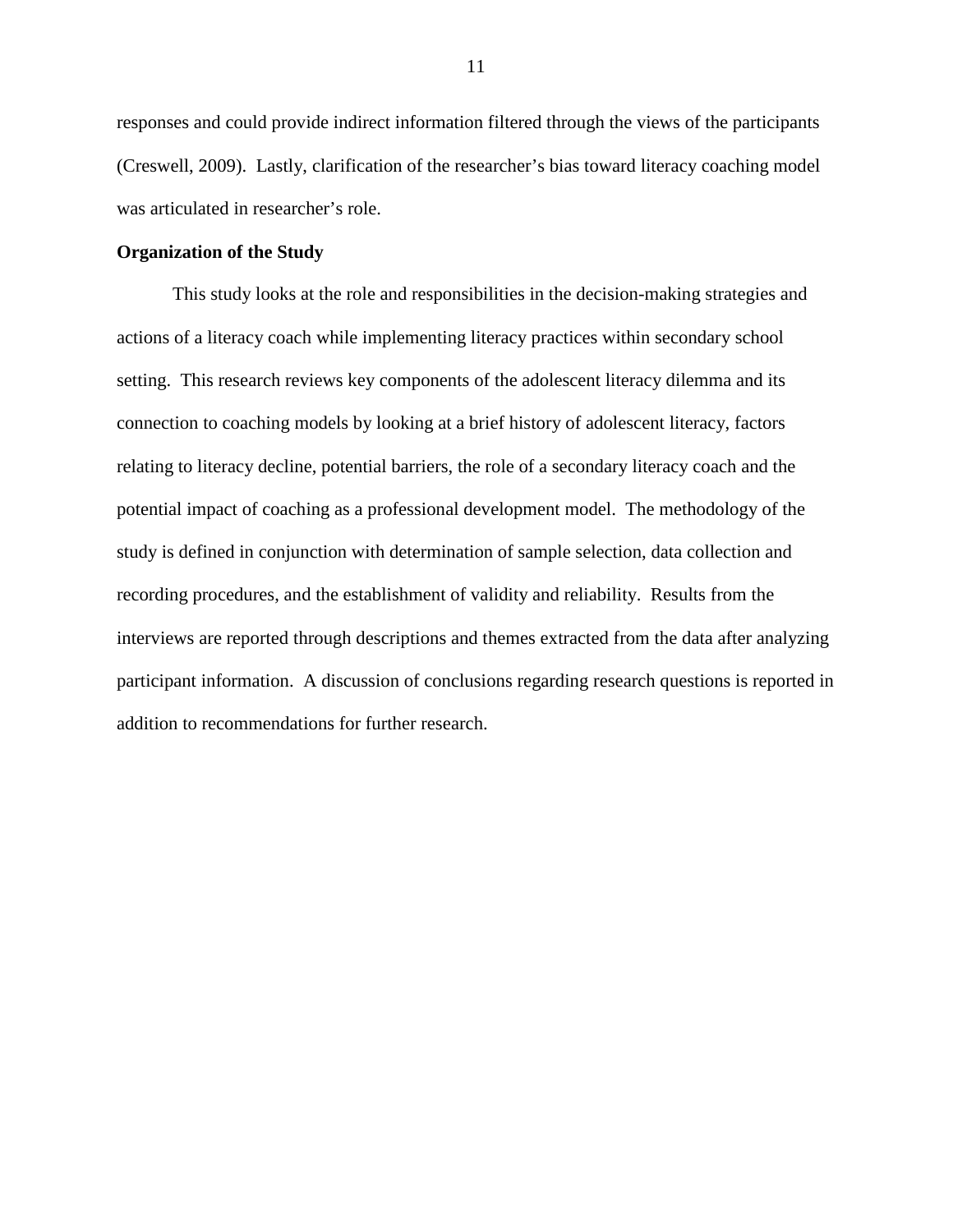responses and could provide indirect information filtered through the views of the participants (Creswell, 2009). Lastly, clarification of the researcher's bias toward literacy coaching model was articulated in researcher's role.

**Organization of the Study**

This study looks at the role and responsibilities in the decision-making strategies and actions of a literacy coach while implementing literacy practices within secondary school setting. This research reviews key components of the adolescent literacy dilemma and its connection to coaching models by looking at a brief history of adolescent literacy, factors relating to literacy decline, potential barriers, the role of a secondary literacy coach and the potential impact of coaching as a professional development model. The methodology of the study is defined in conjunction with determination of sample selection, data collection and recording procedures, and the establishment of validity and reliability. Results from the interviews are reported through descriptions and themes extracted from the data after analyzing participant information. A discussion of conclusions regarding research questions is reported in addition to recommendations for further research.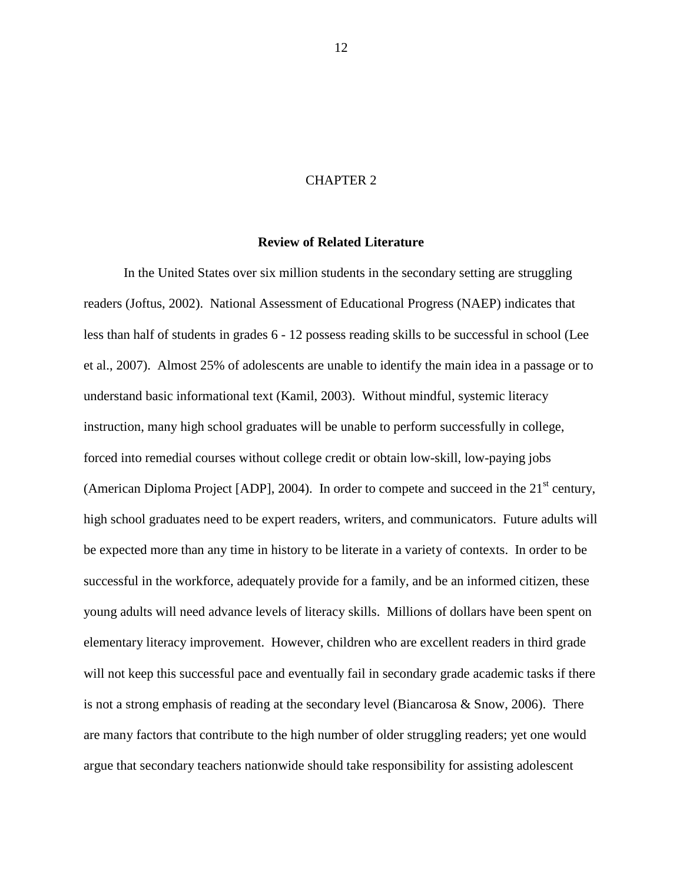# CHAPTER 2

## Review of Related Literature

In the United States over six million students in the secondary setting are struggling readers (Joftus, 2002). National Assessment of Educational Progress (NAEP) indicates that less than half of students in grades 6 - 12 possess reading skills to be successful in school (Lee et al., 2007). Almost 25% of adolescents are unable to identify the main idea in a passage or to understand basic informational text (Kamil, 2003). Without mindful, systemic literacy instruction, many high school graduates will be unable to perform successfully in college, forced into remedial courses without college credit or obtain low-skill, low-paying jobs (American Diploma Project [ADP], 2004). In order to compete and succeed in the 21st century, high school graduates need to be expert readers, writers, and communicators. Future adults will be expected more than any time in history to be literate in a variety of contexts. In order to be successful in the workforce, adequately provide for a family, and be an informed citizen, these young adults will need advance levels of literacy skills. Millions of dollars have been spent on elementary literacy improvement. However, children who are excellent readers in third grade will not keep this successful pace and eventually fail in secondary grade academic tasks if there is not a strong emphasis of reading at the secondary level (Biancarosa & Snow, 2006). There are many factors that contribute to the high number of older struggling readers; yet one would argue that secondary teachers nationwide should take responsibility for assisting adolescent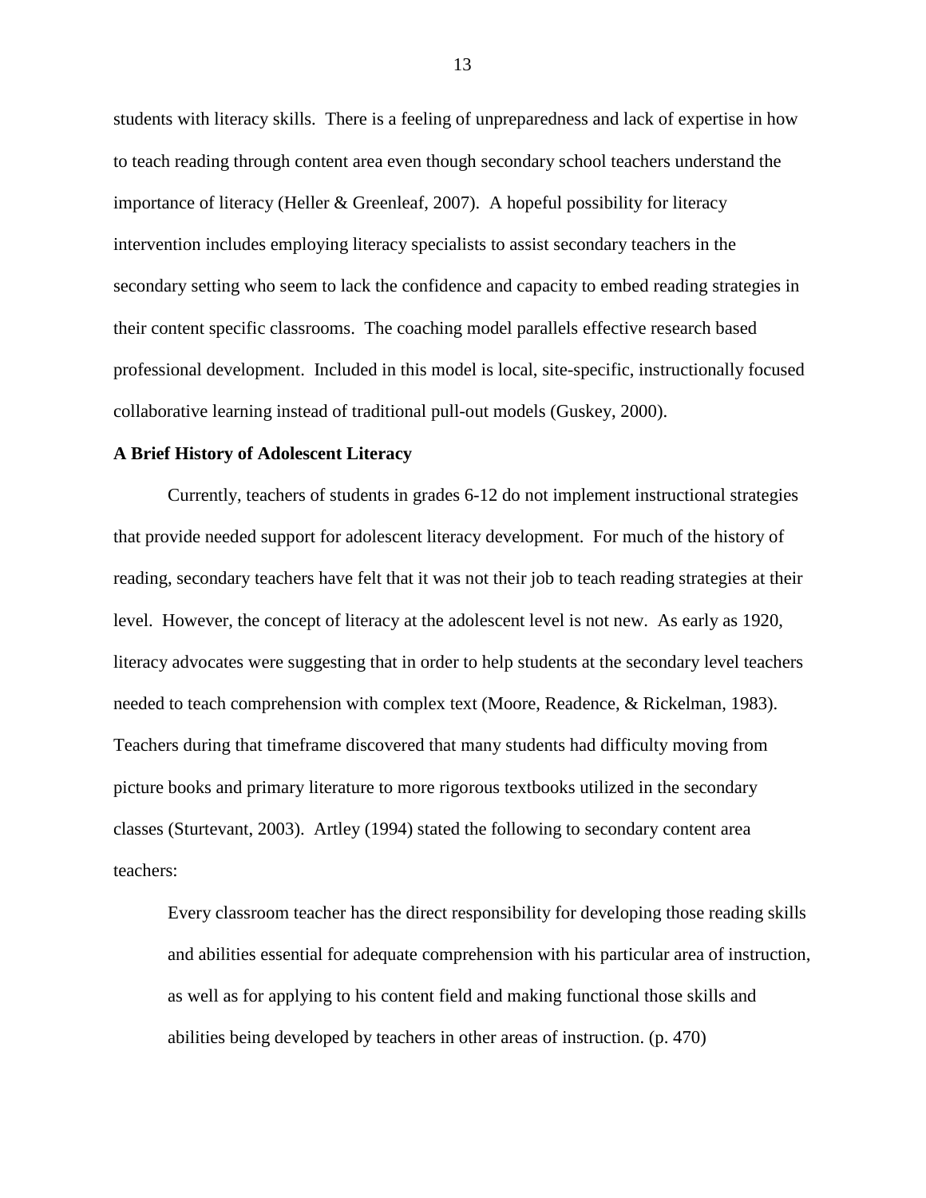students with literacy skills. There is a feeling of unpreparedness and lack of expertise in how to teach reading through content area even though secondary school teachers understand the importance of literacy (Heller & Greenleaf, 2007). A hopeful possibility for literacy intervention includes employing literacy specialists to assist secondary teachers in the secondary setting who seem to lack the confidence and capacity to embed reading strategies in their content specific classrooms. The coaching model parallels effective research based professional development. Included in this model is local, site-specific, instructionally focused collaborative learning instead of traditional pull-out models (Guskey, 2000).

**A Brief History of Adolescent Literacy**

Currently, teachers of students in grades 6-12 do not implement instructional strategies that provide needed support for adolescent literacy development. For much of the history of reading, secondary teachers have felt that it was not their job to teach reading strategies at their level. However, the concept of literacy at the adolescent level is not new. As early as 1920, literacy advocates were suggesting that in order to help students at the secondary level teachers needed to teach comprehension with complex text (Moore, Readence, & Rickelman, 1983). Teachers during that timeframe discovered that many students had difficulty moving from picture books and primary literature to more rigorous textbooks utilized in the secondary classes (Sturtevant, 2003). Artley (1994) stated the following to secondary content area teachers:

> Every classroom teacher has the direct responsibility for developing those reading skills and abilities essential for adequate comprehension with his particular area of instruction, as well as for applying to his content field and making functional those skills and abilities being developed by teachers in other areas of instruction. (p. 470)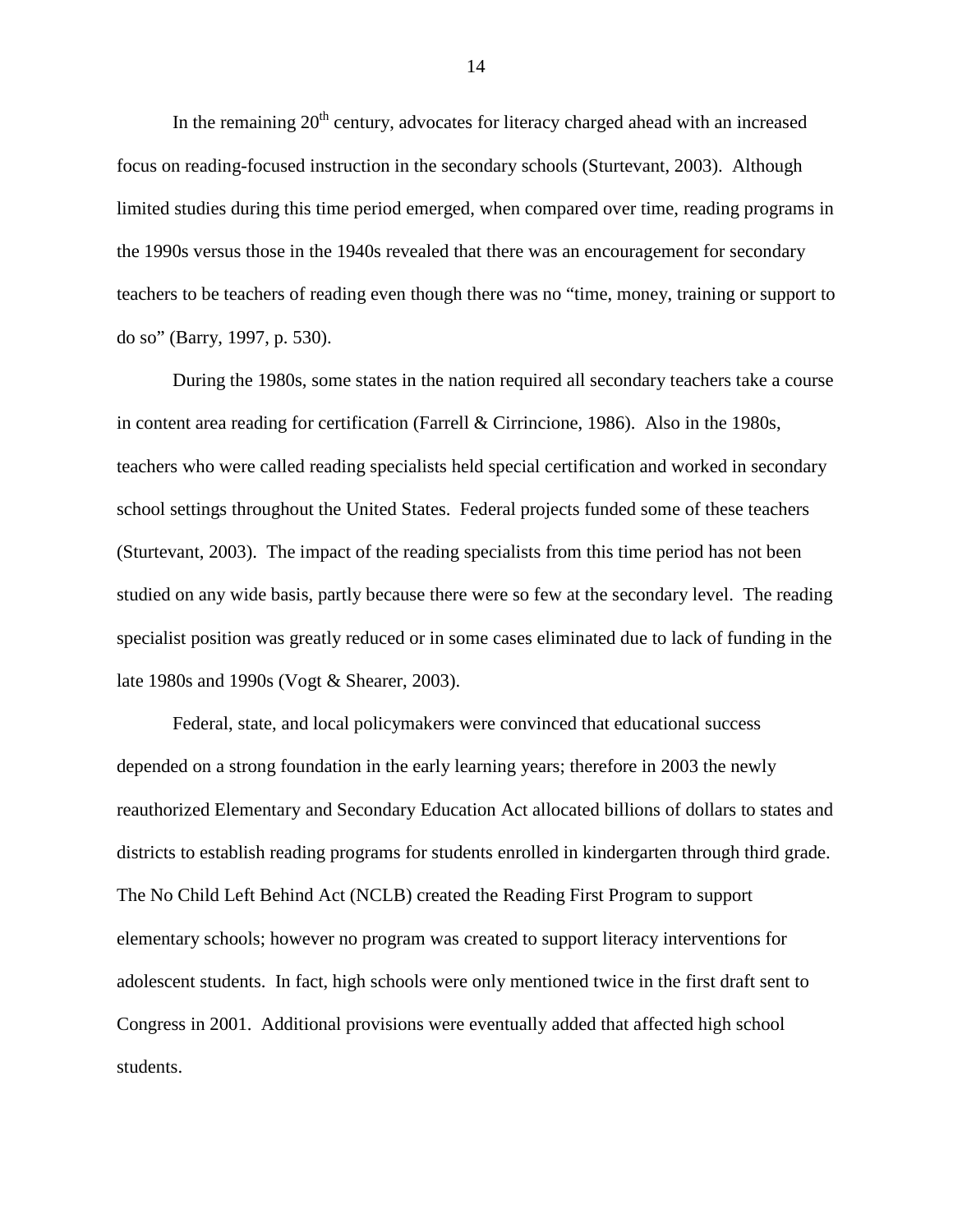In the remaining 20th century, advocates for literacy charged ahead with an increased focus on reading-focused instruction in the secondary schools (Sturtevant, 2003). Although limited studies during this time period emerged, when compared over time, reading programs in the 1990s versus those in the 1940s revealed that there was an encouragement for secondary teachers to be teachers of reading even though there was no "time, money, training or support to do so" (Barry, 1997, p. 530).

During the 1980s, some states in the nation required all secondary teachers take a course in content area reading for certification (Farrell & Cirrincione, 1986). Also in the 1980s, teachers who were called reading specialists held special certification and worked in secondary school settings throughout the United States. Federal projects funded some of these teachers (Sturtevant, 2003). The impact of the reading specialists from this time period has not been studied on any wide basis, partly because there were so few at the secondary level. The reading specialist position was greatly reduced or in some cases eliminated due to lack of funding in the late 1980s and 1990s (Vogt & Shearer, 2003).

Federal, state, and local policymakers were convinced that educational success depended on a strong foundation in the early learning years; therefore in 2003 the newly reauthorized Elementary and Secondary Education Act allocated billions of dollars to states and districts to establish reading programs for students enrolled in kindergarten through third grade. The No Child Left Behind Act (NCLB) created the Reading First Program to support elementary schools; however no program was created to support literacy interventions for adolescent students. In fact, high schools were only mentioned twice in the first draft sent to Congress in 2001. Additional provisions were eventually added that affected high school students.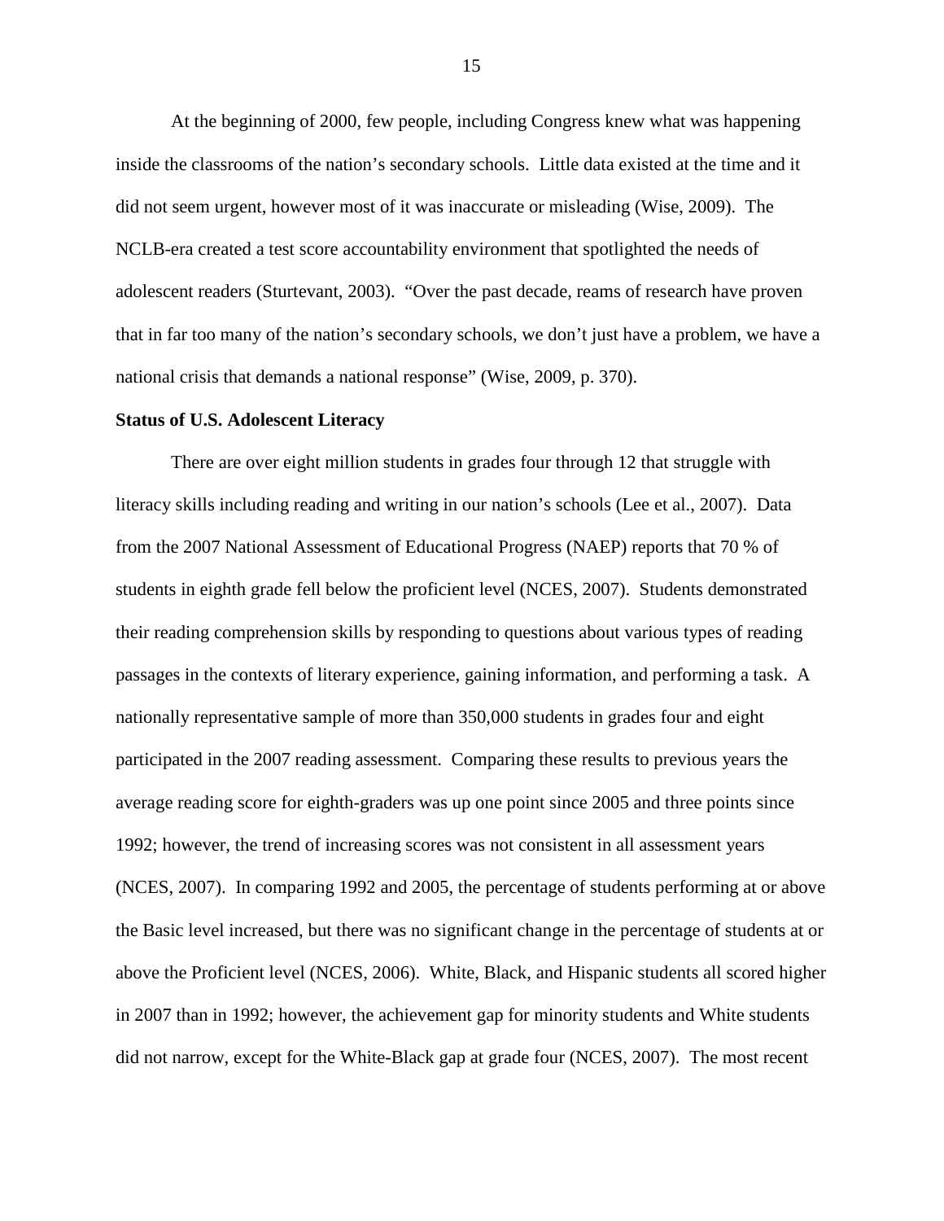At the beginning of 2000, few people, including Congress knew what was happening inside the classrooms of the nation's secondary schools. Little data existed at the time and it did not seem urgent, however most of it was inaccurate or misleading (Wise, 2009). The NCLB-era created a test score accountability environment that spotlighted the needs of adolescent readers (Sturtevant, 2003). "Over the past decade, reams of research have proven that in far too many of the nation's secondary schools, we don't just have a problem, we have a national crisis that demands a national response" (Wise, 2009, p. 370).

**Status of U.S. Adolescent Literacy**

There are over eight million students in grades four through 12 that struggle with literacy skills including reading and writing in our nation's schools (Lee et al., 2007). Data from the 2007 National Assessment of Educational Progress (NAEP) reports that 70 % of students in eighth grade fell below the proficient level (NCES, 2007). Students demonstrated their reading comprehension skills by responding to questions about various types of reading passages in the contexts of literary experience, gaining information, and performing a task. A nationally representative sample of more than 350,000 students in grades four and eight participated in the 2007 reading assessment. Comparing these results to previous years the average reading score for eighth-graders was up one point since 2005 and three points since 1992; however, the trend of increasing scores was not consistent in all assessment years (NCES, 2007). In comparing 1992 and 2005, the percentage of students performing at or above the Basic level increased, but there was no significant change in the percentage of students at or above the Proficient level (NCES, 2006). White, Black, and Hispanic students all scored higher in 2007 than in 1992; however, the achievement gap for minority students and White students did not narrow, except for the White-Black gap at grade four (NCES, 2007). The most recent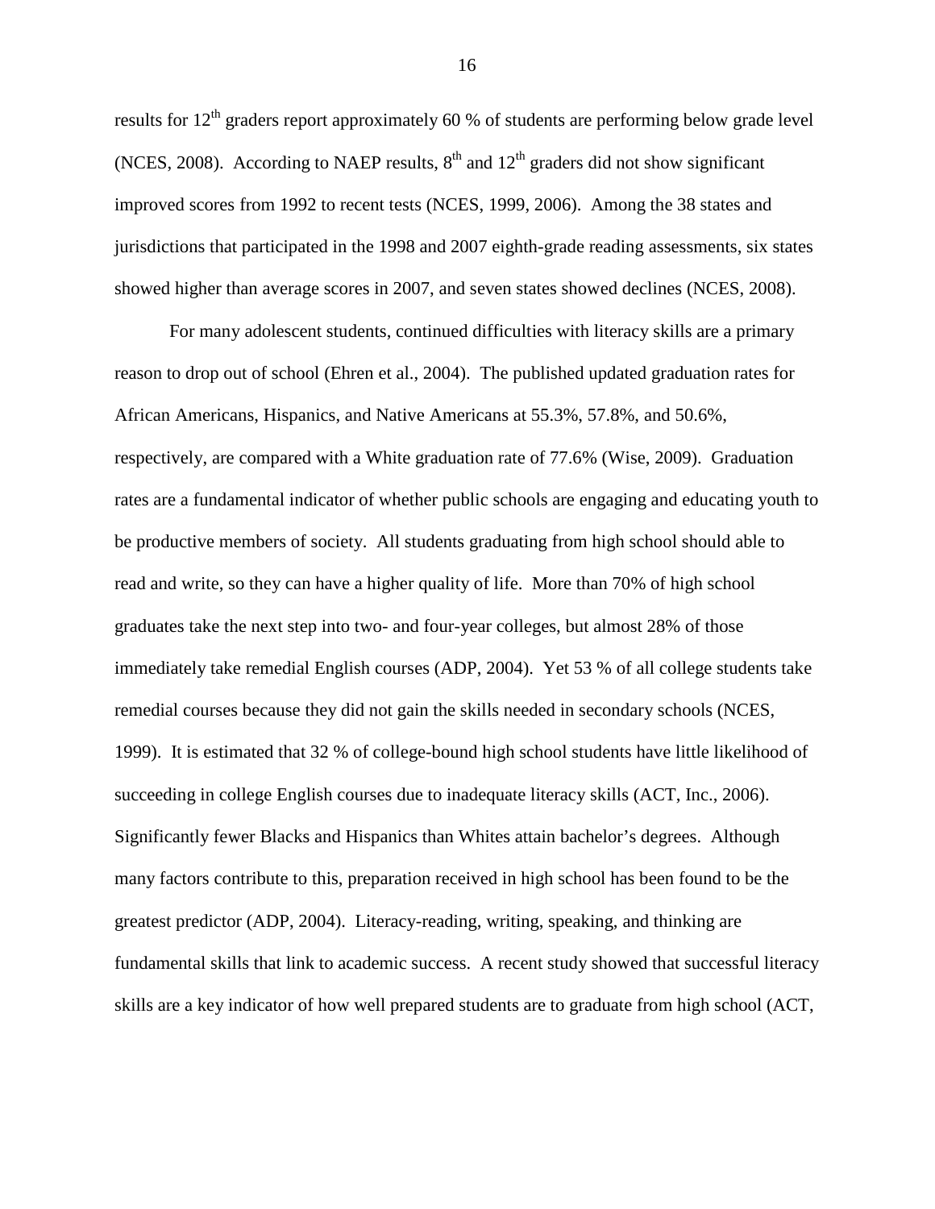results for 12$^{th}$ graders report approximately 60 % of students are performing below grade level (NCES, 2008). According to NAEP results, 8$^{th}$ and 12$^{th}$ graders did not show significant improved scores from 1992 to recent tests (NCES, 1999, 2006). Among the 38 states and jurisdictions that participated in the 1998 and 2007 eighth-grade reading assessments, six states showed higher than average scores in 2007, and seven states showed declines (NCES, 2008).

For many adolescent students, continued difficulties with literacy skills are a primary reason to drop out of school (Ehren et al., 2004). The published updated graduation rates for African Americans, Hispanics, and Native Americans at 55.3%, 57.8%, and 50.6%, respectively, are compared with a White graduation rate of 77.6% (Wise, 2009). Graduation rates are a fundamental indicator of whether public schools are engaging and educating youth to be productive members of society. All students graduating from high school should able to read and write, so they can have a higher quality of life. More than 70% of high school graduates take the next step into two- and four-year colleges, but almost 28% of those immediately take remedial English courses (ADP, 2004). Yet 53 % of all college students take remedial courses because they did not gain the skills needed in secondary schools (NCES, 1999). It is estimated that 32 % of college-bound high school students have little likelihood of succeeding in college English courses due to inadequate literacy skills (ACT, Inc., 2006). Significantly fewer Blacks and Hispanics than Whites attain bachelor's degrees. Although many factors contribute to this, preparation received in high school has been found to be the greatest predictor (ADP, 2004). Literacy-reading, writing, speaking, and thinking are fundamental skills that link to academic success. A recent study showed that successful literacy skills are a key indicator of how well prepared students are to graduate from high school (ACT,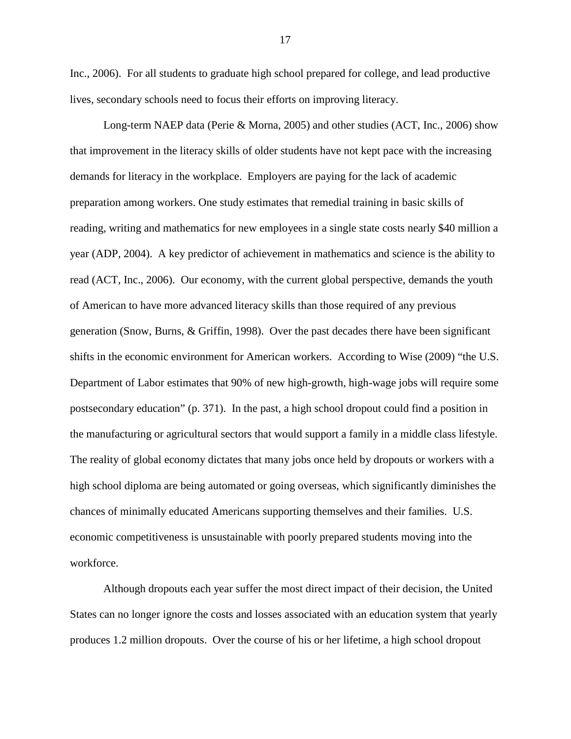Inc., 2006). For all students to graduate high school prepared for college, and lead productive lives, secondary schools need to focus their efforts on improving literacy.

Long-term NAEP data (Perie & Morna, 2005) and other studies (ACT, Inc., 2006) show that improvement in the literacy skills of older students have not kept pace with the increasing demands for literacy in the workplace. Employers are paying for the lack of academic preparation among workers. One study estimates that remedial training in basic skills of reading, writing and mathematics for new employees in a single state costs nearly $40 million a year (ADP, 2004). A key predictor of achievement in mathematics and science is the ability to read (ACT, Inc., 2006). Our economy, with the current global perspective, demands the youth of American to have more advanced literacy skills than those required of any previous generation (Snow, Burns, & Griffin, 1998). Over the past decades there have been significant shifts in the economic environment for American workers. According to Wise (2009) "the U.S. Department of Labor estimates that 90% of new high-growth, high-wage jobs will require some postsecondary education" (p. 371). In the past, a high school dropout could find a position in the manufacturing or agricultural sectors that would support a family in a middle class lifestyle. The reality of global economy dictates that many jobs once held by dropouts or workers with a high school diploma are being automated or going overseas, which significantly diminishes the chances of minimally educated Americans supporting themselves and their families. U.S. economic competitiveness is unsustainable with poorly prepared students moving into the workforce.

Although dropouts each year suffer the most direct impact of their decision, the United States can no longer ignore the costs and losses associated with an education system that yearly produces 1.2 million dropouts. Over the course of his or her lifetime, a high school dropout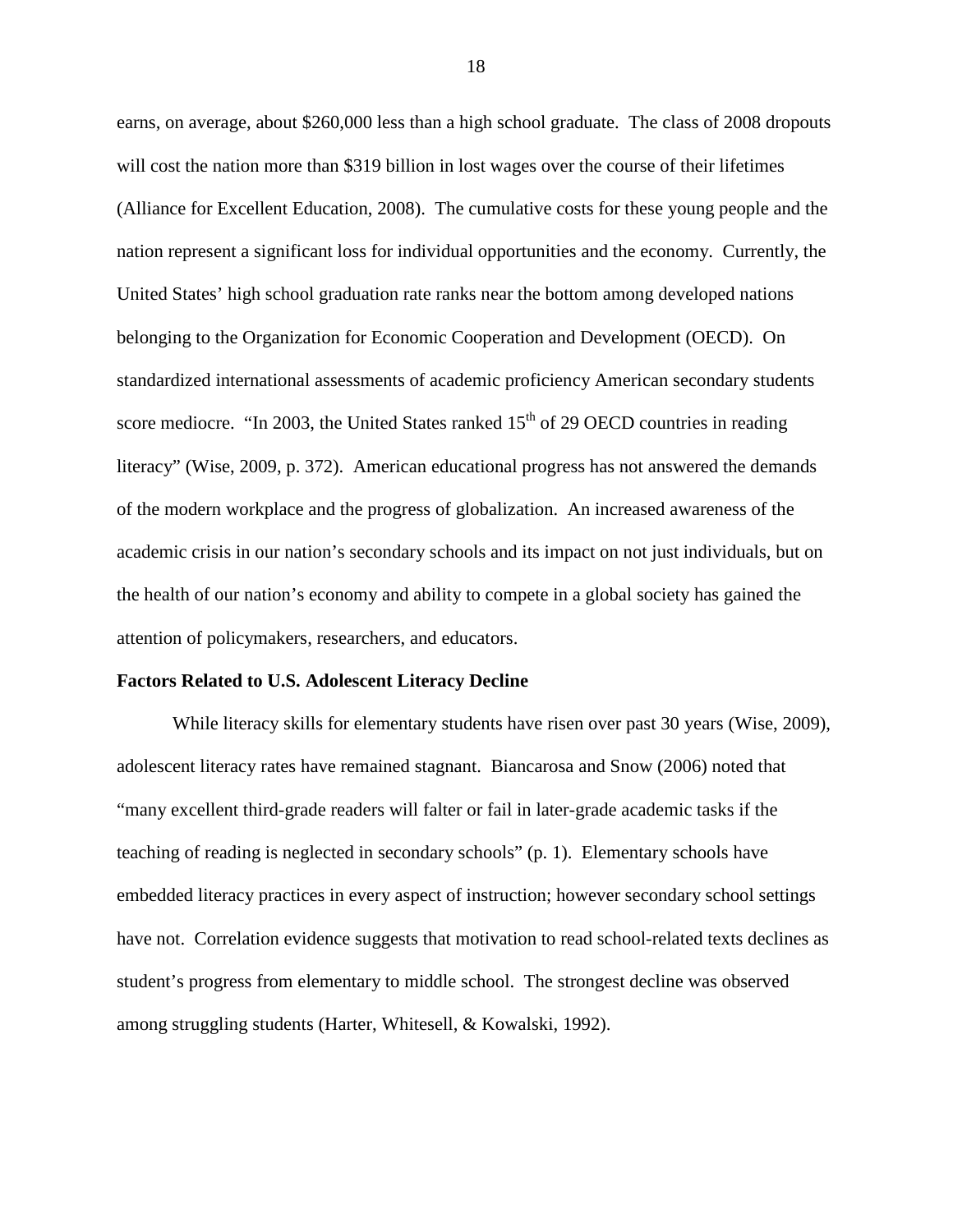earns, on average, about $260,000 less than a high school graduate. The class of 2008 dropouts will cost the nation more than $319 billion in lost wages over the course of their lifetimes (Alliance for Excellent Education, 2008). The cumulative costs for these young people and the nation represent a significant loss for individual opportunities and the economy. Currently, the United States' high school graduation rate ranks near the bottom among developed nations belonging to the Organization for Economic Cooperation and Development (OECD). On standardized international assessments of academic proficiency American secondary students score mediocre. "In 2003, the United States ranked 15th of 29 OECD countries in reading literacy" (Wise, 2009, p. 372). American educational progress has not answered the demands of the modern workplace and the progress of globalization. An increased awareness of the academic crisis in our nation's secondary schools and its impact on not just individuals, but on the health of our nation's economy and ability to compete in a global society has gained the attention of policymakers, researchers, and educators.

**Factors Related to U.S. Adolescent Literacy Decline**

While literacy skills for elementary students have risen over past 30 years (Wise, 2009), adolescent literacy rates have remained stagnant. Biancarosa and Snow (2006) noted that "many excellent third-grade readers will falter or fail in later-grade academic tasks if the teaching of reading is neglected in secondary schools" (p. 1). Elementary schools have embedded literacy practices in every aspect of instruction; however secondary school settings have not. Correlation evidence suggests that motivation to read school-related texts declines as student's progress from elementary to middle school. The strongest decline was observed among struggling students (Harter, Whitesell, & Kowalski, 1992).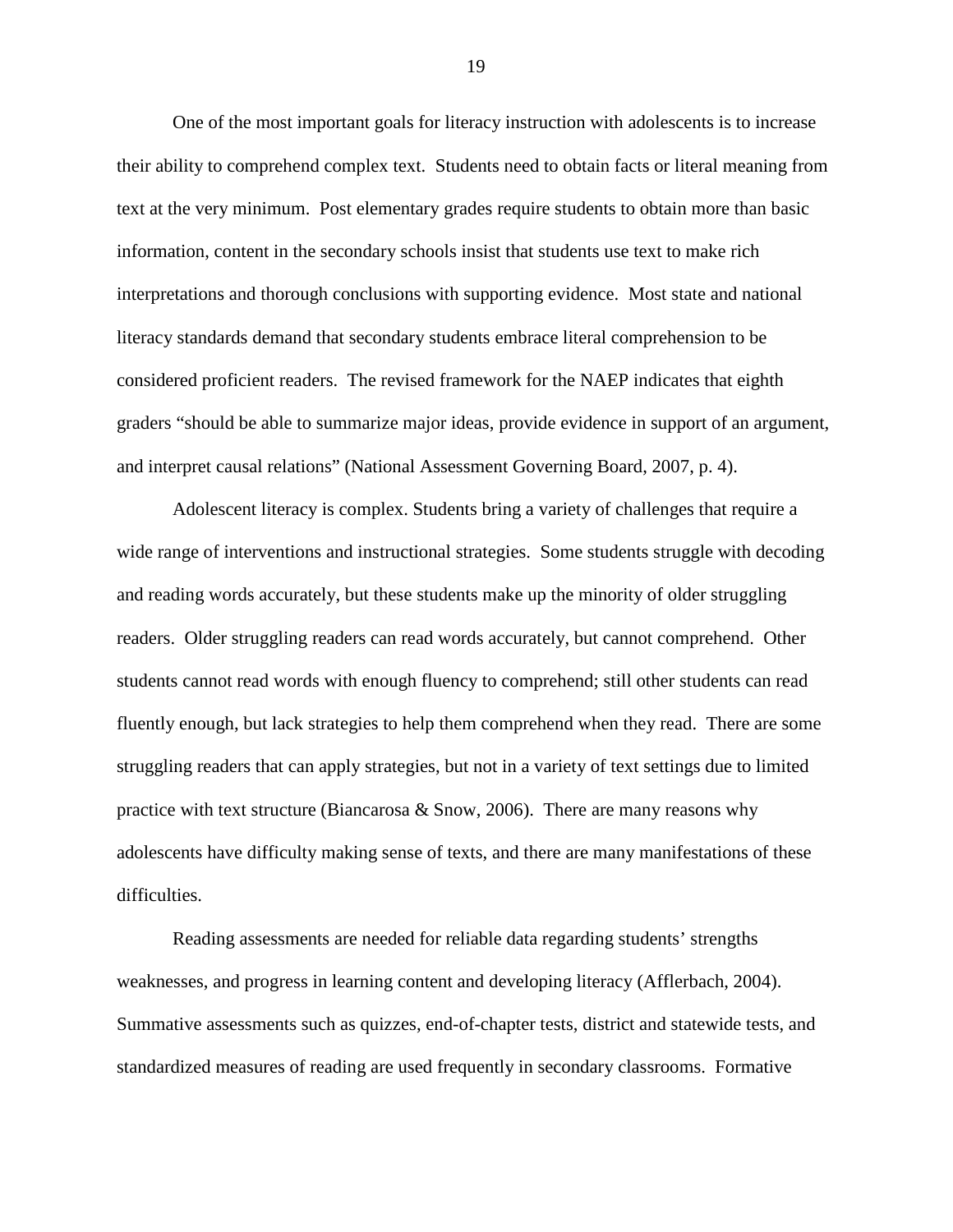One of the most important goals for literacy instruction with adolescents is to increase their ability to comprehend complex text. Students need to obtain facts or literal meaning from text at the very minimum. Post elementary grades require students to obtain more than basic information, content in the secondary schools insist that students use text to make rich interpretations and thorough conclusions with supporting evidence. Most state and national literacy standards demand that secondary students embrace literal comprehension to be considered proficient readers. The revised framework for the NAEP indicates that eighth graders "should be able to summarize major ideas, provide evidence in support of an argument, and interpret causal relations" (National Assessment Governing Board, 2007, p. 4).

Adolescent literacy is complex. Students bring a variety of challenges that require a wide range of interventions and instructional strategies. Some students struggle with decoding and reading words accurately, but these students make up the minority of older struggling readers. Older struggling readers can read words accurately, but cannot comprehend. Other students cannot read words with enough fluency to comprehend; still other students can read fluently enough, but lack strategies to help them comprehend when they read. There are some struggling readers that can apply strategies, but not in a variety of text settings due to limited practice with text structure (Biancarosa & Snow, 2006). There are many reasons why adolescents have difficulty making sense of texts, and there are many manifestations of these difficulties.

Reading assessments are needed for reliable data regarding students' strengths weaknesses, and progress in learning content and developing literacy (Afflerbach, 2004). Summative assessments such as quizzes, end-of-chapter tests, district and statewide tests, and standardized measures of reading are used frequently in secondary classrooms. Formative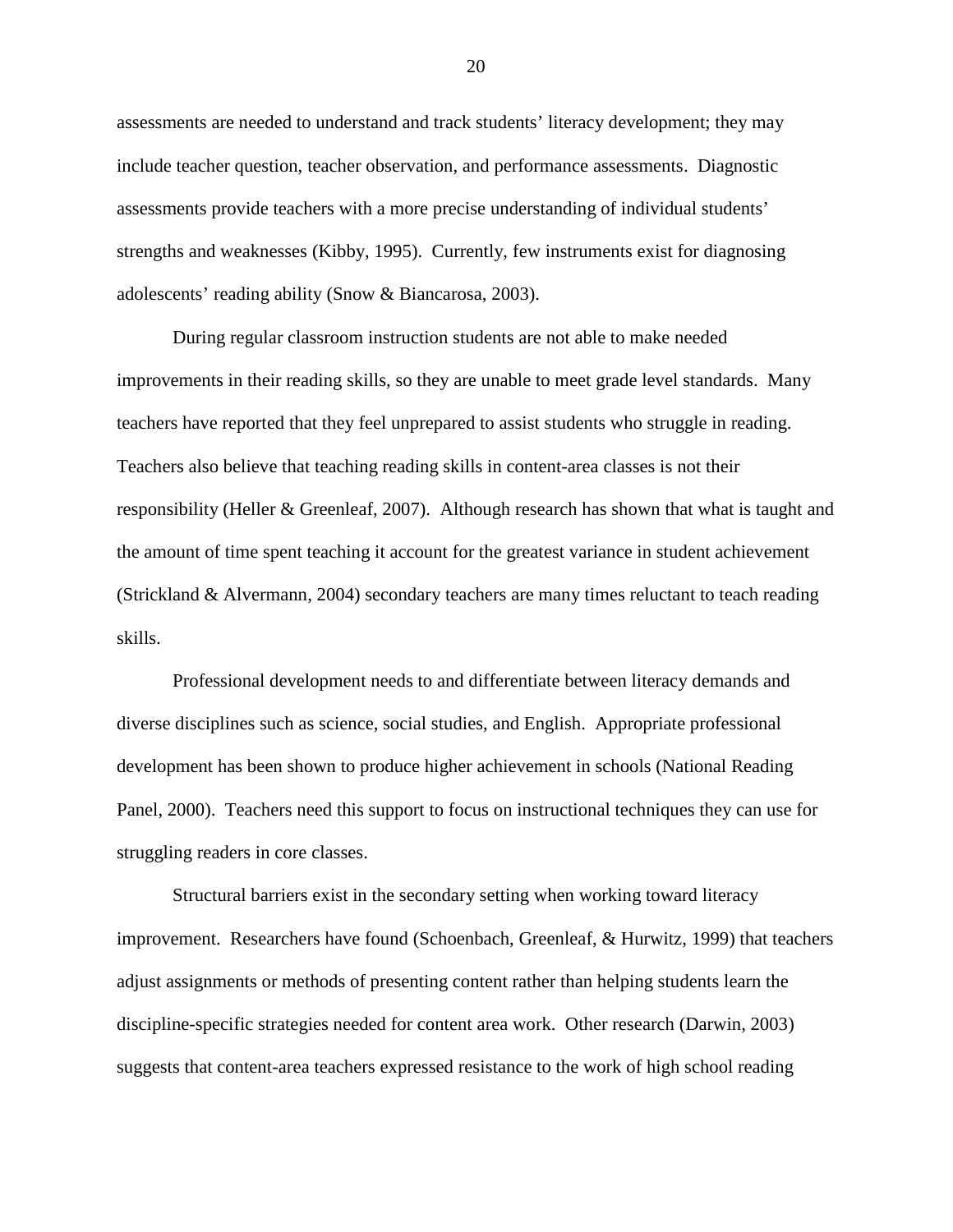assessments are needed to understand and track students' literacy development; they may include teacher question, teacher observation, and performance assessments. Diagnostic assessments provide teachers with a more precise understanding of individual students' strengths and weaknesses (Kibby, 1995). Currently, few instruments exist for diagnosing adolescents' reading ability (Snow & Biancarosa, 2003).

During regular classroom instruction students are not able to make needed improvements in their reading skills, so they are unable to meet grade level standards. Many teachers have reported that they feel unprepared to assist students who struggle in reading. Teachers also believe that teaching reading skills in content-area classes is not their responsibility (Heller & Greenleaf, 2007). Although research has shown that what is taught and the amount of time spent teaching it account for the greatest variance in student achievement (Strickland & Alvermann, 2004) secondary teachers are many times reluctant to teach reading skills.

Professional development needs to and differentiate between literacy demands and diverse disciplines such as science, social studies, and English. Appropriate professional development has been shown to produce higher achievement in schools (National Reading Panel, 2000). Teachers need this support to focus on instructional techniques they can use for struggling readers in core classes.

Structural barriers exist in the secondary setting when working toward literacy improvement. Researchers have found (Schoenbach, Greenleaf, & Hurwitz, 1999) that teachers adjust assignments or methods of presenting content rather than helping students learn the discipline-specific strategies needed for content area work. Other research (Darwin, 2003) suggests that content-area teachers expressed resistance to the work of high school reading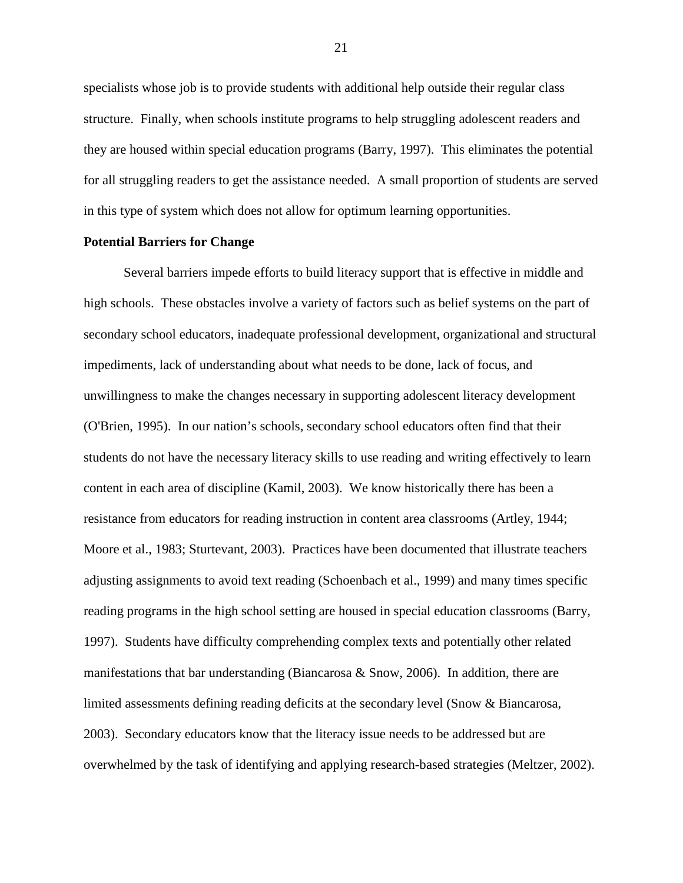specialists whose job is to provide students with additional help outside their regular class structure. Finally, when schools institute programs to help struggling adolescent readers and they are housed within special education programs (Barry, 1997). This eliminates the potential for all struggling readers to get the assistance needed. A small proportion of students are served in this type of system which does not allow for optimum learning opportunities.

**Potential Barriers for Change**

Several barriers impede efforts to build literacy support that is effective in middle and high schools. These obstacles involve a variety of factors such as belief systems on the part of secondary school educators, inadequate professional development, organizational and structural impediments, lack of understanding about what needs to be done, lack of focus, and unwillingness to make the changes necessary in supporting adolescent literacy development (O'Brien, 1995). In our nation's schools, secondary school educators often find that their students do not have the necessary literacy skills to use reading and writing effectively to learn content in each area of discipline (Kamil, 2003). We know historically there has been a resistance from educators for reading instruction in content area classrooms (Artley, 1944; Moore et al., 1983; Sturtevant, 2003). Practices have been documented that illustrate teachers adjusting assignments to avoid text reading (Schoenbach et al., 1999) and many times specific reading programs in the high school setting are housed in special education classrooms (Barry, 1997). Students have difficulty comprehending complex texts and potentially other related manifestations that bar understanding (Biancarosa & Snow, 2006). In addition, there are limited assessments defining reading deficits at the secondary level (Snow & Biancarosa, 2003). Secondary educators know that the literacy issue needs to be addressed but are overwhelmed by the task of identifying and applying research-based strategies (Meltzer, 2002).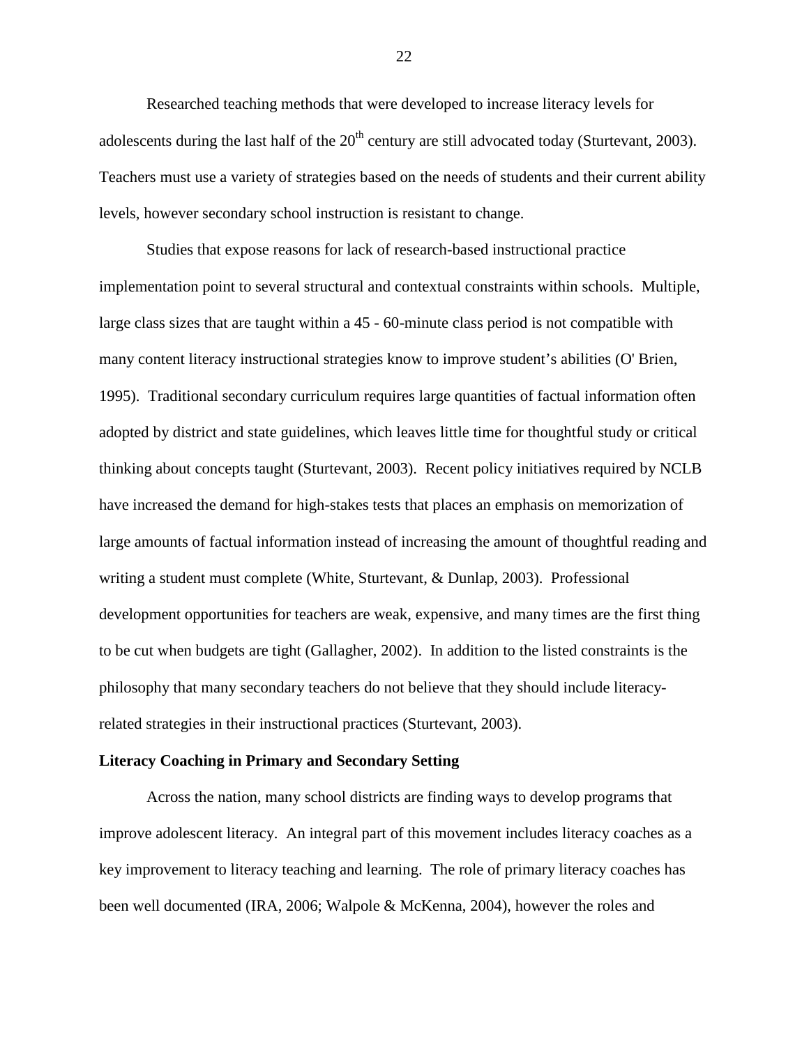Researched teaching methods that were developed to increase literacy levels for adolescents during the last half of the 20th century are still advocated today (Sturtevant, 2003). Teachers must use a variety of strategies based on the needs of students and their current ability levels, however secondary school instruction is resistant to change.

Studies that expose reasons for lack of research-based instructional practice implementation point to several structural and contextual constraints within schools. Multiple, large class sizes that are taught within a 45 - 60-minute class period is not compatible with many content literacy instructional strategies know to improve student's abilities (O' Brien, 1995). Traditional secondary curriculum requires large quantities of factual information often adopted by district and state guidelines, which leaves little time for thoughtful study or critical thinking about concepts taught (Sturtevant, 2003). Recent policy initiatives required by NCLB have increased the demand for high-stakes tests that places an emphasis on memorization of large amounts of factual information instead of increasing the amount of thoughtful reading and writing a student must complete (White, Sturtevant, & Dunlap, 2003). Professional development opportunities for teachers are weak, expensive, and many times are the first thing to be cut when budgets are tight (Gallagher, 2002). In addition to the listed constraints is the philosophy that many secondary teachers do not believe that they should include literacy-related strategies in their instructional practices (Sturtevant, 2003).

**Literacy Coaching in Primary and Secondary Setting**

Across the nation, many school districts are finding ways to develop programs that improve adolescent literacy. An integral part of this movement includes literacy coaches as a key improvement to literacy teaching and learning. The role of primary literacy coaches has been well documented (IRA, 2006; Walpole & McKenna, 2004), however the roles and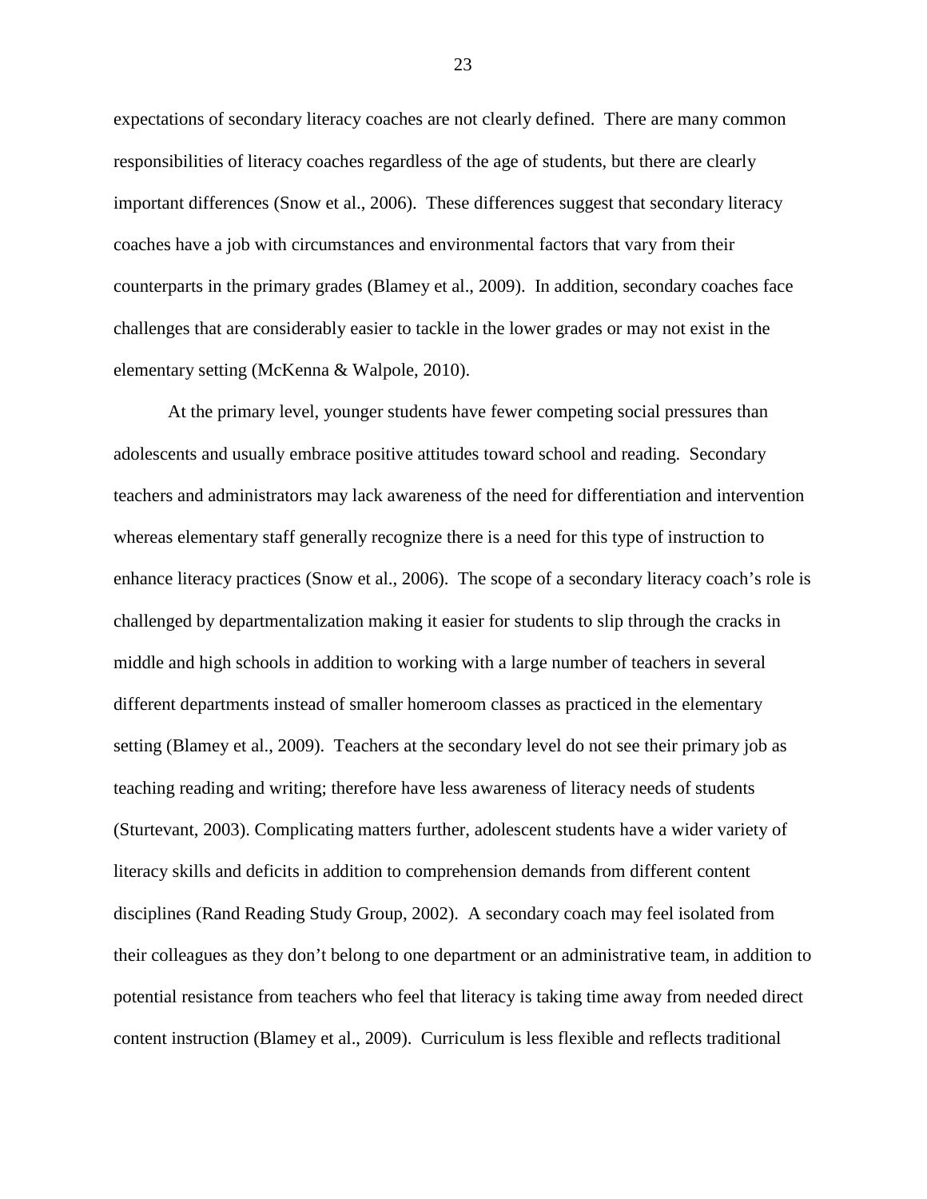expectations of secondary literacy coaches are not clearly defined. There are many common responsibilities of literacy coaches regardless of the age of students, but there are clearly important differences (Snow et al., 2006). These differences suggest that secondary literacy coaches have a job with circumstances and environmental factors that vary from their counterparts in the primary grades (Blamey et al., 2009). In addition, secondary coaches face challenges that are considerably easier to tackle in the lower grades or may not exist in the elementary setting (McKenna & Walpole, 2010).

At the primary level, younger students have fewer competing social pressures than adolescents and usually embrace positive attitudes toward school and reading. Secondary teachers and administrators may lack awareness of the need for differentiation and intervention whereas elementary staff generally recognize there is a need for this type of instruction to enhance literacy practices (Snow et al., 2006). The scope of a secondary literacy coach's role is challenged by departmentalization making it easier for students to slip through the cracks in middle and high schools in addition to working with a large number of teachers in several different departments instead of smaller homeroom classes as practiced in the elementary setting (Blamey et al., 2009). Teachers at the secondary level do not see their primary job as teaching reading and writing; therefore have less awareness of literacy needs of students (Sturtevant, 2003). Complicating matters further, adolescent students have a wider variety of literacy skills and deficits in addition to comprehension demands from different content disciplines (Rand Reading Study Group, 2002). A secondary coach may feel isolated from their colleagues as they don't belong to one department or an administrative team, in addition to potential resistance from teachers who feel that literacy is taking time away from needed direct content instruction (Blamey et al., 2009). Curriculum is less flexible and reflects traditional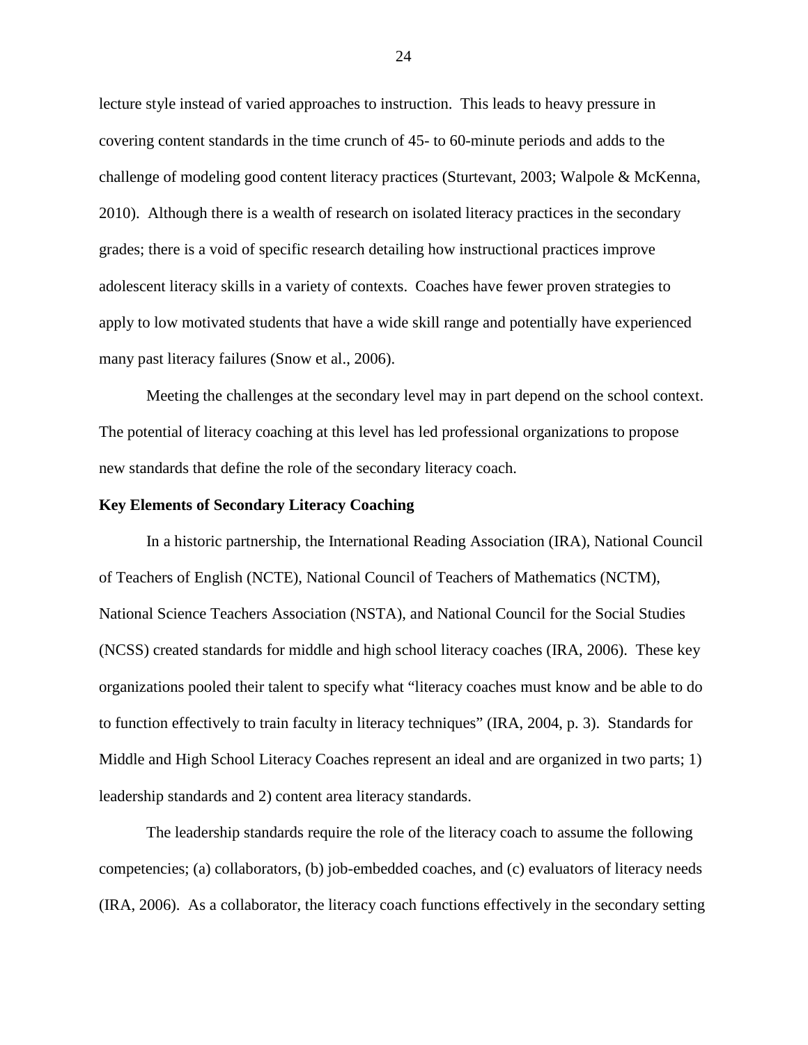lecture style instead of varied approaches to instruction. This leads to heavy pressure in covering content standards in the time crunch of 45- to 60-minute periods and adds to the challenge of modeling good content literacy practices (Sturtevant, 2003; Walpole & McKenna, 2010). Although there is a wealth of research on isolated literacy practices in the secondary grades; there is a void of specific research detailing how instructional practices improve adolescent literacy skills in a variety of contexts. Coaches have fewer proven strategies to apply to low motivated students that have a wide skill range and potentially have experienced many past literacy failures (Snow et al., 2006).

Meeting the challenges at the secondary level may in part depend on the school context. The potential of literacy coaching at this level has led professional organizations to propose new standards that define the role of the secondary literacy coach.

**Key Elements of Secondary Literacy Coaching**

In a historic partnership, the International Reading Association (IRA), National Council of Teachers of English (NCTE), National Council of Teachers of Mathematics (NCTM), National Science Teachers Association (NSTA), and National Council for the Social Studies (NCSS) created standards for middle and high school literacy coaches (IRA, 2006). These key organizations pooled their talent to specify what "literacy coaches must know and be able to do to function effectively to train faculty in literacy techniques" (IRA, 2004, p. 3). Standards for Middle and High School Literacy Coaches represent an ideal and are organized in two parts; 1) leadership standards and 2) content area literacy standards.

The leadership standards require the role of the literacy coach to assume the following competencies; (a) collaborators, (b) job-embedded coaches, and (c) evaluators of literacy needs (IRA, 2006). As a collaborator, the literacy coach functions effectively in the secondary setting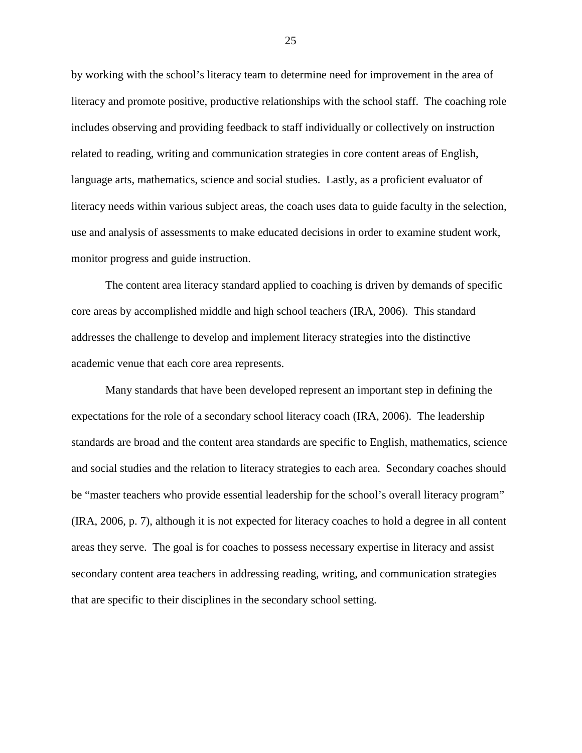by working with the school’s literacy team to determine need for improvement in the area of literacy and promote positive, productive relationships with the school staff. The coaching role includes observing and providing feedback to staff individually or collectively on instruction related to reading, writing and communication strategies in core content areas of English, language arts, mathematics, science and social studies. Lastly, as a proficient evaluator of literacy needs within various subject areas, the coach uses data to guide faculty in the selection, use and analysis of assessments to make educated decisions in order to examine student work, monitor progress and guide instruction.

The content area literacy standard applied to coaching is driven by demands of specific core areas by accomplished middle and high school teachers (IRA, 2006). This standard addresses the challenge to develop and implement literacy strategies into the distinctive academic venue that each core area represents.

Many standards that have been developed represent an important step in defining the expectations for the role of a secondary school literacy coach (IRA, 2006). The leadership standards are broad and the content area standards are specific to English, mathematics, science and social studies and the relation to literacy strategies to each area. Secondary coaches should be “master teachers who provide essential leadership for the school’s overall literacy program” (IRA, 2006, p. 7), although it is not expected for literacy coaches to hold a degree in all content areas they serve. The goal is for coaches to possess necessary expertise in literacy and assist secondary content area teachers in addressing reading, writing, and communication strategies that are specific to their disciplines in the secondary school setting.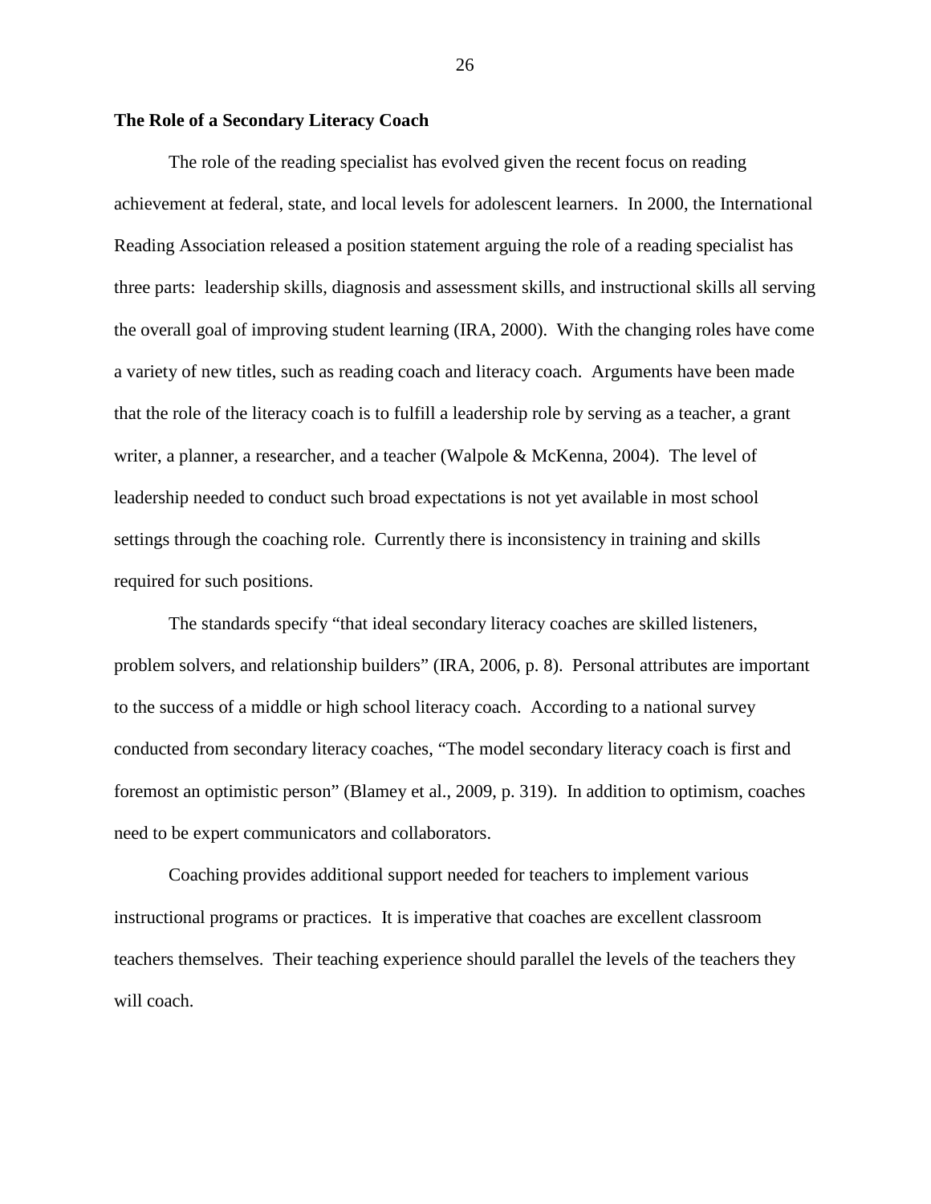**The Role of a Secondary Literacy Coach**

The role of the reading specialist has evolved given the recent focus on reading achievement at federal, state, and local levels for adolescent learners. In 2000, the International Reading Association released a position statement arguing the role of a reading specialist has three parts: leadership skills, diagnosis and assessment skills, and instructional skills all serving the overall goal of improving student learning (IRA, 2000). With the changing roles have come a variety of new titles, such as reading coach and literacy coach. Arguments have been made that the role of the literacy coach is to fulfill a leadership role by serving as a teacher, a grant writer, a planner, a researcher, and a teacher (Walpole & McKenna, 2004). The level of leadership needed to conduct such broad expectations is not yet available in most school settings through the coaching role. Currently there is inconsistency in training and skills required for such positions.

The standards specify "that ideal secondary literacy coaches are skilled listeners, problem solvers, and relationship builders" (IRA, 2006, p. 8). Personal attributes are important to the success of a middle or high school literacy coach. According to a national survey conducted from secondary literacy coaches, "The model secondary literacy coach is first and foremost an optimistic person" (Blamey et al., 2009, p. 319). In addition to optimism, coaches need to be expert communicators and collaborators.

Coaching provides additional support needed for teachers to implement various instructional programs or practices. It is imperative that coaches are excellent classroom teachers themselves. Their teaching experience should parallel the levels of the teachers they will coach.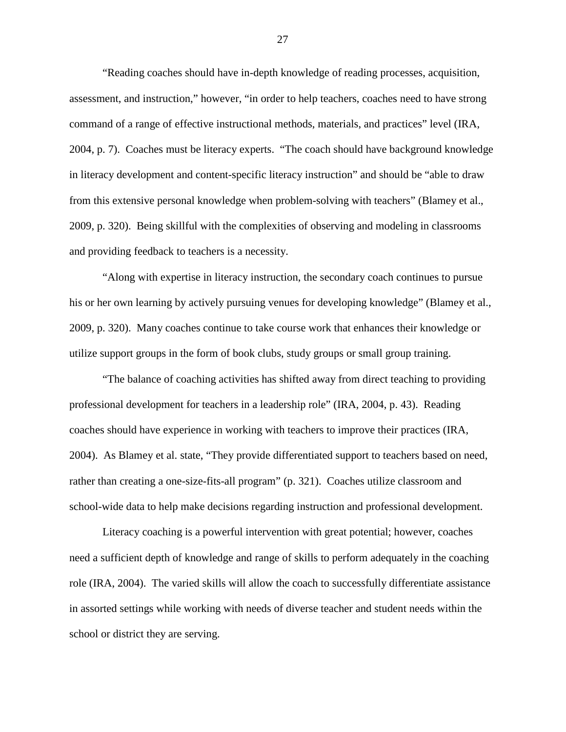"Reading coaches should have in-depth knowledge of reading processes, acquisition, assessment, and instruction," however, "in order to help teachers, coaches need to have strong command of a range of effective instructional methods, materials, and practices" level (IRA, 2004, p. 7). Coaches must be literacy experts. "The coach should have background knowledge in literacy development and content-specific literacy instruction" and should be "able to draw from this extensive personal knowledge when problem-solving with teachers" (Blamey et al., 2009, p. 320). Being skillful with the complexities of observing and modeling in classrooms and providing feedback to teachers is a necessity.

"Along with expertise in literacy instruction, the secondary coach continues to pursue his or her own learning by actively pursuing venues for developing knowledge" (Blamey et al., 2009, p. 320). Many coaches continue to take course work that enhances their knowledge or utilize support groups in the form of book clubs, study groups or small group training.

"The balance of coaching activities has shifted away from direct teaching to providing professional development for teachers in a leadership role" (IRA, 2004, p. 43). Reading coaches should have experience in working with teachers to improve their practices (IRA, 2004). As Blamey et al. state, "They provide differentiated support to teachers based on need, rather than creating a one-size-fits-all program" (p. 321). Coaches utilize classroom and school-wide data to help make decisions regarding instruction and professional development.

Literacy coaching is a powerful intervention with great potential; however, coaches need a sufficient depth of knowledge and range of skills to perform adequately in the coaching role (IRA, 2004). The varied skills will allow the coach to successfully differentiate assistance in assorted settings while working with needs of diverse teacher and student needs within the school or district they are serving.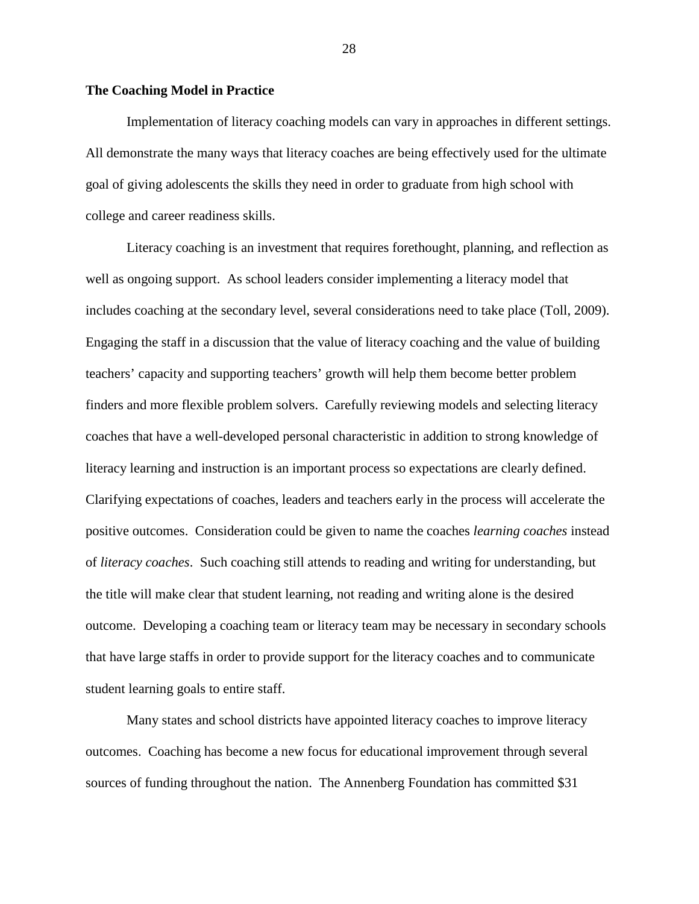**The Coaching Model in Practice**

Implementation of literacy coaching models can vary in approaches in different settings. All demonstrate the many ways that literacy coaches are being effectively used for the ultimate goal of giving adolescents the skills they need in order to graduate from high school with college and career readiness skills.

Literacy coaching is an investment that requires forethought, planning, and reflection as well as ongoing support. As school leaders consider implementing a literacy model that includes coaching at the secondary level, several considerations need to take place (Toll, 2009). Engaging the staff in a discussion that the value of literacy coaching and the value of building teachers' capacity and supporting teachers' growth will help them become better problem finders and more flexible problem solvers. Carefully reviewing models and selecting literacy coaches that have a well-developed personal characteristic in addition to strong knowledge of literacy learning and instruction is an important process so expectations are clearly defined. Clarifying expectations of coaches, leaders and teachers early in the process will accelerate the positive outcomes. Consideration could be given to name the coaches *learning coaches* instead of *literacy coaches*. Such coaching still attends to reading and writing for understanding, but the title will make clear that student learning, not reading and writing alone is the desired outcome. Developing a coaching team or literacy team may be necessary in secondary schools that have large staffs in order to provide support for the literacy coaches and to communicate student learning goals to entire staff.

Many states and school districts have appointed literacy coaches to improve literacy outcomes. Coaching has become a new focus for educational improvement through several sources of funding throughout the nation. The Annenberg Foundation has committed $31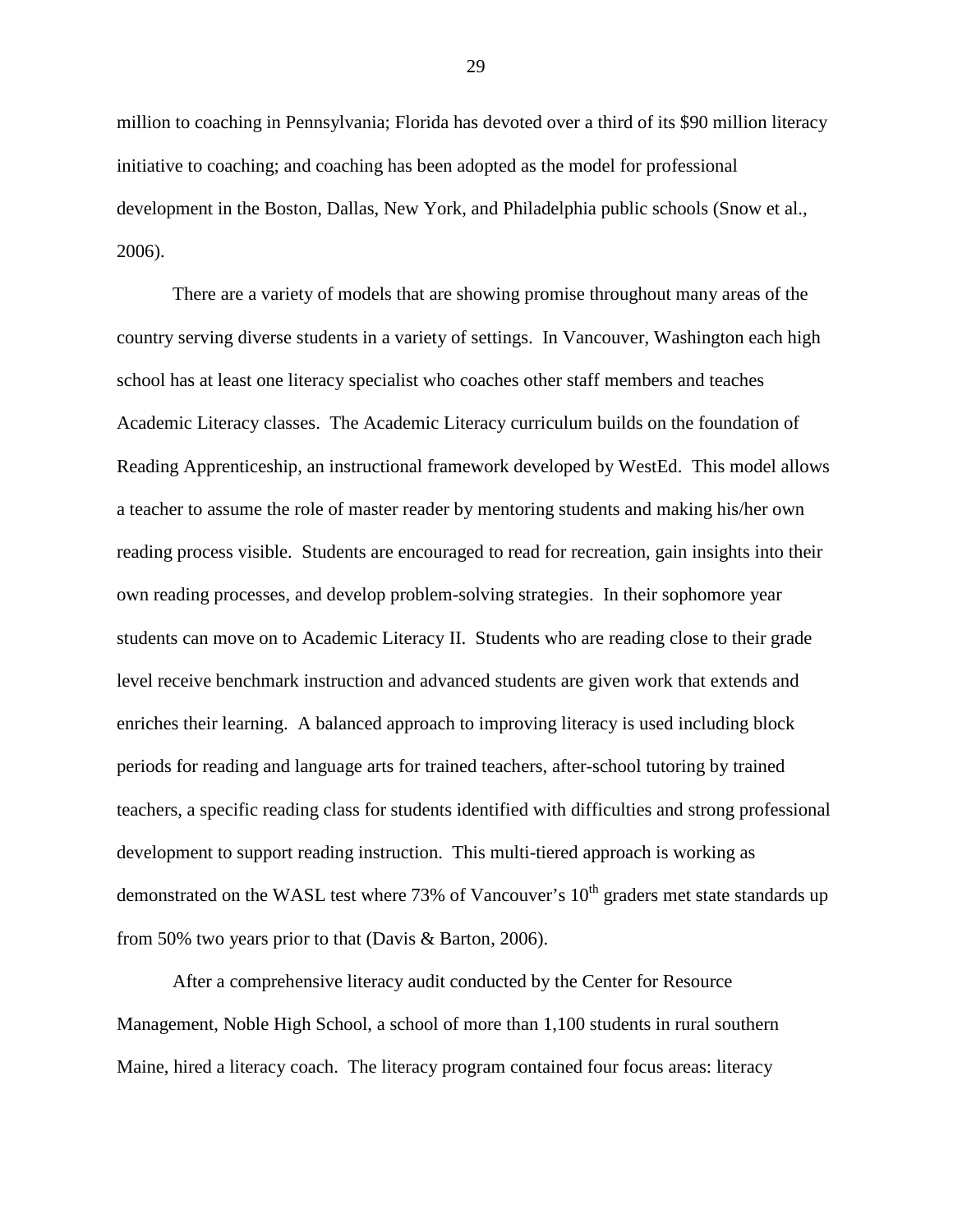million to coaching in Pennsylvania; Florida has devoted over a third of its $90 million literacy initiative to coaching; and coaching has been adopted as the model for professional development in the Boston, Dallas, New York, and Philadelphia public schools (Snow et al., 2006).

There are a variety of models that are showing promise throughout many areas of the country serving diverse students in a variety of settings. In Vancouver, Washington each high school has at least one literacy specialist who coaches other staff members and teaches Academic Literacy classes. The Academic Literacy curriculum builds on the foundation of Reading Apprenticeship, an instructional framework developed by WestEd. This model allows a teacher to assume the role of master reader by mentoring students and making his/her own reading process visible. Students are encouraged to read for recreation, gain insights into their own reading processes, and develop problem-solving strategies. In their sophomore year students can move on to Academic Literacy II. Students who are reading close to their grade level receive benchmark instruction and advanced students are given work that extends and enriches their learning. A balanced approach to improving literacy is used including block periods for reading and language arts for trained teachers, after-school tutoring by trained teachers, a specific reading class for students identified with difficulties and strong professional development to support reading instruction. This multi-tiered approach is working as demonstrated on the WASL test where 73% of Vancouver's 10th graders met state standards up from 50% two years prior to that (Davis & Barton, 2006).

After a comprehensive literacy audit conducted by the Center for Resource Management, Noble High School, a school of more than 1,100 students in rural southern Maine, hired a literacy coach. The literacy program contained four focus areas: literacy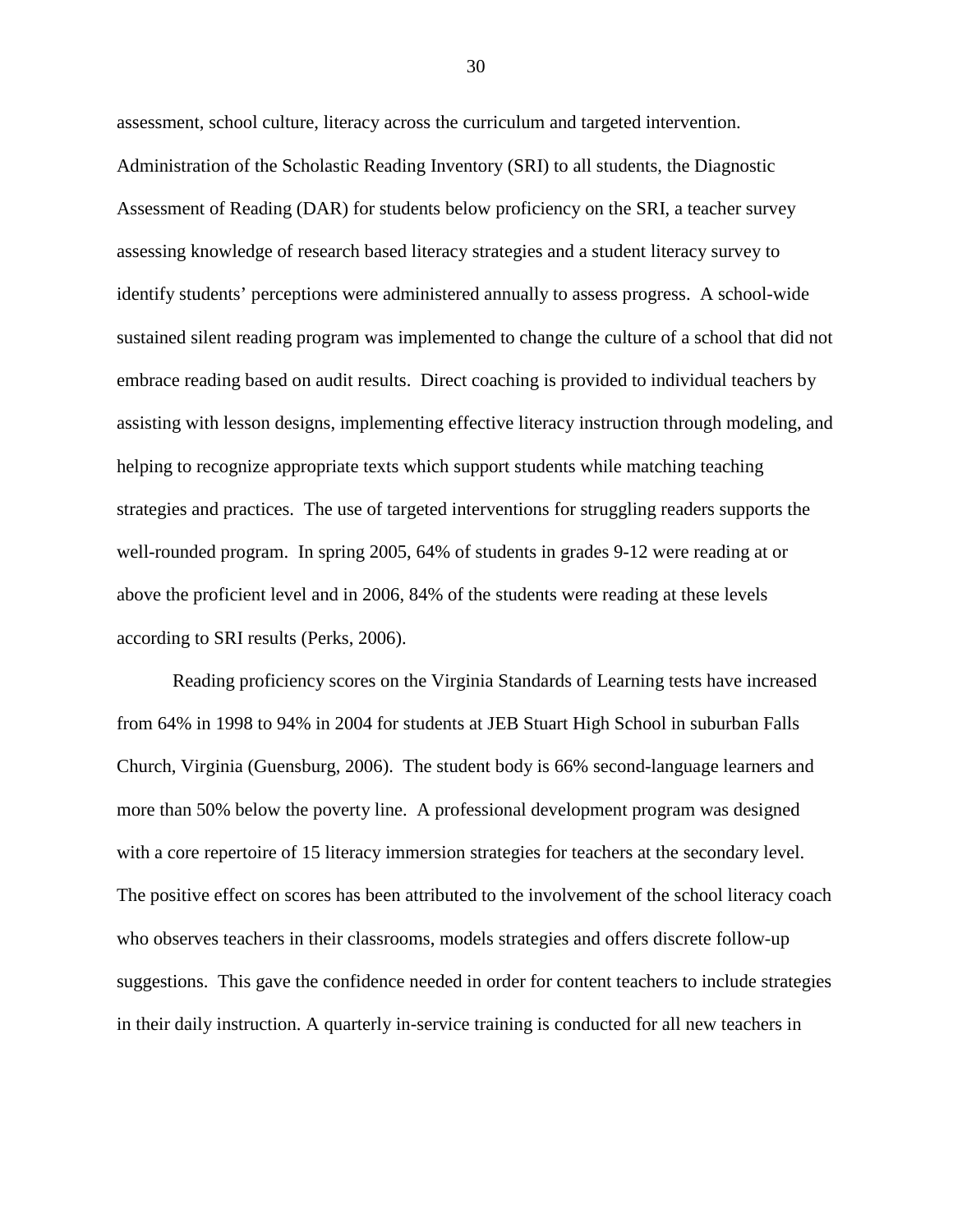assessment, school culture, literacy across the curriculum and targeted intervention. Administration of the Scholastic Reading Inventory (SRI) to all students, the Diagnostic Assessment of Reading (DAR) for students below proficiency on the SRI, a teacher survey assessing knowledge of research based literacy strategies and a student literacy survey to identify students' perceptions were administered annually to assess progress. A school-wide sustained silent reading program was implemented to change the culture of a school that did not embrace reading based on audit results. Direct coaching is provided to individual teachers by assisting with lesson designs, implementing effective literacy instruction through modeling, and helping to recognize appropriate texts which support students while matching teaching strategies and practices. The use of targeted interventions for struggling readers supports the well-rounded program. In spring 2005, 64% of students in grades 9-12 were reading at or above the proficient level and in 2006, 84% of the students were reading at these levels according to SRI results (Perks, 2006).

Reading proficiency scores on the Virginia Standards of Learning tests have increased from 64% in 1998 to 94% in 2004 for students at JEB Stuart High School in suburban Falls Church, Virginia (Guensburg, 2006). The student body is 66% second-language learners and more than 50% below the poverty line. A professional development program was designed with a core repertoire of 15 literacy immersion strategies for teachers at the secondary level. The positive effect on scores has been attributed to the involvement of the school literacy coach who observes teachers in their classrooms, models strategies and offers discrete follow-up suggestions. This gave the confidence needed in order for content teachers to include strategies in their daily instruction. A quarterly in-service training is conducted for all new teachers in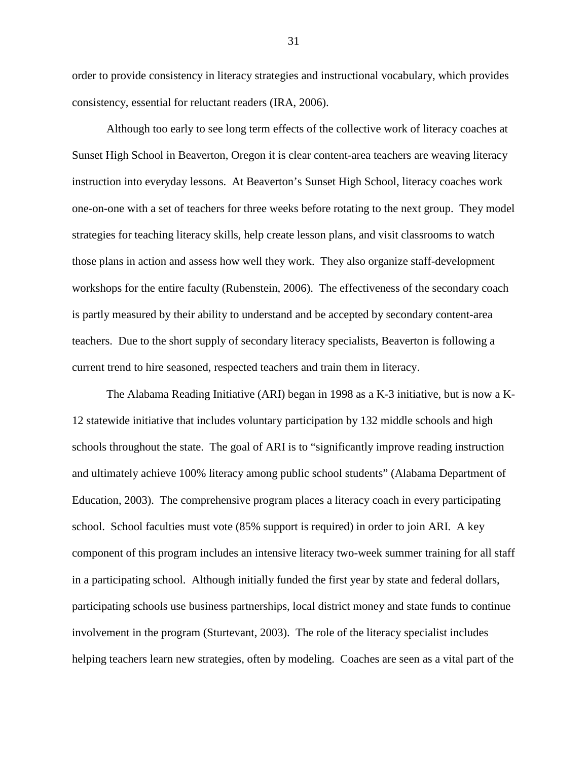order to provide consistency in literacy strategies and instructional vocabulary, which provides consistency, essential for reluctant readers (IRA, 2006).

Although too early to see long term effects of the collective work of literacy coaches at Sunset High School in Beaverton, Oregon it is clear content-area teachers are weaving literacy instruction into everyday lessons. At Beaverton's Sunset High School, literacy coaches work one-on-one with a set of teachers for three weeks before rotating to the next group. They model strategies for teaching literacy skills, help create lesson plans, and visit classrooms to watch those plans in action and assess how well they work. They also organize staff-development workshops for the entire faculty (Rubenstein, 2006). The effectiveness of the secondary coach is partly measured by their ability to understand and be accepted by secondary content-area teachers. Due to the short supply of secondary literacy specialists, Beaverton is following a current trend to hire seasoned, respected teachers and train them in literacy.

The Alabama Reading Initiative (ARI) began in 1998 as a K-3 initiative, but is now a K-12 statewide initiative that includes voluntary participation by 132 middle schools and high schools throughout the state. The goal of ARI is to "significantly improve reading instruction and ultimately achieve 100% literacy among public school students" (Alabama Department of Education, 2003). The comprehensive program places a literacy coach in every participating school. School faculties must vote (85% support is required) in order to join ARI. A key component of this program includes an intensive literacy two-week summer training for all staff in a participating school. Although initially funded the first year by state and federal dollars, participating schools use business partnerships, local district money and state funds to continue involvement in the program (Sturtevant, 2003). The role of the literacy specialist includes helping teachers learn new strategies, often by modeling. Coaches are seen as a vital part of the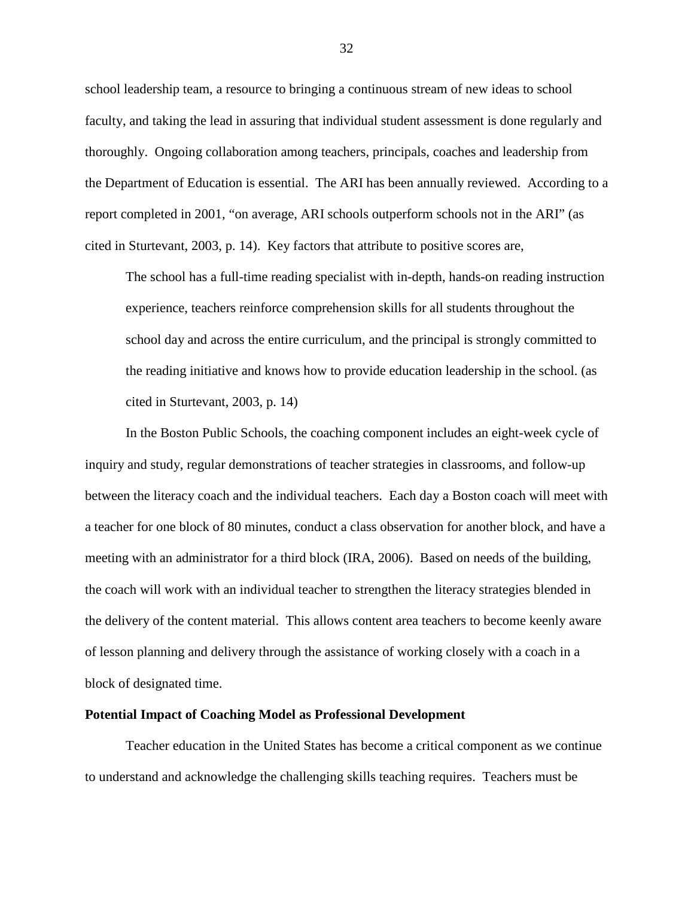school leadership team, a resource to bringing a continuous stream of new ideas to school faculty, and taking the lead in assuring that individual student assessment is done regularly and thoroughly. Ongoing collaboration among teachers, principals, coaches and leadership from the Department of Education is essential. The ARI has been annually reviewed. According to a report completed in 2001, "on average, ARI schools outperform schools not in the ARI" (as cited in Sturtevant, 2003, p. 14). Key factors that attribute to positive scores are,

> The school has a full-time reading specialist with in-depth, hands-on reading instruction experience, teachers reinforce comprehension skills for all students throughout the school day and across the entire curriculum, and the principal is strongly committed to the reading initiative and knows how to provide education leadership in the school. (as cited in Sturtevant, 2003, p. 14)

In the Boston Public Schools, the coaching component includes an eight-week cycle of inquiry and study, regular demonstrations of teacher strategies in classrooms, and follow-up between the literacy coach and the individual teachers. Each day a Boston coach will meet with a teacher for one block of 80 minutes, conduct a class observation for another block, and have a meeting with an administrator for a third block (IRA, 2006). Based on needs of the building, the coach will work with an individual teacher to strengthen the literacy strategies blended in the delivery of the content material. This allows content area teachers to become keenly aware of lesson planning and delivery through the assistance of working closely with a coach in a block of designated time.

**Potential Impact of Coaching Model as Professional Development**

Teacher education in the United States has become a critical component as we continue to understand and acknowledge the challenging skills teaching requires. Teachers must be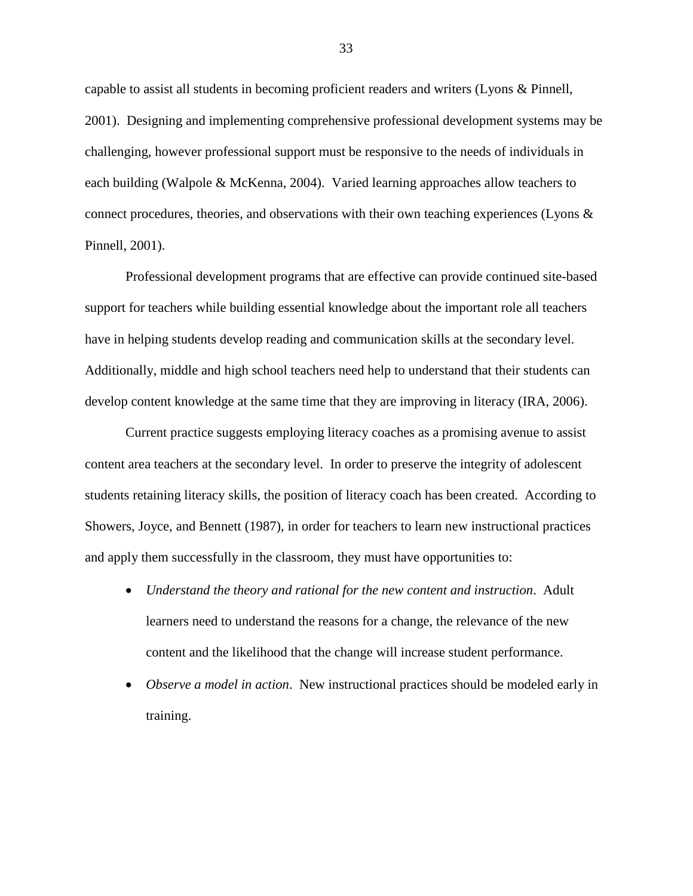capable to assist all students in becoming proficient readers and writers (Lyons & Pinnell, 2001). Designing and implementing comprehensive professional development systems may be challenging, however professional support must be responsive to the needs of individuals in each building (Walpole & McKenna, 2004). Varied learning approaches allow teachers to connect procedures, theories, and observations with their own teaching experiences (Lyons & Pinnell, 2001).

Professional development programs that are effective can provide continued site-based support for teachers while building essential knowledge about the important role all teachers have in helping students develop reading and communication skills at the secondary level. Additionally, middle and high school teachers need help to understand that their students can develop content knowledge at the same time that they are improving in literacy (IRA, 2006).

Current practice suggests employing literacy coaches as a promising avenue to assist content area teachers at the secondary level. In order to preserve the integrity of adolescent students retaining literacy skills, the position of literacy coach has been created. According to Showers, Joyce, and Bennett (1987), in order for teachers to learn new instructional practices and apply them successfully in the classroom, they must have opportunities to:

- *Understand the theory and rational for the new content and instruction*. Adult learners need to understand the reasons for a change, the relevance of the new content and the likelihood that the change will increase student performance.
- *Observe a model in action*. New instructional practices should be modeled early in training.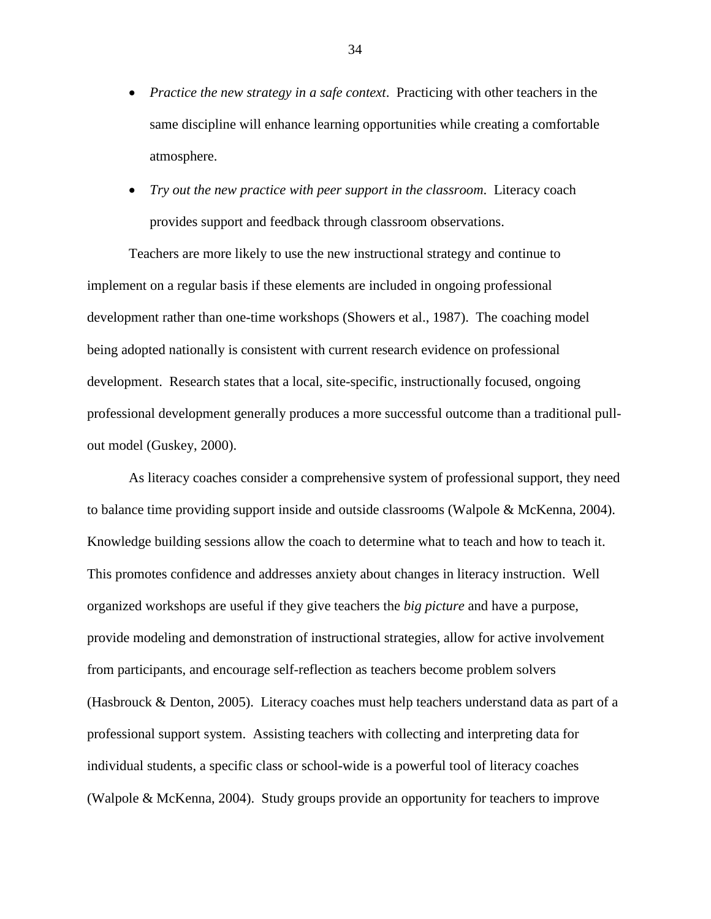- *Practice the new strategy in a safe context*. Practicing with other teachers in the same discipline will enhance learning opportunities while creating a comfortable atmosphere.
- *Try out the new practice with peer support in the classroom*. Literacy coach provides support and feedback through classroom observations.

Teachers are more likely to use the new instructional strategy and continue to implement on a regular basis if these elements are included in ongoing professional development rather than one-time workshops (Showers et al., 1987). The coaching model being adopted nationally is consistent with current research evidence on professional development. Research states that a local, site-specific, instructionally focused, ongoing professional development generally produces a more successful outcome than a traditional pull-out model (Guskey, 2000).

As literacy coaches consider a comprehensive system of professional support, they need to balance time providing support inside and outside classrooms (Walpole & McKenna, 2004). Knowledge building sessions allow the coach to determine what to teach and how to teach it. This promotes confidence and addresses anxiety about changes in literacy instruction. Well organized workshops are useful if they give teachers the *big picture* and have a purpose, provide modeling and demonstration of instructional strategies, allow for active involvement from participants, and encourage self-reflection as teachers become problem solvers (Hasbrouck & Denton, 2005). Literacy coaches must help teachers understand data as part of a professional support system. Assisting teachers with collecting and interpreting data for individual students, a specific class or school-wide is a powerful tool of literacy coaches (Walpole & McKenna, 2004). Study groups provide an opportunity for teachers to improve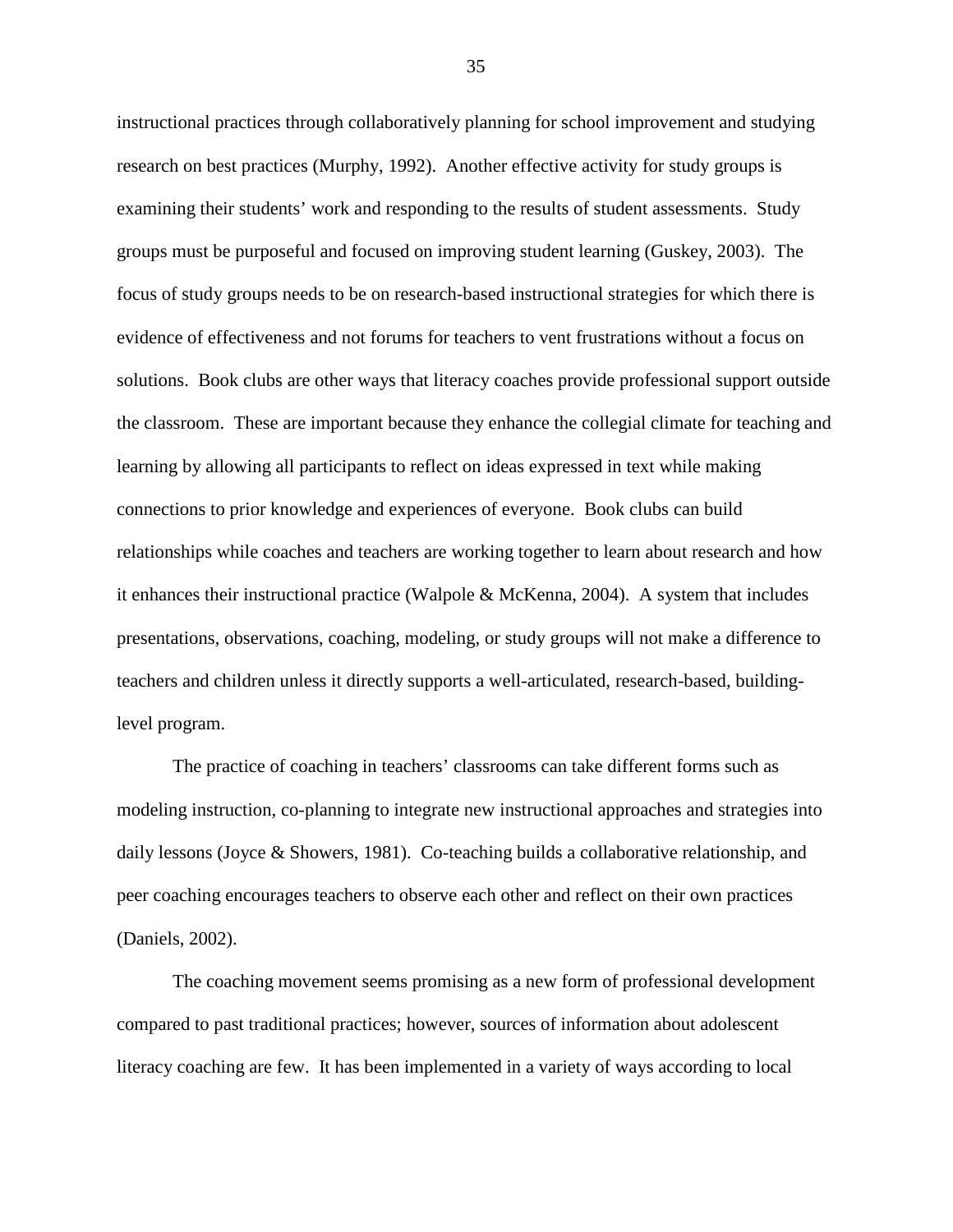instructional practices through collaboratively planning for school improvement and studying research on best practices (Murphy, 1992). Another effective activity for study groups is examining their students' work and responding to the results of student assessments. Study groups must be purposeful and focused on improving student learning (Guskey, 2003). The focus of study groups needs to be on research-based instructional strategies for which there is evidence of effectiveness and not forums for teachers to vent frustrations without a focus on solutions. Book clubs are other ways that literacy coaches provide professional support outside the classroom. These are important because they enhance the collegial climate for teaching and learning by allowing all participants to reflect on ideas expressed in text while making connections to prior knowledge and experiences of everyone. Book clubs can build relationships while coaches and teachers are working together to learn about research and how it enhances their instructional practice (Walpole & McKenna, 2004). A system that includes presentations, observations, coaching, modeling, or study groups will not make a difference to teachers and children unless it directly supports a well-articulated, research-based, building-level program.

The practice of coaching in teachers' classrooms can take different forms such as modeling instruction, co-planning to integrate new instructional approaches and strategies into daily lessons (Joyce & Showers, 1981). Co-teaching builds a collaborative relationship, and peer coaching encourages teachers to observe each other and reflect on their own practices (Daniels, 2002).

The coaching movement seems promising as a new form of professional development compared to past traditional practices; however, sources of information about adolescent literacy coaching are few. It has been implemented in a variety of ways according to local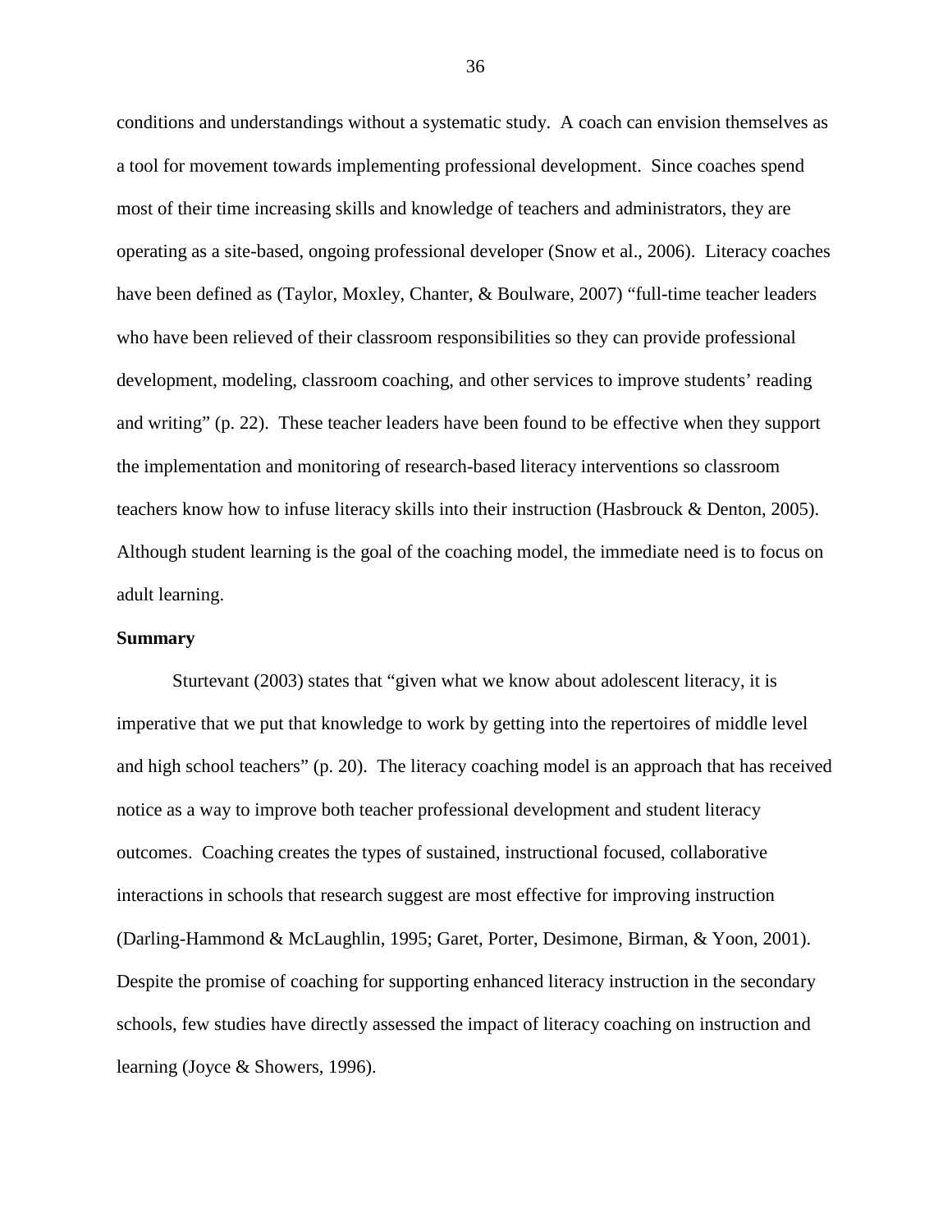conditions and understandings without a systematic study. A coach can envision themselves as a tool for movement towards implementing professional development. Since coaches spend most of their time increasing skills and knowledge of teachers and administrators, they are operating as a site-based, ongoing professional developer (Snow et al., 2006). Literacy coaches have been defined as (Taylor, Moxley, Chanter, & Boulware, 2007) "full-time teacher leaders who have been relieved of their classroom responsibilities so they can provide professional development, modeling, classroom coaching, and other services to improve students' reading and writing" (p. 22). These teacher leaders have been found to be effective when they support the implementation and monitoring of research-based literacy interventions so classroom teachers know how to infuse literacy skills into their instruction (Hasbrouck & Denton, 2005). Although student learning is the goal of the coaching model, the immediate need is to focus on adult learning.

**Summary**

Sturtevant (2003) states that "given what we know about adolescent literacy, it is imperative that we put that knowledge to work by getting into the repertoires of middle level and high school teachers" (p. 20). The literacy coaching model is an approach that has received notice as a way to improve both teacher professional development and student literacy outcomes. Coaching creates the types of sustained, instructional focused, collaborative interactions in schools that research suggest are most effective for improving instruction (Darling-Hammond & McLaughlin, 1995; Garet, Porter, Desimone, Birman, & Yoon, 2001). Despite the promise of coaching for supporting enhanced literacy instruction in the secondary schools, few studies have directly assessed the impact of literacy coaching on instruction and learning (Joyce & Showers, 1996).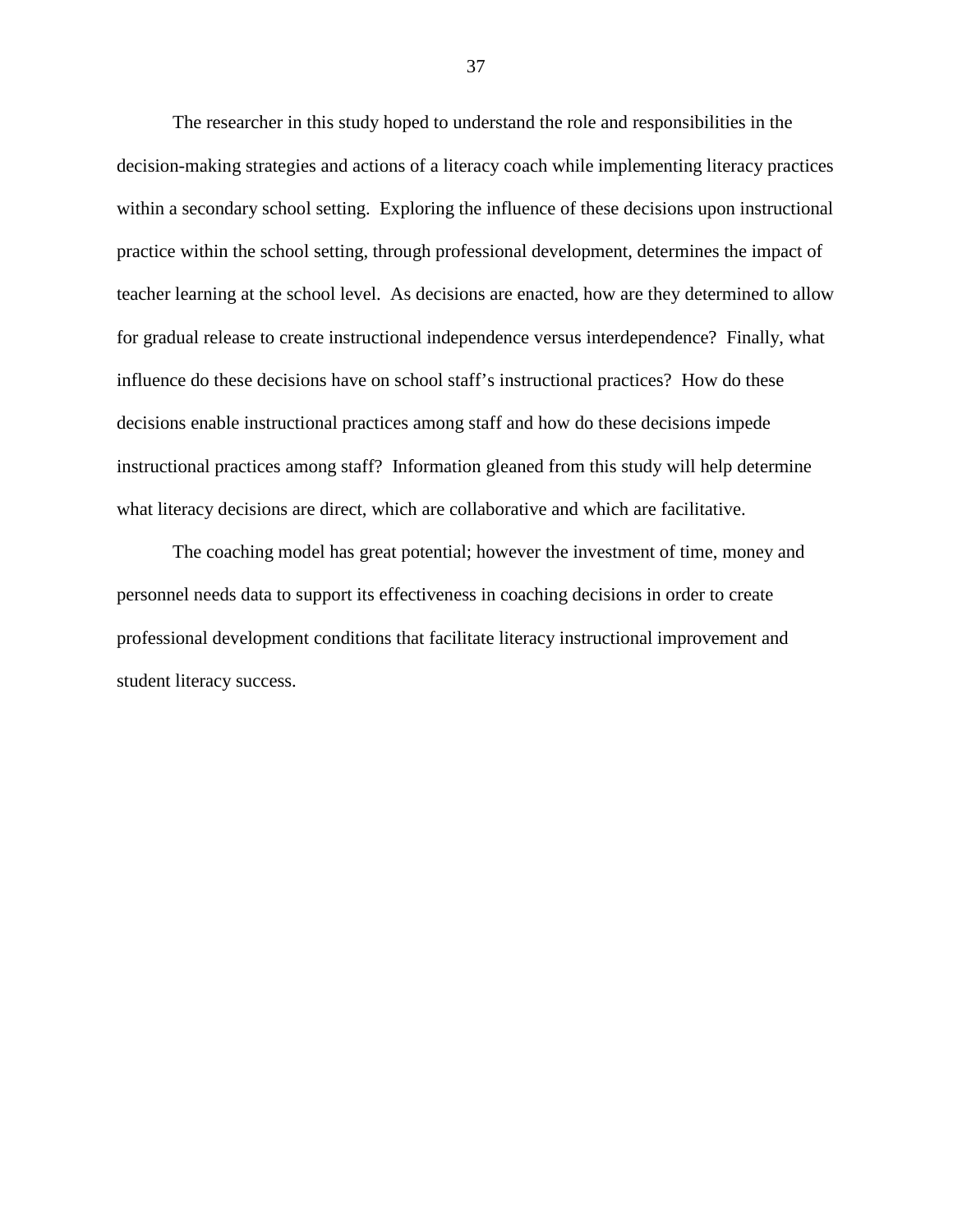The researcher in this study hoped to understand the role and responsibilities in the decision-making strategies and actions of a literacy coach while implementing literacy practices within a secondary school setting. Exploring the influence of these decisions upon instructional practice within the school setting, through professional development, determines the impact of teacher learning at the school level. As decisions are enacted, how are they determined to allow for gradual release to create instructional independence versus interdependence? Finally, what influence do these decisions have on school staff's instructional practices? How do these decisions enable instructional practices among staff and how do these decisions impede instructional practices among staff? Information gleaned from this study will help determine what literacy decisions are direct, which are collaborative and which are facilitative.

The coaching model has great potential; however the investment of time, money and personnel needs data to support its effectiveness in coaching decisions in order to create professional development conditions that facilitate literacy instructional improvement and student literacy success.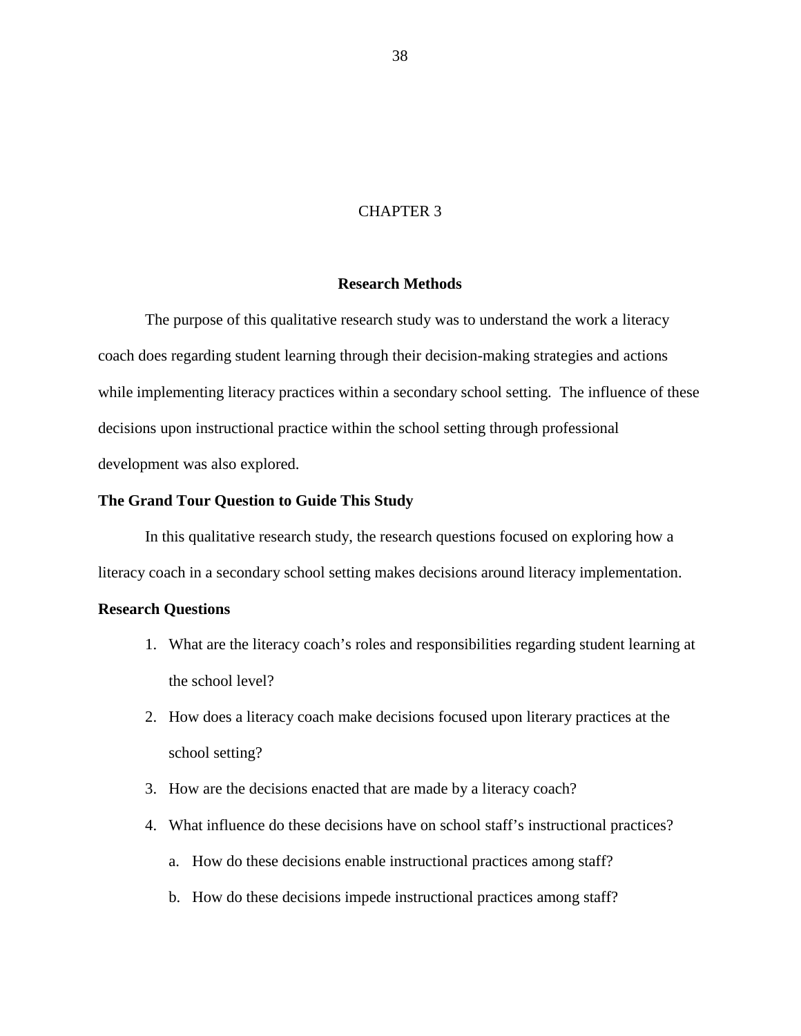# CHAPTER 3

## Research Methods

The purpose of this qualitative research study was to understand the work a literacy coach does regarding student learning through their decision-making strategies and actions while implementing literacy practices within a secondary school setting. The influence of these decisions upon instructional practice within the school setting through professional development was also explored.

### The Grand Tour Question to Guide This Study

In this qualitative research study, the research questions focused on exploring how a literacy coach in a secondary school setting makes decisions around literacy implementation.

### Research Questions

1. What are the literacy coach's roles and responsibilities regarding student learning at the school level?
2. How does a literacy coach make decisions focused upon literary practices at the school setting?
3. How are the decisions enacted that are made by a literacy coach?
4. What influence do these decisions have on school staff's instructional practices?
   a. How do these decisions enable instructional practices among staff?
   b. How do these decisions impede instructional practices among staff?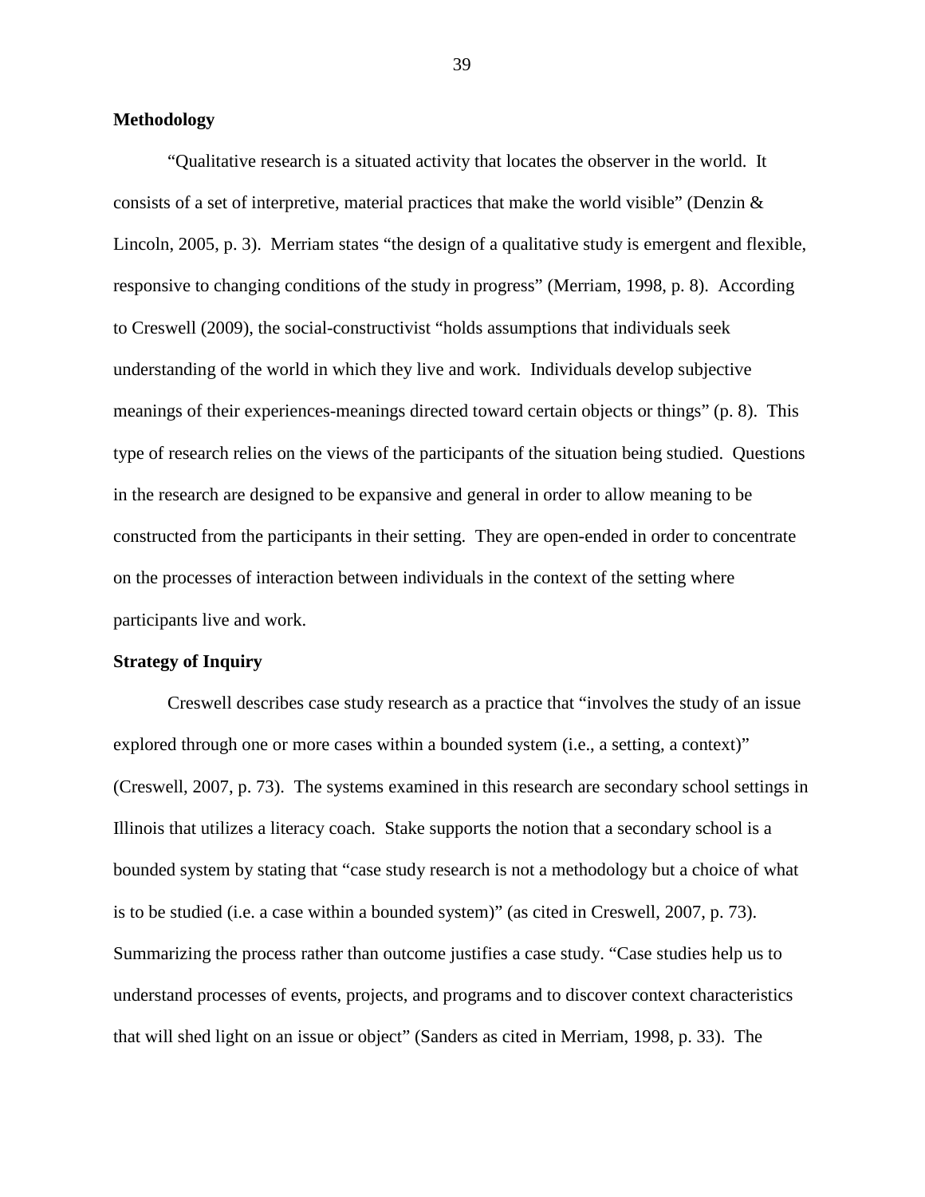**Methodology**

"Qualitative research is a situated activity that locates the observer in the world. It consists of a set of interpretive, material practices that make the world visible" (Denzin & Lincoln, 2005, p. 3). Merriam states "the design of a qualitative study is emergent and flexible, responsive to changing conditions of the study in progress" (Merriam, 1998, p. 8). According to Creswell (2009), the social-constructivist "holds assumptions that individuals seek understanding of the world in which they live and work. Individuals develop subjective meanings of their experiences-meanings directed toward certain objects or things" (p. 8). This type of research relies on the views of the participants of the situation being studied. Questions in the research are designed to be expansive and general in order to allow meaning to be constructed from the participants in their setting. They are open-ended in order to concentrate on the processes of interaction between individuals in the context of the setting where participants live and work.

**Strategy of Inquiry**

Creswell describes case study research as a practice that "involves the study of an issue explored through one or more cases within a bounded system (i.e., a setting, a context)" (Creswell, 2007, p. 73). The systems examined in this research are secondary school settings in Illinois that utilizes a literacy coach. Stake supports the notion that a secondary school is a bounded system by stating that "case study research is not a methodology but a choice of what is to be studied (i.e. a case within a bounded system)" (as cited in Creswell, 2007, p. 73). Summarizing the process rather than outcome justifies a case study. "Case studies help us to understand processes of events, projects, and programs and to discover context characteristics that will shed light on an issue or object" (Sanders as cited in Merriam, 1998, p. 33). The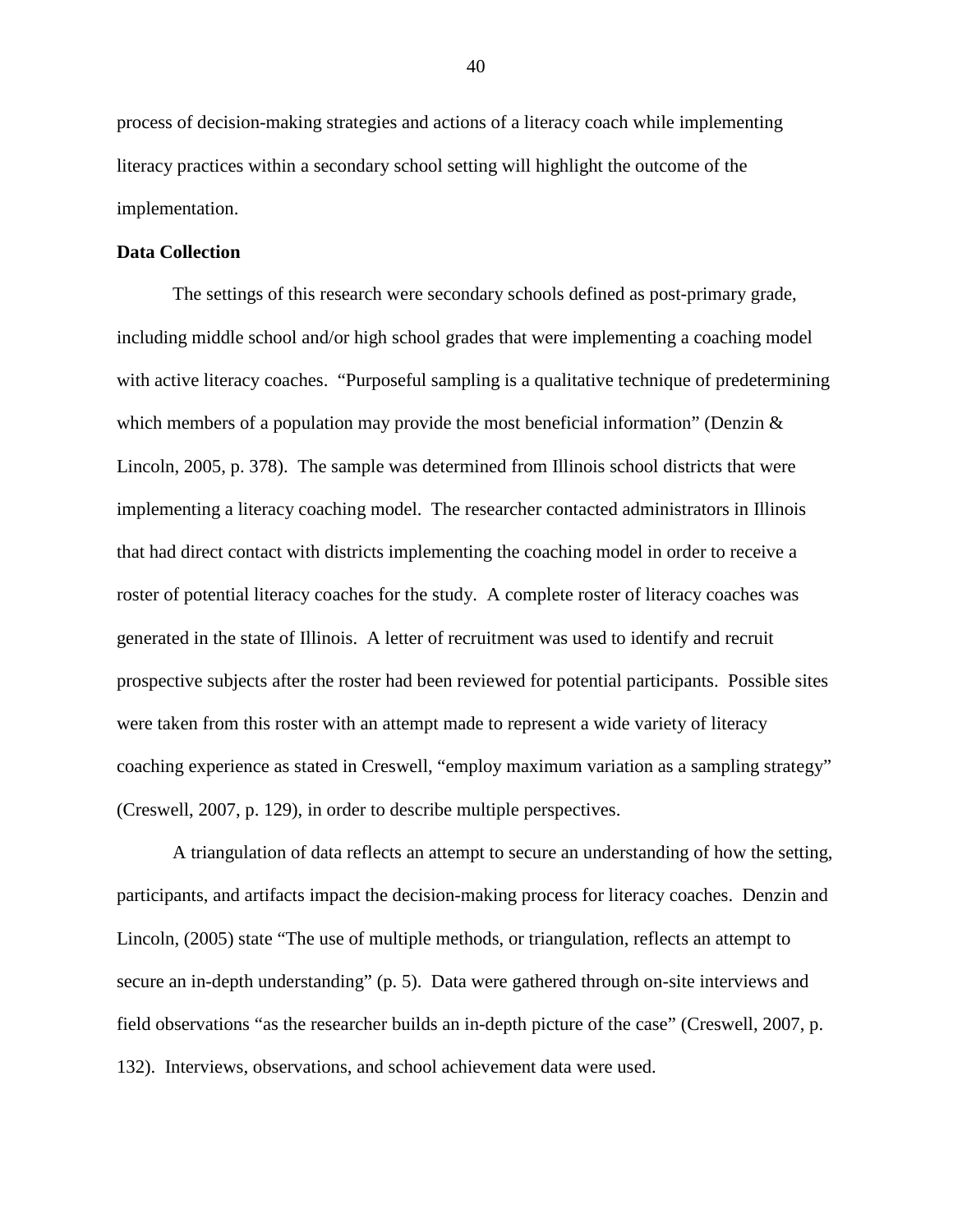process of decision-making strategies and actions of a literacy coach while implementing literacy practices within a secondary school setting will highlight the outcome of the implementation.

**Data Collection**

The settings of this research were secondary schools defined as post-primary grade, including middle school and/or high school grades that were implementing a coaching model with active literacy coaches. "Purposeful sampling is a qualitative technique of predetermining which members of a population may provide the most beneficial information" (Denzin & Lincoln, 2005, p. 378). The sample was determined from Illinois school districts that were implementing a literacy coaching model. The researcher contacted administrators in Illinois that had direct contact with districts implementing the coaching model in order to receive a roster of potential literacy coaches for the study. A complete roster of literacy coaches was generated in the state of Illinois. A letter of recruitment was used to identify and recruit prospective subjects after the roster had been reviewed for potential participants. Possible sites were taken from this roster with an attempt made to represent a wide variety of literacy coaching experience as stated in Creswell, "employ maximum variation as a sampling strategy" (Creswell, 2007, p. 129), in order to describe multiple perspectives.

A triangulation of data reflects an attempt to secure an understanding of how the setting, participants, and artifacts impact the decision-making process for literacy coaches. Denzin and Lincoln, (2005) state "The use of multiple methods, or triangulation, reflects an attempt to secure an in-depth understanding" (p. 5). Data were gathered through on-site interviews and field observations "as the researcher builds an in-depth picture of the case" (Creswell, 2007, p. 132). Interviews, observations, and school achievement data were used.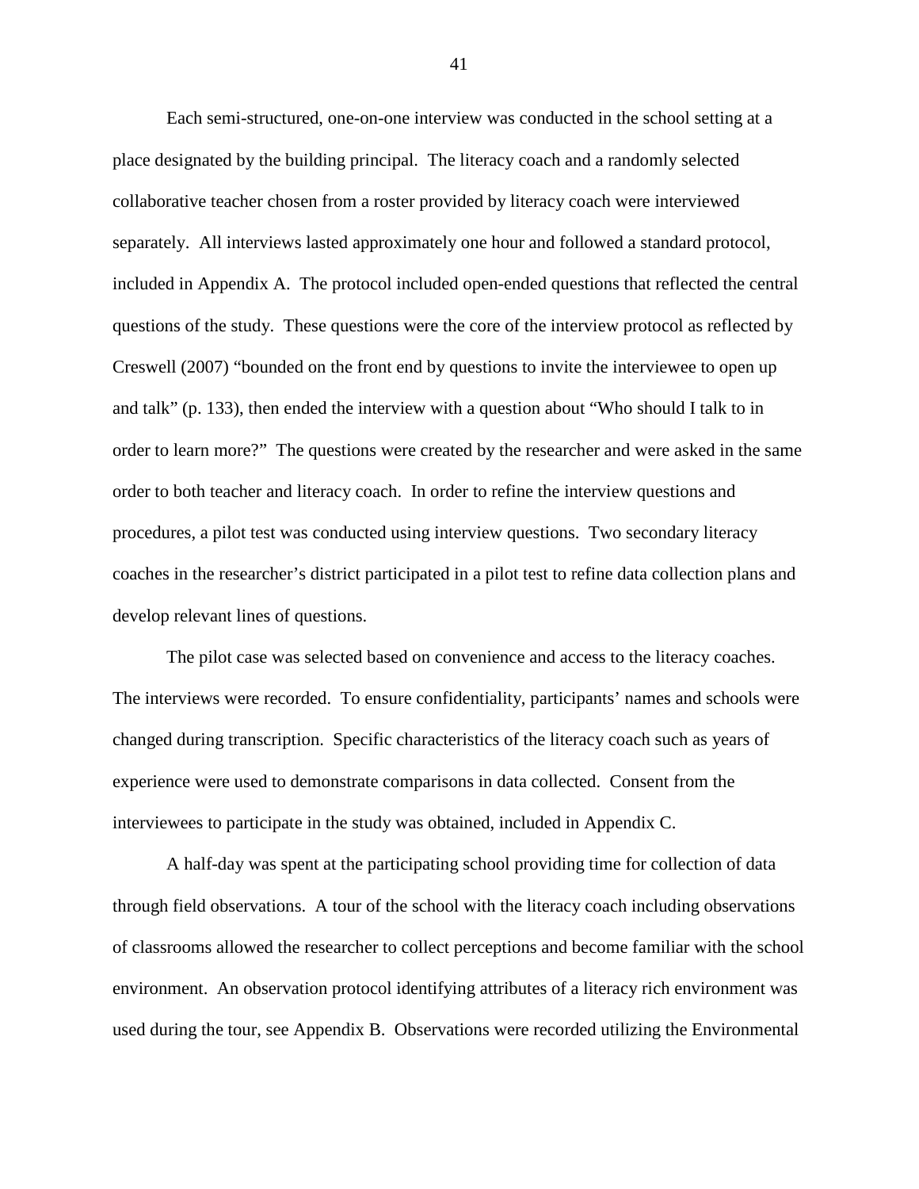Each semi-structured, one-on-one interview was conducted in the school setting at a place designated by the building principal. The literacy coach and a randomly selected collaborative teacher chosen from a roster provided by literacy coach were interviewed separately. All interviews lasted approximately one hour and followed a standard protocol, included in Appendix A. The protocol included open-ended questions that reflected the central questions of the study. These questions were the core of the interview protocol as reflected by Creswell (2007) "bounded on the front end by questions to invite the interviewee to open up and talk" (p. 133), then ended the interview with a question about "Who should I talk to in order to learn more?" The questions were created by the researcher and were asked in the same order to both teacher and literacy coach. In order to refine the interview questions and procedures, a pilot test was conducted using interview questions. Two secondary literacy coaches in the researcher's district participated in a pilot test to refine data collection plans and develop relevant lines of questions.

The pilot case was selected based on convenience and access to the literacy coaches. The interviews were recorded. To ensure confidentiality, participants' names and schools were changed during transcription. Specific characteristics of the literacy coach such as years of experience were used to demonstrate comparisons in data collected. Consent from the interviewees to participate in the study was obtained, included in Appendix C.

A half-day was spent at the participating school providing time for collection of data through field observations. A tour of the school with the literacy coach including observations of classrooms allowed the researcher to collect perceptions and become familiar with the school environment. An observation protocol identifying attributes of a literacy rich environment was used during the tour, see Appendix B. Observations were recorded utilizing the Environmental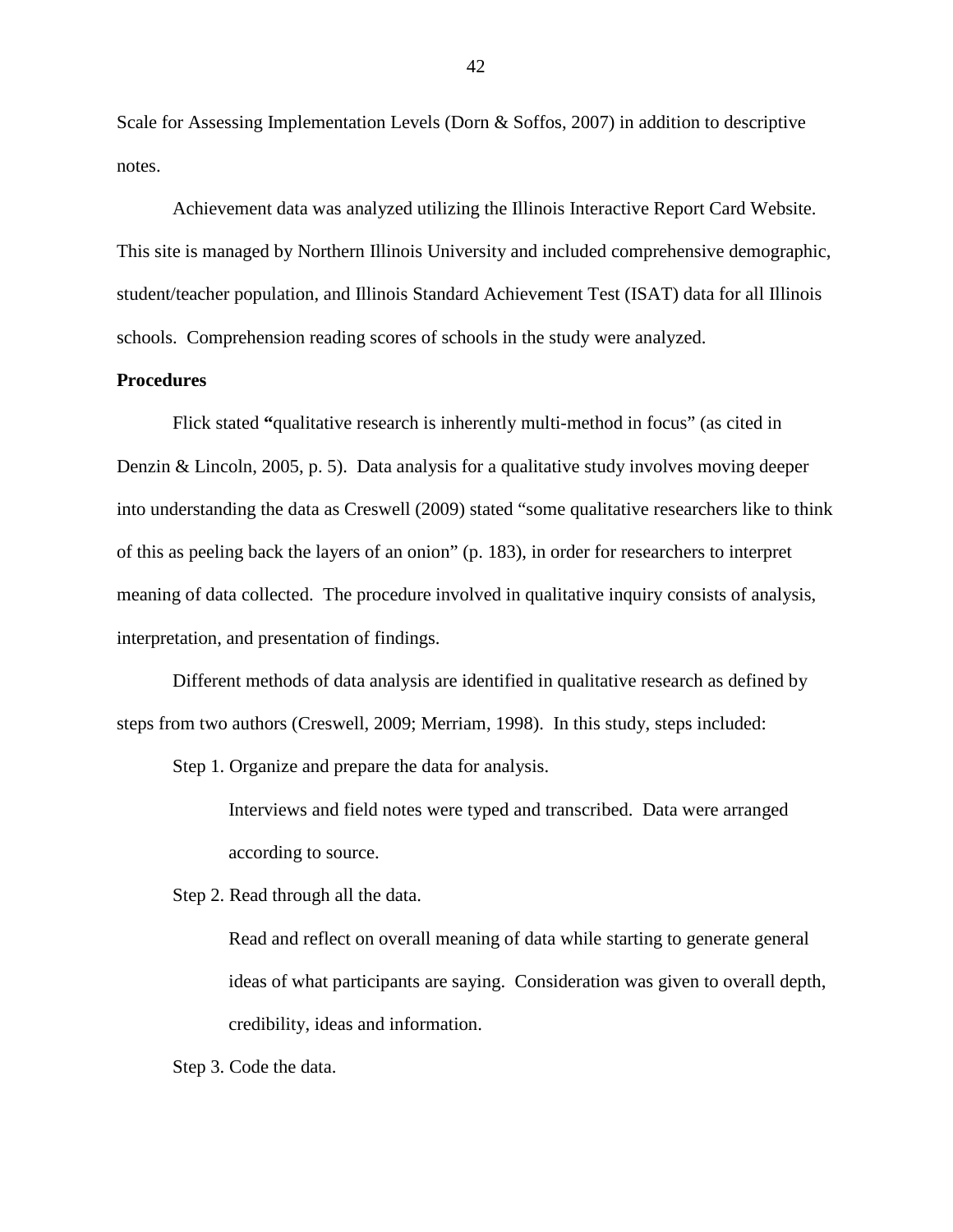Scale for Assessing Implementation Levels (Dorn & Soffos, 2007) in addition to descriptive notes.

Achievement data was analyzed utilizing the Illinois Interactive Report Card Website. This site is managed by Northern Illinois University and included comprehensive demographic, student/teacher population, and Illinois Standard Achievement Test (ISAT) data for all Illinois schools. Comprehension reading scores of schools in the study were analyzed.

**Procedures**

Flick stated **"**qualitative research is inherently multi-method in focus" (as cited in Denzin & Lincoln, 2005, p. 5). Data analysis for a qualitative study involves moving deeper into understanding the data as Creswell (2009) stated "some qualitative researchers like to think of this as peeling back the layers of an onion" (p. 183), in order for researchers to interpret meaning of data collected. The procedure involved in qualitative inquiry consists of analysis, interpretation, and presentation of findings.

Different methods of data analysis are identified in qualitative research as defined by steps from two authors (Creswell, 2009; Merriam, 1998). In this study, steps included:

Step 1. Organize and prepare the data for analysis.

> Interviews and field notes were typed and transcribed. Data were arranged according to source.

Step 2. Read through all the data.

> Read and reflect on overall meaning of data while starting to generate general ideas of what participants are saying. Consideration was given to overall depth, credibility, ideas and information.

Step 3. Code the data.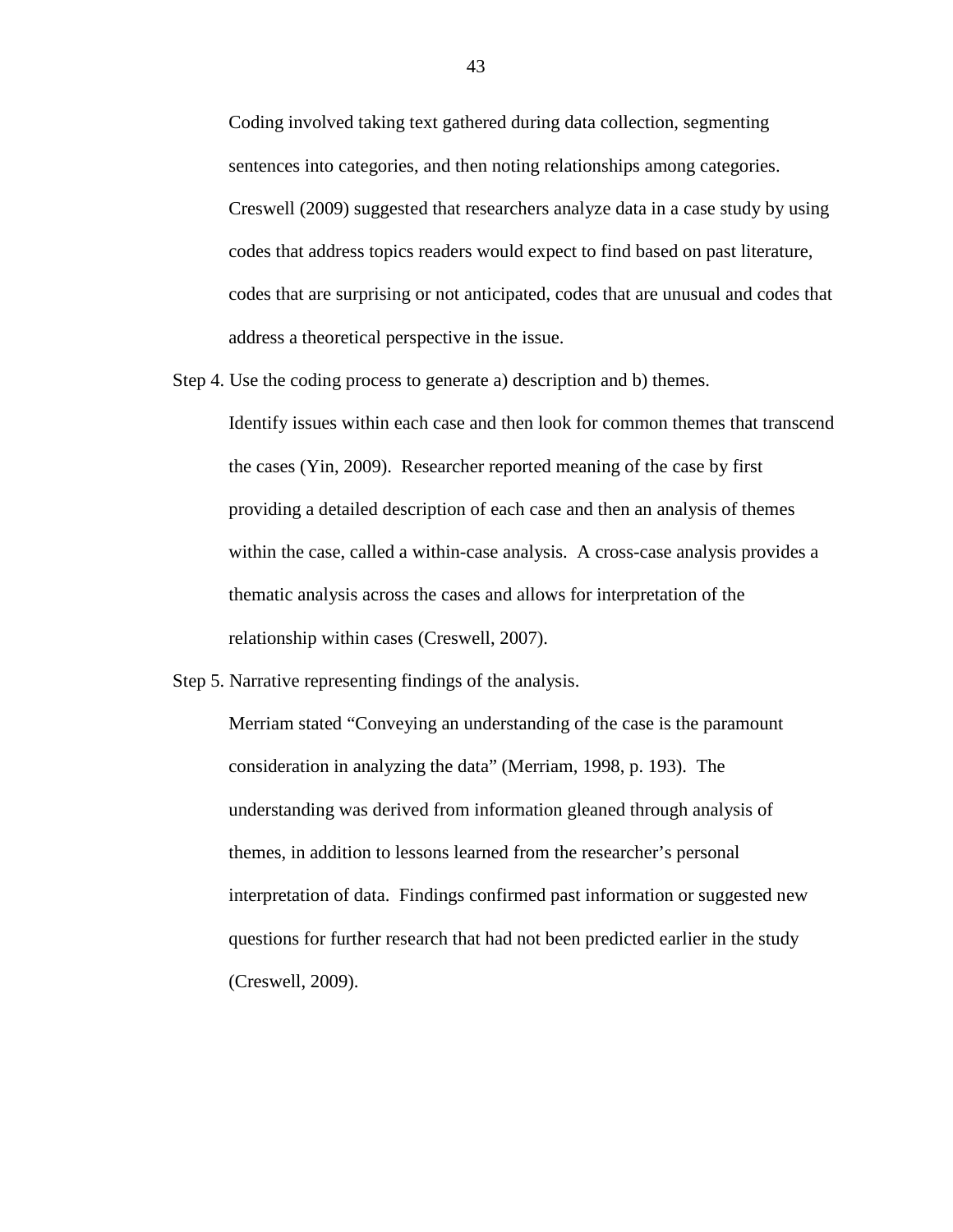Coding involved taking text gathered during data collection, segmenting sentences into categories, and then noting relationships among categories. Creswell (2009) suggested that researchers analyze data in a case study by using codes that address topics readers would expect to find based on past literature, codes that are surprising or not anticipated, codes that are unusual and codes that address a theoretical perspective in the issue.

Step 4. Use the coding process to generate a) description and b) themes.

Identify issues within each case and then look for common themes that transcend the cases (Yin, 2009). Researcher reported meaning of the case by first providing a detailed description of each case and then an analysis of themes within the case, called a within-case analysis. A cross-case analysis provides a thematic analysis across the cases and allows for interpretation of the relationship within cases (Creswell, 2007).

Step 5. Narrative representing findings of the analysis.

Merriam stated "Conveying an understanding of the case is the paramount consideration in analyzing the data" (Merriam, 1998, p. 193). The understanding was derived from information gleaned through analysis of themes, in addition to lessons learned from the researcher's personal interpretation of data. Findings confirmed past information or suggested new questions for further research that had not been predicted earlier in the study (Creswell, 2009).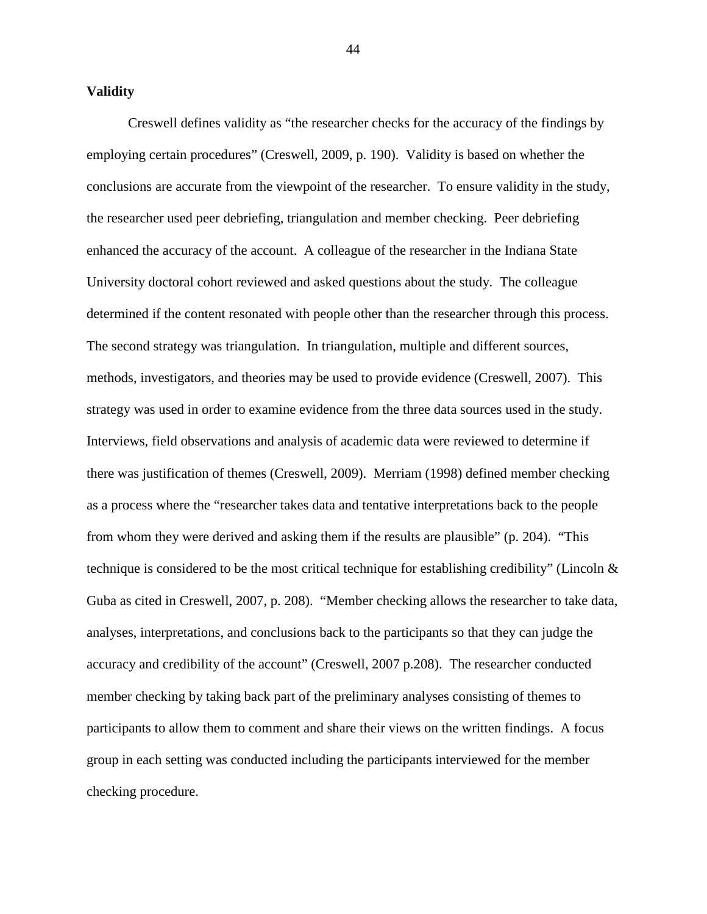**Validity**

Creswell defines validity as "the researcher checks for the accuracy of the findings by employing certain procedures" (Creswell, 2009, p. 190). Validity is based on whether the conclusions are accurate from the viewpoint of the researcher. To ensure validity in the study, the researcher used peer debriefing, triangulation and member checking. Peer debriefing enhanced the accuracy of the account. A colleague of the researcher in the Indiana State University doctoral cohort reviewed and asked questions about the study. The colleague determined if the content resonated with people other than the researcher through this process. The second strategy was triangulation. In triangulation, multiple and different sources, methods, investigators, and theories may be used to provide evidence (Creswell, 2007). This strategy was used in order to examine evidence from the three data sources used in the study. Interviews, field observations and analysis of academic data were reviewed to determine if there was justification of themes (Creswell, 2009). Merriam (1998) defined member checking as a process where the "researcher takes data and tentative interpretations back to the people from whom they were derived and asking them if the results are plausible" (p. 204). "This technique is considered to be the most critical technique for establishing credibility" (Lincoln & Guba as cited in Creswell, 2007, p. 208). "Member checking allows the researcher to take data, analyses, interpretations, and conclusions back to the participants so that they can judge the accuracy and credibility of the account" (Creswell, 2007 p.208). The researcher conducted member checking by taking back part of the preliminary analyses consisting of themes to participants to allow them to comment and share their views on the written findings. A focus group in each setting was conducted including the participants interviewed for the member checking procedure.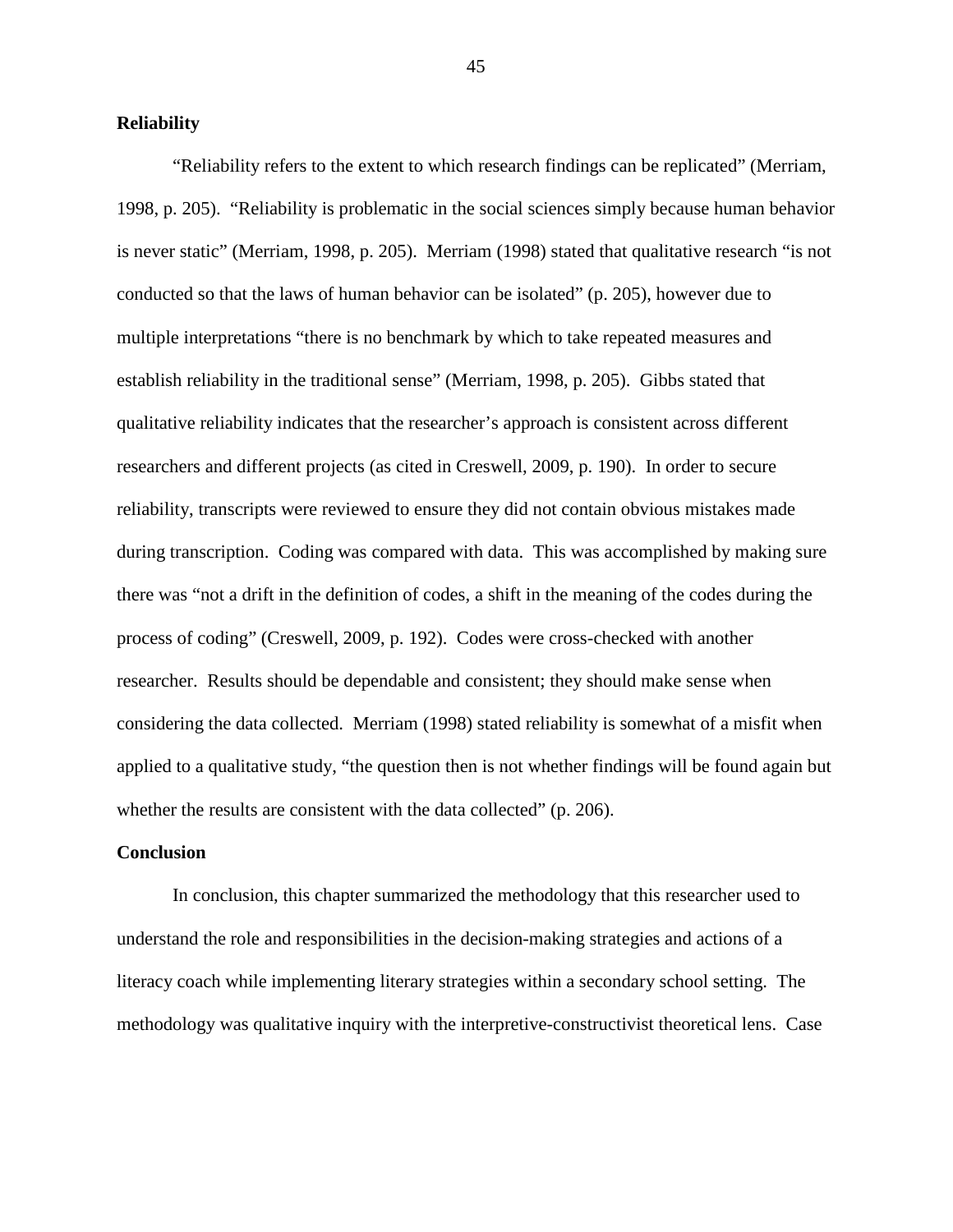**Reliability**

"Reliability refers to the extent to which research findings can be replicated" (Merriam, 1998, p. 205). "Reliability is problematic in the social sciences simply because human behavior is never static" (Merriam, 1998, p. 205). Merriam (1998) stated that qualitative research "is not conducted so that the laws of human behavior can be isolated" (p. 205), however due to multiple interpretations "there is no benchmark by which to take repeated measures and establish reliability in the traditional sense" (Merriam, 1998, p. 205). Gibbs stated that qualitative reliability indicates that the researcher's approach is consistent across different researchers and different projects (as cited in Creswell, 2009, p. 190). In order to secure reliability, transcripts were reviewed to ensure they did not contain obvious mistakes made during transcription. Coding was compared with data. This was accomplished by making sure there was "not a drift in the definition of codes, a shift in the meaning of the codes during the process of coding" (Creswell, 2009, p. 192). Codes were cross-checked with another researcher. Results should be dependable and consistent; they should make sense when considering the data collected. Merriam (1998) stated reliability is somewhat of a misfit when applied to a qualitative study, "the question then is not whether findings will be found again but whether the results are consistent with the data collected" (p. 206).

**Conclusion**

In conclusion, this chapter summarized the methodology that this researcher used to understand the role and responsibilities in the decision-making strategies and actions of a literacy coach while implementing literary strategies within a secondary school setting. The methodology was qualitative inquiry with the interpretive-constructivist theoretical lens. Case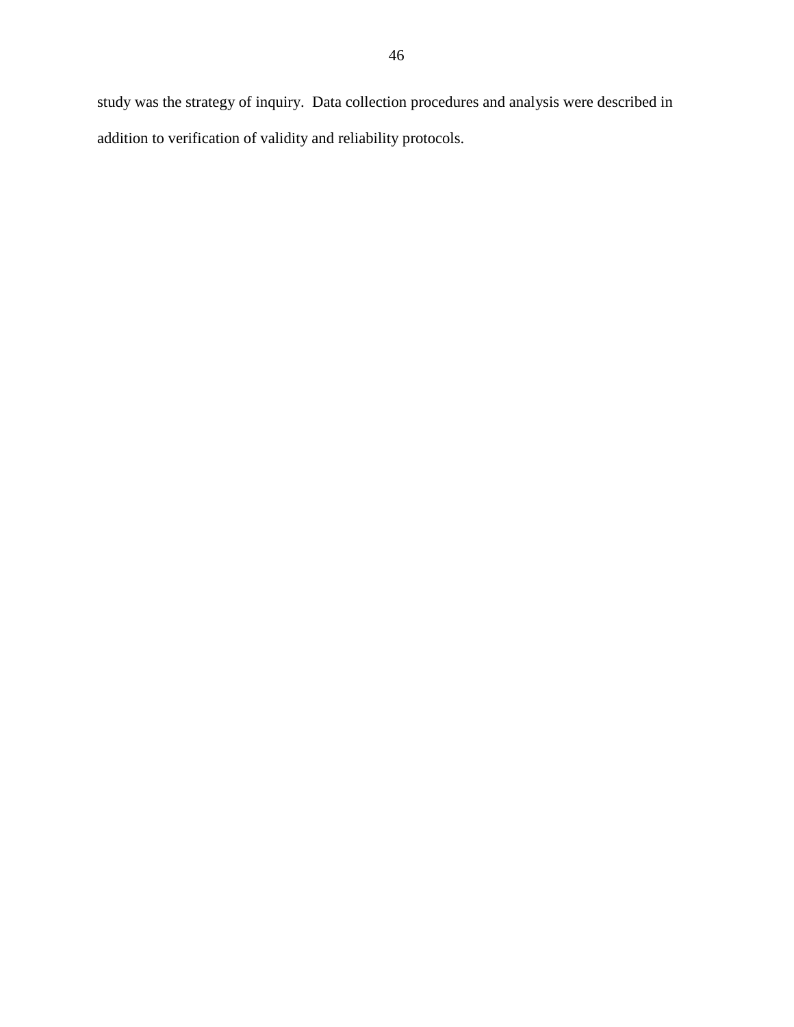study was the strategy of inquiry. Data collection procedures and analysis were described in addition to verification of validity and reliability protocols.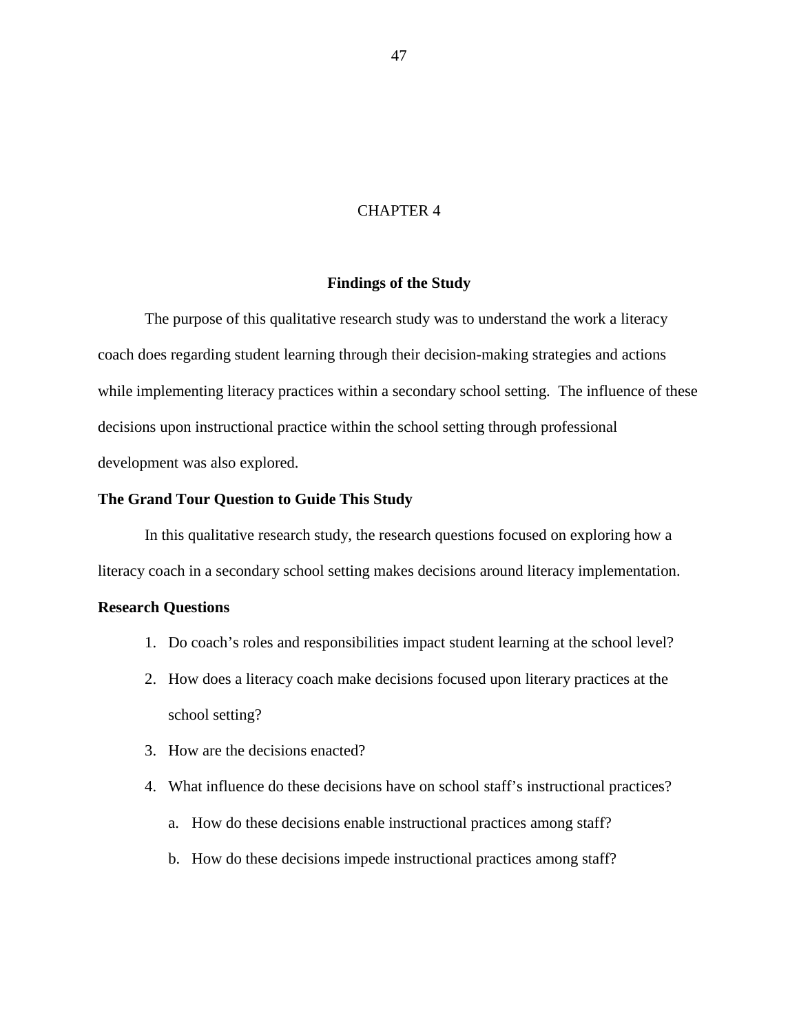# CHAPTER 4

## Findings of the Study

The purpose of this qualitative research study was to understand the work a literacy coach does regarding student learning through their decision-making strategies and actions while implementing literacy practices within a secondary school setting. The influence of these decisions upon instructional practice within the school setting through professional development was also explored.

### The Grand Tour Question to Guide This Study

In this qualitative research study, the research questions focused on exploring how a literacy coach in a secondary school setting makes decisions around literacy implementation.

### Research Questions

1. Do coach's roles and responsibilities impact student learning at the school level?
2. How does a literacy coach make decisions focused upon literary practices at the school setting?
3. How are the decisions enacted?
4. What influence do these decisions have on school staff's instructional practices?
   a. How do these decisions enable instructional practices among staff?
   b. How do these decisions impede instructional practices among staff?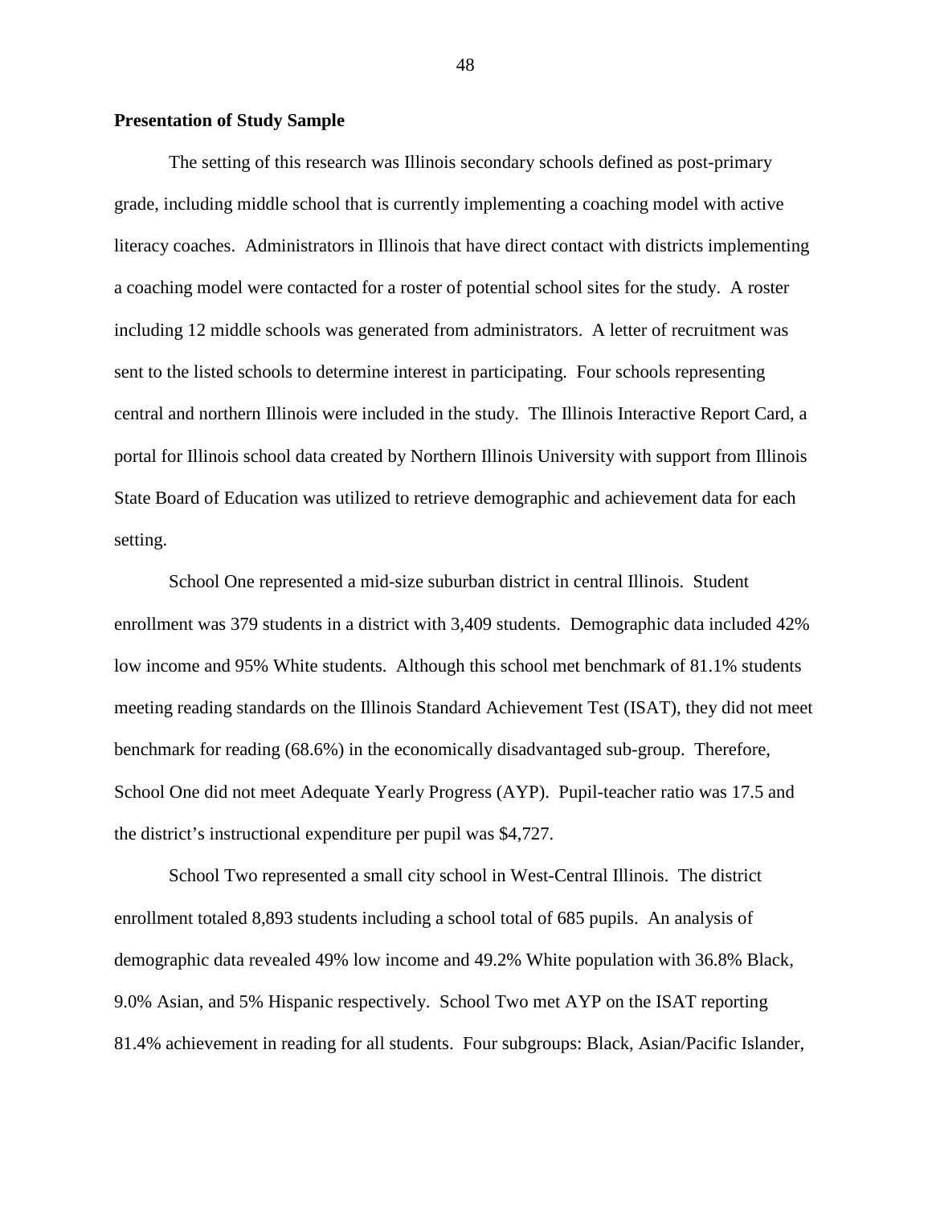**Presentation of Study Sample**

The setting of this research was Illinois secondary schools defined as post-primary grade, including middle school that is currently implementing a coaching model with active literacy coaches. Administrators in Illinois that have direct contact with districts implementing a coaching model were contacted for a roster of potential school sites for the study. A roster including 12 middle schools was generated from administrators. A letter of recruitment was sent to the listed schools to determine interest in participating. Four schools representing central and northern Illinois were included in the study. The Illinois Interactive Report Card, a portal for Illinois school data created by Northern Illinois University with support from Illinois State Board of Education was utilized to retrieve demographic and achievement data for each setting.

School One represented a mid-size suburban district in central Illinois. Student enrollment was 379 students in a district with 3,409 students. Demographic data included 42% low income and 95% White students. Although this school met benchmark of 81.1% students meeting reading standards on the Illinois Standard Achievement Test (ISAT), they did not meet benchmark for reading (68.6%) in the economically disadvantaged sub-group. Therefore, School One did not meet Adequate Yearly Progress (AYP). Pupil-teacher ratio was 17.5 and the district's instructional expenditure per pupil was $4,727.

School Two represented a small city school in West-Central Illinois. The district enrollment totaled 8,893 students including a school total of 685 pupils. An analysis of demographic data revealed 49% low income and 49.2% White population with 36.8% Black, 9.0% Asian, and 5% Hispanic respectively. School Two met AYP on the ISAT reporting 81.4% achievement in reading for all students. Four subgroups: Black, Asian/Pacific Islander,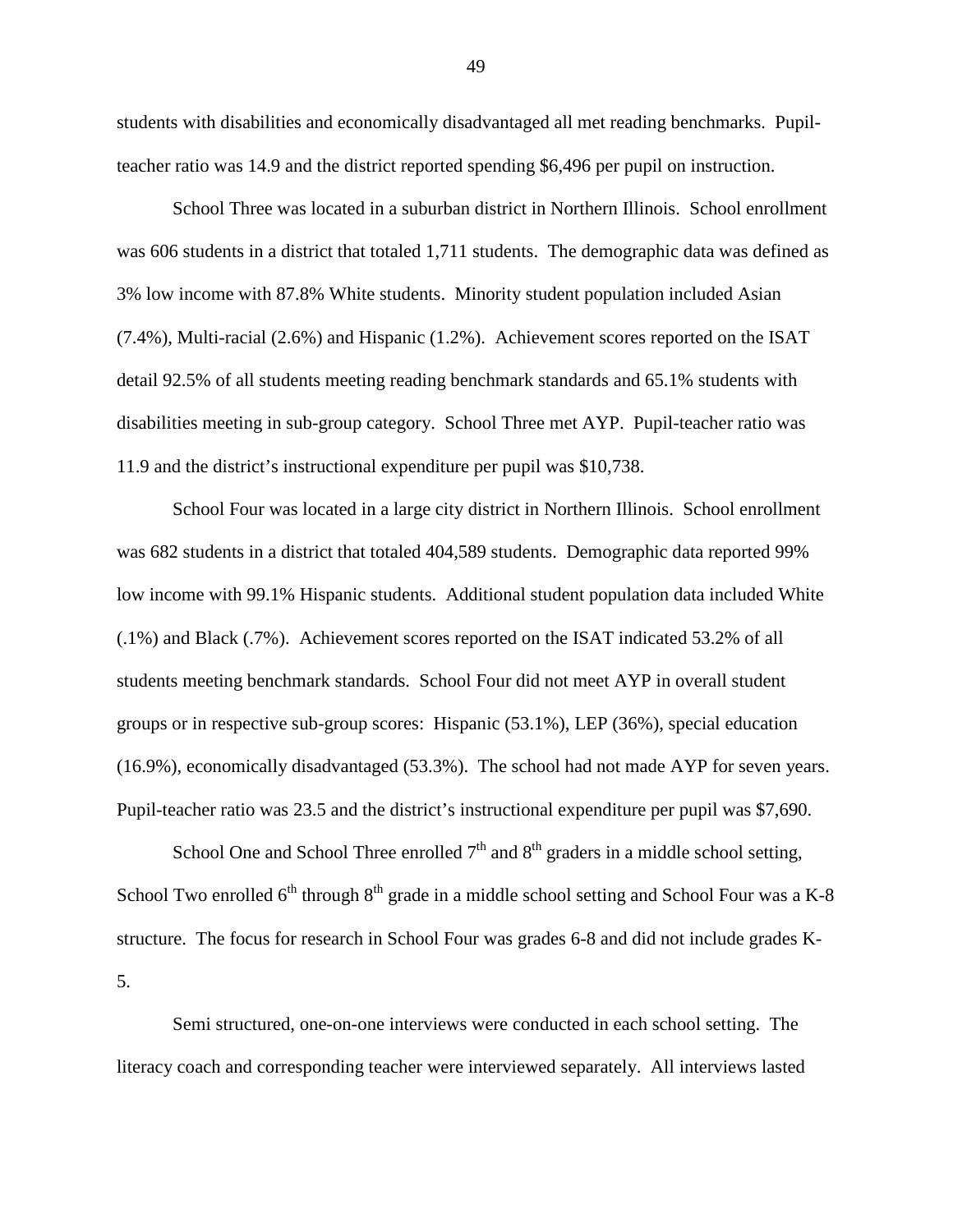students with disabilities and economically disadvantaged all met reading benchmarks. Pupil-teacher ratio was 14.9 and the district reported spending $6,496 per pupil on instruction.

School Three was located in a suburban district in Northern Illinois. School enrollment was 606 students in a district that totaled 1,711 students. The demographic data was defined as 3% low income with 87.8% White students. Minority student population included Asian (7.4%), Multi-racial (2.6%) and Hispanic (1.2%). Achievement scores reported on the ISAT detail 92.5% of all students meeting reading benchmark standards and 65.1% students with disabilities meeting in sub-group category. School Three met AYP. Pupil-teacher ratio was 11.9 and the district's instructional expenditure per pupil was $10,738.

School Four was located in a large city district in Northern Illinois. School enrollment was 682 students in a district that totaled 404,589 students. Demographic data reported 99% low income with 99.1% Hispanic students. Additional student population data included White (.1%) and Black (.7%). Achievement scores reported on the ISAT indicated 53.2% of all students meeting benchmark standards. School Four did not meet AYP in overall student groups or in respective sub-group scores: Hispanic (53.1%), LEP (36%), special education (16.9%), economically disadvantaged (53.3%). The school had not made AYP for seven years. Pupil-teacher ratio was 23.5 and the district's instructional expenditure per pupil was $7,690.

School One and School Three enrolled 7th and 8th graders in a middle school setting, School Two enrolled 6th through 8th grade in a middle school setting and School Four was a K-8 structure. The focus for research in School Four was grades 6-8 and did not include grades K-5.

Semi structured, one-on-one interviews were conducted in each school setting. The literacy coach and corresponding teacher were interviewed separately. All interviews lasted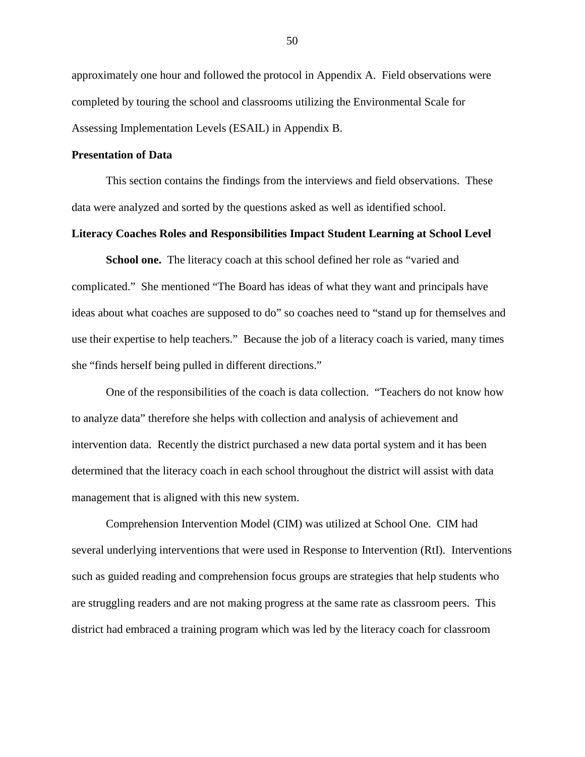approximately one hour and followed the protocol in Appendix A. Field observations were completed by touring the school and classrooms utilizing the Environmental Scale for Assessing Implementation Levels (ESAIL) in Appendix B.

**Presentation of Data**

This section contains the findings from the interviews and field observations. These data were analyzed and sorted by the questions asked as well as identified school.

**Literacy Coaches Roles and Responsibilities Impact Student Learning at School Level**

**School one.** The literacy coach at this school defined her role as "varied and complicated." She mentioned "The Board has ideas of what they want and principals have ideas about what coaches are supposed to do" so coaches need to "stand up for themselves and use their expertise to help teachers." Because the job of a literacy coach is varied, many times she "finds herself being pulled in different directions."

One of the responsibilities of the coach is data collection. "Teachers do not know how to analyze data" therefore she helps with collection and analysis of achievement and intervention data. Recently the district purchased a new data portal system and it has been determined that the literacy coach in each school throughout the district will assist with data management that is aligned with this new system.

Comprehension Intervention Model (CIM) was utilized at School One. CIM had several underlying interventions that were used in Response to Intervention (RtI). Interventions such as guided reading and comprehension focus groups are strategies that help students who are struggling readers and are not making progress at the same rate as classroom peers. This district had embraced a training program which was led by the literacy coach for classroom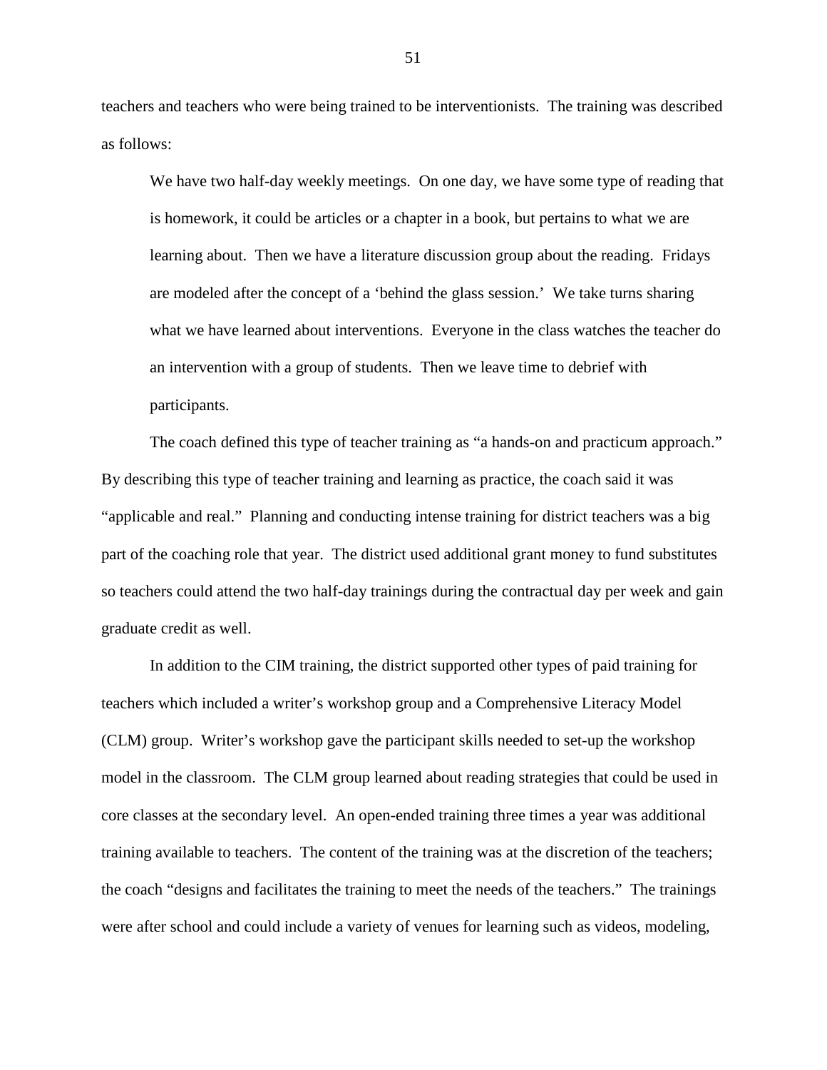teachers and teachers who were being trained to be interventionists. The training was described as follows:

> We have two half-day weekly meetings. On one day, we have some type of reading that is homework, it could be articles or a chapter in a book, but pertains to what we are learning about. Then we have a literature discussion group about the reading. Fridays are modeled after the concept of a 'behind the glass session.' We take turns sharing what we have learned about interventions. Everyone in the class watches the teacher do an intervention with a group of students. Then we leave time to debrief with participants.

The coach defined this type of teacher training as "a hands-on and practicum approach." By describing this type of teacher training and learning as practice, the coach said it was "applicable and real." Planning and conducting intense training for district teachers was a big part of the coaching role that year. The district used additional grant money to fund substitutes so teachers could attend the two half-day trainings during the contractual day per week and gain graduate credit as well.

In addition to the CIM training, the district supported other types of paid training for teachers which included a writer's workshop group and a Comprehensive Literacy Model (CLM) group. Writer's workshop gave the participant skills needed to set-up the workshop model in the classroom. The CLM group learned about reading strategies that could be used in core classes at the secondary level. An open-ended training three times a year was additional training available to teachers. The content of the training was at the discretion of the teachers; the coach "designs and facilitates the training to meet the needs of the teachers." The trainings were after school and could include a variety of venues for learning such as videos, modeling,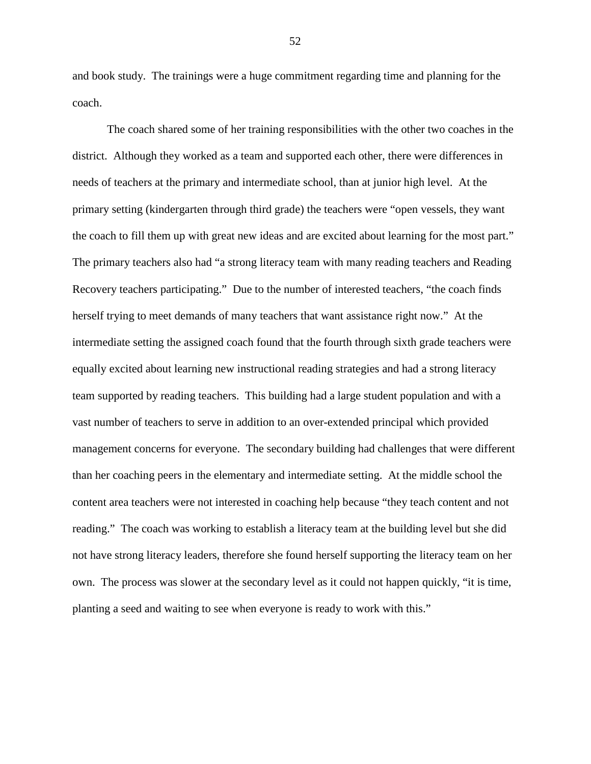and book study. The trainings were a huge commitment regarding time and planning for the coach.

The coach shared some of her training responsibilities with the other two coaches in the district. Although they worked as a team and supported each other, there were differences in needs of teachers at the primary and intermediate school, than at junior high level. At the primary setting (kindergarten through third grade) the teachers were "open vessels, they want the coach to fill them up with great new ideas and are excited about learning for the most part." The primary teachers also had "a strong literacy team with many reading teachers and Reading Recovery teachers participating." Due to the number of interested teachers, "the coach finds herself trying to meet demands of many teachers that want assistance right now." At the intermediate setting the assigned coach found that the fourth through sixth grade teachers were equally excited about learning new instructional reading strategies and had a strong literacy team supported by reading teachers. This building had a large student population and with a vast number of teachers to serve in addition to an over-extended principal which provided management concerns for everyone. The secondary building had challenges that were different than her coaching peers in the elementary and intermediate setting. At the middle school the content area teachers were not interested in coaching help because "they teach content and not reading." The coach was working to establish a literacy team at the building level but she did not have strong literacy leaders, therefore she found herself supporting the literacy team on her own. The process was slower at the secondary level as it could not happen quickly, "it is time, planting a seed and waiting to see when everyone is ready to work with this."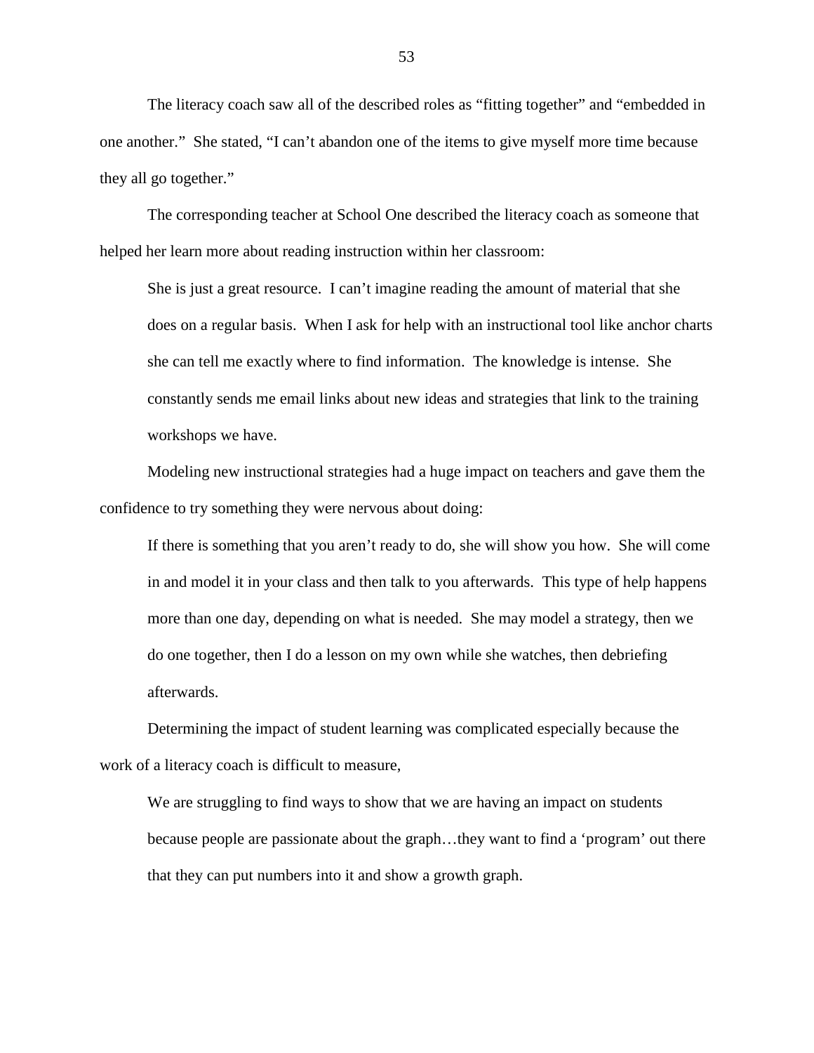The literacy coach saw all of the described roles as "fitting together" and "embedded in one another." She stated, "I can't abandon one of the items to give myself more time because they all go together."

The corresponding teacher at School One described the literacy coach as someone that helped her learn more about reading instruction within her classroom:

> She is just a great resource. I can't imagine reading the amount of material that she does on a regular basis. When I ask for help with an instructional tool like anchor charts she can tell me exactly where to find information. The knowledge is intense. She constantly sends me email links about new ideas and strategies that link to the training workshops we have.

Modeling new instructional strategies had a huge impact on teachers and gave them the confidence to try something they were nervous about doing:

> If there is something that you aren't ready to do, she will show you how. She will come in and model it in your class and then talk to you afterwards. This type of help happens more than one day, depending on what is needed. She may model a strategy, then we do one together, then I do a lesson on my own while she watches, then debriefing afterwards.

Determining the impact of student learning was complicated especially because the work of a literacy coach is difficult to measure,

> We are struggling to find ways to show that we are having an impact on students because people are passionate about the graph…they want to find a 'program' out there that they can put numbers into it and show a growth graph.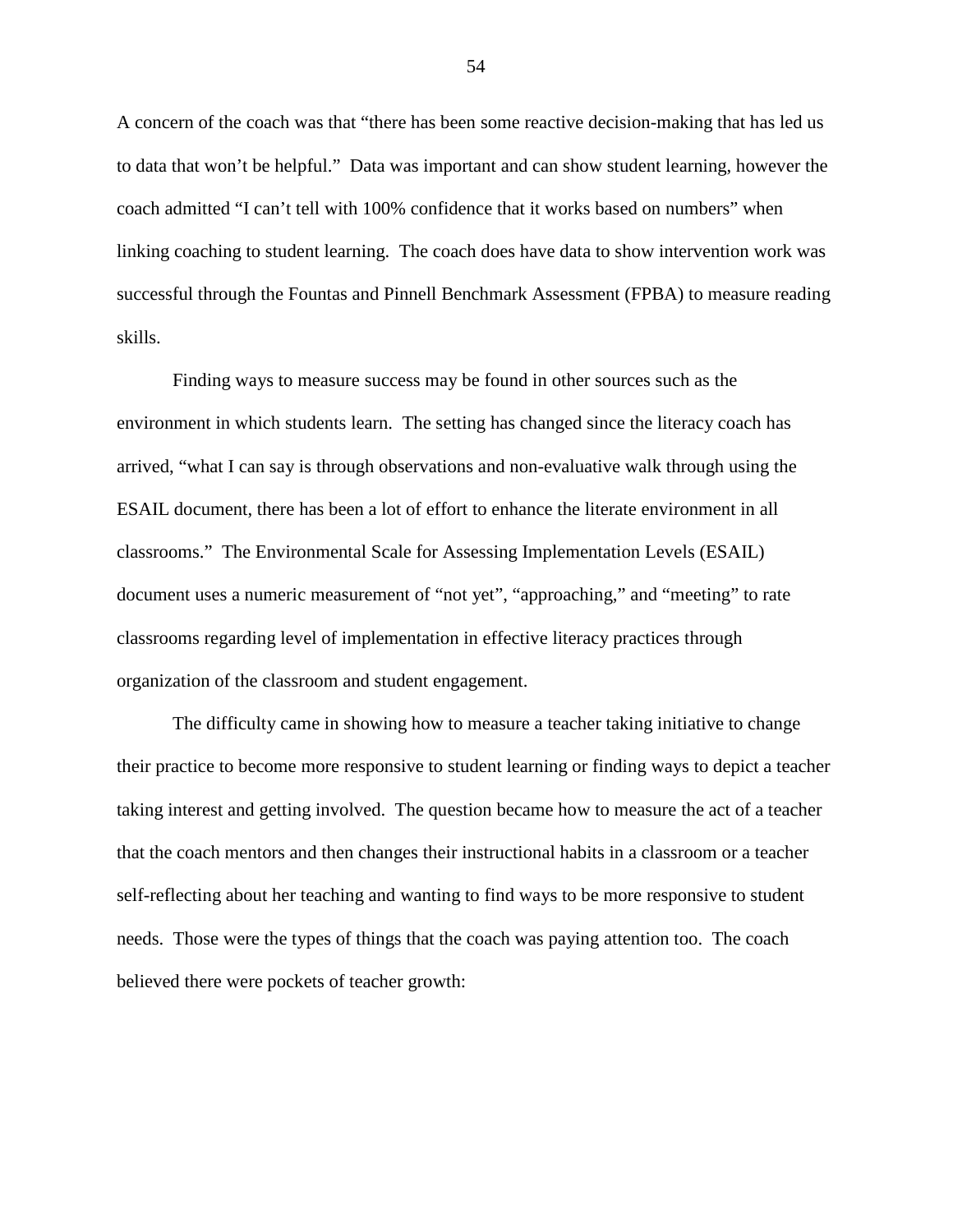A concern of the coach was that "there has been some reactive decision-making that has led us to data that won't be helpful." Data was important and can show student learning, however the coach admitted "I can't tell with 100% confidence that it works based on numbers" when linking coaching to student learning. The coach does have data to show intervention work was successful through the Fountas and Pinnell Benchmark Assessment (FPBA) to measure reading skills.

Finding ways to measure success may be found in other sources such as the environment in which students learn. The setting has changed since the literacy coach has arrived, "what I can say is through observations and non-evaluative walk through using the ESAIL document, there has been a lot of effort to enhance the literate environment in all classrooms." The Environmental Scale for Assessing Implementation Levels (ESAIL) document uses a numeric measurement of "not yet", "approaching," and "meeting" to rate classrooms regarding level of implementation in effective literacy practices through organization of the classroom and student engagement.

The difficulty came in showing how to measure a teacher taking initiative to change their practice to become more responsive to student learning or finding ways to depict a teacher taking interest and getting involved. The question became how to measure the act of a teacher that the coach mentors and then changes their instructional habits in a classroom or a teacher self-reflecting about her teaching and wanting to find ways to be more responsive to student needs. Those were the types of things that the coach was paying attention too. The coach believed there were pockets of teacher growth: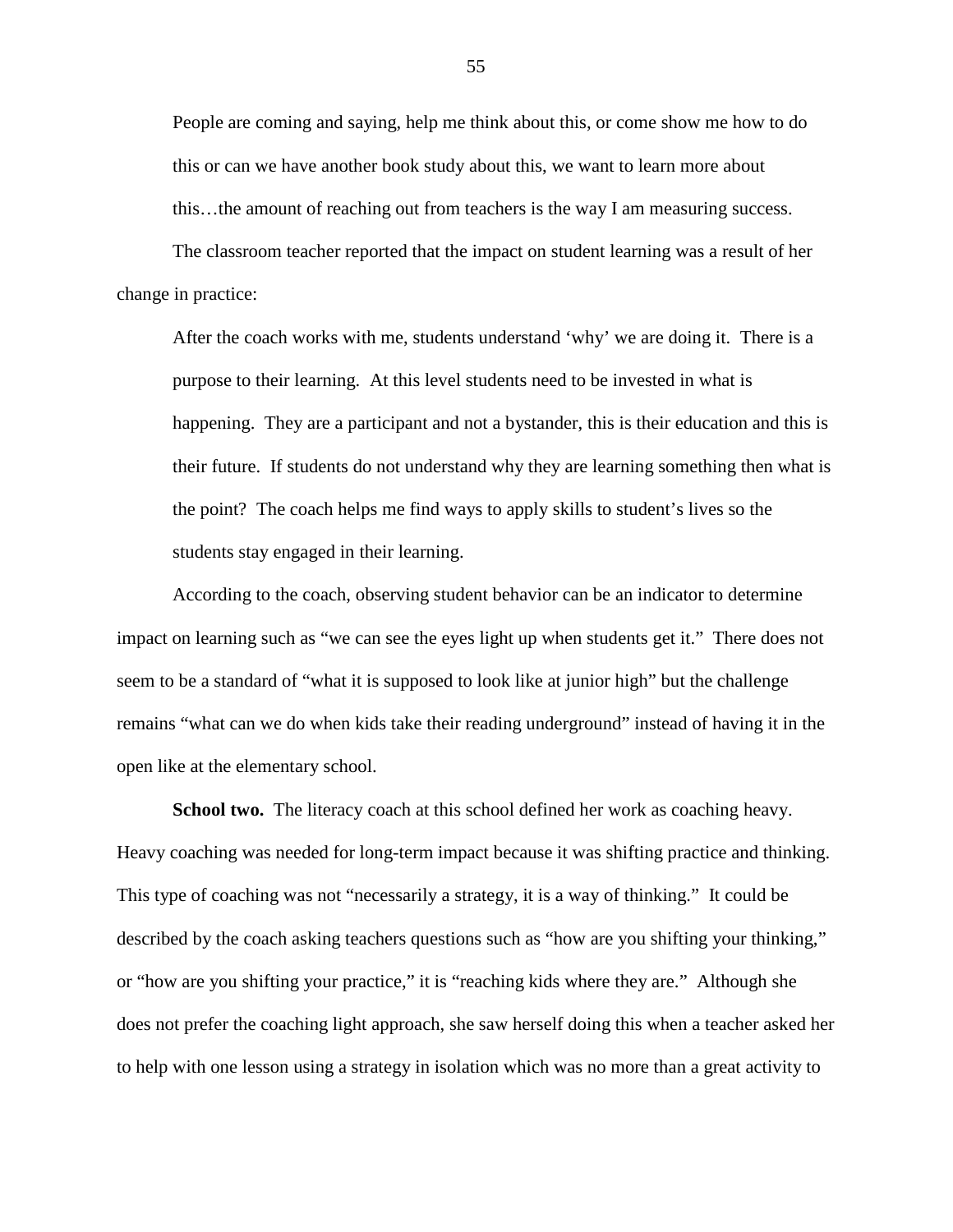> People are coming and saying, help me think about this, or come show me how to do this or can we have another book study about this, we want to learn more about this…the amount of reaching out from teachers is the way I am measuring success.

The classroom teacher reported that the impact on student learning was a result of her change in practice:

> After the coach works with me, students understand 'why' we are doing it. There is a purpose to their learning. At this level students need to be invested in what is happening. They are a participant and not a bystander, this is their education and this is their future. If students do not understand why they are learning something then what is the point? The coach helps me find ways to apply skills to student's lives so the students stay engaged in their learning.

According to the coach, observing student behavior can be an indicator to determine impact on learning such as "we can see the eyes light up when students get it." There does not seem to be a standard of "what it is supposed to look like at junior high" but the challenge remains "what can we do when kids take their reading underground" instead of having it in the open like at the elementary school.

**School two.** The literacy coach at this school defined her work as coaching heavy. Heavy coaching was needed for long-term impact because it was shifting practice and thinking. This type of coaching was not "necessarily a strategy, it is a way of thinking." It could be described by the coach asking teachers questions such as "how are you shifting your thinking," or "how are you shifting your practice," it is "reaching kids where they are." Although she does not prefer the coaching light approach, she saw herself doing this when a teacher asked her to help with one lesson using a strategy in isolation which was no more than a great activity to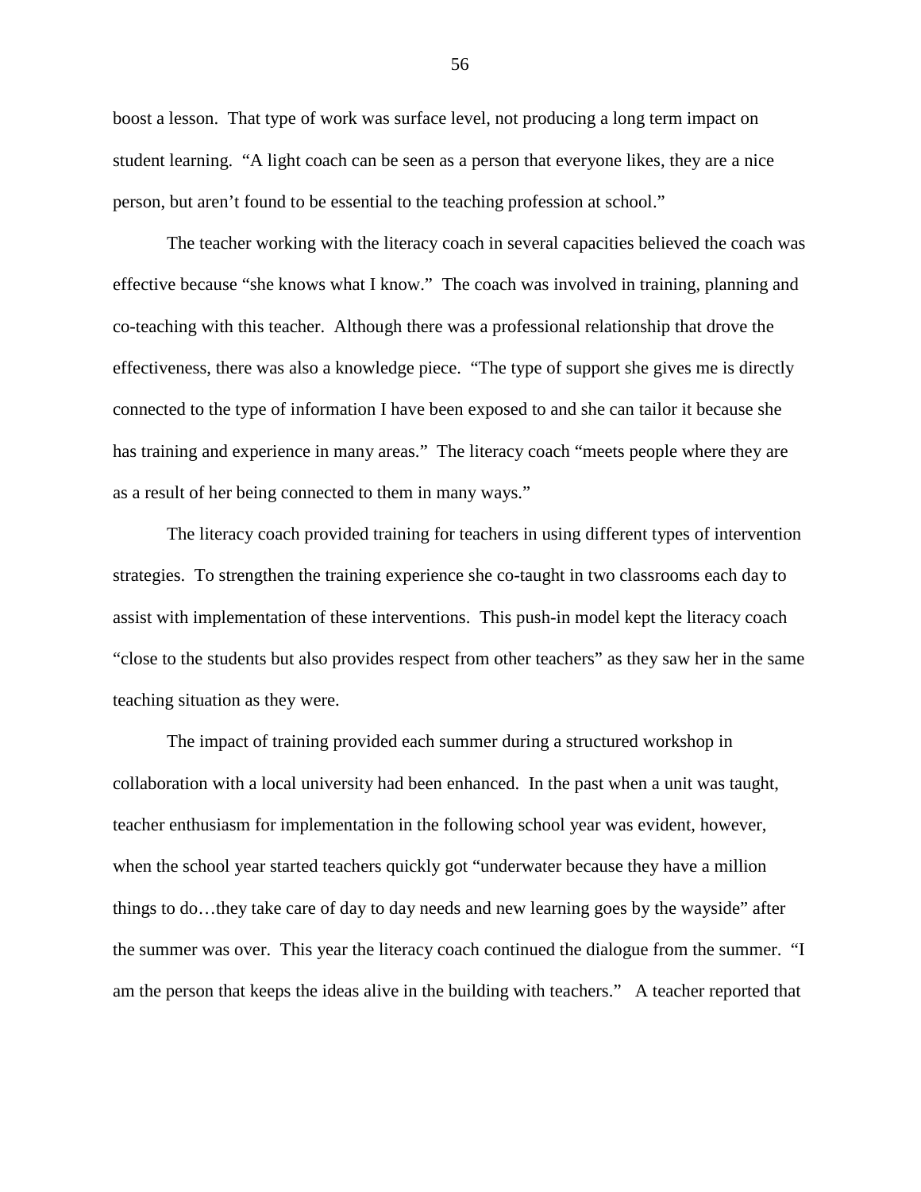boost a lesson. That type of work was surface level, not producing a long term impact on student learning. "A light coach can be seen as a person that everyone likes, they are a nice person, but aren't found to be essential to the teaching profession at school."

The teacher working with the literacy coach in several capacities believed the coach was effective because "she knows what I know." The coach was involved in training, planning and co-teaching with this teacher. Although there was a professional relationship that drove the effectiveness, there was also a knowledge piece. "The type of support she gives me is directly connected to the type of information I have been exposed to and she can tailor it because she has training and experience in many areas." The literacy coach "meets people where they are as a result of her being connected to them in many ways."

The literacy coach provided training for teachers in using different types of intervention strategies. To strengthen the training experience she co-taught in two classrooms each day to assist with implementation of these interventions. This push-in model kept the literacy coach "close to the students but also provides respect from other teachers" as they saw her in the same teaching situation as they were.

The impact of training provided each summer during a structured workshop in collaboration with a local university had been enhanced. In the past when a unit was taught, teacher enthusiasm for implementation in the following school year was evident, however, when the school year started teachers quickly got "underwater because they have a million things to do…they take care of day to day needs and new learning goes by the wayside" after the summer was over. This year the literacy coach continued the dialogue from the summer. "I am the person that keeps the ideas alive in the building with teachers." A teacher reported that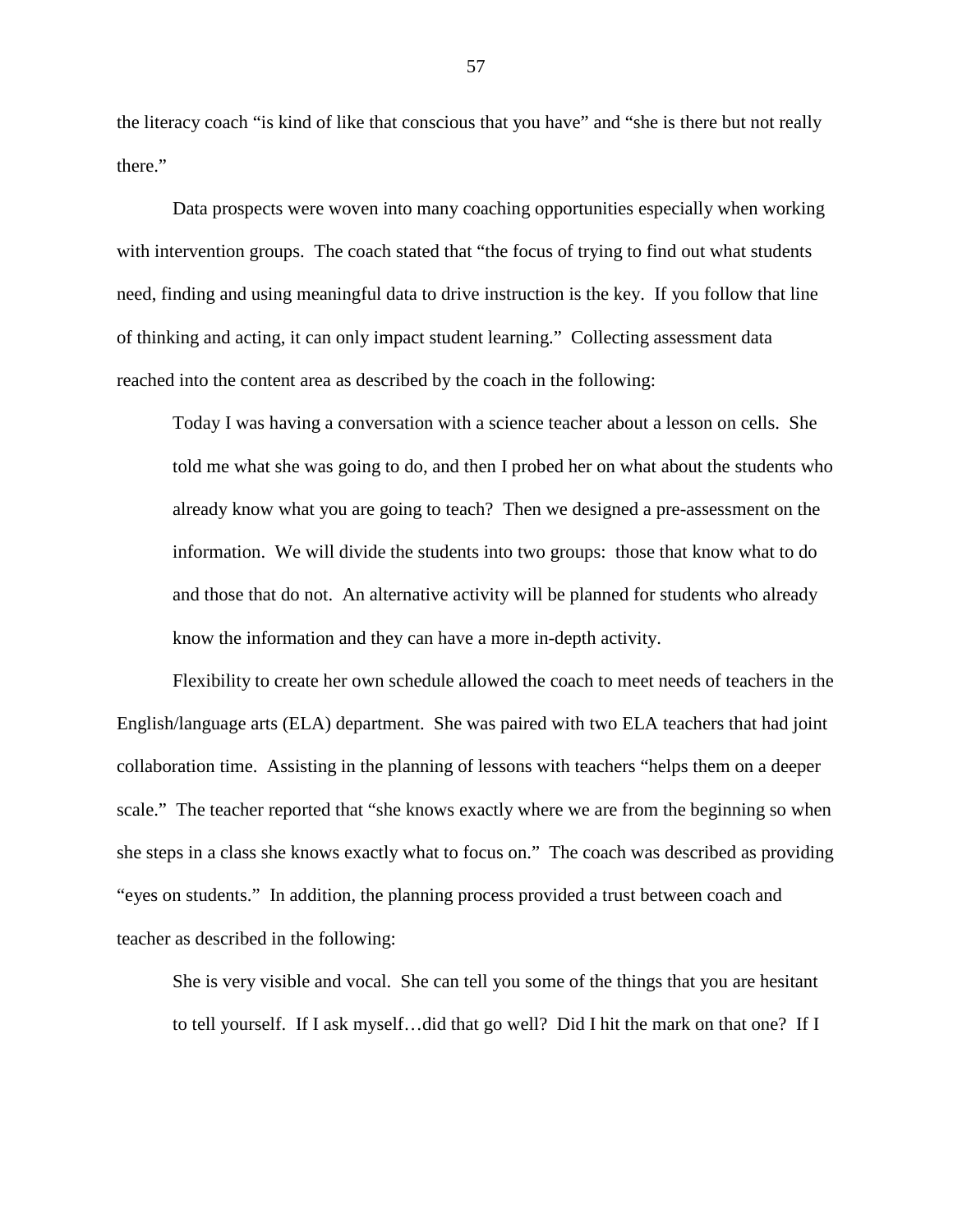the literacy coach "is kind of like that conscious that you have" and "she is there but not really there."

Data prospects were woven into many coaching opportunities especially when working with intervention groups. The coach stated that "the focus of trying to find out what students need, finding and using meaningful data to drive instruction is the key. If you follow that line of thinking and acting, it can only impact student learning." Collecting assessment data reached into the content area as described by the coach in the following:

> Today I was having a conversation with a science teacher about a lesson on cells. She told me what she was going to do, and then I probed her on what about the students who already know what you are going to teach? Then we designed a pre-assessment on the information. We will divide the students into two groups: those that know what to do and those that do not. An alternative activity will be planned for students who already know the information and they can have a more in-depth activity.

Flexibility to create her own schedule allowed the coach to meet needs of teachers in the English/language arts (ELA) department. She was paired with two ELA teachers that had joint collaboration time. Assisting in the planning of lessons with teachers "helps them on a deeper scale." The teacher reported that "she knows exactly where we are from the beginning so when she steps in a class she knows exactly what to focus on." The coach was described as providing "eyes on students." In addition, the planning process provided a trust between coach and teacher as described in the following:

> She is very visible and vocal. She can tell you some of the things that you are hesitant to tell yourself. If I ask myself…did that go well? Did I hit the mark on that one? If I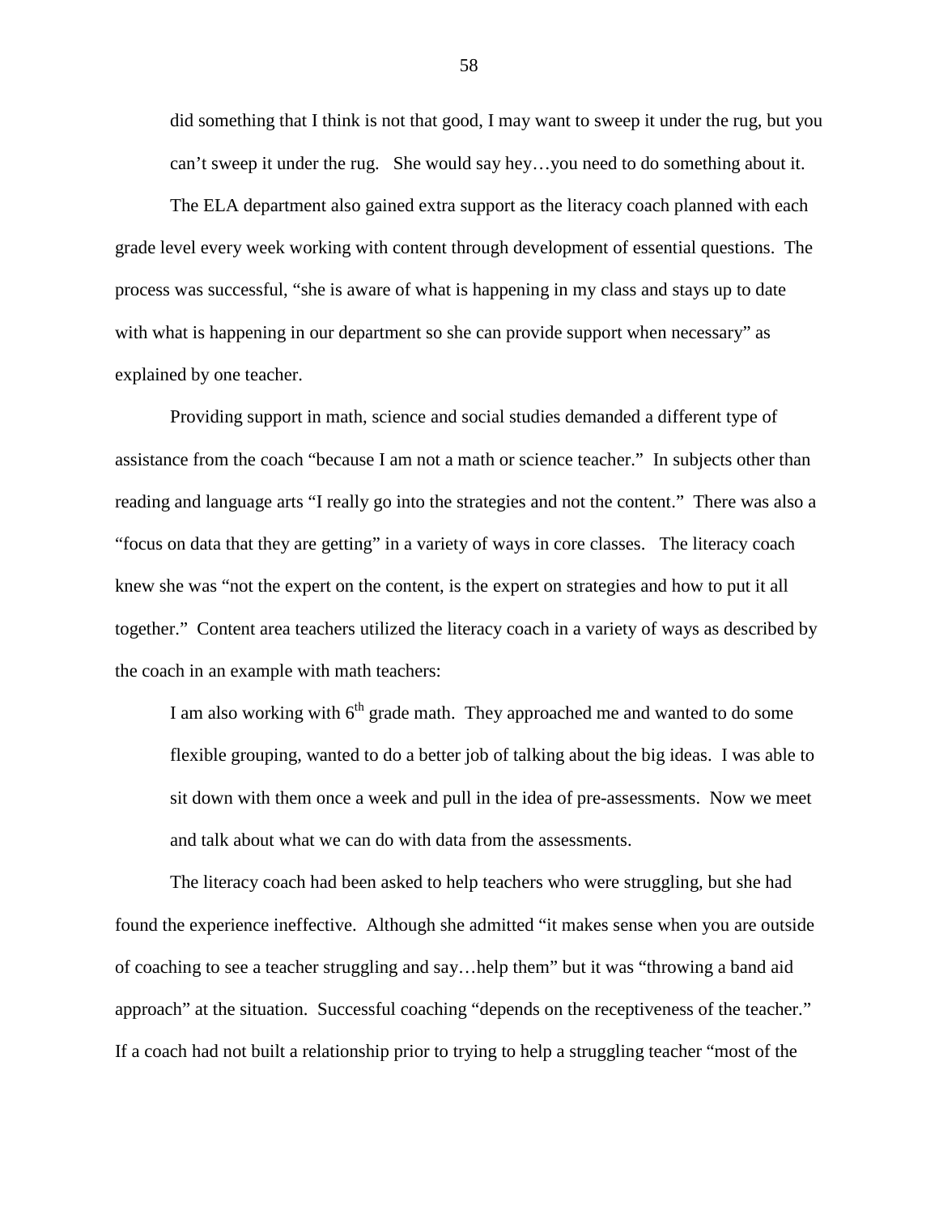> did something that I think is not that good, I may want to sweep it under the rug, but you can't sweep it under the rug. She would say hey…you need to do something about it.

The ELA department also gained extra support as the literacy coach planned with each grade level every week working with content through development of essential questions. The process was successful, "she is aware of what is happening in my class and stays up to date with what is happening in our department so she can provide support when necessary" as explained by one teacher.

Providing support in math, science and social studies demanded a different type of assistance from the coach "because I am not a math or science teacher." In subjects other than reading and language arts "I really go into the strategies and not the content." There was also a "focus on data that they are getting" in a variety of ways in core classes. The literacy coach knew she was "not the expert on the content, is the expert on strategies and how to put it all together." Content area teachers utilized the literacy coach in a variety of ways as described by the coach in an example with math teachers:

> I am also working with 6th grade math. They approached me and wanted to do some flexible grouping, wanted to do a better job of talking about the big ideas. I was able to sit down with them once a week and pull in the idea of pre-assessments. Now we meet and talk about what we can do with data from the assessments.

The literacy coach had been asked to help teachers who were struggling, but she had found the experience ineffective. Although she admitted "it makes sense when you are outside of coaching to see a teacher struggling and say…help them" but it was "throwing a band aid approach" at the situation. Successful coaching "depends on the receptiveness of the teacher." If a coach had not built a relationship prior to trying to help a struggling teacher "most of the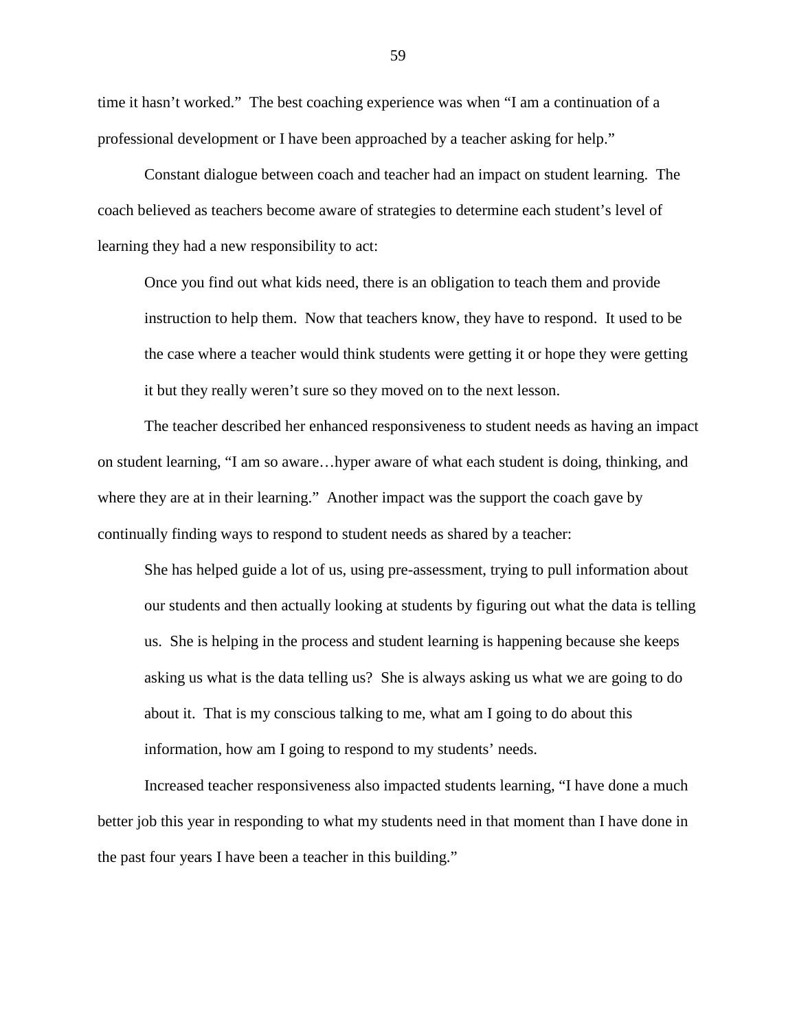time it hasn't worked." The best coaching experience was when "I am a continuation of a professional development or I have been approached by a teacher asking for help."

Constant dialogue between coach and teacher had an impact on student learning. The coach believed as teachers become aware of strategies to determine each student's level of learning they had a new responsibility to act:

> Once you find out what kids need, there is an obligation to teach them and provide instruction to help them. Now that teachers know, they have to respond. It used to be the case where a teacher would think students were getting it or hope they were getting it but they really weren't sure so they moved on to the next lesson.

The teacher described her enhanced responsiveness to student needs as having an impact on student learning, "I am so aware…hyper aware of what each student is doing, thinking, and where they are at in their learning." Another impact was the support the coach gave by continually finding ways to respond to student needs as shared by a teacher:

> She has helped guide a lot of us, using pre-assessment, trying to pull information about our students and then actually looking at students by figuring out what the data is telling us. She is helping in the process and student learning is happening because she keeps asking us what is the data telling us? She is always asking us what we are going to do about it. That is my conscious talking to me, what am I going to do about this information, how am I going to respond to my students' needs.

Increased teacher responsiveness also impacted students learning, "I have done a much better job this year in responding to what my students need in that moment than I have done in the past four years I have been a teacher in this building."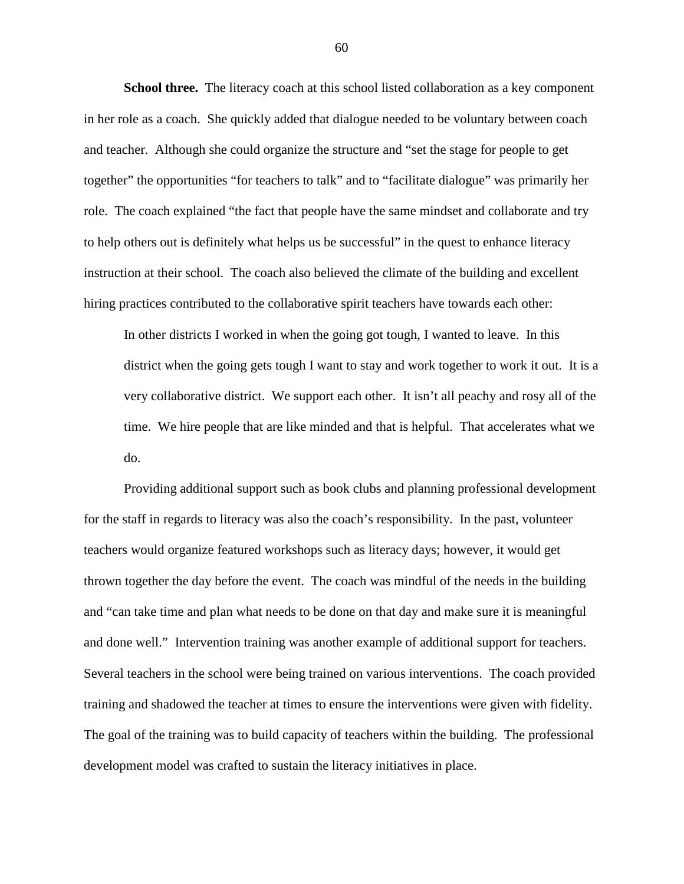**School three.** The literacy coach at this school listed collaboration as a key component in her role as a coach. She quickly added that dialogue needed to be voluntary between coach and teacher. Although she could organize the structure and "set the stage for people to get together" the opportunities "for teachers to talk" and to "facilitate dialogue" was primarily her role. The coach explained "the fact that people have the same mindset and collaborate and try to help others out is definitely what helps us be successful" in the quest to enhance literacy instruction at their school. The coach also believed the climate of the building and excellent hiring practices contributed to the collaborative spirit teachers have towards each other:

> In other districts I worked in when the going got tough, I wanted to leave. In this district when the going gets tough I want to stay and work together to work it out. It is a very collaborative district. We support each other. It isn't all peachy and rosy all of the time. We hire people that are like minded and that is helpful. That accelerates what we do.

Providing additional support such as book clubs and planning professional development for the staff in regards to literacy was also the coach's responsibility. In the past, volunteer teachers would organize featured workshops such as literacy days; however, it would get thrown together the day before the event. The coach was mindful of the needs in the building and "can take time and plan what needs to be done on that day and make sure it is meaningful and done well." Intervention training was another example of additional support for teachers. Several teachers in the school were being trained on various interventions. The coach provided training and shadowed the teacher at times to ensure the interventions were given with fidelity. The goal of the training was to build capacity of teachers within the building. The professional development model was crafted to sustain the literacy initiatives in place.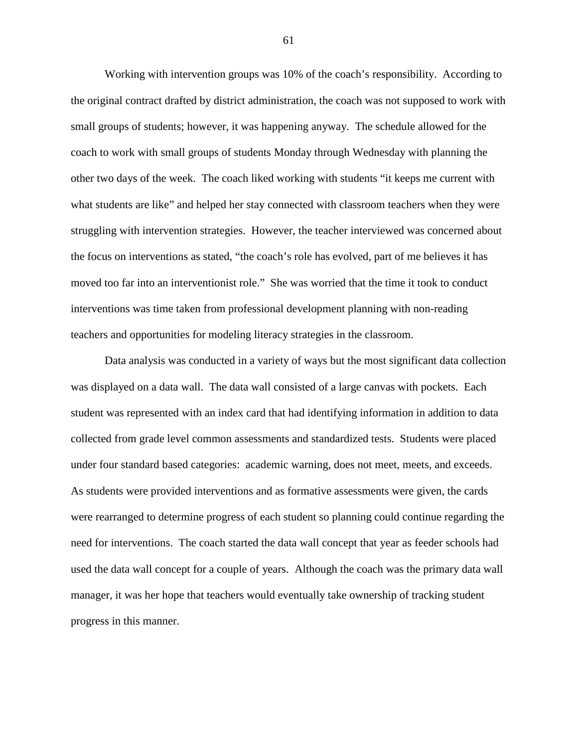Working with intervention groups was 10% of the coach's responsibility. According to the original contract drafted by district administration, the coach was not supposed to work with small groups of students; however, it was happening anyway. The schedule allowed for the coach to work with small groups of students Monday through Wednesday with planning the other two days of the week. The coach liked working with students "it keeps me current with what students are like" and helped her stay connected with classroom teachers when they were struggling with intervention strategies. However, the teacher interviewed was concerned about the focus on interventions as stated, "the coach's role has evolved, part of me believes it has moved too far into an interventionist role." She was worried that the time it took to conduct interventions was time taken from professional development planning with non-reading teachers and opportunities for modeling literacy strategies in the classroom.

Data analysis was conducted in a variety of ways but the most significant data collection was displayed on a data wall. The data wall consisted of a large canvas with pockets. Each student was represented with an index card that had identifying information in addition to data collected from grade level common assessments and standardized tests. Students were placed under four standard based categories: academic warning, does not meet, meets, and exceeds. As students were provided interventions and as formative assessments were given, the cards were rearranged to determine progress of each student so planning could continue regarding the need for interventions. The coach started the data wall concept that year as feeder schools had used the data wall concept for a couple of years. Although the coach was the primary data wall manager, it was her hope that teachers would eventually take ownership of tracking student progress in this manner.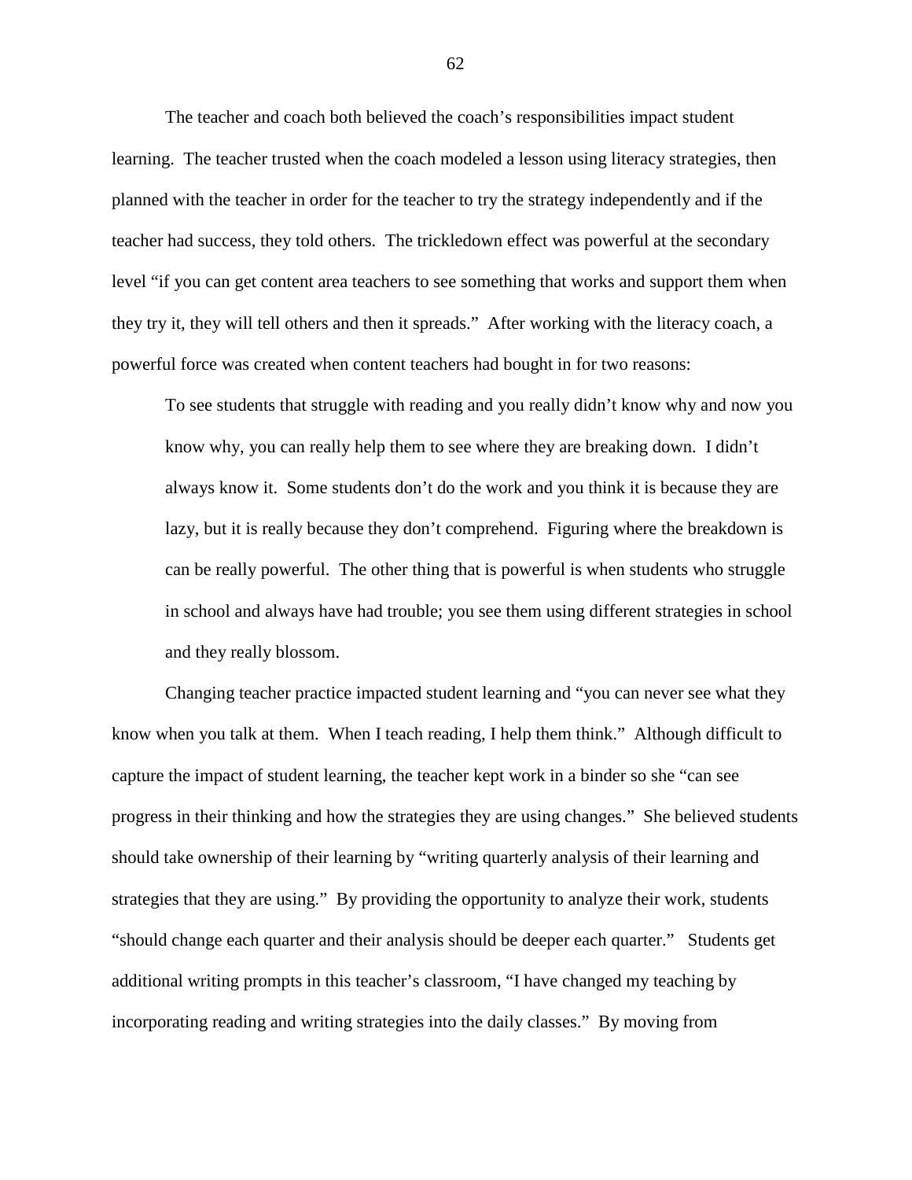The teacher and coach both believed the coach's responsibilities impact student learning. The teacher trusted when the coach modeled a lesson using literacy strategies, then planned with the teacher in order for the teacher to try the strategy independently and if the teacher had success, they told others. The trickledown effect was powerful at the secondary level "if you can get content area teachers to see something that works and support them when they try it, they will tell others and then it spreads." After working with the literacy coach, a powerful force was created when content teachers had bought in for two reasons:

> To see students that struggle with reading and you really didn't know why and now you know why, you can really help them to see where they are breaking down. I didn't always know it. Some students don't do the work and you think it is because they are lazy, but it is really because they don't comprehend. Figuring where the breakdown is can be really powerful. The other thing that is powerful is when students who struggle in school and always have had trouble; you see them using different strategies in school and they really blossom.

Changing teacher practice impacted student learning and "you can never see what they know when you talk at them. When I teach reading, I help them think." Although difficult to capture the impact of student learning, the teacher kept work in a binder so she "can see progress in their thinking and how the strategies they are using changes." She believed students should take ownership of their learning by "writing quarterly analysis of their learning and strategies that they are using." By providing the opportunity to analyze their work, students "should change each quarter and their analysis should be deeper each quarter." Students get additional writing prompts in this teacher's classroom, "I have changed my teaching by incorporating reading and writing strategies into the daily classes." By moving from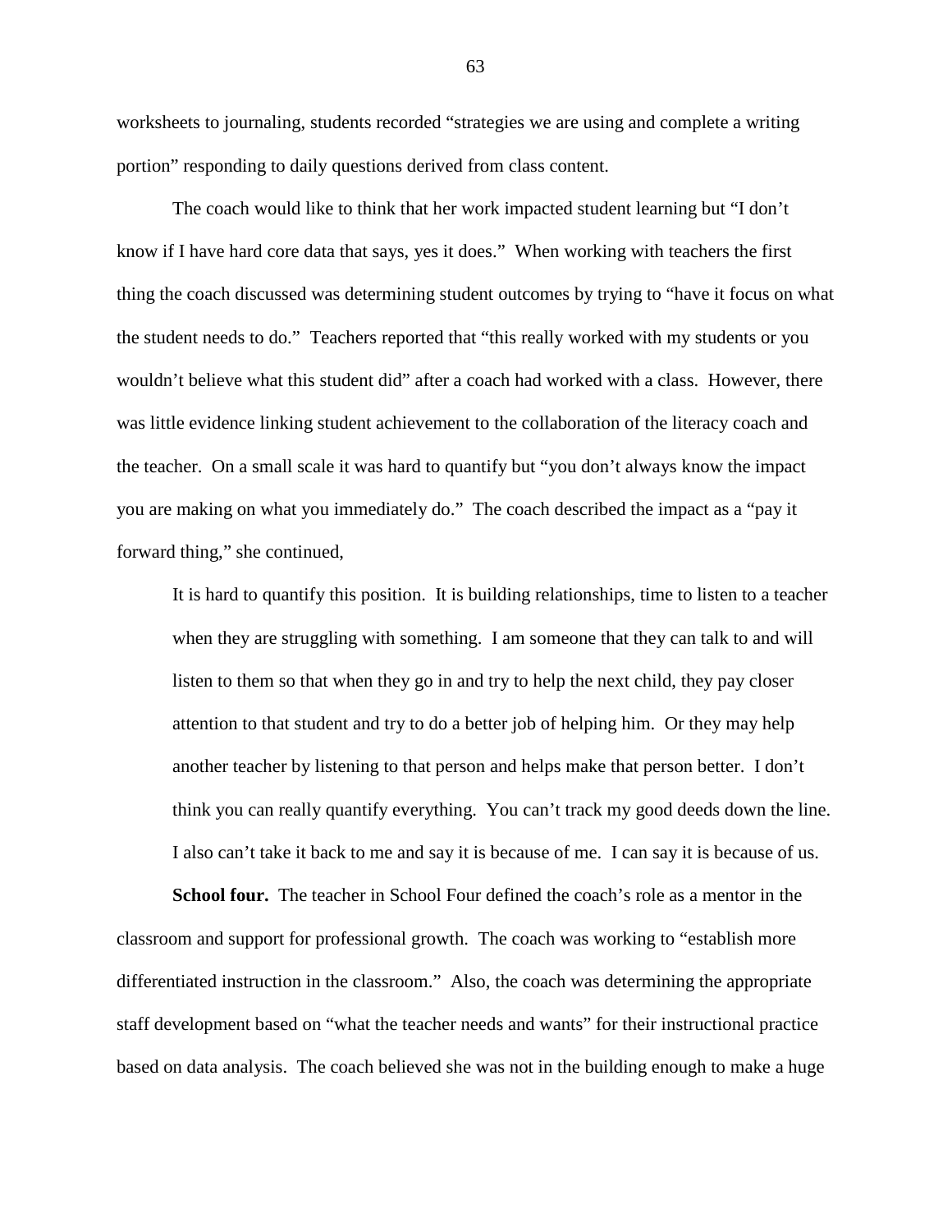worksheets to journaling, students recorded "strategies we are using and complete a writing portion" responding to daily questions derived from class content.

The coach would like to think that her work impacted student learning but "I don't know if I have hard core data that says, yes it does." When working with teachers the first thing the coach discussed was determining student outcomes by trying to "have it focus on what the student needs to do." Teachers reported that "this really worked with my students or you wouldn't believe what this student did" after a coach had worked with a class. However, there was little evidence linking student achievement to the collaboration of the literacy coach and the teacher. On a small scale it was hard to quantify but "you don't always know the impact you are making on what you immediately do." The coach described the impact as a "pay it forward thing," she continued,

> It is hard to quantify this position. It is building relationships, time to listen to a teacher when they are struggling with something. I am someone that they can talk to and will listen to them so that when they go in and try to help the next child, they pay closer attention to that student and try to do a better job of helping him. Or they may help another teacher by listening to that person and helps make that person better. I don't think you can really quantify everything. You can't track my good deeds down the line. I also can't take it back to me and say it is because of me. I can say it is because of us.

**School four.** The teacher in School Four defined the coach's role as a mentor in the classroom and support for professional growth. The coach was working to "establish more differentiated instruction in the classroom." Also, the coach was determining the appropriate staff development based on "what the teacher needs and wants" for their instructional practice based on data analysis. The coach believed she was not in the building enough to make a huge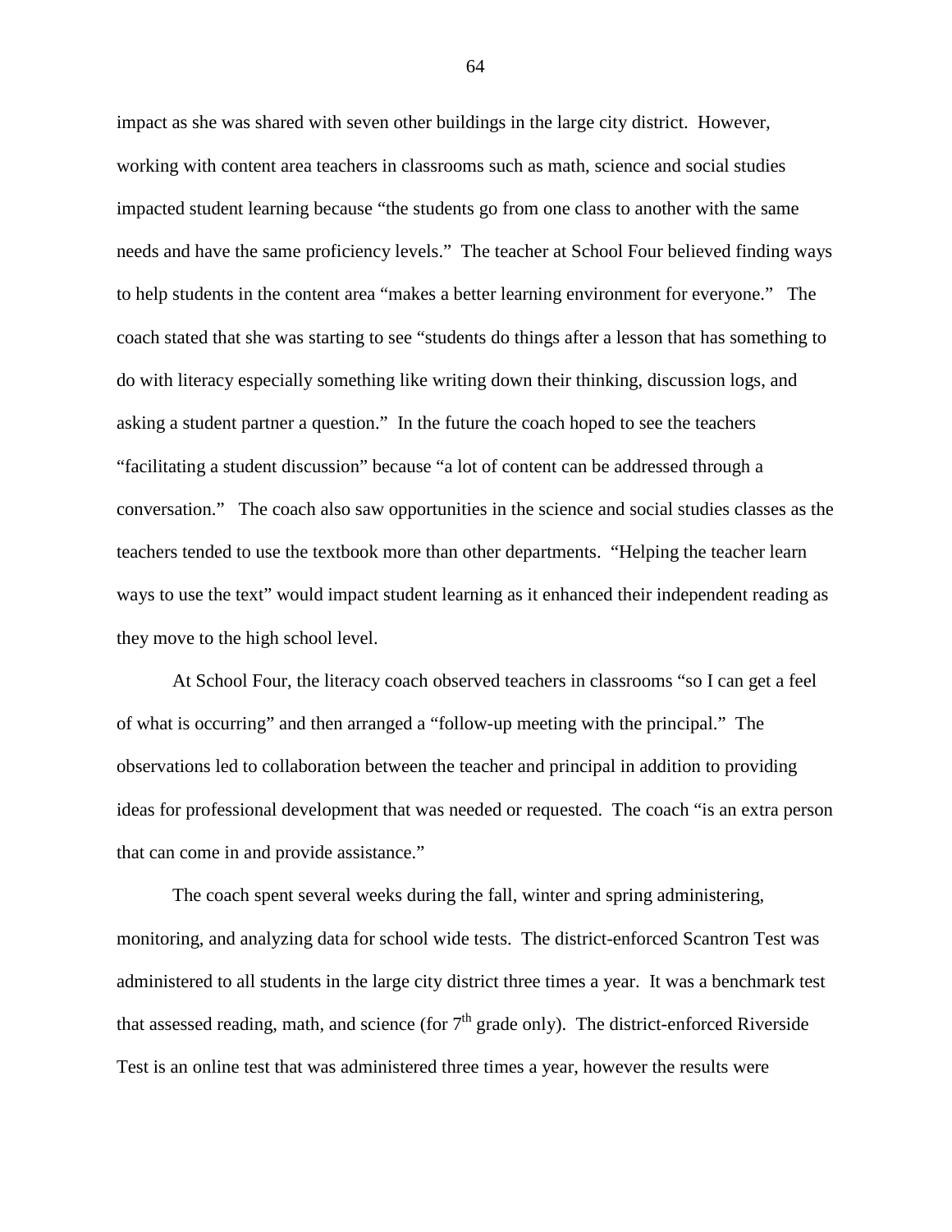impact as she was shared with seven other buildings in the large city district. However, working with content area teachers in classrooms such as math, science and social studies impacted student learning because "the students go from one class to another with the same needs and have the same proficiency levels." The teacher at School Four believed finding ways to help students in the content area "makes a better learning environment for everyone." The coach stated that she was starting to see "students do things after a lesson that has something to do with literacy especially something like writing down their thinking, discussion logs, and asking a student partner a question." In the future the coach hoped to see the teachers "facilitating a student discussion" because "a lot of content can be addressed through a conversation." The coach also saw opportunities in the science and social studies classes as the teachers tended to use the textbook more than other departments. "Helping the teacher learn ways to use the text" would impact student learning as it enhanced their independent reading as they move to the high school level.

At School Four, the literacy coach observed teachers in classrooms "so I can get a feel of what is occurring" and then arranged a "follow-up meeting with the principal." The observations led to collaboration between the teacher and principal in addition to providing ideas for professional development that was needed or requested. The coach "is an extra person that can come in and provide assistance."

The coach spent several weeks during the fall, winter and spring administering, monitoring, and analyzing data for school wide tests. The district-enforced Scantron Test was administered to all students in the large city district three times a year. It was a benchmark test that assessed reading, math, and science (for 7th grade only). The district-enforced Riverside Test is an online test that was administered three times a year, however the results were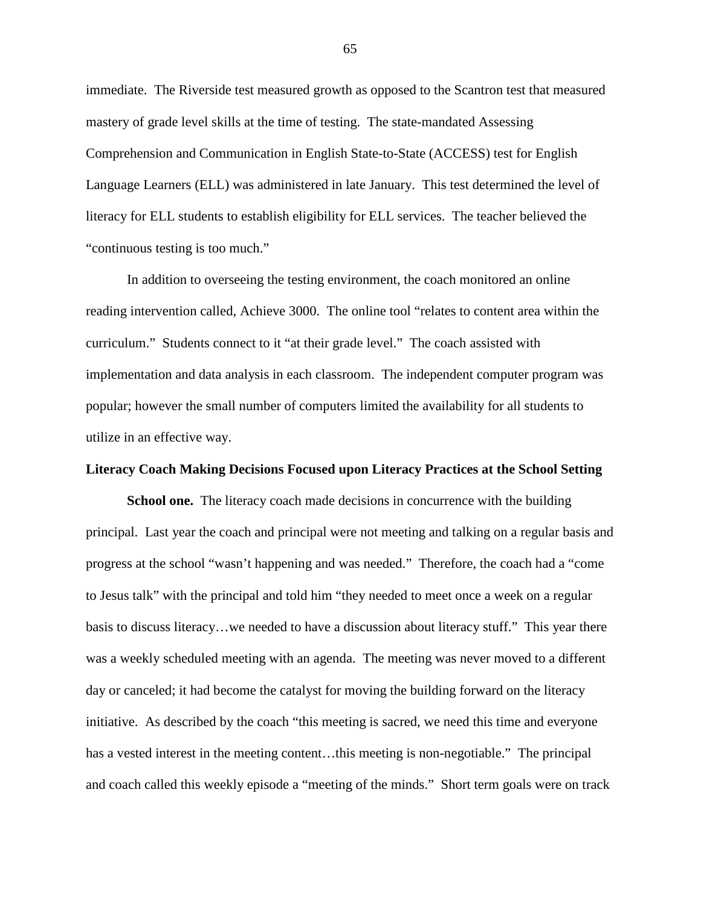immediate. The Riverside test measured growth as opposed to the Scantron test that measured mastery of grade level skills at the time of testing. The state-mandated Assessing Comprehension and Communication in English State-to-State (ACCESS) test for English Language Learners (ELL) was administered in late January. This test determined the level of literacy for ELL students to establish eligibility for ELL services. The teacher believed the "continuous testing is too much."

In addition to overseeing the testing environment, the coach monitored an online reading intervention called, Achieve 3000. The online tool "relates to content area within the curriculum." Students connect to it "at their grade level." The coach assisted with implementation and data analysis in each classroom. The independent computer program was popular; however the small number of computers limited the availability for all students to utilize in an effective way.

**Literacy Coach Making Decisions Focused upon Literacy Practices at the School Setting**

**School one.** The literacy coach made decisions in concurrence with the building principal. Last year the coach and principal were not meeting and talking on a regular basis and progress at the school "wasn't happening and was needed." Therefore, the coach had a "come to Jesus talk" with the principal and told him "they needed to meet once a week on a regular basis to discuss literacy…we needed to have a discussion about literacy stuff." This year there was a weekly scheduled meeting with an agenda. The meeting was never moved to a different day or canceled; it had become the catalyst for moving the building forward on the literacy initiative. As described by the coach "this meeting is sacred, we need this time and everyone has a vested interest in the meeting content…this meeting is non-negotiable." The principal and coach called this weekly episode a "meeting of the minds." Short term goals were on track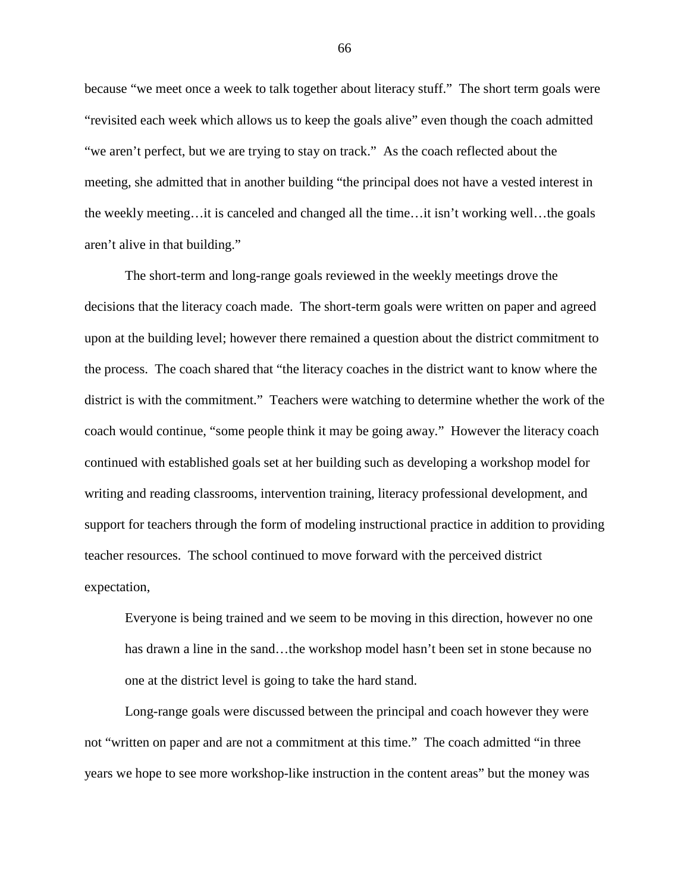because "we meet once a week to talk together about literacy stuff." The short term goals were "revisited each week which allows us to keep the goals alive" even though the coach admitted "we aren't perfect, but we are trying to stay on track." As the coach reflected about the meeting, she admitted that in another building "the principal does not have a vested interest in the weekly meeting…it is canceled and changed all the time…it isn't working well…the goals aren't alive in that building."

The short-term and long-range goals reviewed in the weekly meetings drove the decisions that the literacy coach made. The short-term goals were written on paper and agreed upon at the building level; however there remained a question about the district commitment to the process. The coach shared that "the literacy coaches in the district want to know where the district is with the commitment." Teachers were watching to determine whether the work of the coach would continue, "some people think it may be going away." However the literacy coach continued with established goals set at her building such as developing a workshop model for writing and reading classrooms, intervention training, literacy professional development, and support for teachers through the form of modeling instructional practice in addition to providing teacher resources. The school continued to move forward with the perceived district expectation,

> Everyone is being trained and we seem to be moving in this direction, however no one has drawn a line in the sand…the workshop model hasn't been set in stone because no one at the district level is going to take the hard stand.

Long-range goals were discussed between the principal and coach however they were not "written on paper and are not a commitment at this time." The coach admitted "in three years we hope to see more workshop-like instruction in the content areas" but the money was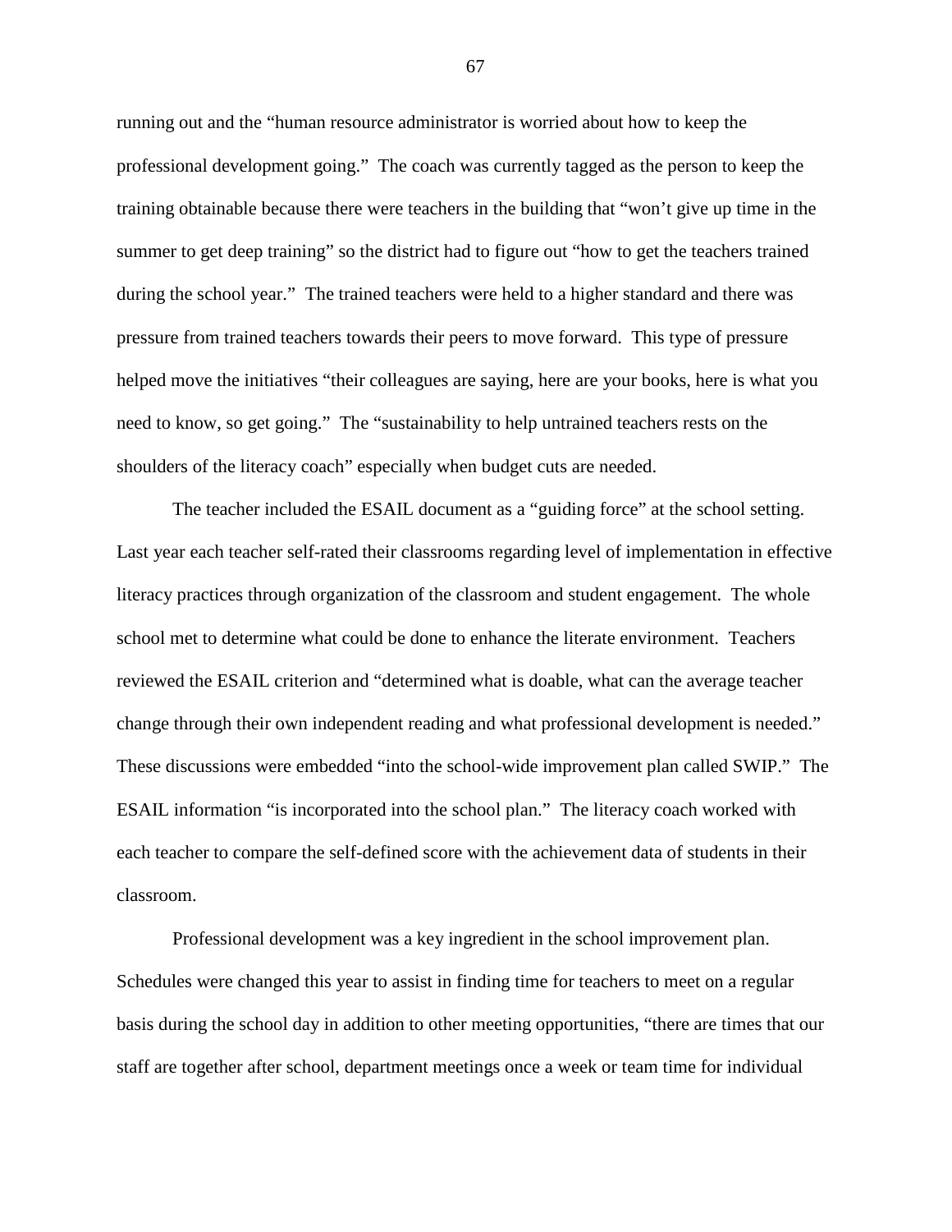running out and the "human resource administrator is worried about how to keep the professional development going." The coach was currently tagged as the person to keep the training obtainable because there were teachers in the building that "won't give up time in the summer to get deep training" so the district had to figure out "how to get the teachers trained during the school year." The trained teachers were held to a higher standard and there was pressure from trained teachers towards their peers to move forward. This type of pressure helped move the initiatives "their colleagues are saying, here are your books, here is what you need to know, so get going." The "sustainability to help untrained teachers rests on the shoulders of the literacy coach" especially when budget cuts are needed.

The teacher included the ESAIL document as a "guiding force" at the school setting. Last year each teacher self-rated their classrooms regarding level of implementation in effective literacy practices through organization of the classroom and student engagement. The whole school met to determine what could be done to enhance the literate environment. Teachers reviewed the ESAIL criterion and "determined what is doable, what can the average teacher change through their own independent reading and what professional development is needed." These discussions were embedded "into the school-wide improvement plan called SWIP." The ESAIL information "is incorporated into the school plan." The literacy coach worked with each teacher to compare the self-defined score with the achievement data of students in their classroom.

Professional development was a key ingredient in the school improvement plan. Schedules were changed this year to assist in finding time for teachers to meet on a regular basis during the school day in addition to other meeting opportunities, "there are times that our staff are together after school, department meetings once a week or team time for individual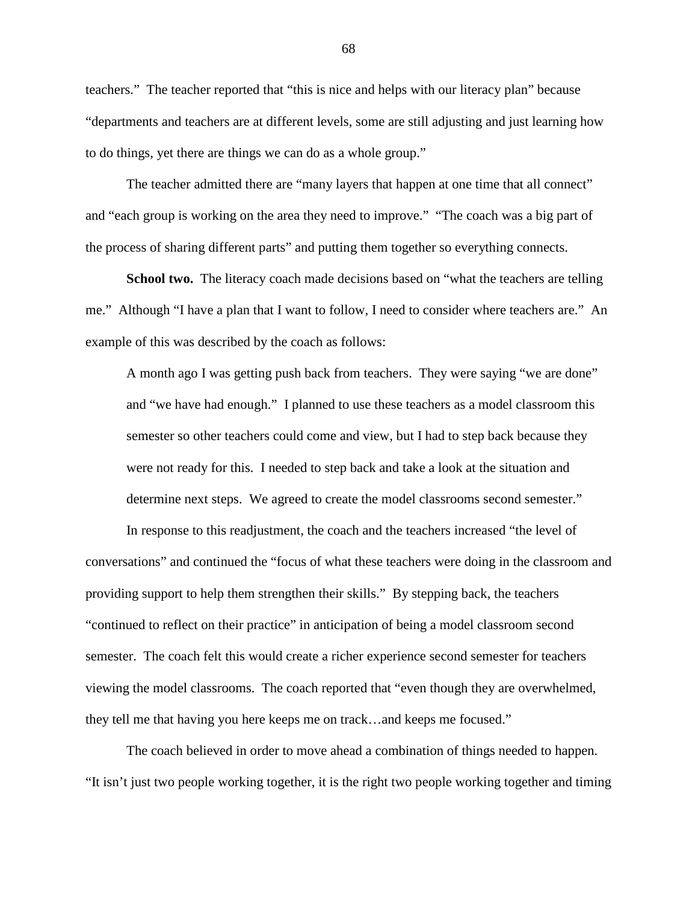teachers." The teacher reported that "this is nice and helps with our literacy plan" because "departments and teachers are at different levels, some are still adjusting and just learning how to do things, yet there are things we can do as a whole group."

The teacher admitted there are "many layers that happen at one time that all connect" and "each group is working on the area they need to improve." "The coach was a big part of the process of sharing different parts" and putting them together so everything connects.

**School two.** The literacy coach made decisions based on "what the teachers are telling me." Although "I have a plan that I want to follow, I need to consider where teachers are." An example of this was described by the coach as follows:

> A month ago I was getting push back from teachers. They were saying "we are done" and "we have had enough." I planned to use these teachers as a model classroom this semester so other teachers could come and view, but I had to step back because they were not ready for this. I needed to step back and take a look at the situation and determine next steps. We agreed to create the model classrooms second semester."

In response to this readjustment, the coach and the teachers increased "the level of conversations" and continued the "focus of what these teachers were doing in the classroom and providing support to help them strengthen their skills." By stepping back, the teachers "continued to reflect on their practice" in anticipation of being a model classroom second semester. The coach felt this would create a richer experience second semester for teachers viewing the model classrooms. The coach reported that "even though they are overwhelmed, they tell me that having you here keeps me on track…and keeps me focused."

The coach believed in order to move ahead a combination of things needed to happen. "It isn't just two people working together, it is the right two people working together and timing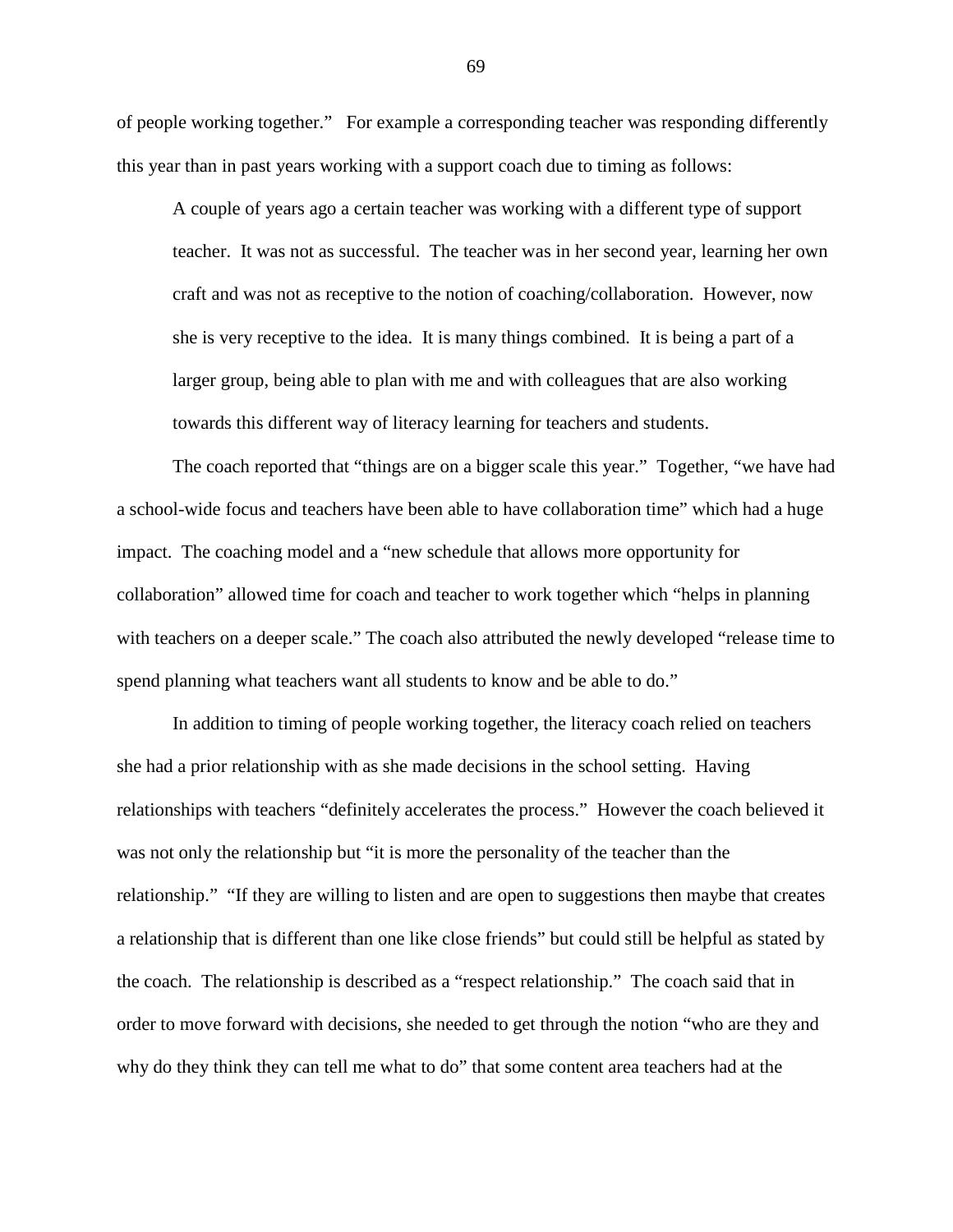of people working together." For example a corresponding teacher was responding differently this year than in past years working with a support coach due to timing as follows:

> A couple of years ago a certain teacher was working with a different type of support teacher. It was not as successful. The teacher was in her second year, learning her own craft and was not as receptive to the notion of coaching/collaboration. However, now she is very receptive to the idea. It is many things combined. It is being a part of a larger group, being able to plan with me and with colleagues that are also working towards this different way of literacy learning for teachers and students.

The coach reported that "things are on a bigger scale this year." Together, "we have had a school-wide focus and teachers have been able to have collaboration time" which had a huge impact. The coaching model and a "new schedule that allows more opportunity for collaboration" allowed time for coach and teacher to work together which "helps in planning with teachers on a deeper scale." The coach also attributed the newly developed "release time to spend planning what teachers want all students to know and be able to do."

In addition to timing of people working together, the literacy coach relied on teachers she had a prior relationship with as she made decisions in the school setting. Having relationships with teachers "definitely accelerates the process." However the coach believed it was not only the relationship but "it is more the personality of the teacher than the relationship." "If they are willing to listen and are open to suggestions then maybe that creates a relationship that is different than one like close friends" but could still be helpful as stated by the coach. The relationship is described as a "respect relationship." The coach said that in order to move forward with decisions, she needed to get through the notion "who are they and why do they think they can tell me what to do" that some content area teachers had at the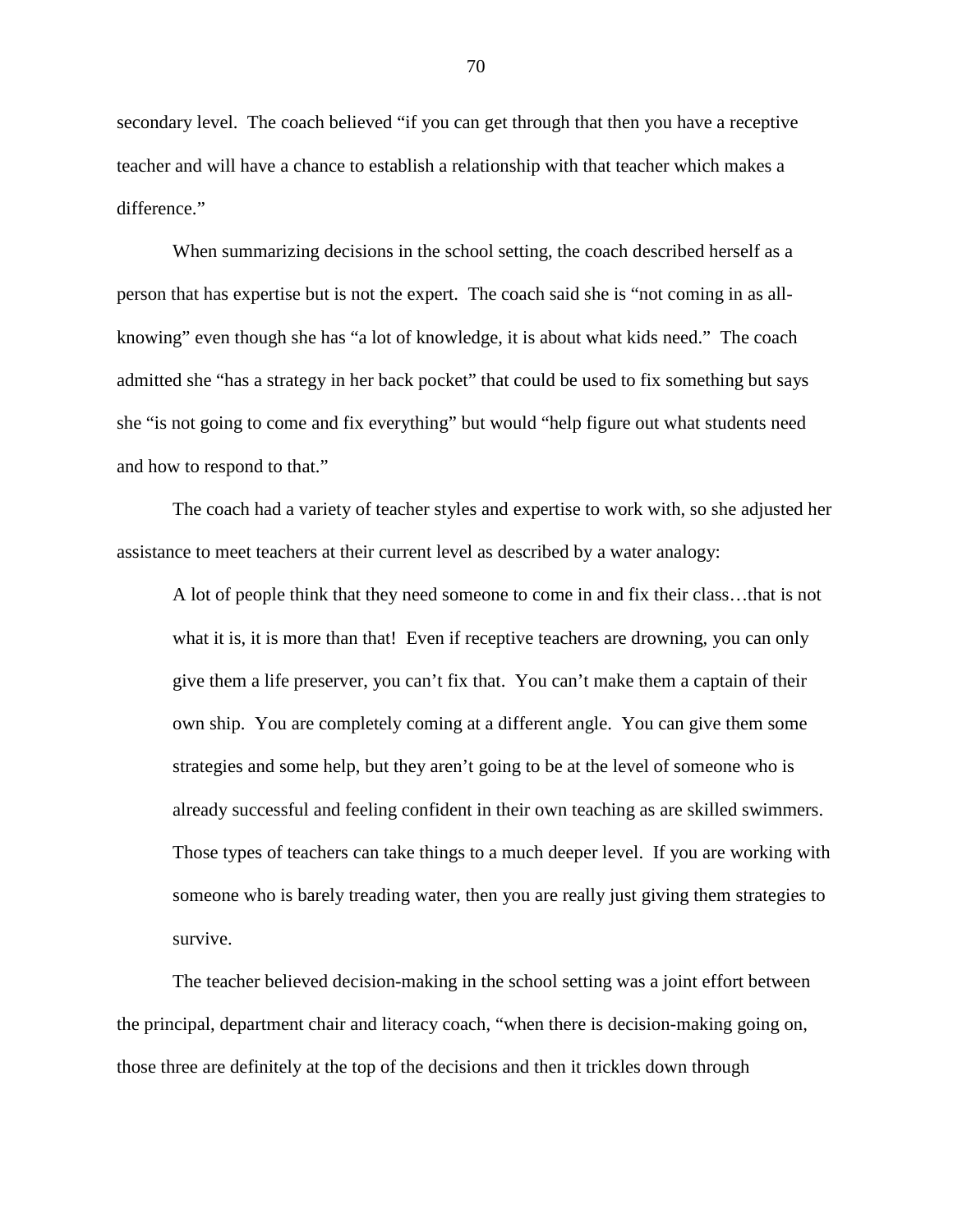secondary level. The coach believed "if you can get through that then you have a receptive teacher and will have a chance to establish a relationship with that teacher which makes a difference."

When summarizing decisions in the school setting, the coach described herself as a person that has expertise but is not the expert. The coach said she is "not coming in as all-knowing" even though she has "a lot of knowledge, it is about what kids need." The coach admitted she "has a strategy in her back pocket" that could be used to fix something but says she "is not going to come and fix everything" but would "help figure out what students need and how to respond to that."

The coach had a variety of teacher styles and expertise to work with, so she adjusted her assistance to meet teachers at their current level as described by a water analogy:

> A lot of people think that they need someone to come in and fix their class…that is not what it is, it is more than that! Even if receptive teachers are drowning, you can only give them a life preserver, you can't fix that. You can't make them a captain of their own ship. You are completely coming at a different angle. You can give them some strategies and some help, but they aren't going to be at the level of someone who is already successful and feeling confident in their own teaching as are skilled swimmers. Those types of teachers can take things to a much deeper level. If you are working with someone who is barely treading water, then you are really just giving them strategies to survive.

The teacher believed decision-making in the school setting was a joint effort between the principal, department chair and literacy coach, "when there is decision-making going on, those three are definitely at the top of the decisions and then it trickles down through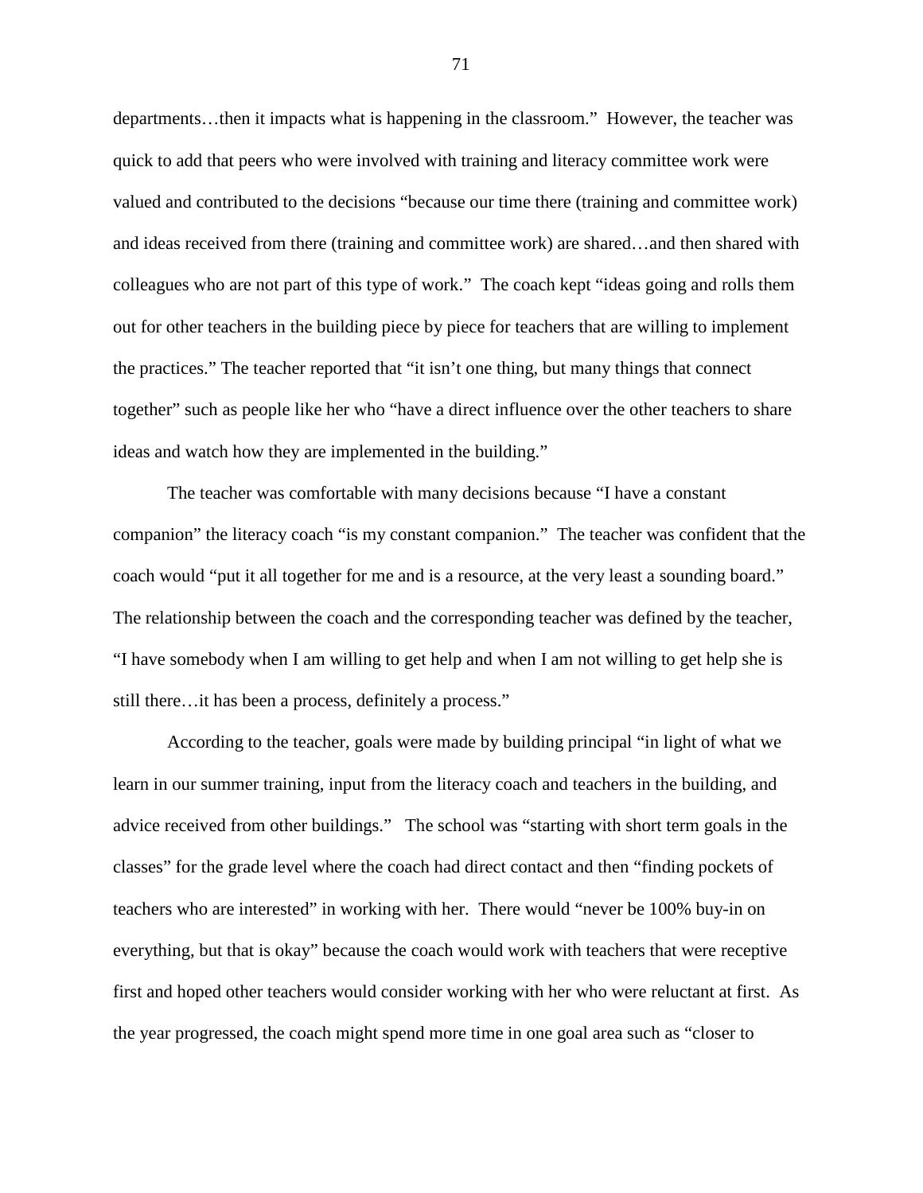departments…then it impacts what is happening in the classroom." However, the teacher was quick to add that peers who were involved with training and literacy committee work were valued and contributed to the decisions "because our time there (training and committee work) and ideas received from there (training and committee work) are shared…and then shared with colleagues who are not part of this type of work." The coach kept "ideas going and rolls them out for other teachers in the building piece by piece for teachers that are willing to implement the practices." The teacher reported that "it isn't one thing, but many things that connect together" such as people like her who "have a direct influence over the other teachers to share ideas and watch how they are implemented in the building."

The teacher was comfortable with many decisions because "I have a constant companion" the literacy coach "is my constant companion." The teacher was confident that the coach would "put it all together for me and is a resource, at the very least a sounding board." The relationship between the coach and the corresponding teacher was defined by the teacher, "I have somebody when I am willing to get help and when I am not willing to get help she is still there…it has been a process, definitely a process."

According to the teacher, goals were made by building principal "in light of what we learn in our summer training, input from the literacy coach and teachers in the building, and advice received from other buildings." The school was "starting with short term goals in the classes" for the grade level where the coach had direct contact and then "finding pockets of teachers who are interested" in working with her. There would "never be 100% buy-in on everything, but that is okay" because the coach would work with teachers that were receptive first and hoped other teachers would consider working with her who were reluctant at first. As the year progressed, the coach might spend more time in one goal area such as "closer to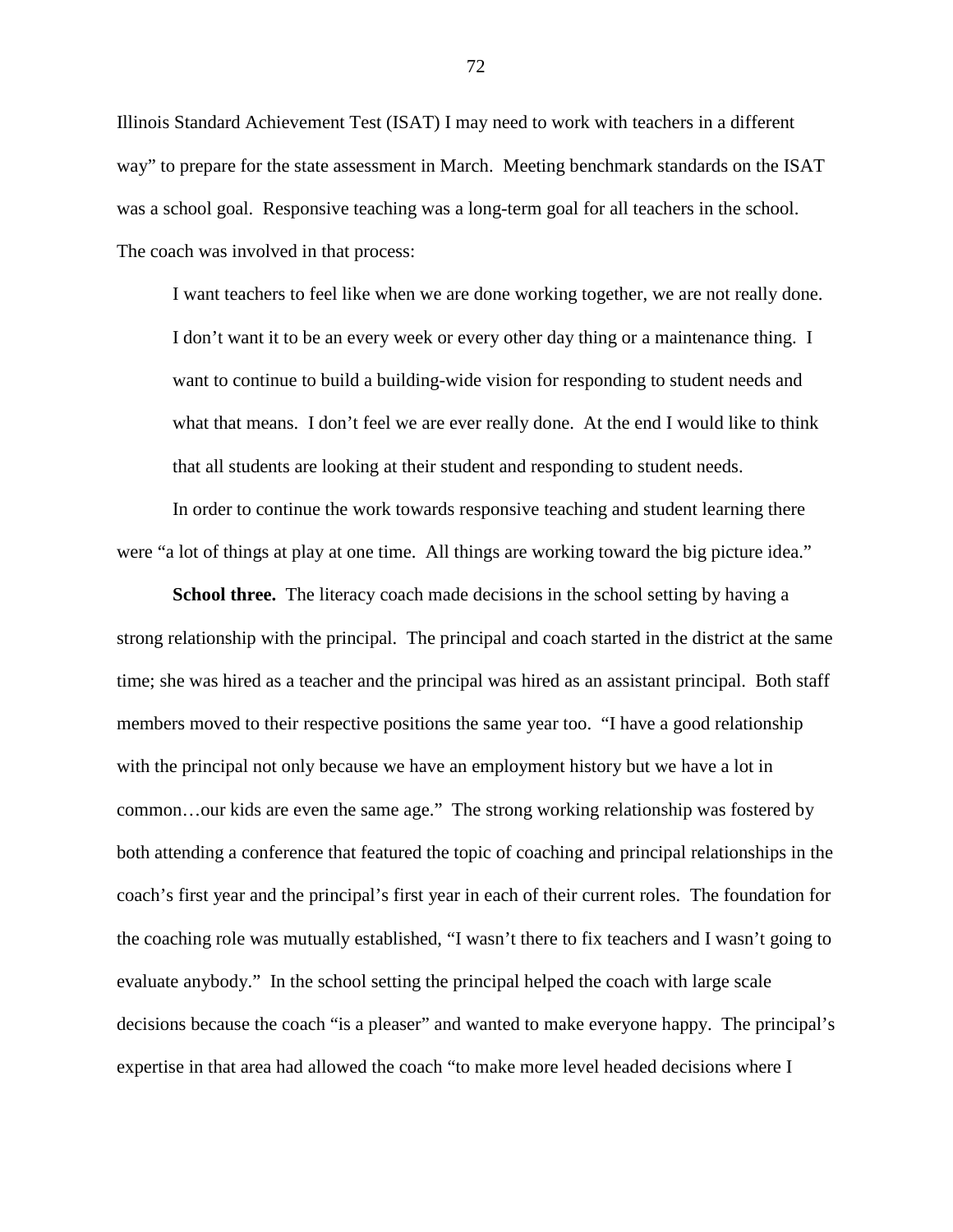Illinois Standard Achievement Test (ISAT) I may need to work with teachers in a different way" to prepare for the state assessment in March. Meeting benchmark standards on the ISAT was a school goal. Responsive teaching was a long-term goal for all teachers in the school. The coach was involved in that process:

> I want teachers to feel like when we are done working together, we are not really done. I don't want it to be an every week or every other day thing or a maintenance thing. I want to continue to build a building-wide vision for responding to student needs and what that means. I don't feel we are ever really done. At the end I would like to think that all students are looking at their student and responding to student needs.

In order to continue the work towards responsive teaching and student learning there were "a lot of things at play at one time. All things are working toward the big picture idea."

**School three.** The literacy coach made decisions in the school setting by having a strong relationship with the principal. The principal and coach started in the district at the same time; she was hired as a teacher and the principal was hired as an assistant principal. Both staff members moved to their respective positions the same year too. "I have a good relationship with the principal not only because we have an employment history but we have a lot in common…our kids are even the same age." The strong working relationship was fostered by both attending a conference that featured the topic of coaching and principal relationships in the coach's first year and the principal's first year in each of their current roles. The foundation for the coaching role was mutually established, "I wasn't there to fix teachers and I wasn't going to evaluate anybody." In the school setting the principal helped the coach with large scale decisions because the coach "is a pleaser" and wanted to make everyone happy. The principal's expertise in that area had allowed the coach "to make more level headed decisions where I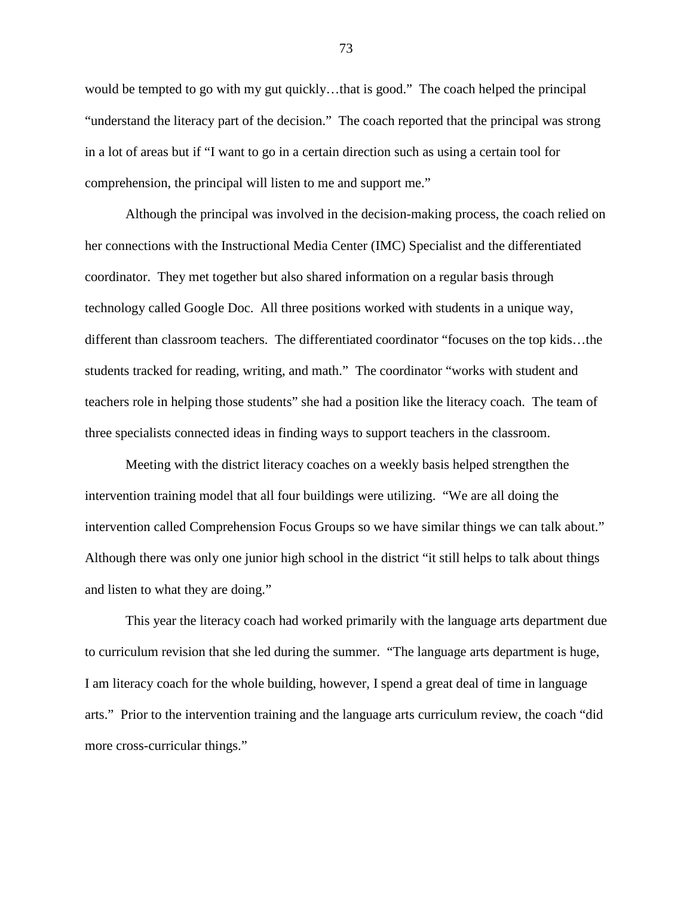would be tempted to go with my gut quickly…that is good." The coach helped the principal "understand the literacy part of the decision." The coach reported that the principal was strong in a lot of areas but if "I want to go in a certain direction such as using a certain tool for comprehension, the principal will listen to me and support me."

Although the principal was involved in the decision-making process, the coach relied on her connections with the Instructional Media Center (IMC) Specialist and the differentiated coordinator. They met together but also shared information on a regular basis through technology called Google Doc. All three positions worked with students in a unique way, different than classroom teachers. The differentiated coordinator "focuses on the top kids…the students tracked for reading, writing, and math." The coordinator "works with student and teachers role in helping those students" she had a position like the literacy coach. The team of three specialists connected ideas in finding ways to support teachers in the classroom.

Meeting with the district literacy coaches on a weekly basis helped strengthen the intervention training model that all four buildings were utilizing. "We are all doing the intervention called Comprehension Focus Groups so we have similar things we can talk about." Although there was only one junior high school in the district "it still helps to talk about things and listen to what they are doing."

This year the literacy coach had worked primarily with the language arts department due to curriculum revision that she led during the summer. "The language arts department is huge, I am literacy coach for the whole building, however, I spend a great deal of time in language arts." Prior to the intervention training and the language arts curriculum review, the coach "did more cross-curricular things."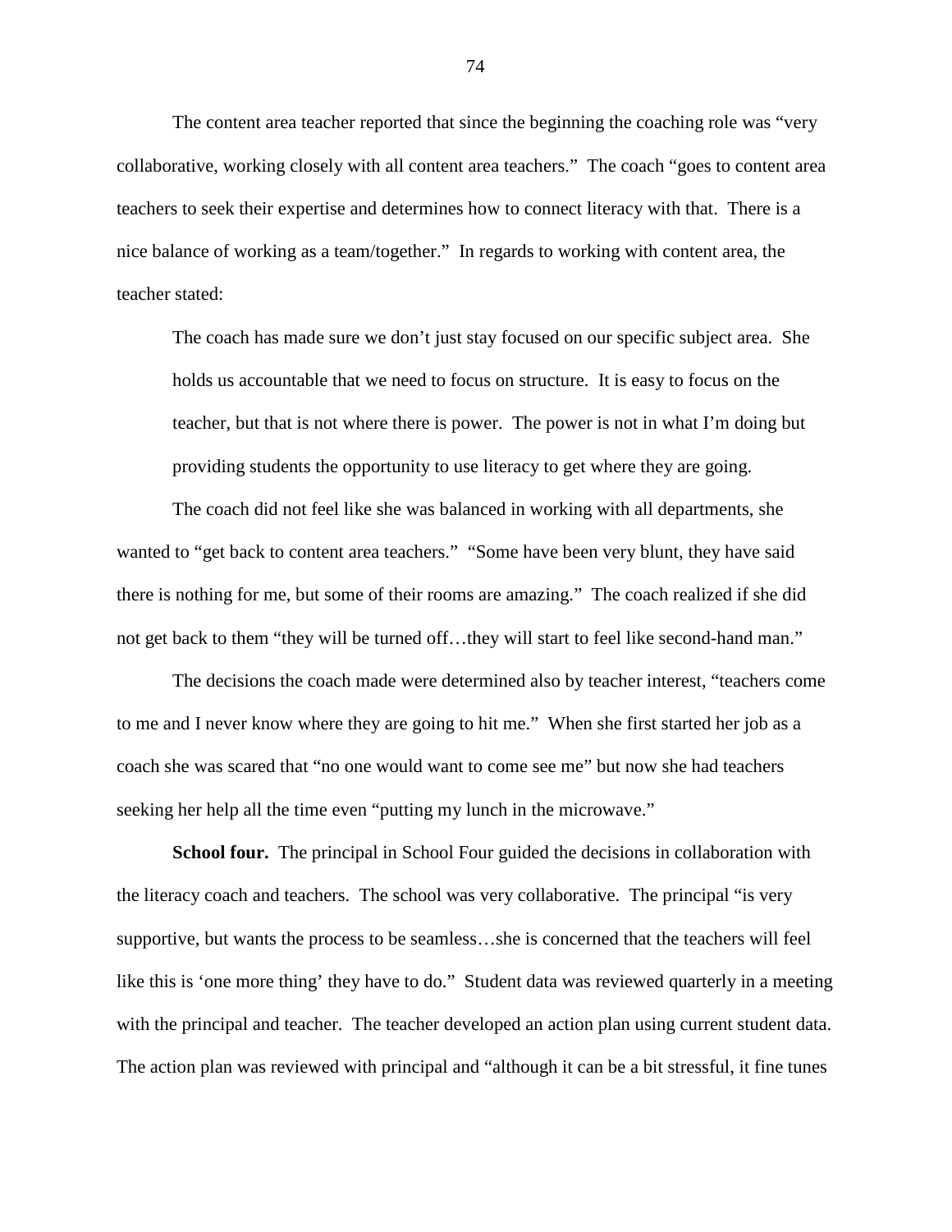The content area teacher reported that since the beginning the coaching role was "very collaborative, working closely with all content area teachers." The coach "goes to content area teachers to seek their expertise and determines how to connect literacy with that. There is a nice balance of working as a team/together." In regards to working with content area, the teacher stated:

> The coach has made sure we don't just stay focused on our specific subject area. She holds us accountable that we need to focus on structure. It is easy to focus on the teacher, but that is not where there is power. The power is not in what I'm doing but providing students the opportunity to use literacy to get where they are going.

The coach did not feel like she was balanced in working with all departments, she wanted to "get back to content area teachers." "Some have been very blunt, they have said there is nothing for me, but some of their rooms are amazing." The coach realized if she did not get back to them "they will be turned off…they will start to feel like second-hand man."

The decisions the coach made were determined also by teacher interest, "teachers come to me and I never know where they are going to hit me." When she first started her job as a coach she was scared that "no one would want to come see me" but now she had teachers seeking her help all the time even "putting my lunch in the microwave."

**School four.** The principal in School Four guided the decisions in collaboration with the literacy coach and teachers. The school was very collaborative. The principal "is very supportive, but wants the process to be seamless…she is concerned that the teachers will feel like this is 'one more thing' they have to do." Student data was reviewed quarterly in a meeting with the principal and teacher. The teacher developed an action plan using current student data. The action plan was reviewed with principal and "although it can be a bit stressful, it fine tunes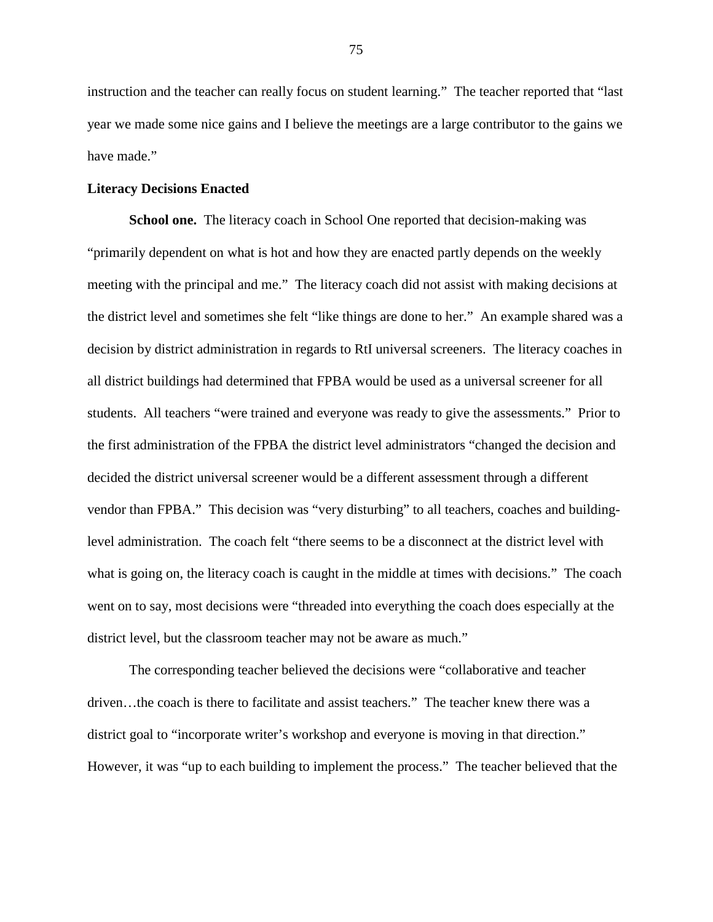instruction and the teacher can really focus on student learning." The teacher reported that "last year we made some nice gains and I believe the meetings are a large contributor to the gains we have made."

### Literacy Decisions Enacted

**School one.** The literacy coach in School One reported that decision-making was "primarily dependent on what is hot and how they are enacted partly depends on the weekly meeting with the principal and me." The literacy coach did not assist with making decisions at the district level and sometimes she felt "like things are done to her." An example shared was a decision by district administration in regards to RtI universal screeners. The literacy coaches in all district buildings had determined that FPBA would be used as a universal screener for all students. All teachers "were trained and everyone was ready to give the assessments." Prior to the first administration of the FPBA the district level administrators "changed the decision and decided the district universal screener would be a different assessment through a different vendor than FPBA." This decision was "very disturbing" to all teachers, coaches and building-level administration. The coach felt "there seems to be a disconnect at the district level with what is going on, the literacy coach is caught in the middle at times with decisions." The coach went on to say, most decisions were "threaded into everything the coach does especially at the district level, but the classroom teacher may not be aware as much."

The corresponding teacher believed the decisions were "collaborative and teacher driven…the coach is there to facilitate and assist teachers." The teacher knew there was a district goal to "incorporate writer's workshop and everyone is moving in that direction." However, it was "up to each building to implement the process." The teacher believed that the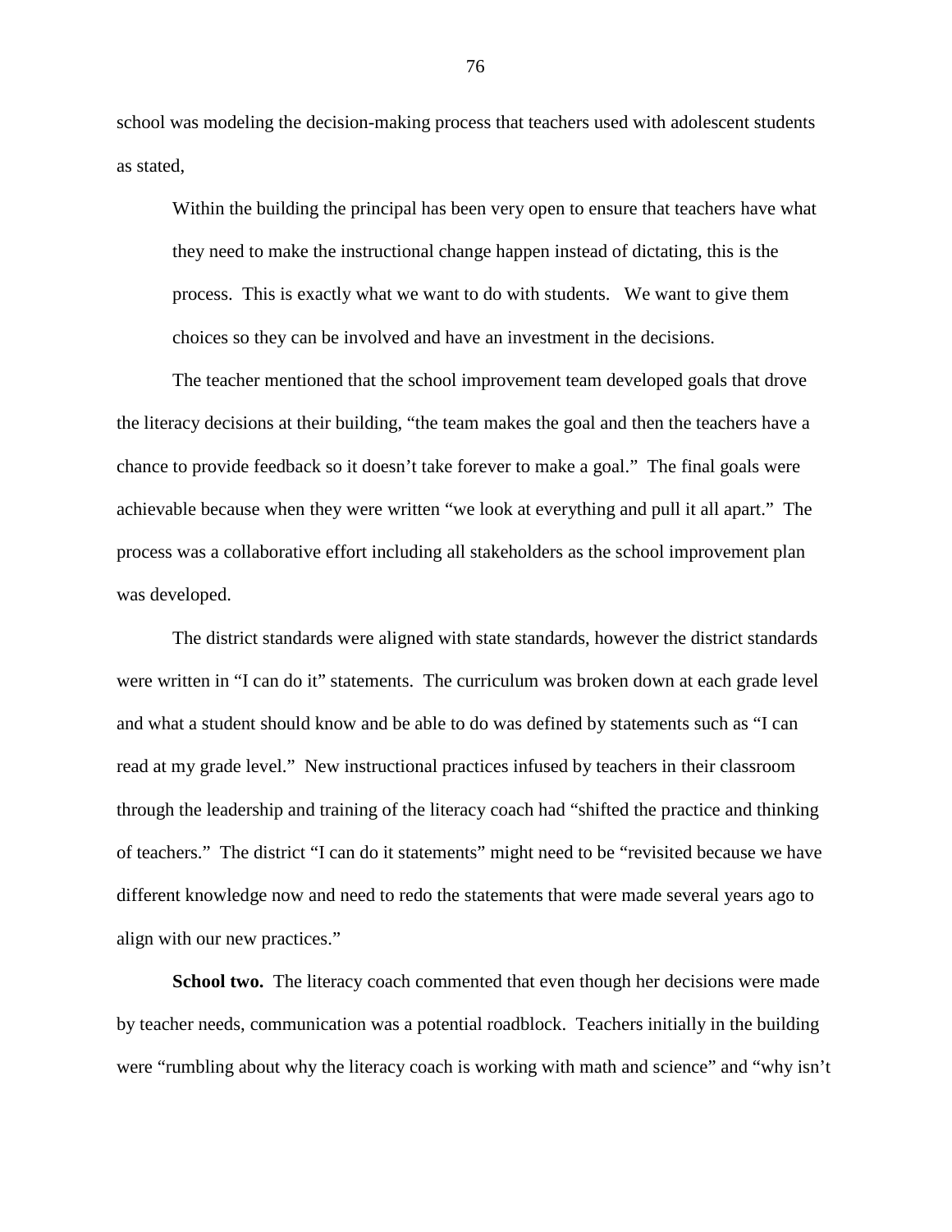school was modeling the decision-making process that teachers used with adolescent students as stated,

> Within the building the principal has been very open to ensure that teachers have what they need to make the instructional change happen instead of dictating, this is the process. This is exactly what we want to do with students. We want to give them choices so they can be involved and have an investment in the decisions.

The teacher mentioned that the school improvement team developed goals that drove the literacy decisions at their building, "the team makes the goal and then the teachers have a chance to provide feedback so it doesn't take forever to make a goal." The final goals were achievable because when they were written "we look at everything and pull it all apart." The process was a collaborative effort including all stakeholders as the school improvement plan was developed.

The district standards were aligned with state standards, however the district standards were written in "I can do it" statements. The curriculum was broken down at each grade level and what a student should know and be able to do was defined by statements such as "I can read at my grade level." New instructional practices infused by teachers in their classroom through the leadership and training of the literacy coach had "shifted the practice and thinking of teachers." The district "I can do it statements" might need to be "revisited because we have different knowledge now and need to redo the statements that were made several years ago to align with our new practices."

**School two.** The literacy coach commented that even though her decisions were made by teacher needs, communication was a potential roadblock. Teachers initially in the building were "rumbling about why the literacy coach is working with math and science" and "why isn't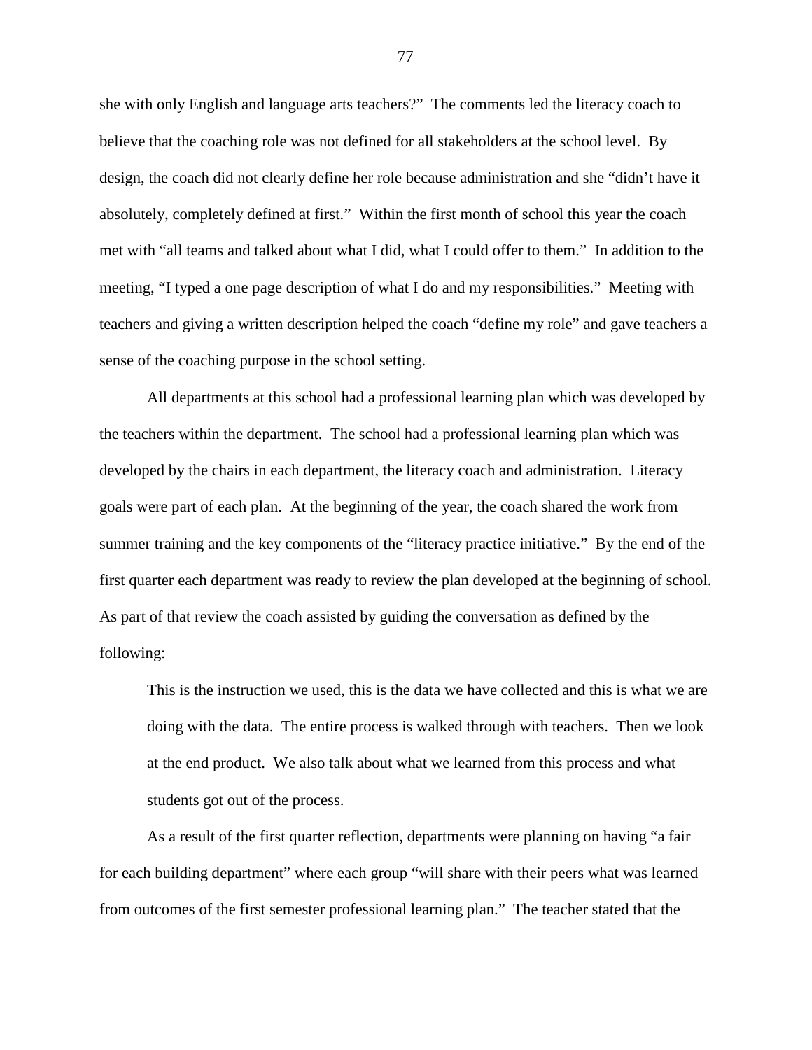she with only English and language arts teachers?" The comments led the literacy coach to believe that the coaching role was not defined for all stakeholders at the school level. By design, the coach did not clearly define her role because administration and she "didn't have it absolutely, completely defined at first." Within the first month of school this year the coach met with "all teams and talked about what I did, what I could offer to them." In addition to the meeting, "I typed a one page description of what I do and my responsibilities." Meeting with teachers and giving a written description helped the coach "define my role" and gave teachers a sense of the coaching purpose in the school setting.

All departments at this school had a professional learning plan which was developed by the teachers within the department. The school had a professional learning plan which was developed by the chairs in each department, the literacy coach and administration. Literacy goals were part of each plan. At the beginning of the year, the coach shared the work from summer training and the key components of the "literacy practice initiative." By the end of the first quarter each department was ready to review the plan developed at the beginning of school. As part of that review the coach assisted by guiding the conversation as defined by the following:

> This is the instruction we used, this is the data we have collected and this is what we are doing with the data. The entire process is walked through with teachers. Then we look at the end product. We also talk about what we learned from this process and what students got out of the process.

As a result of the first quarter reflection, departments were planning on having "a fair for each building department" where each group "will share with their peers what was learned from outcomes of the first semester professional learning plan." The teacher stated that the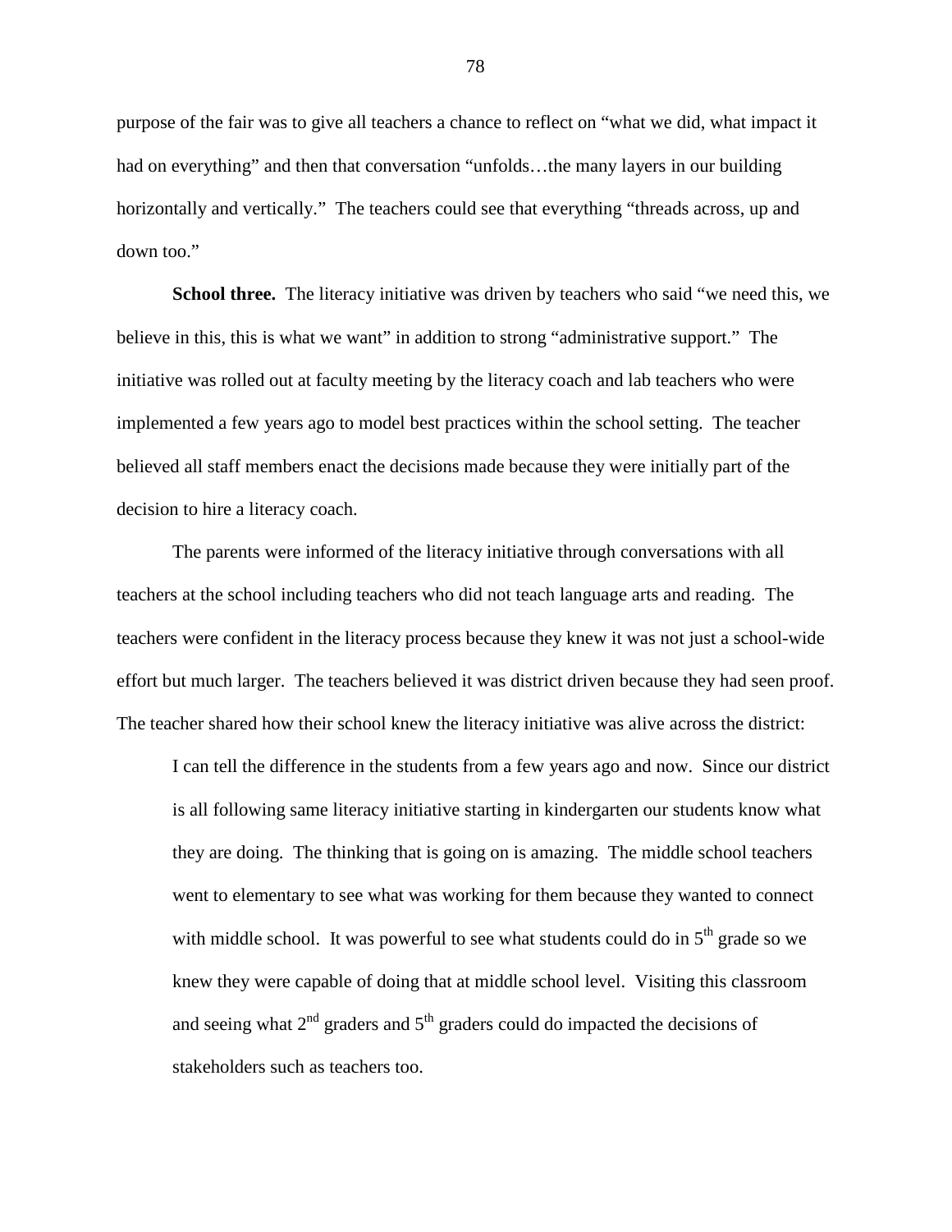purpose of the fair was to give all teachers a chance to reflect on "what we did, what impact it had on everything" and then that conversation "unfolds…the many layers in our building horizontally and vertically." The teachers could see that everything "threads across, up and down too."

**School three.** The literacy initiative was driven by teachers who said "we need this, we believe in this, this is what we want" in addition to strong "administrative support." The initiative was rolled out at faculty meeting by the literacy coach and lab teachers who were implemented a few years ago to model best practices within the school setting. The teacher believed all staff members enact the decisions made because they were initially part of the decision to hire a literacy coach.

The parents were informed of the literacy initiative through conversations with all teachers at the school including teachers who did not teach language arts and reading. The teachers were confident in the literacy process because they knew it was not just a school-wide effort but much larger. The teachers believed it was district driven because they had seen proof. The teacher shared how their school knew the literacy initiative was alive across the district:

> I can tell the difference in the students from a few years ago and now. Since our district is all following same literacy initiative starting in kindergarten our students know what they are doing. The thinking that is going on is amazing. The middle school teachers went to elementary to see what was working for them because they wanted to connect with middle school. It was powerful to see what students could do in 5th grade so we knew they were capable of doing that at middle school level. Visiting this classroom and seeing what 2nd graders and 5th graders could do impacted the decisions of stakeholders such as teachers too.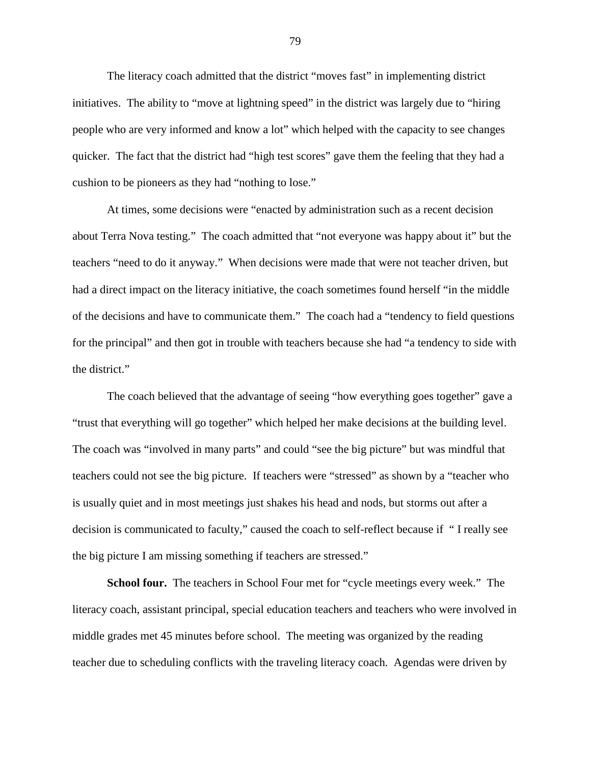The literacy coach admitted that the district "moves fast" in implementing district initiatives. The ability to "move at lightning speed" in the district was largely due to "hiring people who are very informed and know a lot" which helped with the capacity to see changes quicker. The fact that the district had "high test scores" gave them the feeling that they had a cushion to be pioneers as they had "nothing to lose."

At times, some decisions were "enacted by administration such as a recent decision about Terra Nova testing." The coach admitted that "not everyone was happy about it" but the teachers "need to do it anyway." When decisions were made that were not teacher driven, but had a direct impact on the literacy initiative, the coach sometimes found herself "in the middle of the decisions and have to communicate them." The coach had a "tendency to field questions for the principal" and then got in trouble with teachers because she had "a tendency to side with the district."

The coach believed that the advantage of seeing "how everything goes together" gave a "trust that everything will go together" which helped her make decisions at the building level. The coach was "involved in many parts" and could "see the big picture" but was mindful that teachers could not see the big picture. If teachers were "stressed" as shown by a "teacher who is usually quiet and in most meetings just shakes his head and nods, but storms out after a decision is communicated to faculty," caused the coach to self-reflect because if " I really see the big picture I am missing something if teachers are stressed."

**School four.** The teachers in School Four met for "cycle meetings every week." The literacy coach, assistant principal, special education teachers and teachers who were involved in middle grades met 45 minutes before school. The meeting was organized by the reading teacher due to scheduling conflicts with the traveling literacy coach. Agendas were driven by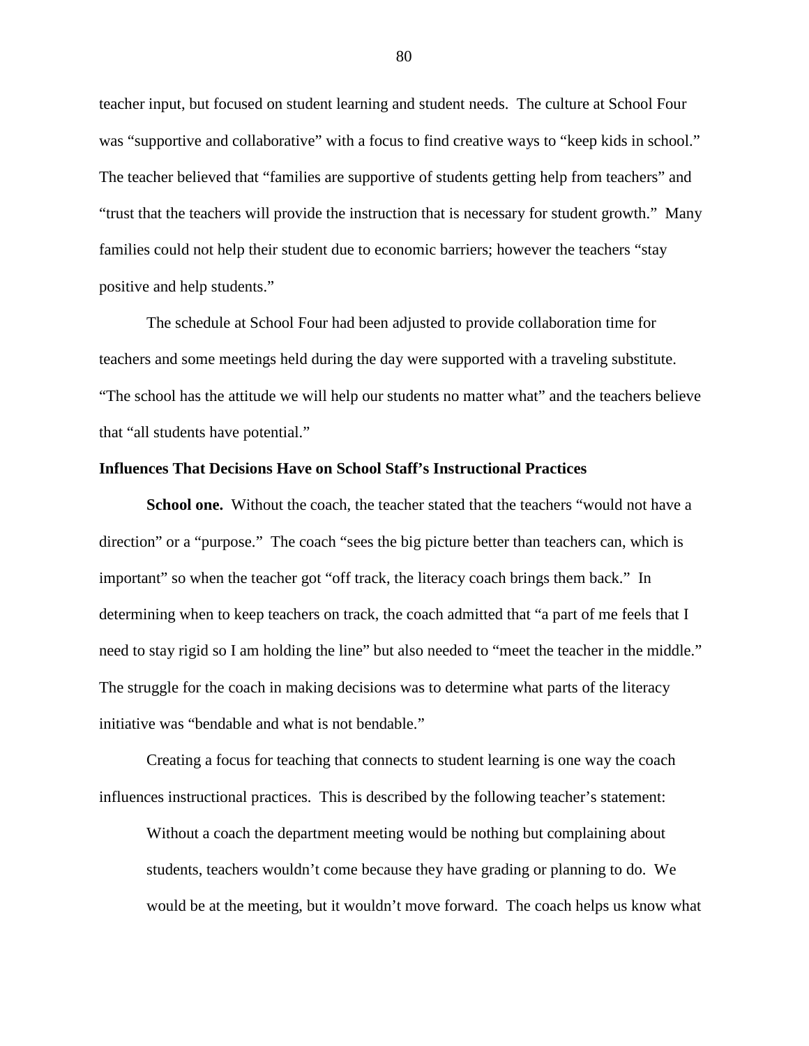teacher input, but focused on student learning and student needs. The culture at School Four was "supportive and collaborative" with a focus to find creative ways to "keep kids in school." The teacher believed that "families are supportive of students getting help from teachers" and "trust that the teachers will provide the instruction that is necessary for student growth." Many families could not help their student due to economic barriers; however the teachers "stay positive and help students."

The schedule at School Four had been adjusted to provide collaboration time for teachers and some meetings held during the day were supported with a traveling substitute. "The school has the attitude we will help our students no matter what" and the teachers believe that "all students have potential."

### Influences That Decisions Have on School Staff's Instructional Practices

**School one.** Without the coach, the teacher stated that the teachers "would not have a direction" or a "purpose." The coach "sees the big picture better than teachers can, which is important" so when the teacher got "off track, the literacy coach brings them back." In determining when to keep teachers on track, the coach admitted that "a part of me feels that I need to stay rigid so I am holding the line" but also needed to "meet the teacher in the middle." The struggle for the coach in making decisions was to determine what parts of the literacy initiative was "bendable and what is not bendable."

Creating a focus for teaching that connects to student learning is one way the coach influences instructional practices. This is described by the following teacher's statement:

> Without a coach the department meeting would be nothing but complaining about students, teachers wouldn't come because they have grading or planning to do. We would be at the meeting, but it wouldn't move forward. The coach helps us know what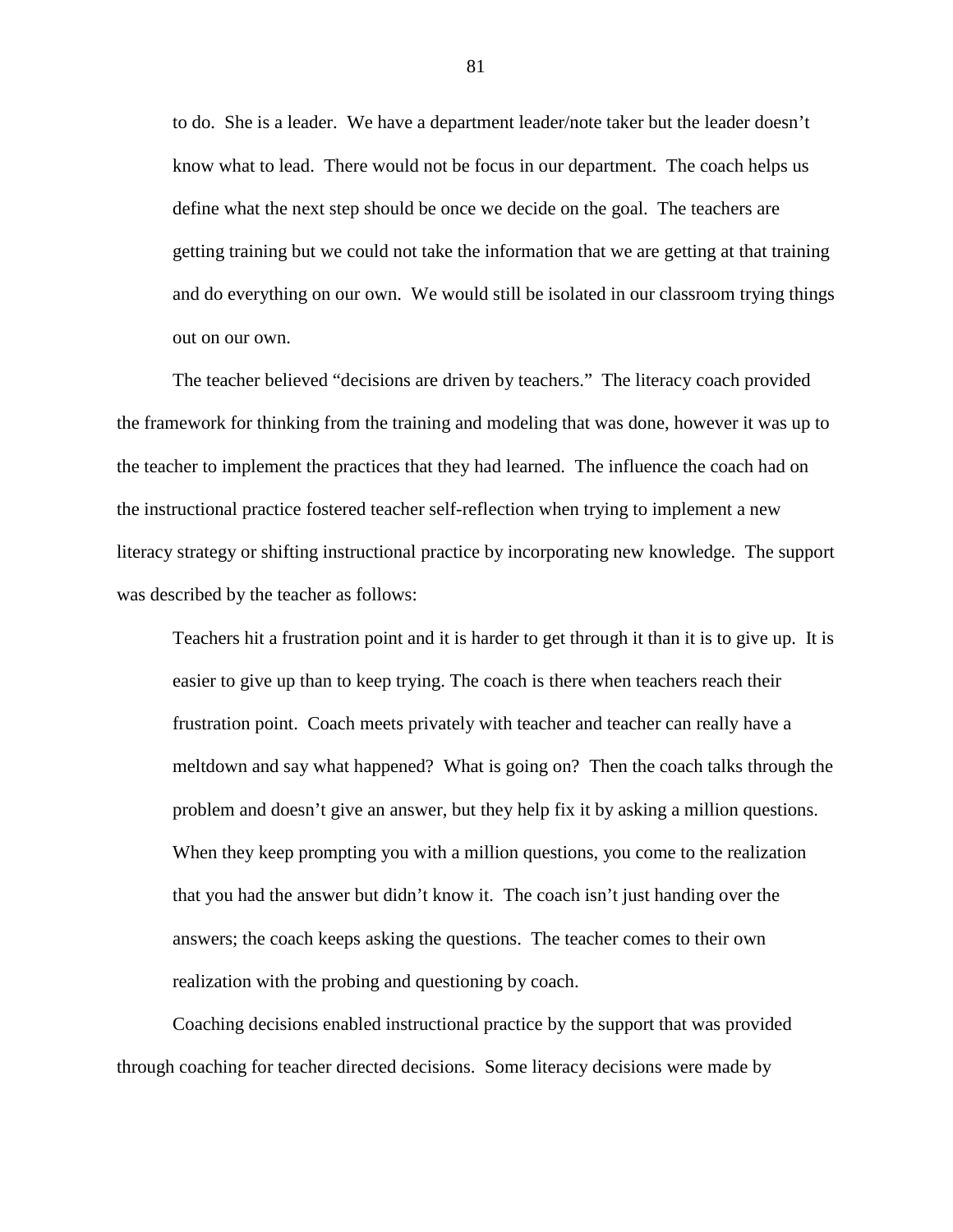> to do. She is a leader. We have a department leader/note taker but the leader doesn't know what to lead. There would not be focus in our department. The coach helps us define what the next step should be once we decide on the goal. The teachers are getting training but we could not take the information that we are getting at that training and do everything on our own. We would still be isolated in our classroom trying things out on our own.

The teacher believed "decisions are driven by teachers." The literacy coach provided the framework for thinking from the training and modeling that was done, however it was up to the teacher to implement the practices that they had learned. The influence the coach had on the instructional practice fostered teacher self-reflection when trying to implement a new literacy strategy or shifting instructional practice by incorporating new knowledge. The support was described by the teacher as follows:

> Teachers hit a frustration point and it is harder to get through it than it is to give up. It is easier to give up than to keep trying. The coach is there when teachers reach their frustration point. Coach meets privately with teacher and teacher can really have a meltdown and say what happened? What is going on? Then the coach talks through the problem and doesn't give an answer, but they help fix it by asking a million questions. When they keep prompting you with a million questions, you come to the realization that you had the answer but didn't know it. The coach isn't just handing over the answers; the coach keeps asking the questions. The teacher comes to their own realization with the probing and questioning by coach.

Coaching decisions enabled instructional practice by the support that was provided through coaching for teacher directed decisions. Some literacy decisions were made by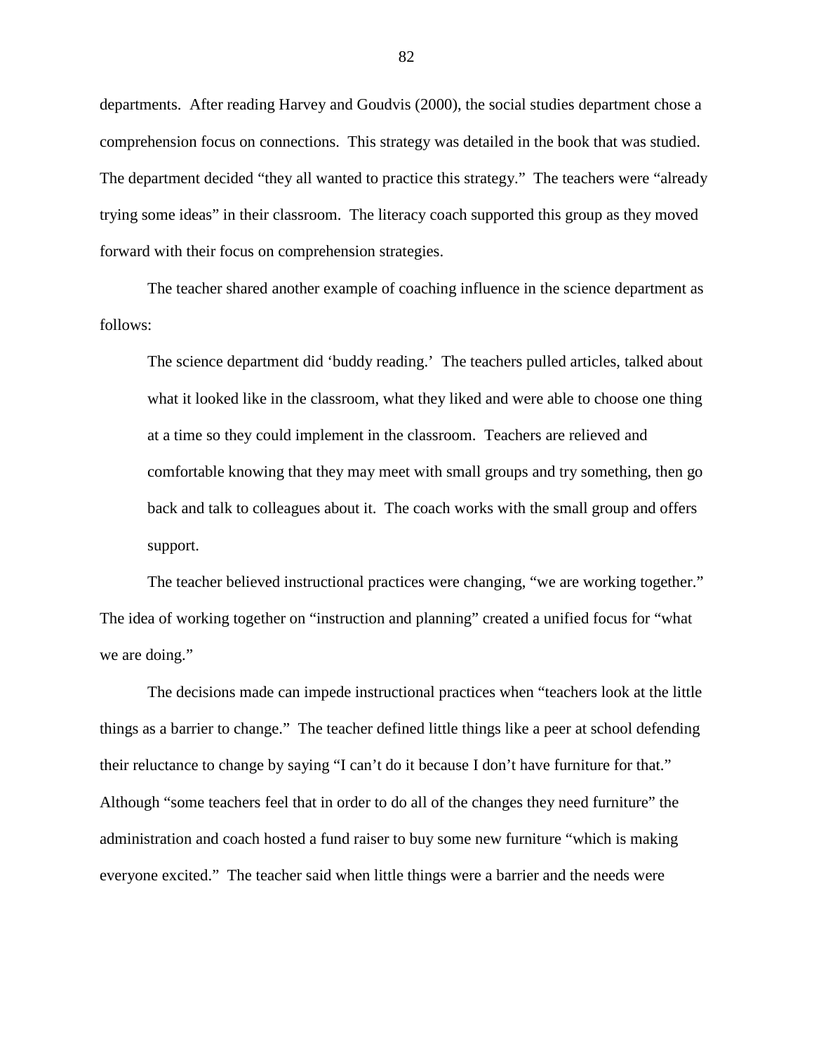departments. After reading Harvey and Goudvis (2000), the social studies department chose a comprehension focus on connections. This strategy was detailed in the book that was studied. The department decided "they all wanted to practice this strategy." The teachers were "already trying some ideas" in their classroom. The literacy coach supported this group as they moved forward with their focus on comprehension strategies.

The teacher shared another example of coaching influence in the science department as follows:

> The science department did 'buddy reading.' The teachers pulled articles, talked about what it looked like in the classroom, what they liked and were able to choose one thing at a time so they could implement in the classroom. Teachers are relieved and comfortable knowing that they may meet with small groups and try something, then go back and talk to colleagues about it. The coach works with the small group and offers support.

The teacher believed instructional practices were changing, "we are working together." The idea of working together on "instruction and planning" created a unified focus for "what we are doing."

The decisions made can impede instructional practices when "teachers look at the little things as a barrier to change." The teacher defined little things like a peer at school defending their reluctance to change by saying "I can't do it because I don't have furniture for that." Although "some teachers feel that in order to do all of the changes they need furniture" the administration and coach hosted a fund raiser to buy some new furniture "which is making everyone excited." The teacher said when little things were a barrier and the needs were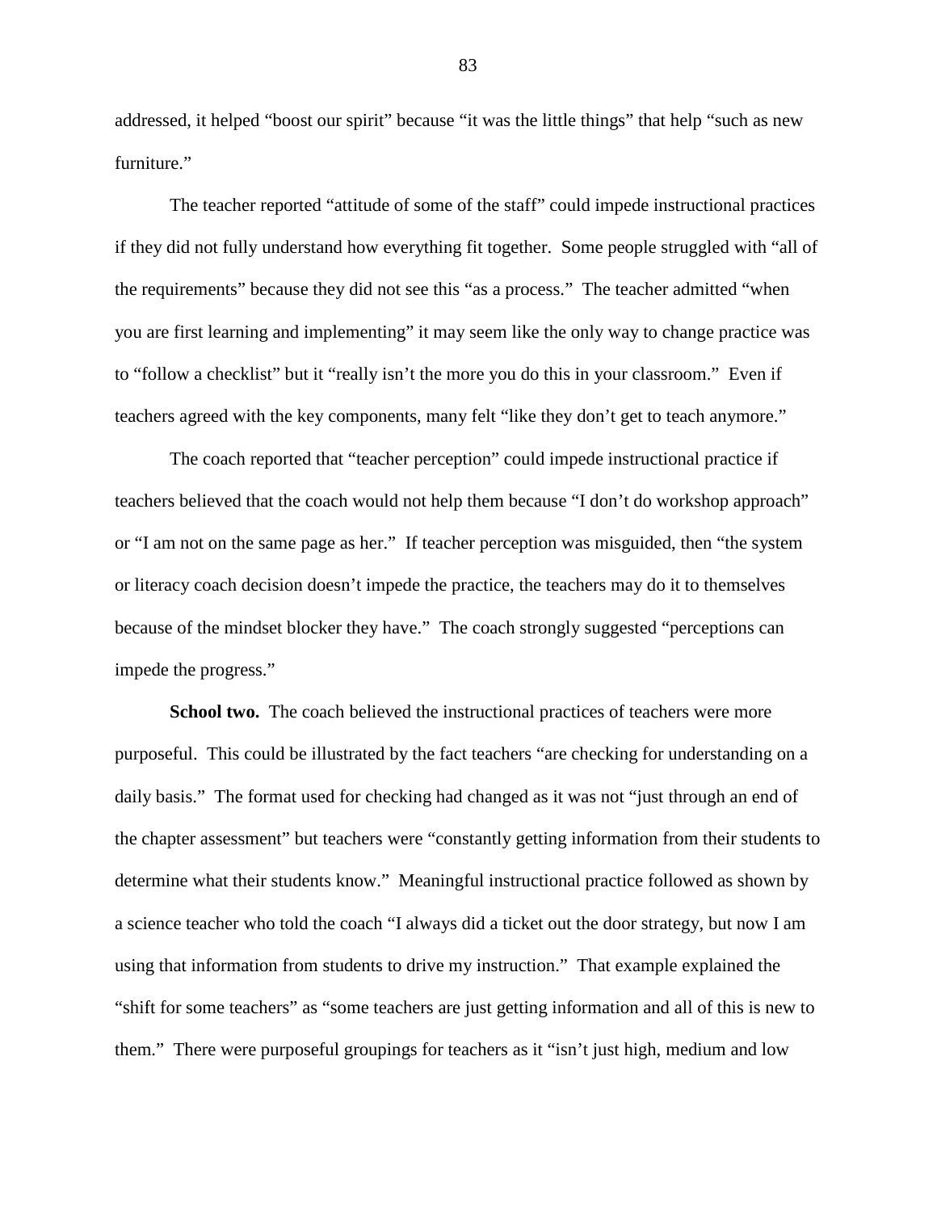addressed, it helped "boost our spirit" because "it was the little things" that help "such as new furniture."

The teacher reported "attitude of some of the staff" could impede instructional practices if they did not fully understand how everything fit together. Some people struggled with "all of the requirements" because they did not see this "as a process." The teacher admitted "when you are first learning and implementing" it may seem like the only way to change practice was to "follow a checklist" but it "really isn't the more you do this in your classroom." Even if teachers agreed with the key components, many felt "like they don't get to teach anymore."

The coach reported that "teacher perception" could impede instructional practice if teachers believed that the coach would not help them because "I don't do workshop approach" or "I am not on the same page as her." If teacher perception was misguided, then "the system or literacy coach decision doesn't impede the practice, the teachers may do it to themselves because of the mindset blocker they have." The coach strongly suggested "perceptions can impede the progress."

**School two.** The coach believed the instructional practices of teachers were more purposeful. This could be illustrated by the fact teachers "are checking for understanding on a daily basis." The format used for checking had changed as it was not "just through an end of the chapter assessment" but teachers were "constantly getting information from their students to determine what their students know." Meaningful instructional practice followed as shown by a science teacher who told the coach "I always did a ticket out the door strategy, but now I am using that information from students to drive my instruction." That example explained the "shift for some teachers" as "some teachers are just getting information and all of this is new to them." There were purposeful groupings for teachers as it "isn't just high, medium and low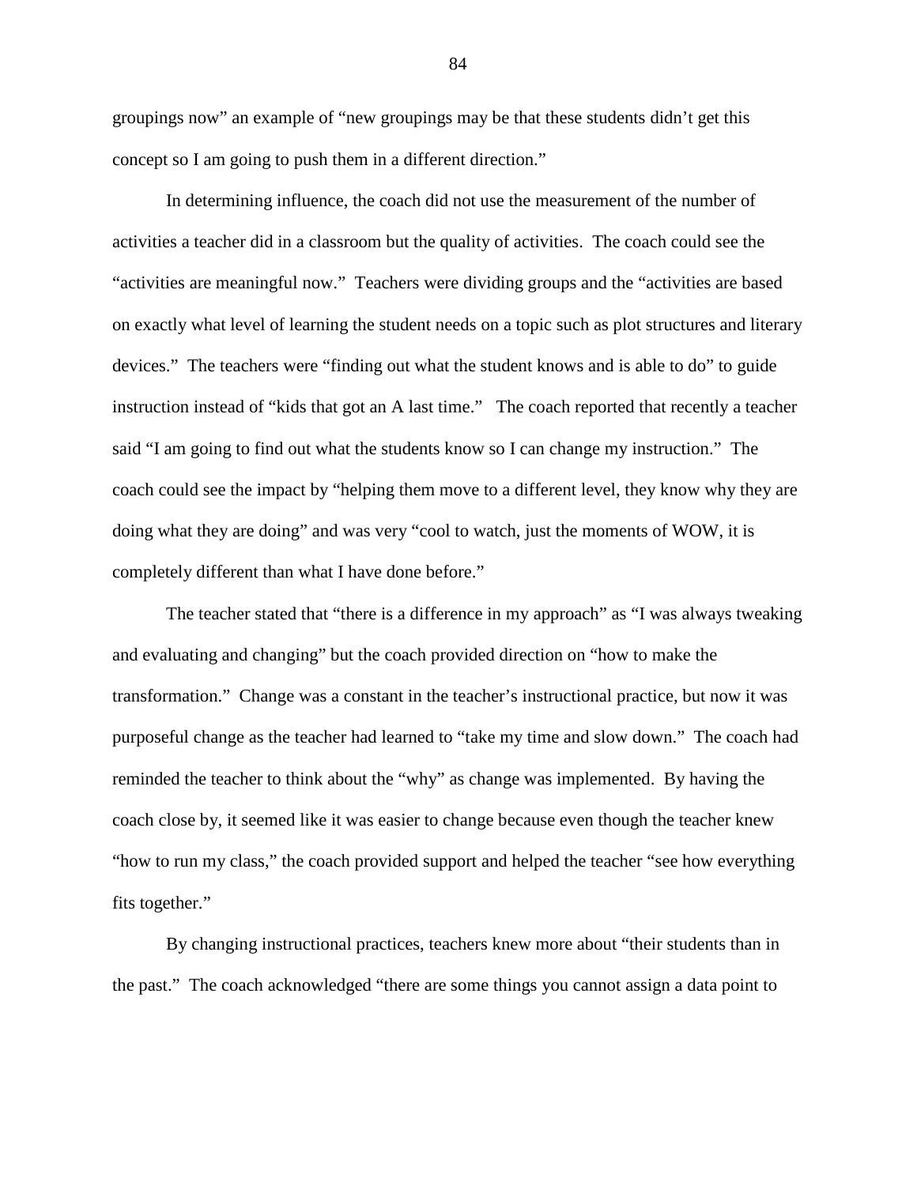groupings now" an example of "new groupings may be that these students didn't get this concept so I am going to push them in a different direction."

In determining influence, the coach did not use the measurement of the number of activities a teacher did in a classroom but the quality of activities. The coach could see the "activities are meaningful now." Teachers were dividing groups and the "activities are based on exactly what level of learning the student needs on a topic such as plot structures and literary devices." The teachers were "finding out what the student knows and is able to do" to guide instruction instead of "kids that got an A last time." The coach reported that recently a teacher said "I am going to find out what the students know so I can change my instruction." The coach could see the impact by "helping them move to a different level, they know why they are doing what they are doing" and was very "cool to watch, just the moments of WOW, it is completely different than what I have done before."

The teacher stated that "there is a difference in my approach" as "I was always tweaking and evaluating and changing" but the coach provided direction on "how to make the transformation." Change was a constant in the teacher's instructional practice, but now it was purposeful change as the teacher had learned to "take my time and slow down." The coach had reminded the teacher to think about the "why" as change was implemented. By having the coach close by, it seemed like it was easier to change because even though the teacher knew "how to run my class," the coach provided support and helped the teacher "see how everything fits together."

By changing instructional practices, teachers knew more about "their students than in the past." The coach acknowledged "there are some things you cannot assign a data point to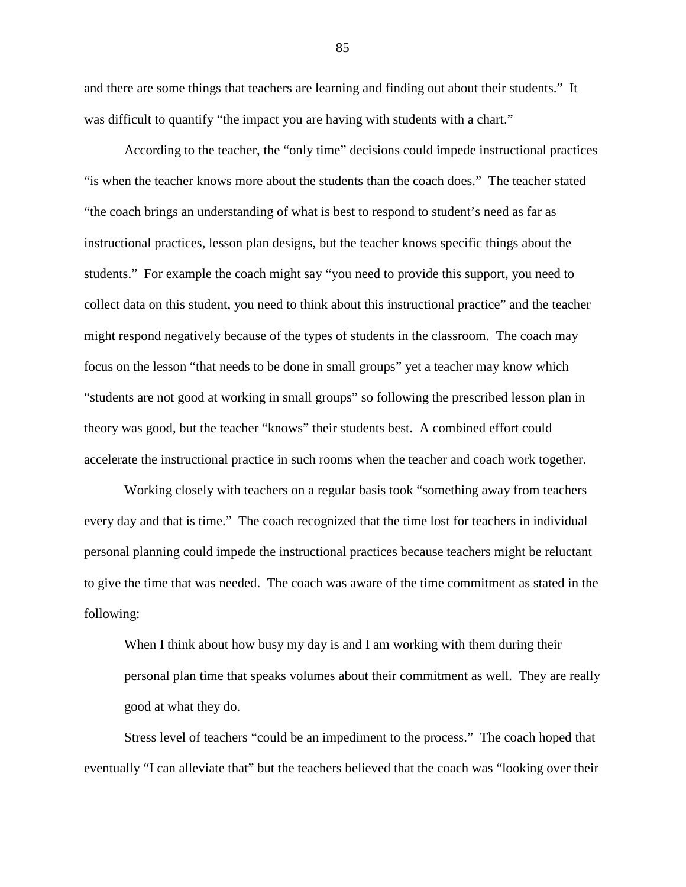and there are some things that teachers are learning and finding out about their students." It was difficult to quantify "the impact you are having with students with a chart."

According to the teacher, the "only time" decisions could impede instructional practices "is when the teacher knows more about the students than the coach does." The teacher stated "the coach brings an understanding of what is best to respond to student's need as far as instructional practices, lesson plan designs, but the teacher knows specific things about the students." For example the coach might say "you need to provide this support, you need to collect data on this student, you need to think about this instructional practice" and the teacher might respond negatively because of the types of students in the classroom. The coach may focus on the lesson "that needs to be done in small groups" yet a teacher may know which "students are not good at working in small groups" so following the prescribed lesson plan in theory was good, but the teacher "knows" their students best. A combined effort could accelerate the instructional practice in such rooms when the teacher and coach work together.

Working closely with teachers on a regular basis took "something away from teachers every day and that is time." The coach recognized that the time lost for teachers in individual personal planning could impede the instructional practices because teachers might be reluctant to give the time that was needed. The coach was aware of the time commitment as stated in the following:

> When I think about how busy my day is and I am working with them during their personal plan time that speaks volumes about their commitment as well. They are really good at what they do.

Stress level of teachers "could be an impediment to the process." The coach hoped that eventually "I can alleviate that" but the teachers believed that the coach was "looking over their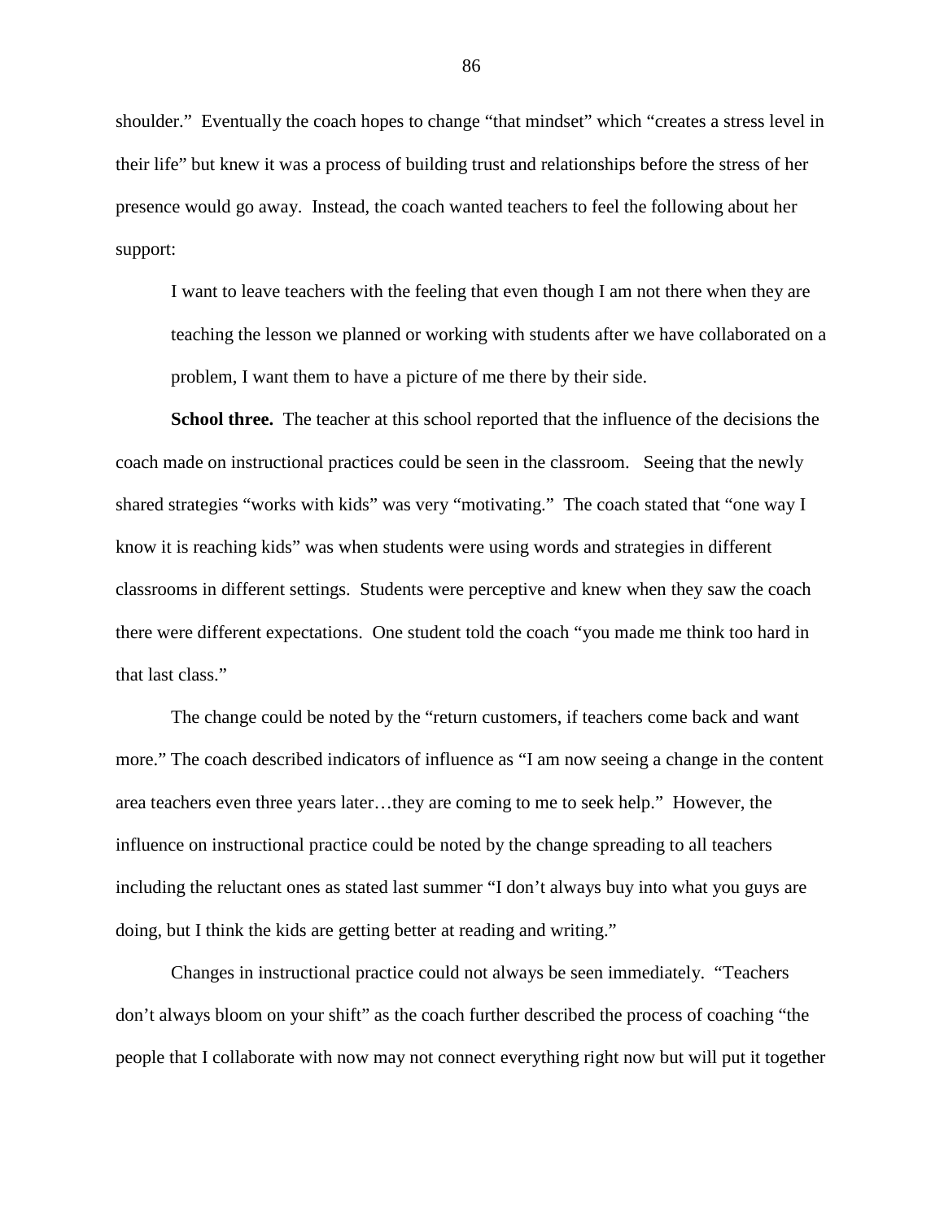shoulder." Eventually the coach hopes to change "that mindset" which "creates a stress level in their life" but knew it was a process of building trust and relationships before the stress of her presence would go away. Instead, the coach wanted teachers to feel the following about her support:

> I want to leave teachers with the feeling that even though I am not there when they are teaching the lesson we planned or working with students after we have collaborated on a problem, I want them to have a picture of me there by their side.

**School three.** The teacher at this school reported that the influence of the decisions the coach made on instructional practices could be seen in the classroom. Seeing that the newly shared strategies "works with kids" was very "motivating." The coach stated that "one way I know it is reaching kids" was when students were using words and strategies in different classrooms in different settings. Students were perceptive and knew when they saw the coach there were different expectations. One student told the coach "you made me think too hard in that last class."

The change could be noted by the "return customers, if teachers come back and want more." The coach described indicators of influence as "I am now seeing a change in the content area teachers even three years later…they are coming to me to seek help." However, the influence on instructional practice could be noted by the change spreading to all teachers including the reluctant ones as stated last summer "I don't always buy into what you guys are doing, but I think the kids are getting better at reading and writing."

Changes in instructional practice could not always be seen immediately. "Teachers don't always bloom on your shift" as the coach further described the process of coaching "the people that I collaborate with now may not connect everything right now but will put it together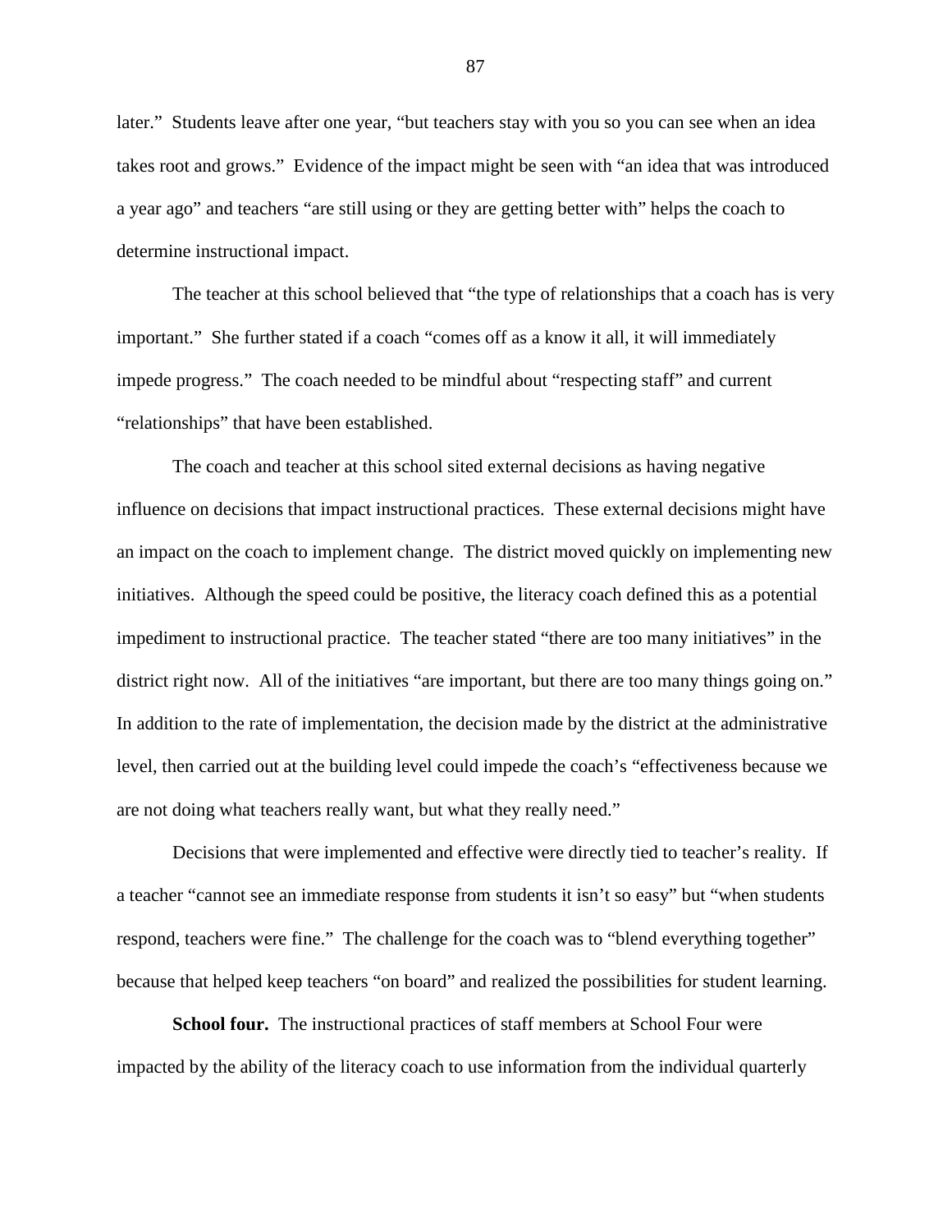later." Students leave after one year, "but teachers stay with you so you can see when an idea takes root and grows." Evidence of the impact might be seen with "an idea that was introduced a year ago" and teachers "are still using or they are getting better with" helps the coach to determine instructional impact.

The teacher at this school believed that "the type of relationships that a coach has is very important." She further stated if a coach "comes off as a know it all, it will immediately impede progress." The coach needed to be mindful about "respecting staff" and current "relationships" that have been established.

The coach and teacher at this school sited external decisions as having negative influence on decisions that impact instructional practices. These external decisions might have an impact on the coach to implement change. The district moved quickly on implementing new initiatives. Although the speed could be positive, the literacy coach defined this as a potential impediment to instructional practice. The teacher stated "there are too many initiatives" in the district right now. All of the initiatives "are important, but there are too many things going on." In addition to the rate of implementation, the decision made by the district at the administrative level, then carried out at the building level could impede the coach's "effectiveness because we are not doing what teachers really want, but what they really need."

Decisions that were implemented and effective were directly tied to teacher's reality. If a teacher "cannot see an immediate response from students it isn't so easy" but "when students respond, teachers were fine." The challenge for the coach was to "blend everything together" because that helped keep teachers "on board" and realized the possibilities for student learning.

**School four.** The instructional practices of staff members at School Four were impacted by the ability of the literacy coach to use information from the individual quarterly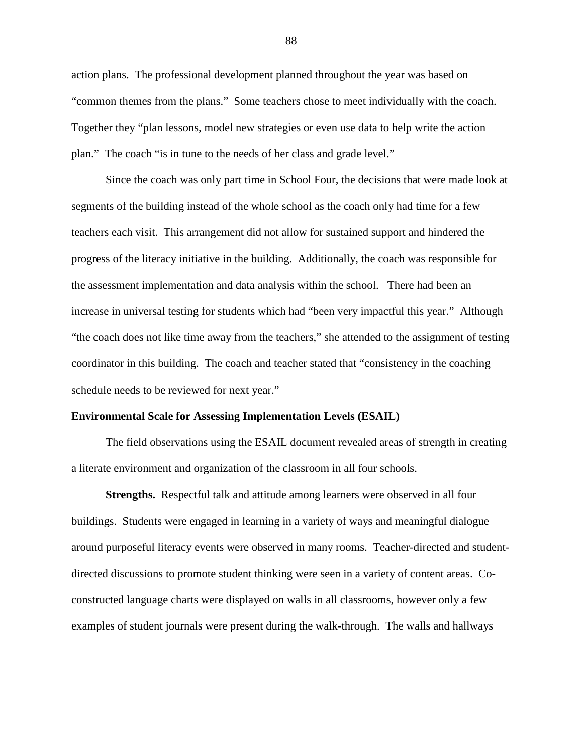action plans. The professional development planned throughout the year was based on "common themes from the plans." Some teachers chose to meet individually with the coach. Together they "plan lessons, model new strategies or even use data to help write the action plan." The coach "is in tune to the needs of her class and grade level."

Since the coach was only part time in School Four, the decisions that were made look at segments of the building instead of the whole school as the coach only had time for a few teachers each visit. This arrangement did not allow for sustained support and hindered the progress of the literacy initiative in the building. Additionally, the coach was responsible for the assessment implementation and data analysis within the school. There had been an increase in universal testing for students which had "been very impactful this year." Although "the coach does not like time away from the teachers," she attended to the assignment of testing coordinator in this building. The coach and teacher stated that "consistency in the coaching schedule needs to be reviewed for next year."

**Environmental Scale for Assessing Implementation Levels (ESAIL)**

The field observations using the ESAIL document revealed areas of strength in creating a literate environment and organization of the classroom in all four schools.

**Strengths.** Respectful talk and attitude among learners were observed in all four buildings. Students were engaged in learning in a variety of ways and meaningful dialogue around purposeful literacy events were observed in many rooms. Teacher-directed and student-directed discussions to promote student thinking were seen in a variety of content areas. Co-constructed language charts were displayed on walls in all classrooms, however only a few examples of student journals were present during the walk-through. The walls and hallways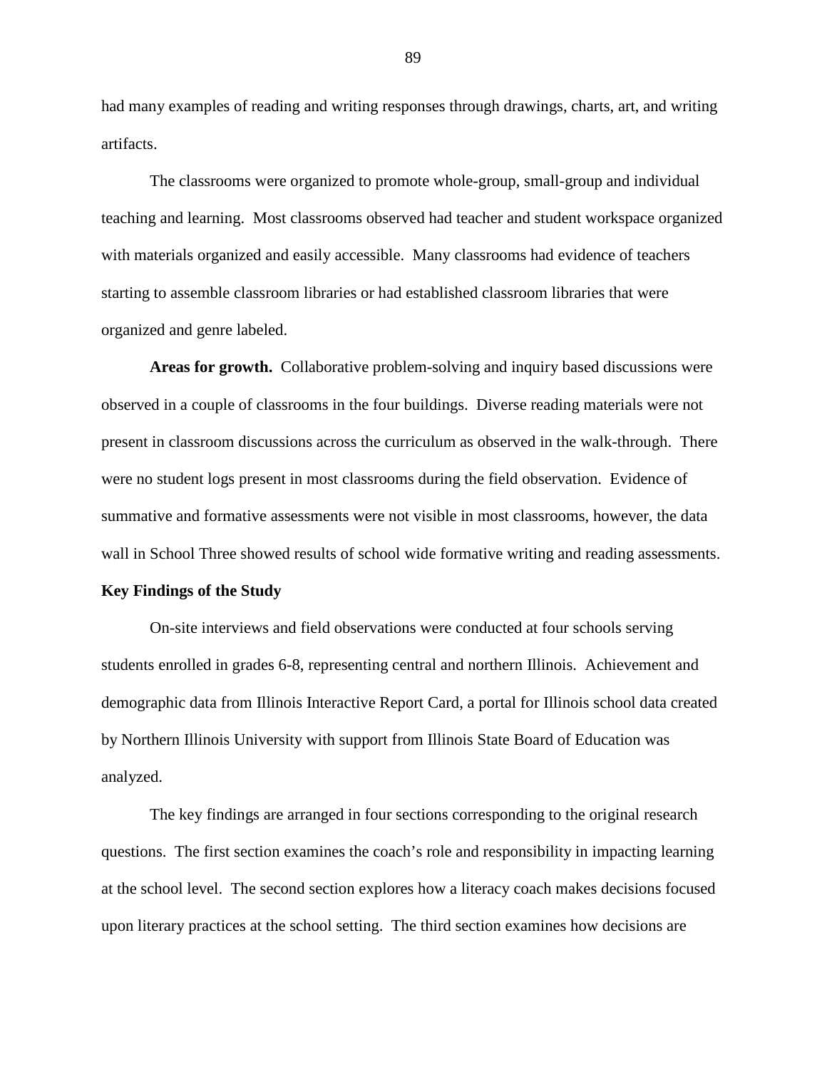had many examples of reading and writing responses through drawings, charts, art, and writing artifacts.

The classrooms were organized to promote whole-group, small-group and individual teaching and learning. Most classrooms observed had teacher and student workspace organized with materials organized and easily accessible. Many classrooms had evidence of teachers starting to assemble classroom libraries or had established classroom libraries that were organized and genre labeled.

**Areas for growth.** Collaborative problem-solving and inquiry based discussions were observed in a couple of classrooms in the four buildings. Diverse reading materials were not present in classroom discussions across the curriculum as observed in the walk-through. There were no student logs present in most classrooms during the field observation. Evidence of summative and formative assessments were not visible in most classrooms, however, the data wall in School Three showed results of school wide formative writing and reading assessments.

## Key Findings of the Study

On-site interviews and field observations were conducted at four schools serving students enrolled in grades 6-8, representing central and northern Illinois. Achievement and demographic data from Illinois Interactive Report Card, a portal for Illinois school data created by Northern Illinois University with support from Illinois State Board of Education was analyzed.

The key findings are arranged in four sections corresponding to the original research questions. The first section examines the coach's role and responsibility in impacting learning at the school level. The second section explores how a literacy coach makes decisions focused upon literary practices at the school setting. The third section examines how decisions are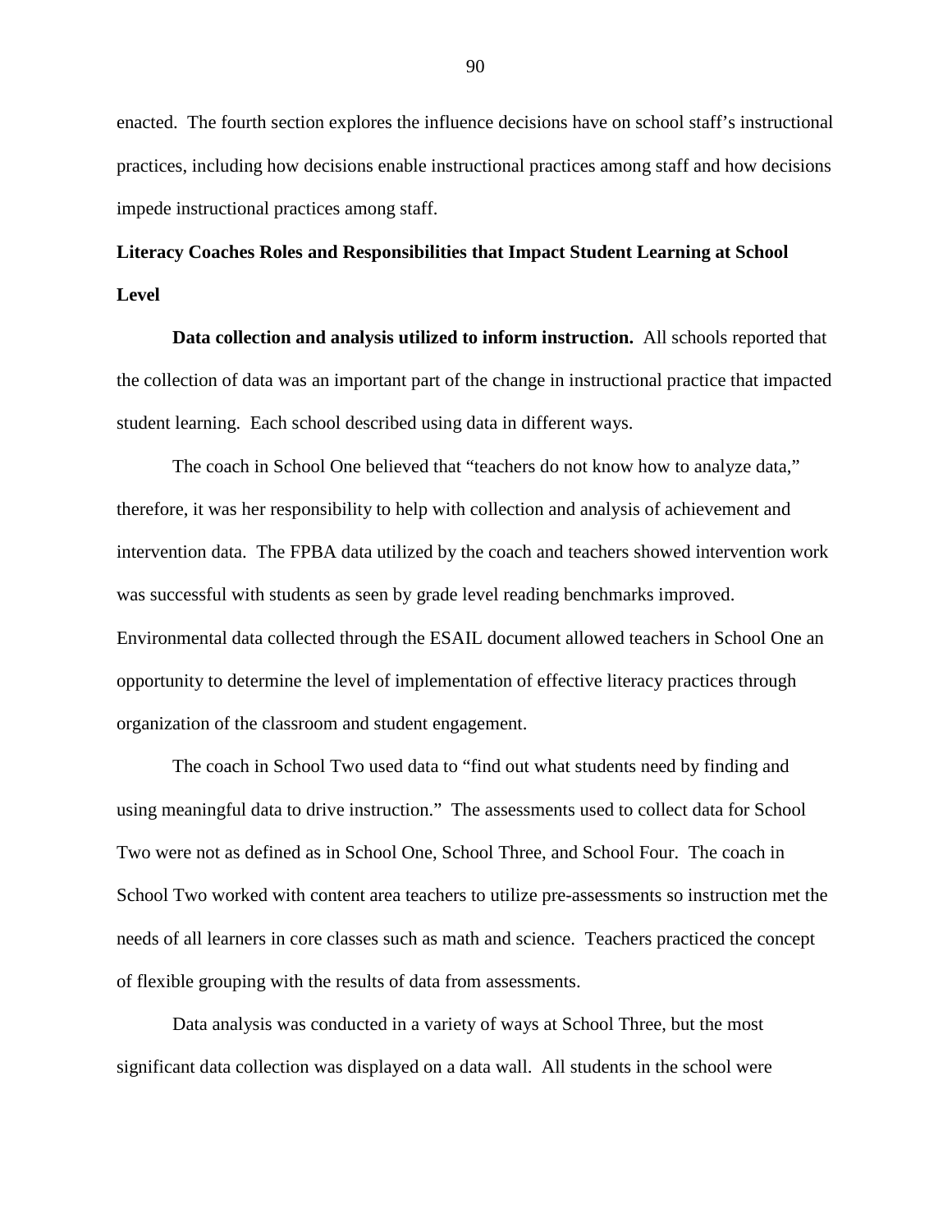enacted. The fourth section explores the influence decisions have on school staff's instructional practices, including how decisions enable instructional practices among staff and how decisions impede instructional practices among staff.

## Literacy Coaches Roles and Responsibilities that Impact Student Learning at School Level

**Data collection and analysis utilized to inform instruction.** All schools reported that the collection of data was an important part of the change in instructional practice that impacted student learning. Each school described using data in different ways.

The coach in School One believed that "teachers do not know how to analyze data," therefore, it was her responsibility to help with collection and analysis of achievement and intervention data. The FPBA data utilized by the coach and teachers showed intervention work was successful with students as seen by grade level reading benchmarks improved. Environmental data collected through the ESAIL document allowed teachers in School One an opportunity to determine the level of implementation of effective literacy practices through organization of the classroom and student engagement.

The coach in School Two used data to "find out what students need by finding and using meaningful data to drive instruction." The assessments used to collect data for School Two were not as defined as in School One, School Three, and School Four. The coach in School Two worked with content area teachers to utilize pre-assessments so instruction met the needs of all learners in core classes such as math and science. Teachers practiced the concept of flexible grouping with the results of data from assessments.

Data analysis was conducted in a variety of ways at School Three, but the most significant data collection was displayed on a data wall. All students in the school were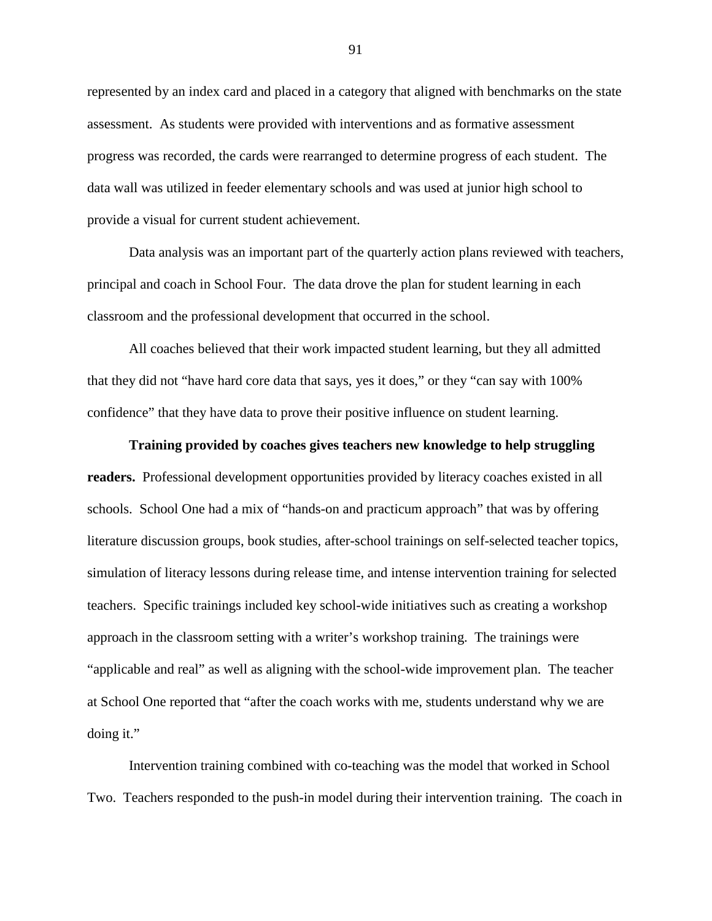represented by an index card and placed in a category that aligned with benchmarks on the state assessment. As students were provided with interventions and as formative assessment progress was recorded, the cards were rearranged to determine progress of each student. The data wall was utilized in feeder elementary schools and was used at junior high school to provide a visual for current student achievement.

Data analysis was an important part of the quarterly action plans reviewed with teachers, principal and coach in School Four. The data drove the plan for student learning in each classroom and the professional development that occurred in the school.

All coaches believed that their work impacted student learning, but they all admitted that they did not "have hard core data that says, yes it does," or they "can say with 100% confidence" that they have data to prove their positive influence on student learning.

**Training provided by coaches gives teachers new knowledge to help struggling readers.** Professional development opportunities provided by literacy coaches existed in all schools. School One had a mix of "hands-on and practicum approach" that was by offering literature discussion groups, book studies, after-school trainings on self-selected teacher topics, simulation of literacy lessons during release time, and intense intervention training for selected teachers. Specific trainings included key school-wide initiatives such as creating a workshop approach in the classroom setting with a writer's workshop training. The trainings were "applicable and real" as well as aligning with the school-wide improvement plan. The teacher at School One reported that "after the coach works with me, students understand why we are doing it."

Intervention training combined with co-teaching was the model that worked in School Two. Teachers responded to the push-in model during their intervention training. The coach in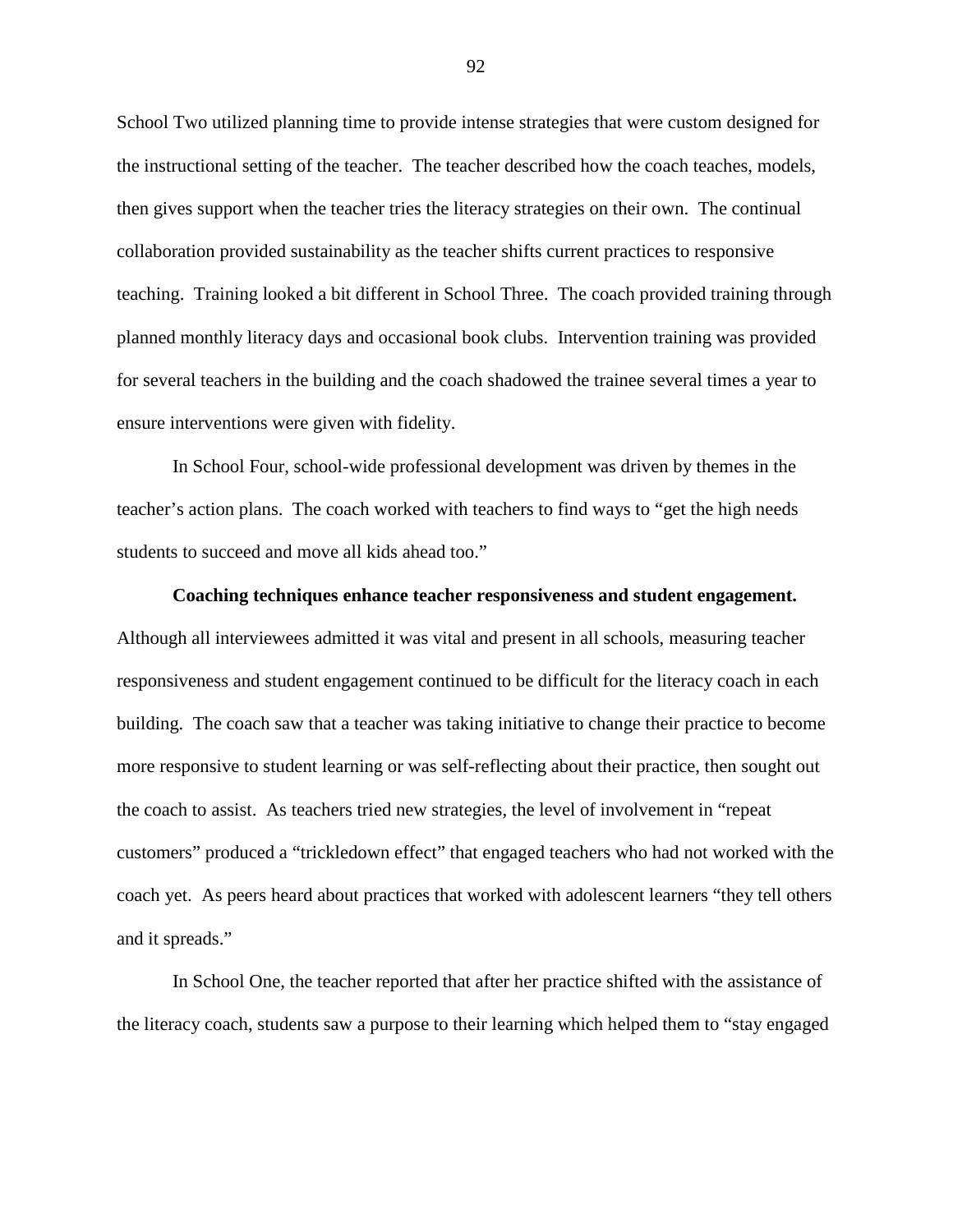School Two utilized planning time to provide intense strategies that were custom designed for the instructional setting of the teacher. The teacher described how the coach teaches, models, then gives support when the teacher tries the literacy strategies on their own. The continual collaboration provided sustainability as the teacher shifts current practices to responsive teaching. Training looked a bit different in School Three. The coach provided training through planned monthly literacy days and occasional book clubs. Intervention training was provided for several teachers in the building and the coach shadowed the trainee several times a year to ensure interventions were given with fidelity.

In School Four, school-wide professional development was driven by themes in the teacher's action plans. The coach worked with teachers to find ways to "get the high needs students to succeed and move all kids ahead too."

**Coaching techniques enhance teacher responsiveness and student engagement.** Although all interviewees admitted it was vital and present in all schools, measuring teacher responsiveness and student engagement continued to be difficult for the literacy coach in each building. The coach saw that a teacher was taking initiative to change their practice to become more responsive to student learning or was self-reflecting about their practice, then sought out the coach to assist. As teachers tried new strategies, the level of involvement in "repeat customers" produced a "trickledown effect" that engaged teachers who had not worked with the coach yet. As peers heard about practices that worked with adolescent learners "they tell others and it spreads."

In School One, the teacher reported that after her practice shifted with the assistance of the literacy coach, students saw a purpose to their learning which helped them to "stay engaged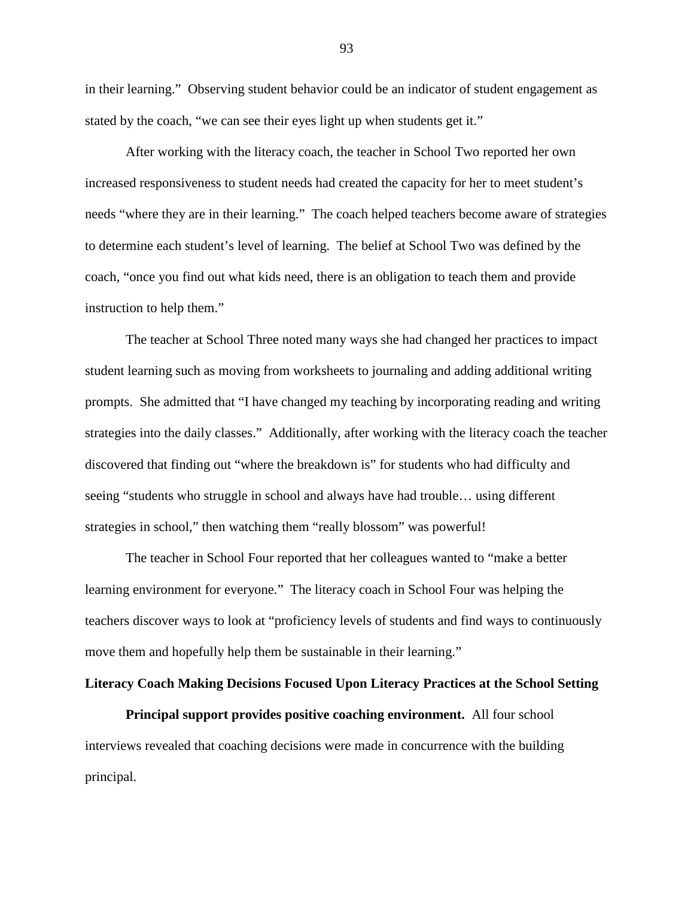in their learning." Observing student behavior could be an indicator of student engagement as stated by the coach, "we can see their eyes light up when students get it."

After working with the literacy coach, the teacher in School Two reported her own increased responsiveness to student needs had created the capacity for her to meet student's needs "where they are in their learning." The coach helped teachers become aware of strategies to determine each student's level of learning. The belief at School Two was defined by the coach, "once you find out what kids need, there is an obligation to teach them and provide instruction to help them."

The teacher at School Three noted many ways she had changed her practices to impact student learning such as moving from worksheets to journaling and adding additional writing prompts. She admitted that "I have changed my teaching by incorporating reading and writing strategies into the daily classes." Additionally, after working with the literacy coach the teacher discovered that finding out "where the breakdown is" for students who had difficulty and seeing "students who struggle in school and always have had trouble… using different strategies in school," then watching them "really blossom" was powerful!

The teacher in School Four reported that her colleagues wanted to "make a better learning environment for everyone." The literacy coach in School Four was helping the teachers discover ways to look at "proficiency levels of students and find ways to continuously move them and hopefully help them be sustainable in their learning."

### Literacy Coach Making Decisions Focused Upon Literacy Practices at the School Setting

**Principal support provides positive coaching environment.** All four school interviews revealed that coaching decisions were made in concurrence with the building principal.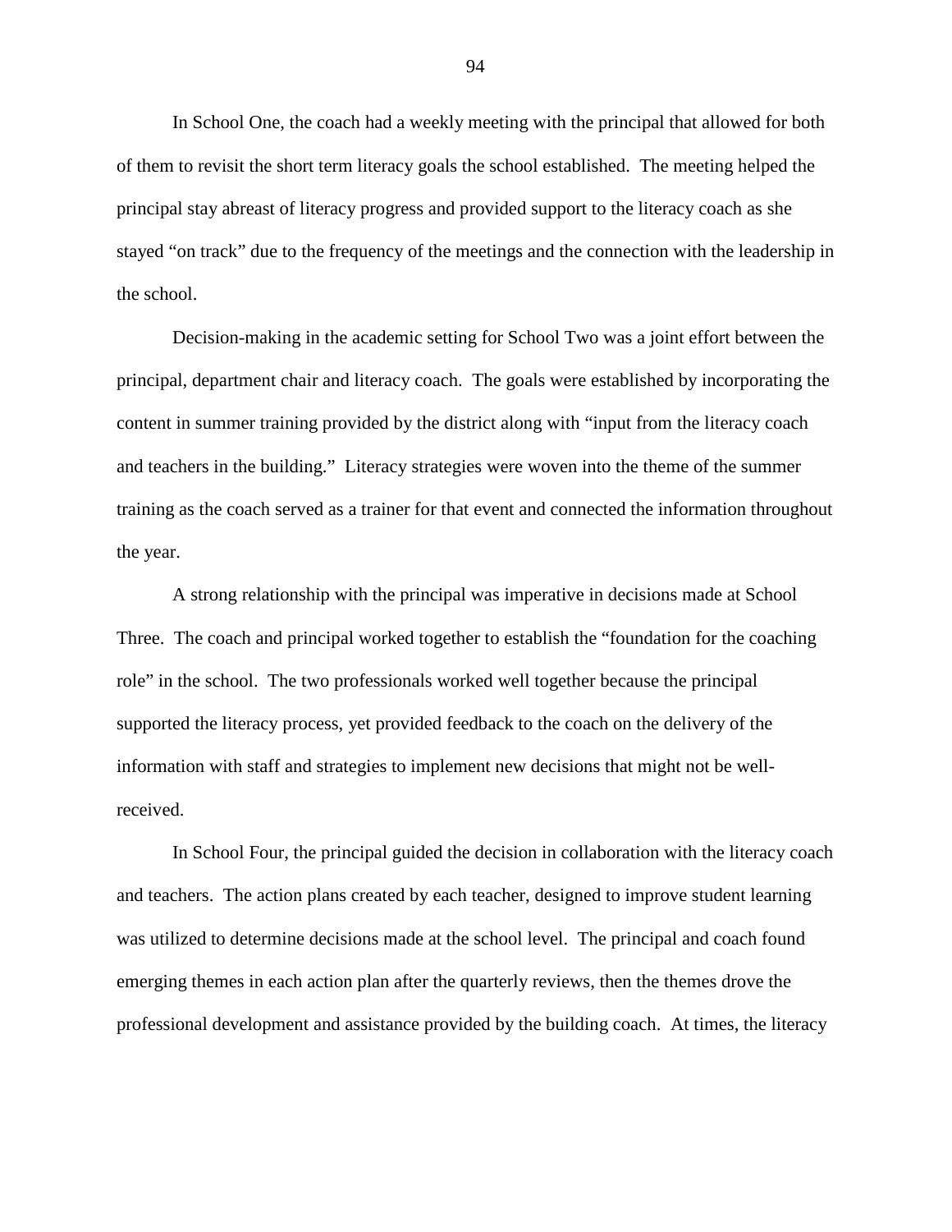In School One, the coach had a weekly meeting with the principal that allowed for both of them to revisit the short term literacy goals the school established. The meeting helped the principal stay abreast of literacy progress and provided support to the literacy coach as she stayed "on track" due to the frequency of the meetings and the connection with the leadership in the school.

Decision-making in the academic setting for School Two was a joint effort between the principal, department chair and literacy coach. The goals were established by incorporating the content in summer training provided by the district along with "input from the literacy coach and teachers in the building." Literacy strategies were woven into the theme of the summer training as the coach served as a trainer for that event and connected the information throughout the year.

A strong relationship with the principal was imperative in decisions made at School Three. The coach and principal worked together to establish the "foundation for the coaching role" in the school. The two professionals worked well together because the principal supported the literacy process, yet provided feedback to the coach on the delivery of the information with staff and strategies to implement new decisions that might not be well-received.

In School Four, the principal guided the decision in collaboration with the literacy coach and teachers. The action plans created by each teacher, designed to improve student learning was utilized to determine decisions made at the school level. The principal and coach found emerging themes in each action plan after the quarterly reviews, then the themes drove the professional development and assistance provided by the building coach. At times, the literacy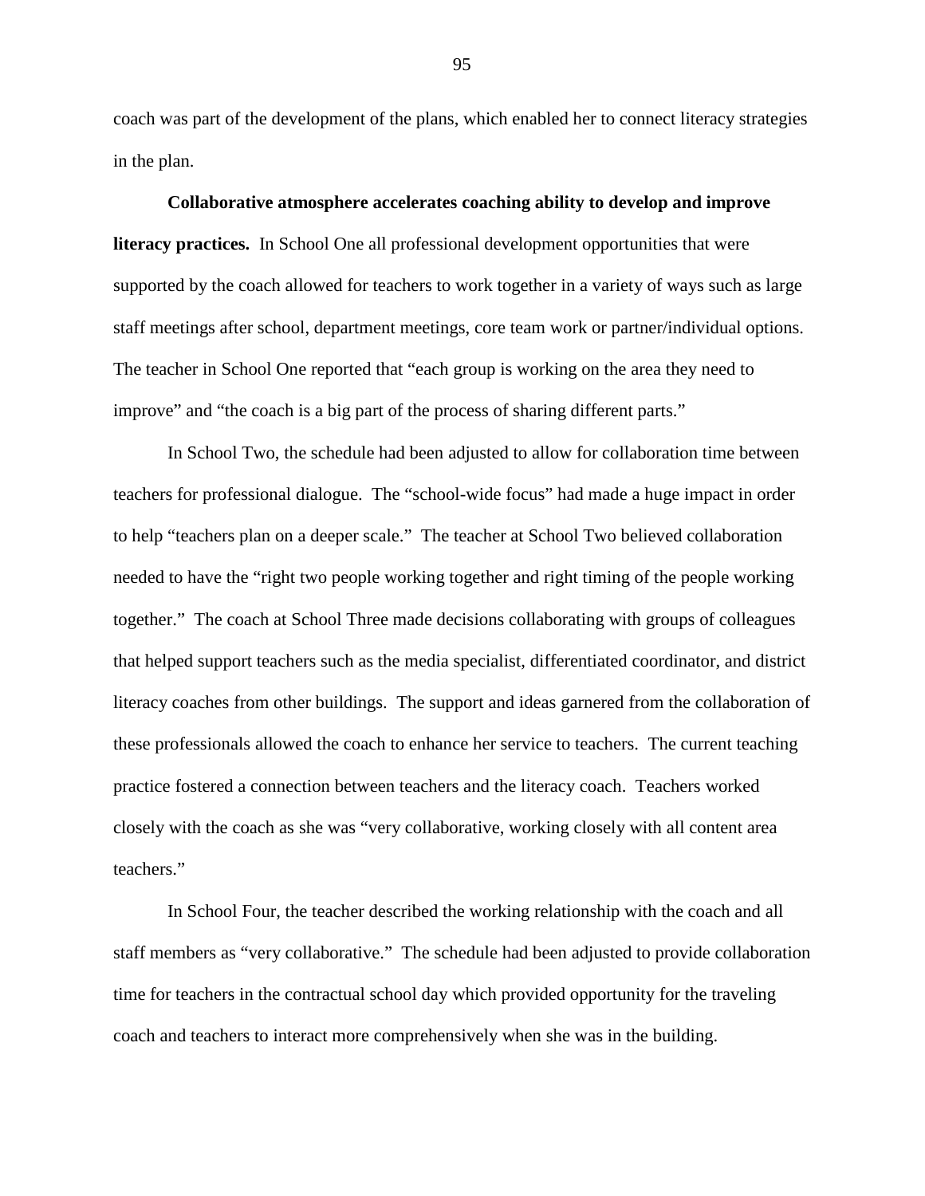coach was part of the development of the plans, which enabled her to connect literacy strategies in the plan.

**Collaborative atmosphere accelerates coaching ability to develop and improve literacy practices.** In School One all professional development opportunities that were supported by the coach allowed for teachers to work together in a variety of ways such as large staff meetings after school, department meetings, core team work or partner/individual options. The teacher in School One reported that "each group is working on the area they need to improve" and "the coach is a big part of the process of sharing different parts."

In School Two, the schedule had been adjusted to allow for collaboration time between teachers for professional dialogue. The "school-wide focus" had made a huge impact in order to help "teachers plan on a deeper scale." The teacher at School Two believed collaboration needed to have the "right two people working together and right timing of the people working together." The coach at School Three made decisions collaborating with groups of colleagues that helped support teachers such as the media specialist, differentiated coordinator, and district literacy coaches from other buildings. The support and ideas garnered from the collaboration of these professionals allowed the coach to enhance her service to teachers. The current teaching practice fostered a connection between teachers and the literacy coach. Teachers worked closely with the coach as she was "very collaborative, working closely with all content area teachers."

In School Four, the teacher described the working relationship with the coach and all staff members as "very collaborative." The schedule had been adjusted to provide collaboration time for teachers in the contractual school day which provided opportunity for the traveling coach and teachers to interact more comprehensively when she was in the building.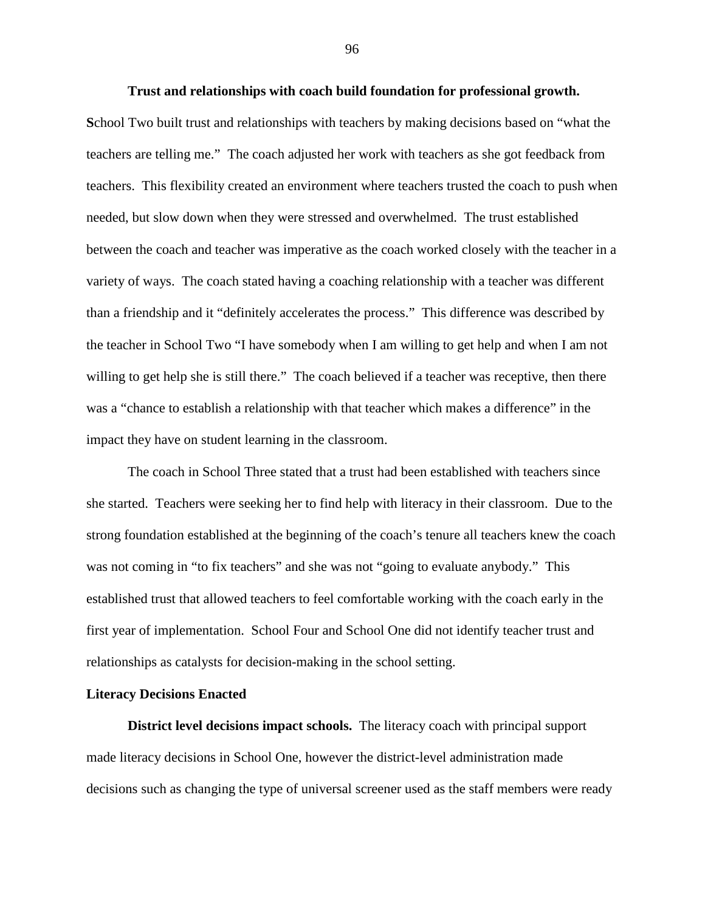**Trust and relationships with coach build foundation for professional growth.** School Two built trust and relationships with teachers by making decisions based on "what the teachers are telling me." The coach adjusted her work with teachers as she got feedback from teachers. This flexibility created an environment where teachers trusted the coach to push when needed, but slow down when they were stressed and overwhelmed. The trust established between the coach and teacher was imperative as the coach worked closely with the teacher in a variety of ways. The coach stated having a coaching relationship with a teacher was different than a friendship and it "definitely accelerates the process." This difference was described by the teacher in School Two "I have somebody when I am willing to get help and when I am not willing to get help she is still there." The coach believed if a teacher was receptive, then there was a "chance to establish a relationship with that teacher which makes a difference" in the impact they have on student learning in the classroom.

The coach in School Three stated that a trust had been established with teachers since she started. Teachers were seeking her to find help with literacy in their classroom. Due to the strong foundation established at the beginning of the coach's tenure all teachers knew the coach was not coming in "to fix teachers" and she was not "going to evaluate anybody." This established trust that allowed teachers to feel comfortable working with the coach early in the first year of implementation. School Four and School One did not identify teacher trust and relationships as catalysts for decision-making in the school setting.

## Literacy Decisions Enacted

**District level decisions impact schools.** The literacy coach with principal support made literacy decisions in School One, however the district-level administration made decisions such as changing the type of universal screener used as the staff members were ready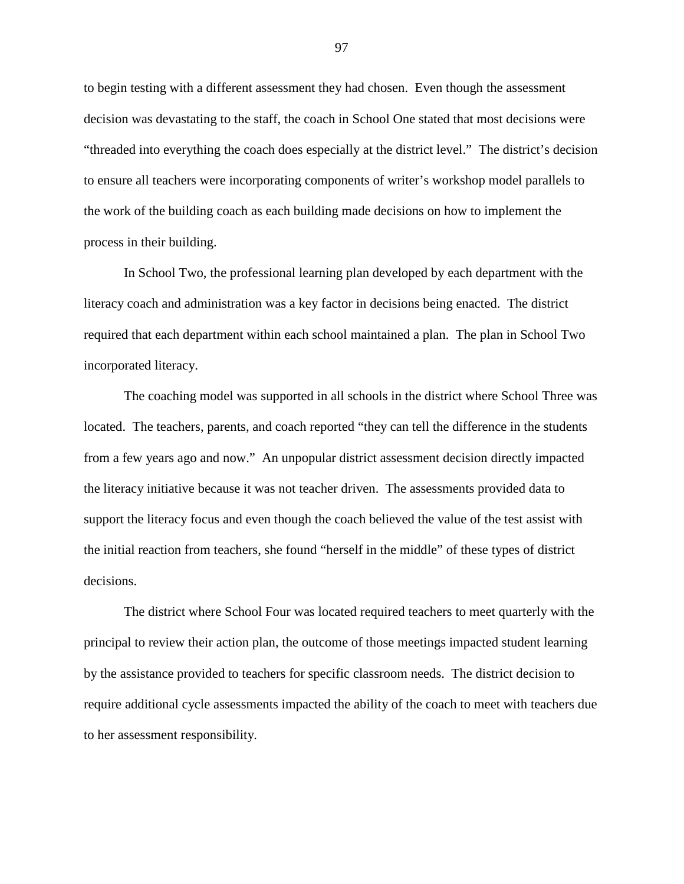to begin testing with a different assessment they had chosen. Even though the assessment decision was devastating to the staff, the coach in School One stated that most decisions were "threaded into everything the coach does especially at the district level." The district's decision to ensure all teachers were incorporating components of writer's workshop model parallels to the work of the building coach as each building made decisions on how to implement the process in their building.

In School Two, the professional learning plan developed by each department with the literacy coach and administration was a key factor in decisions being enacted. The district required that each department within each school maintained a plan. The plan in School Two incorporated literacy.

The coaching model was supported in all schools in the district where School Three was located. The teachers, parents, and coach reported "they can tell the difference in the students from a few years ago and now." An unpopular district assessment decision directly impacted the literacy initiative because it was not teacher driven. The assessments provided data to support the literacy focus and even though the coach believed the value of the test assist with the initial reaction from teachers, she found "herself in the middle" of these types of district decisions.

The district where School Four was located required teachers to meet quarterly with the principal to review their action plan, the outcome of those meetings impacted student learning by the assistance provided to teachers for specific classroom needs. The district decision to require additional cycle assessments impacted the ability of the coach to meet with teachers due to her assessment responsibility.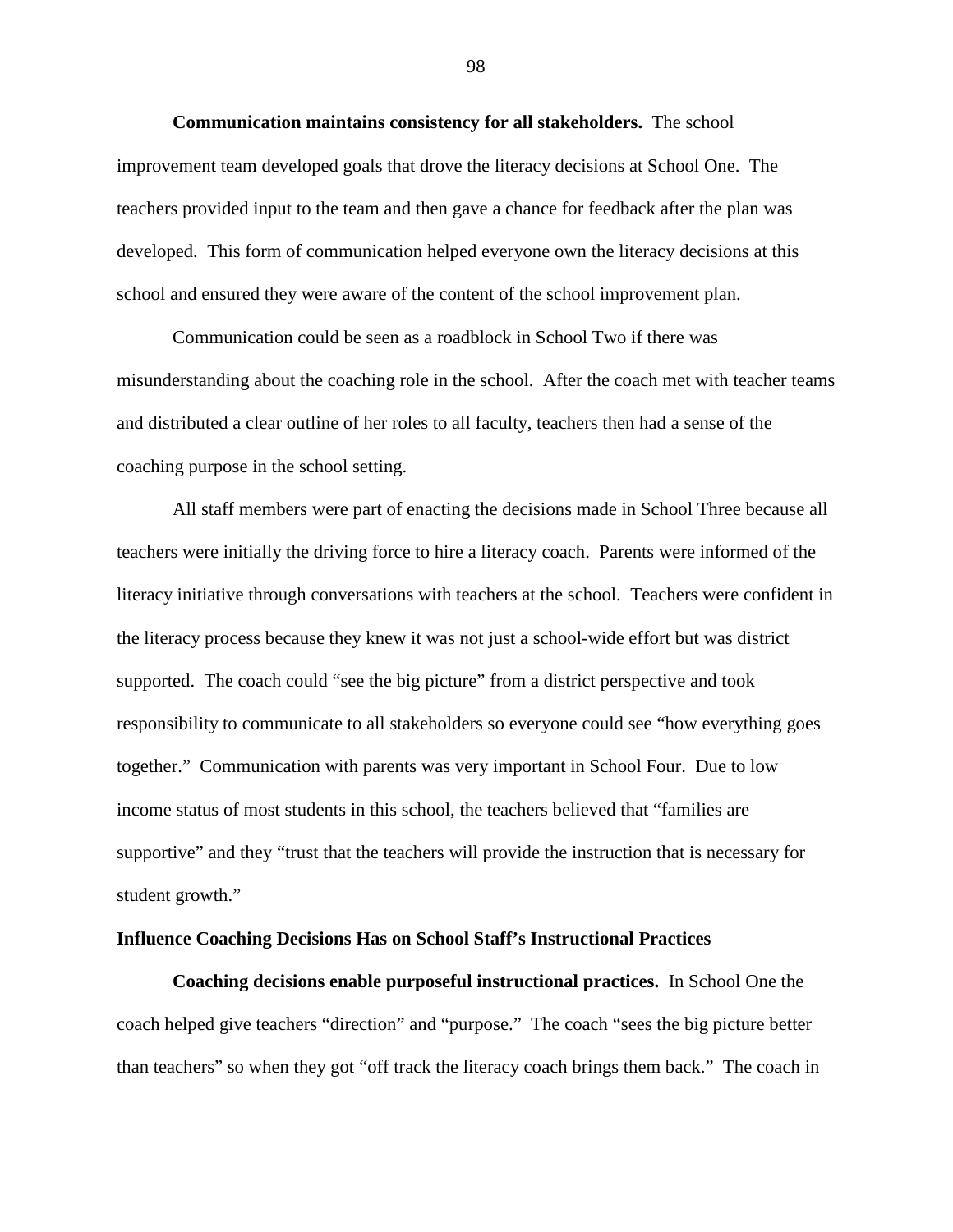**Communication maintains consistency for all stakeholders.** The school improvement team developed goals that drove the literacy decisions at School One. The teachers provided input to the team and then gave a chance for feedback after the plan was developed. This form of communication helped everyone own the literacy decisions at this school and ensured they were aware of the content of the school improvement plan.

Communication could be seen as a roadblock in School Two if there was misunderstanding about the coaching role in the school. After the coach met with teacher teams and distributed a clear outline of her roles to all faculty, teachers then had a sense of the coaching purpose in the school setting.

All staff members were part of enacting the decisions made in School Three because all teachers were initially the driving force to hire a literacy coach. Parents were informed of the literacy initiative through conversations with teachers at the school. Teachers were confident in the literacy process because they knew it was not just a school-wide effort but was district supported. The coach could "see the big picture" from a district perspective and took responsibility to communicate to all stakeholders so everyone could see "how everything goes together." Communication with parents was very important in School Four. Due to low income status of most students in this school, the teachers believed that "families are supportive" and they "trust that the teachers will provide the instruction that is necessary for student growth."

## Influence Coaching Decisions Has on School Staff's Instructional Practices

**Coaching decisions enable purposeful instructional practices.** In School One the coach helped give teachers "direction" and "purpose." The coach "sees the big picture better than teachers" so when they got "off track the literacy coach brings them back." The coach in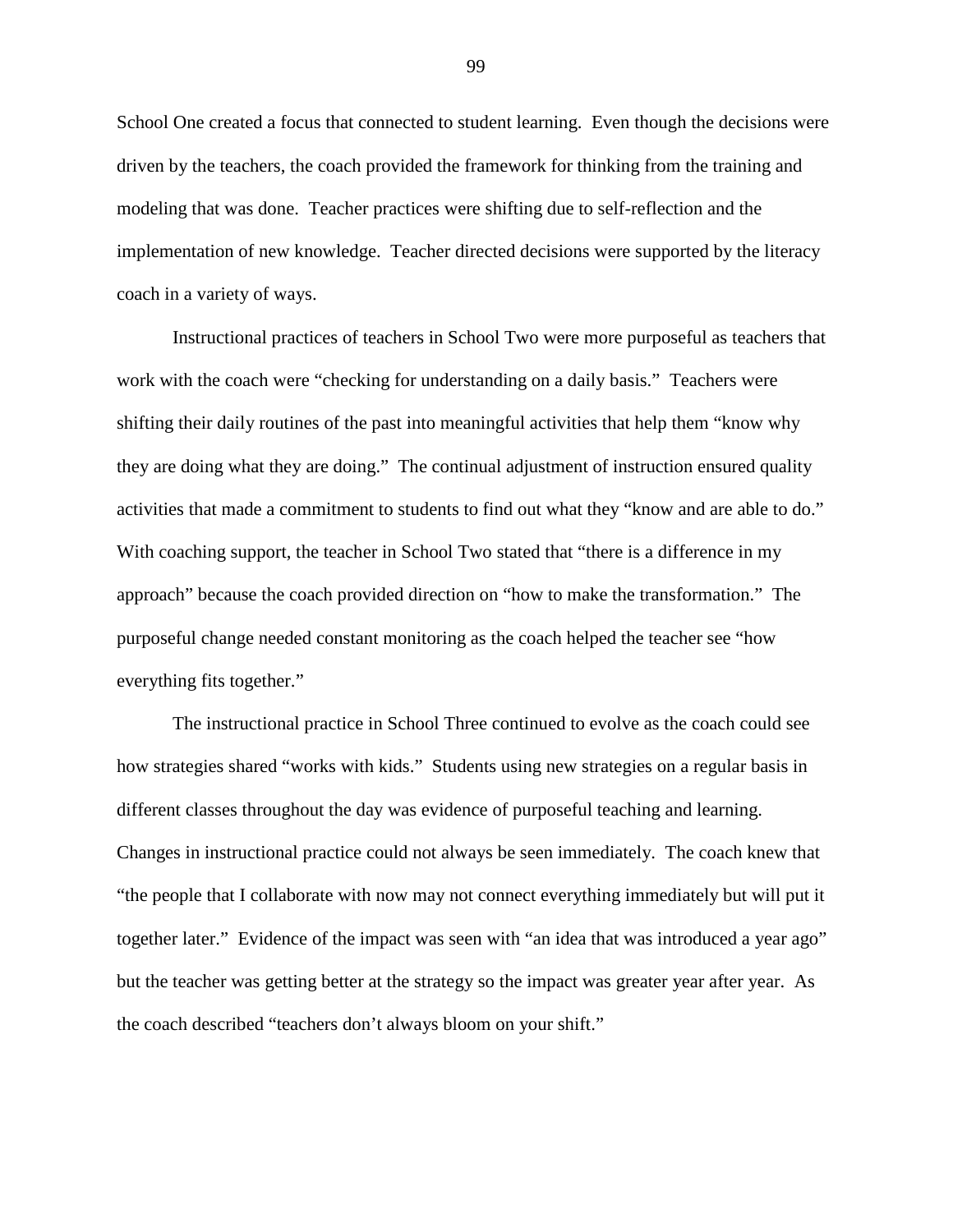School One created a focus that connected to student learning. Even though the decisions were driven by the teachers, the coach provided the framework for thinking from the training and modeling that was done. Teacher practices were shifting due to self-reflection and the implementation of new knowledge. Teacher directed decisions were supported by the literacy coach in a variety of ways.

Instructional practices of teachers in School Two were more purposeful as teachers that work with the coach were "checking for understanding on a daily basis." Teachers were shifting their daily routines of the past into meaningful activities that help them "know why they are doing what they are doing." The continual adjustment of instruction ensured quality activities that made a commitment to students to find out what they "know and are able to do." With coaching support, the teacher in School Two stated that "there is a difference in my approach" because the coach provided direction on "how to make the transformation." The purposeful change needed constant monitoring as the coach helped the teacher see "how everything fits together."

The instructional practice in School Three continued to evolve as the coach could see how strategies shared "works with kids." Students using new strategies on a regular basis in different classes throughout the day was evidence of purposeful teaching and learning. Changes in instructional practice could not always be seen immediately. The coach knew that "the people that I collaborate with now may not connect everything immediately but will put it together later." Evidence of the impact was seen with "an idea that was introduced a year ago" but the teacher was getting better at the strategy so the impact was greater year after year. As the coach described "teachers don't always bloom on your shift."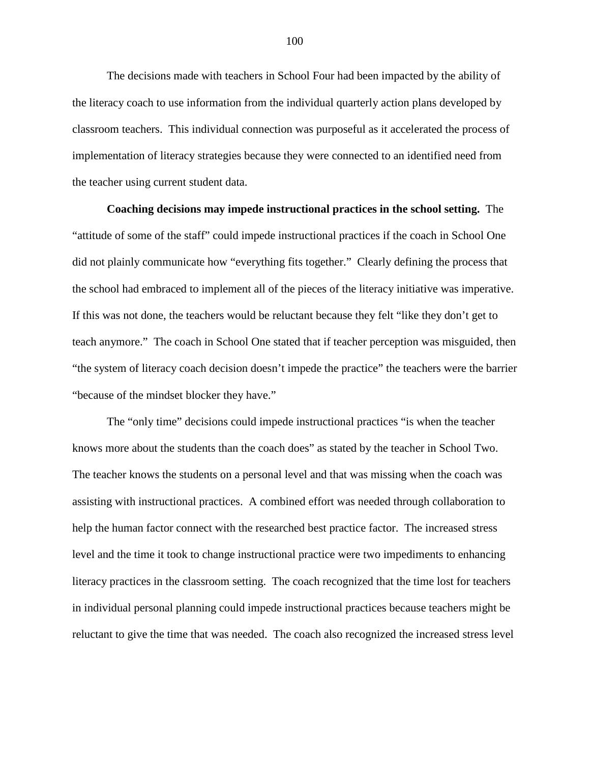The decisions made with teachers in School Four had been impacted by the ability of the literacy coach to use information from the individual quarterly action plans developed by classroom teachers. This individual connection was purposeful as it accelerated the process of implementation of literacy strategies because they were connected to an identified need from the teacher using current student data.

**Coaching decisions may impede instructional practices in the school setting.** The "attitude of some of the staff" could impede instructional practices if the coach in School One did not plainly communicate how "everything fits together." Clearly defining the process that the school had embraced to implement all of the pieces of the literacy initiative was imperative. If this was not done, the teachers would be reluctant because they felt "like they don't get to teach anymore." The coach in School One stated that if teacher perception was misguided, then "the system of literacy coach decision doesn't impede the practice" the teachers were the barrier "because of the mindset blocker they have."

The "only time" decisions could impede instructional practices "is when the teacher knows more about the students than the coach does" as stated by the teacher in School Two. The teacher knows the students on a personal level and that was missing when the coach was assisting with instructional practices. A combined effort was needed through collaboration to help the human factor connect with the researched best practice factor. The increased stress level and the time it took to change instructional practice were two impediments to enhancing literacy practices in the classroom setting. The coach recognized that the time lost for teachers in individual personal planning could impede instructional practices because teachers might be reluctant to give the time that was needed. The coach also recognized the increased stress level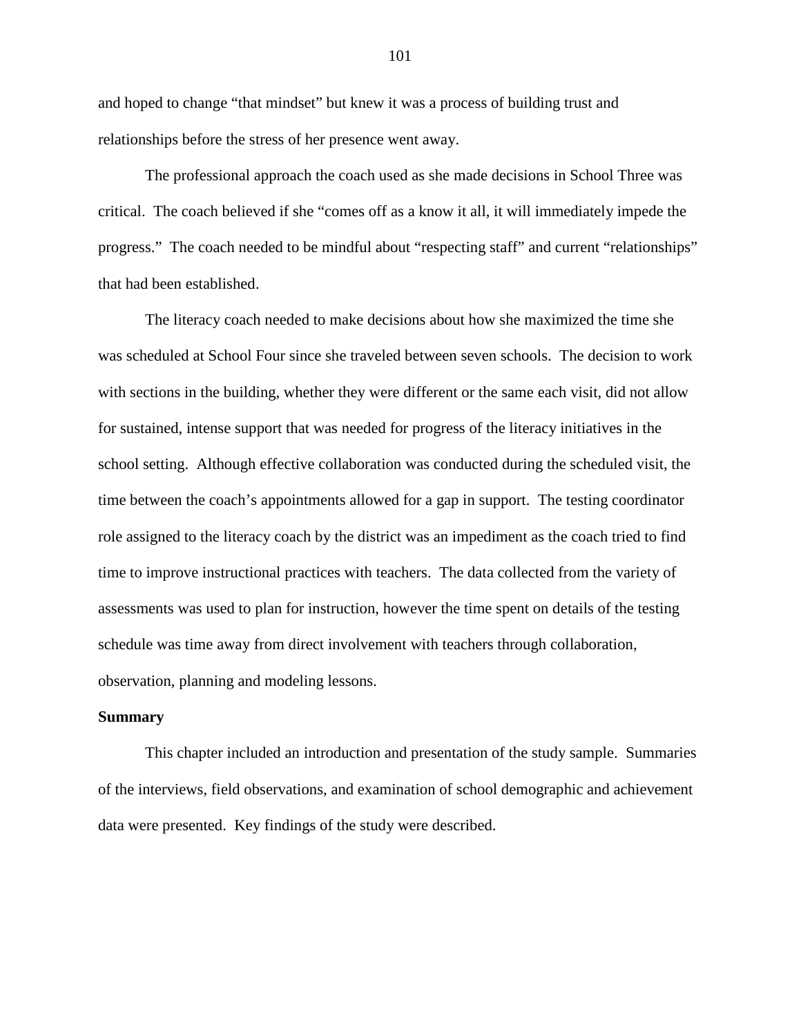and hoped to change "that mindset" but knew it was a process of building trust and relationships before the stress of her presence went away.

The professional approach the coach used as she made decisions in School Three was critical. The coach believed if she "comes off as a know it all, it will immediately impede the progress." The coach needed to be mindful about "respecting staff" and current "relationships" that had been established.

The literacy coach needed to make decisions about how she maximized the time she was scheduled at School Four since she traveled between seven schools. The decision to work with sections in the building, whether they were different or the same each visit, did not allow for sustained, intense support that was needed for progress of the literacy initiatives in the school setting. Although effective collaboration was conducted during the scheduled visit, the time between the coach's appointments allowed for a gap in support. The testing coordinator role assigned to the literacy coach by the district was an impediment as the coach tried to find time to improve instructional practices with teachers. The data collected from the variety of assessments was used to plan for instruction, however the time spent on details of the testing schedule was time away from direct involvement with teachers through collaboration, observation, planning and modeling lessons.

**Summary**

This chapter included an introduction and presentation of the study sample. Summaries of the interviews, field observations, and examination of school demographic and achievement data were presented. Key findings of the study were described.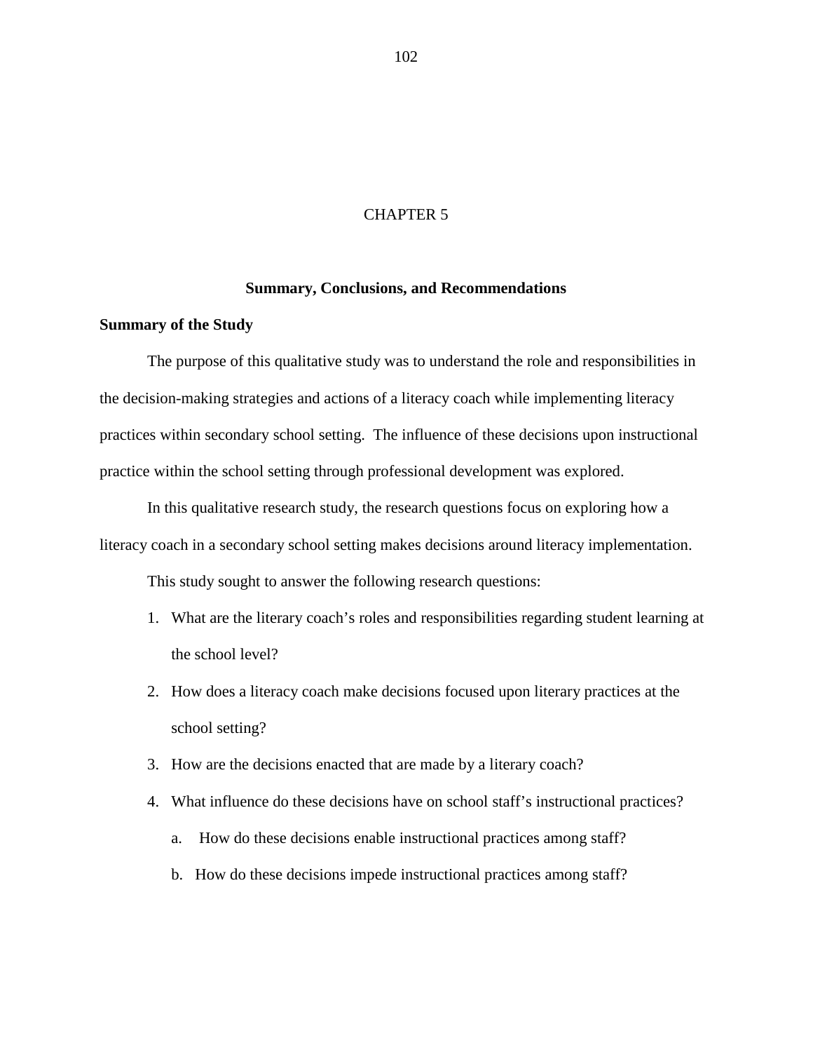# CHAPTER 5

## Summary, Conclusions, and Recommendations

### Summary of the Study

The purpose of this qualitative study was to understand the role and responsibilities in the decision-making strategies and actions of a literacy coach while implementing literacy practices within secondary school setting.  The influence of these decisions upon instructional practice within the school setting through professional development was explored.

In this qualitative research study, the research questions focus on exploring how a literacy coach in a secondary school setting makes decisions around literacy implementation.

This study sought to answer the following research questions:

1. What are the literary coach's roles and responsibilities regarding student learning at the school level?
2. How does a literacy coach make decisions focused upon literary practices at the school setting?
3. How are the decisions enacted that are made by a literary coach?
4. What influence do these decisions have on school staff's instructional practices?
   a. How do these decisions enable instructional practices among staff?
   b. How do these decisions impede instructional practices among staff?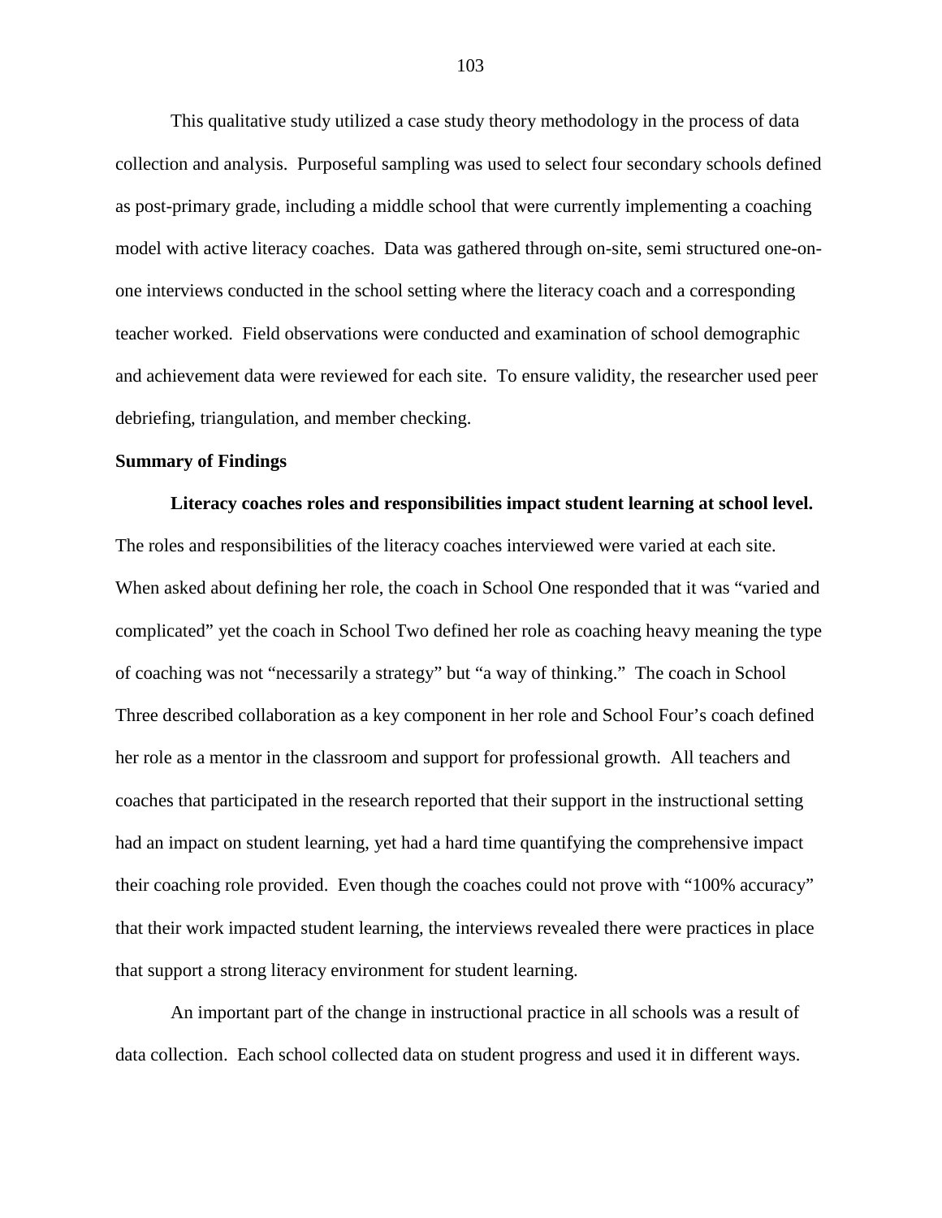This qualitative study utilized a case study theory methodology in the process of data collection and analysis. Purposeful sampling was used to select four secondary schools defined as post-primary grade, including a middle school that were currently implementing a coaching model with active literacy coaches. Data was gathered through on-site, semi structured one-on-one interviews conducted in the school setting where the literacy coach and a corresponding teacher worked. Field observations were conducted and examination of school demographic and achievement data were reviewed for each site. To ensure validity, the researcher used peer debriefing, triangulation, and member checking.

## Summary of Findings

### Literacy coaches roles and responsibilities impact student learning at school level.

The roles and responsibilities of the literacy coaches interviewed were varied at each site. When asked about defining her role, the coach in School One responded that it was "varied and complicated" yet the coach in School Two defined her role as coaching heavy meaning the type of coaching was not "necessarily a strategy" but "a way of thinking." The coach in School Three described collaboration as a key component in her role and School Four's coach defined her role as a mentor in the classroom and support for professional growth. All teachers and coaches that participated in the research reported that their support in the instructional setting had an impact on student learning, yet had a hard time quantifying the comprehensive impact their coaching role provided. Even though the coaches could not prove with "100% accuracy" that their work impacted student learning, the interviews revealed there were practices in place that support a strong literacy environment for student learning.

An important part of the change in instructional practice in all schools was a result of data collection. Each school collected data on student progress and used it in different ways.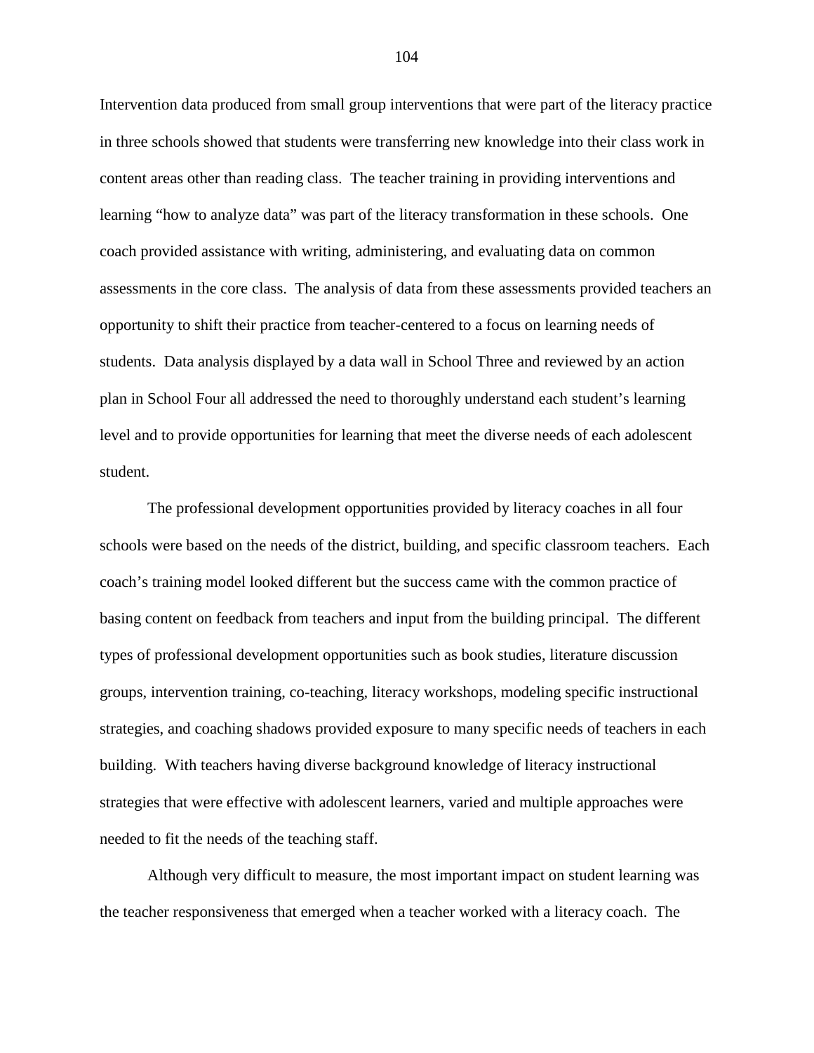Intervention data produced from small group interventions that were part of the literacy practice in three schools showed that students were transferring new knowledge into their class work in content areas other than reading class. The teacher training in providing interventions and learning "how to analyze data" was part of the literacy transformation in these schools. One coach provided assistance with writing, administering, and evaluating data on common assessments in the core class. The analysis of data from these assessments provided teachers an opportunity to shift their practice from teacher-centered to a focus on learning needs of students. Data analysis displayed by a data wall in School Three and reviewed by an action plan in School Four all addressed the need to thoroughly understand each student's learning level and to provide opportunities for learning that meet the diverse needs of each adolescent student.

The professional development opportunities provided by literacy coaches in all four schools were based on the needs of the district, building, and specific classroom teachers. Each coach's training model looked different but the success came with the common practice of basing content on feedback from teachers and input from the building principal. The different types of professional development opportunities such as book studies, literature discussion groups, intervention training, co-teaching, literacy workshops, modeling specific instructional strategies, and coaching shadows provided exposure to many specific needs of teachers in each building. With teachers having diverse background knowledge of literacy instructional strategies that were effective with adolescent learners, varied and multiple approaches were needed to fit the needs of the teaching staff.

Although very difficult to measure, the most important impact on student learning was the teacher responsiveness that emerged when a teacher worked with a literacy coach. The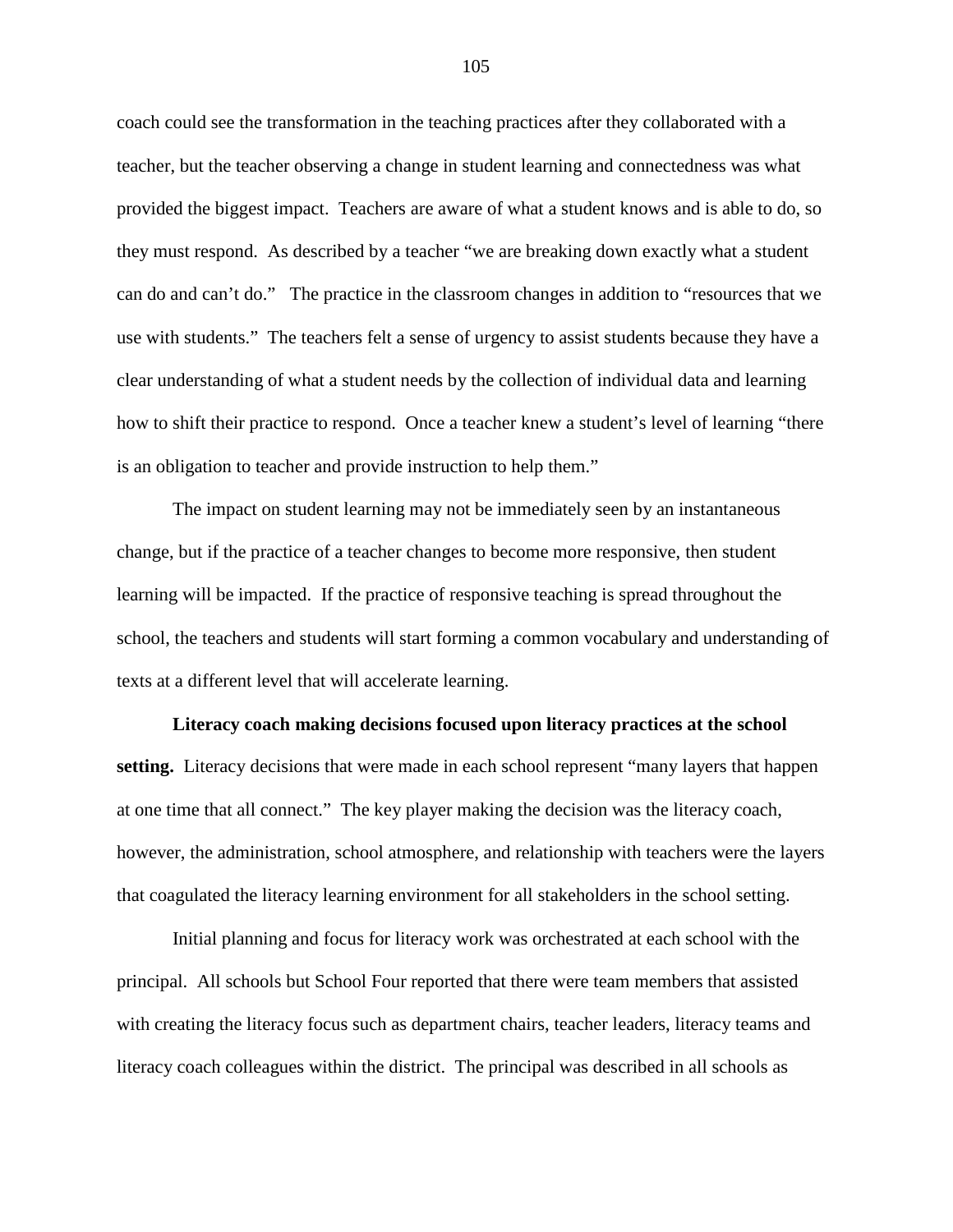coach could see the transformation in the teaching practices after they collaborated with a teacher, but the teacher observing a change in student learning and connectedness was what provided the biggest impact. Teachers are aware of what a student knows and is able to do, so they must respond. As described by a teacher "we are breaking down exactly what a student can do and can't do." The practice in the classroom changes in addition to "resources that we use with students." The teachers felt a sense of urgency to assist students because they have a clear understanding of what a student needs by the collection of individual data and learning how to shift their practice to respond. Once a teacher knew a student's level of learning "there is an obligation to teacher and provide instruction to help them."

The impact on student learning may not be immediately seen by an instantaneous change, but if the practice of a teacher changes to become more responsive, then student learning will be impacted. If the practice of responsive teaching is spread throughout the school, the teachers and students will start forming a common vocabulary and understanding of texts at a different level that will accelerate learning.

**Literacy coach making decisions focused upon literacy practices at the school setting.** Literacy decisions that were made in each school represent "many layers that happen at one time that all connect." The key player making the decision was the literacy coach, however, the administration, school atmosphere, and relationship with teachers were the layers that coagulated the literacy learning environment for all stakeholders in the school setting.

Initial planning and focus for literacy work was orchestrated at each school with the principal. All schools but School Four reported that there were team members that assisted with creating the literacy focus such as department chairs, teacher leaders, literacy teams and literacy coach colleagues within the district. The principal was described in all schools as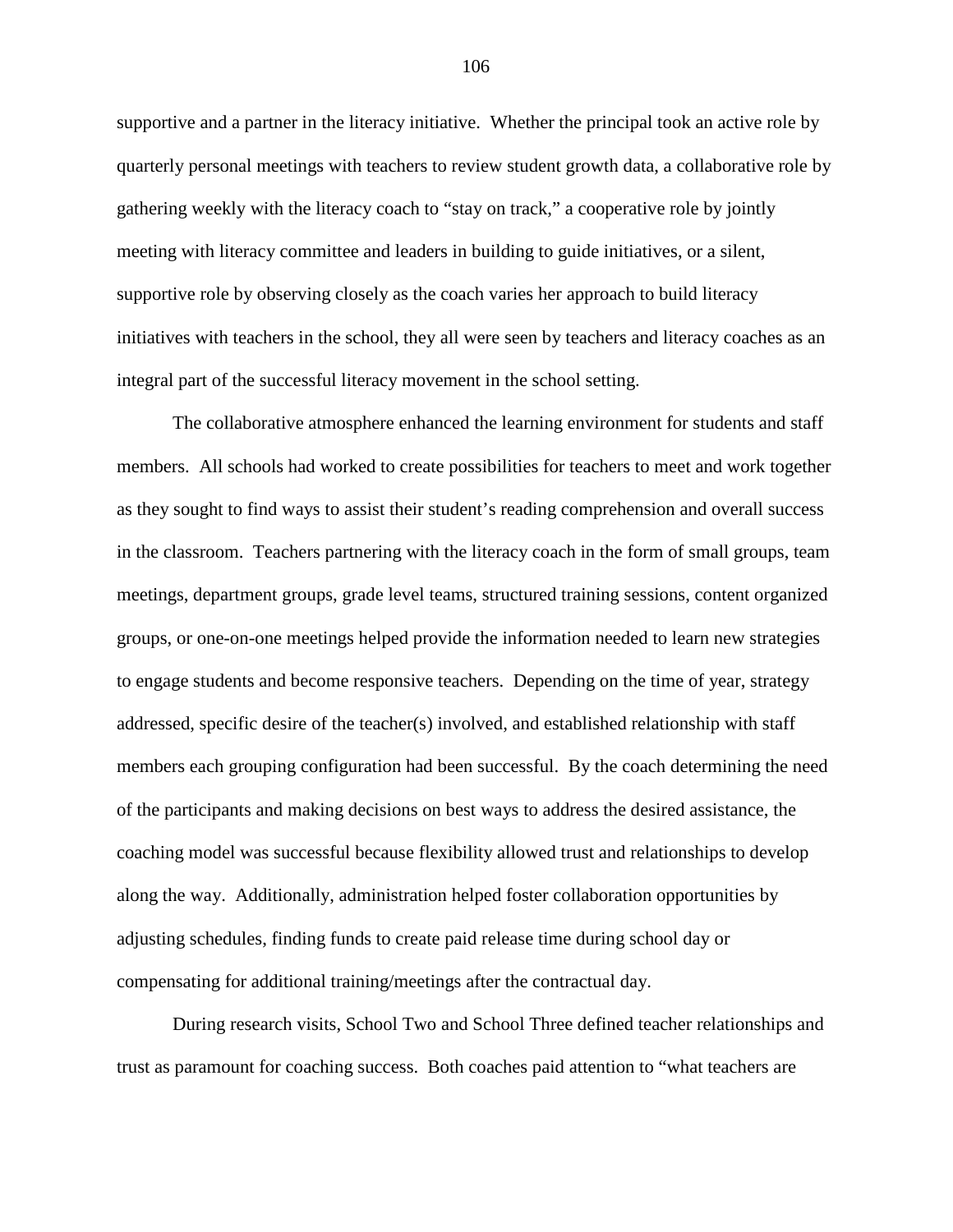supportive and a partner in the literacy initiative. Whether the principal took an active role by quarterly personal meetings with teachers to review student growth data, a collaborative role by gathering weekly with the literacy coach to "stay on track," a cooperative role by jointly meeting with literacy committee and leaders in building to guide initiatives, or a silent, supportive role by observing closely as the coach varies her approach to build literacy initiatives with teachers in the school, they all were seen by teachers and literacy coaches as an integral part of the successful literacy movement in the school setting.

The collaborative atmosphere enhanced the learning environment for students and staff members. All schools had worked to create possibilities for teachers to meet and work together as they sought to find ways to assist their student's reading comprehension and overall success in the classroom. Teachers partnering with the literacy coach in the form of small groups, team meetings, department groups, grade level teams, structured training sessions, content organized groups, or one-on-one meetings helped provide the information needed to learn new strategies to engage students and become responsive teachers. Depending on the time of year, strategy addressed, specific desire of the teacher(s) involved, and established relationship with staff members each grouping configuration had been successful. By the coach determining the need of the participants and making decisions on best ways to address the desired assistance, the coaching model was successful because flexibility allowed trust and relationships to develop along the way. Additionally, administration helped foster collaboration opportunities by adjusting schedules, finding funds to create paid release time during school day or compensating for additional training/meetings after the contractual day.

During research visits, School Two and School Three defined teacher relationships and trust as paramount for coaching success. Both coaches paid attention to "what teachers are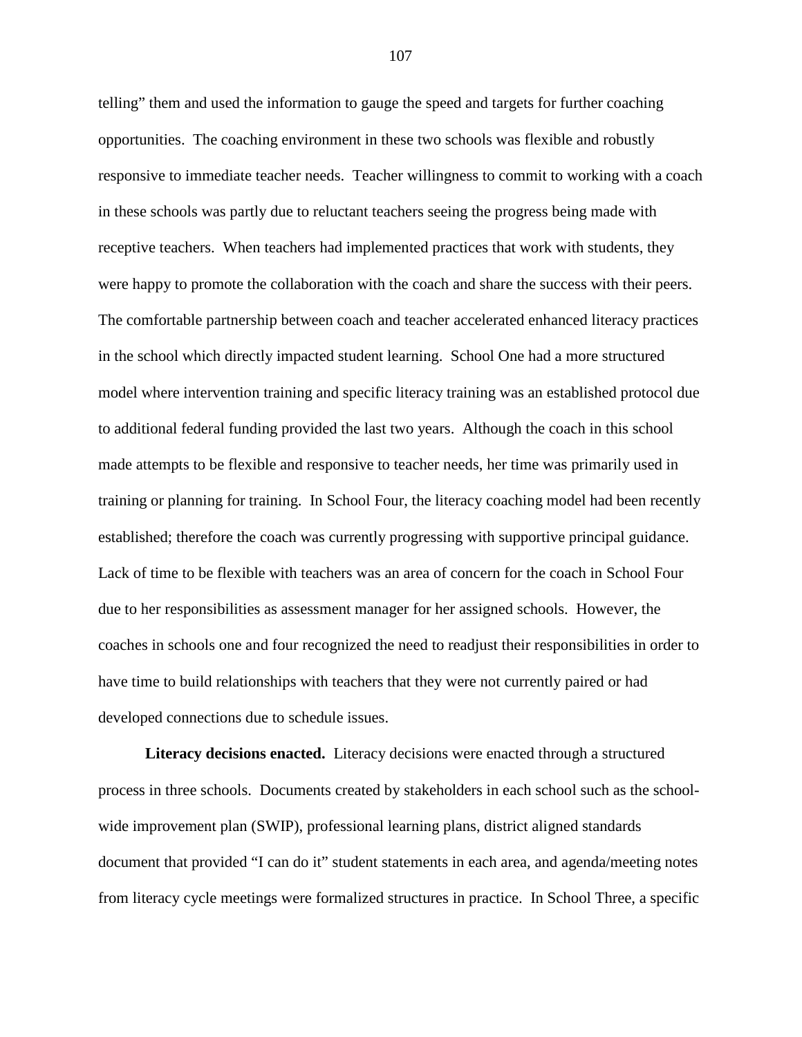telling" them and used the information to gauge the speed and targets for further coaching opportunities. The coaching environment in these two schools was flexible and robustly responsive to immediate teacher needs. Teacher willingness to commit to working with a coach in these schools was partly due to reluctant teachers seeing the progress being made with receptive teachers. When teachers had implemented practices that work with students, they were happy to promote the collaboration with the coach and share the success with their peers. The comfortable partnership between coach and teacher accelerated enhanced literacy practices in the school which directly impacted student learning. School One had a more structured model where intervention training and specific literacy training was an established protocol due to additional federal funding provided the last two years. Although the coach in this school made attempts to be flexible and responsive to teacher needs, her time was primarily used in training or planning for training. In School Four, the literacy coaching model had been recently established; therefore the coach was currently progressing with supportive principal guidance. Lack of time to be flexible with teachers was an area of concern for the coach in School Four due to her responsibilities as assessment manager for her assigned schools. However, the coaches in schools one and four recognized the need to readjust their responsibilities in order to have time to build relationships with teachers that they were not currently paired or had developed connections due to schedule issues.

**Literacy decisions enacted.** Literacy decisions were enacted through a structured process in three schools. Documents created by stakeholders in each school such as the school-wide improvement plan (SWIP), professional learning plans, district aligned standards document that provided "I can do it" student statements in each area, and agenda/meeting notes from literacy cycle meetings were formalized structures in practice. In School Three, a specific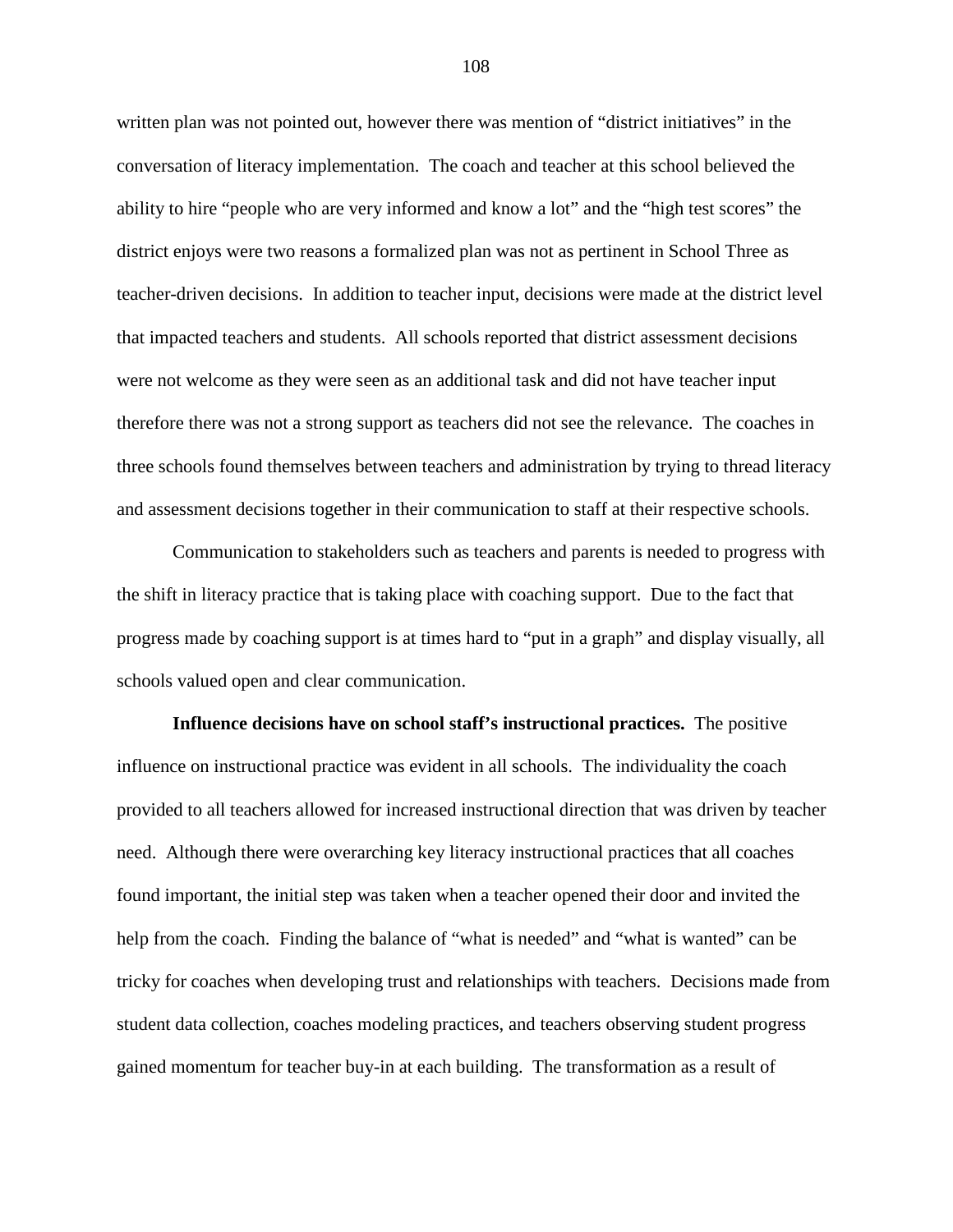written plan was not pointed out, however there was mention of "district initiatives" in the conversation of literacy implementation. The coach and teacher at this school believed the ability to hire "people who are very informed and know a lot" and the "high test scores" the district enjoys were two reasons a formalized plan was not as pertinent in School Three as teacher-driven decisions. In addition to teacher input, decisions were made at the district level that impacted teachers and students. All schools reported that district assessment decisions were not welcome as they were seen as an additional task and did not have teacher input therefore there was not a strong support as teachers did not see the relevance. The coaches in three schools found themselves between teachers and administration by trying to thread literacy and assessment decisions together in their communication to staff at their respective schools.

Communication to stakeholders such as teachers and parents is needed to progress with the shift in literacy practice that is taking place with coaching support. Due to the fact that progress made by coaching support is at times hard to "put in a graph" and display visually, all schools valued open and clear communication.

**Influence decisions have on school staff's instructional practices.** The positive influence on instructional practice was evident in all schools. The individuality the coach provided to all teachers allowed for increased instructional direction that was driven by teacher need. Although there were overarching key literacy instructional practices that all coaches found important, the initial step was taken when a teacher opened their door and invited the help from the coach. Finding the balance of "what is needed" and "what is wanted" can be tricky for coaches when developing trust and relationships with teachers. Decisions made from student data collection, coaches modeling practices, and teachers observing student progress gained momentum for teacher buy-in at each building. The transformation as a result of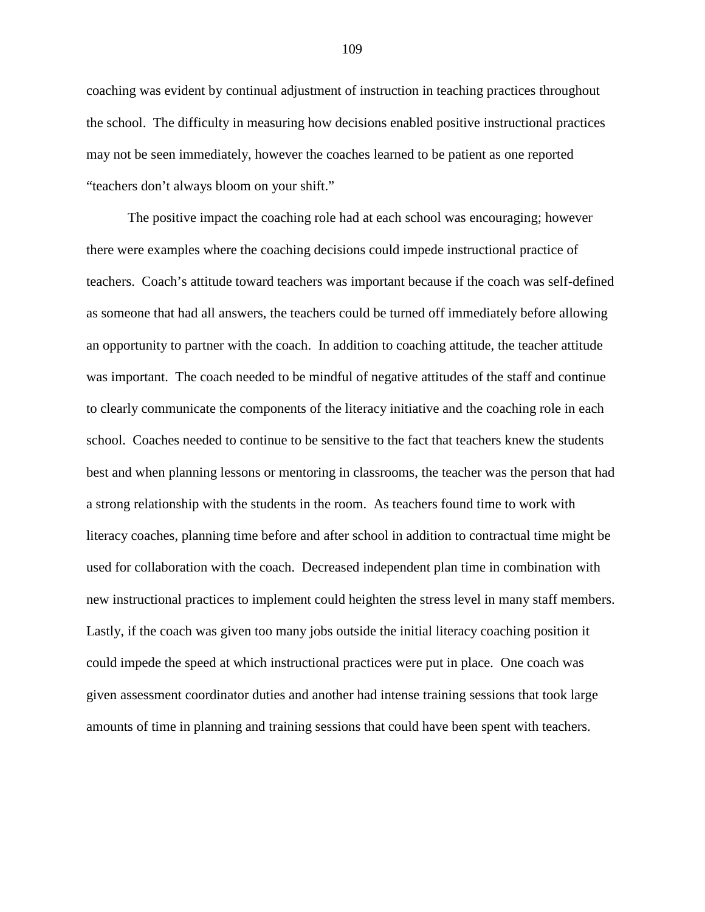coaching was evident by continual adjustment of instruction in teaching practices throughout the school. The difficulty in measuring how decisions enabled positive instructional practices may not be seen immediately, however the coaches learned to be patient as one reported "teachers don't always bloom on your shift."

The positive impact the coaching role had at each school was encouraging; however there were examples where the coaching decisions could impede instructional practice of teachers. Coach's attitude toward teachers was important because if the coach was self-defined as someone that had all answers, the teachers could be turned off immediately before allowing an opportunity to partner with the coach. In addition to coaching attitude, the teacher attitude was important. The coach needed to be mindful of negative attitudes of the staff and continue to clearly communicate the components of the literacy initiative and the coaching role in each school. Coaches needed to continue to be sensitive to the fact that teachers knew the students best and when planning lessons or mentoring in classrooms, the teacher was the person that had a strong relationship with the students in the room. As teachers found time to work with literacy coaches, planning time before and after school in addition to contractual time might be used for collaboration with the coach. Decreased independent plan time in combination with new instructional practices to implement could heighten the stress level in many staff members. Lastly, if the coach was given too many jobs outside the initial literacy coaching position it could impede the speed at which instructional practices were put in place. One coach was given assessment coordinator duties and another had intense training sessions that took large amounts of time in planning and training sessions that could have been spent with teachers.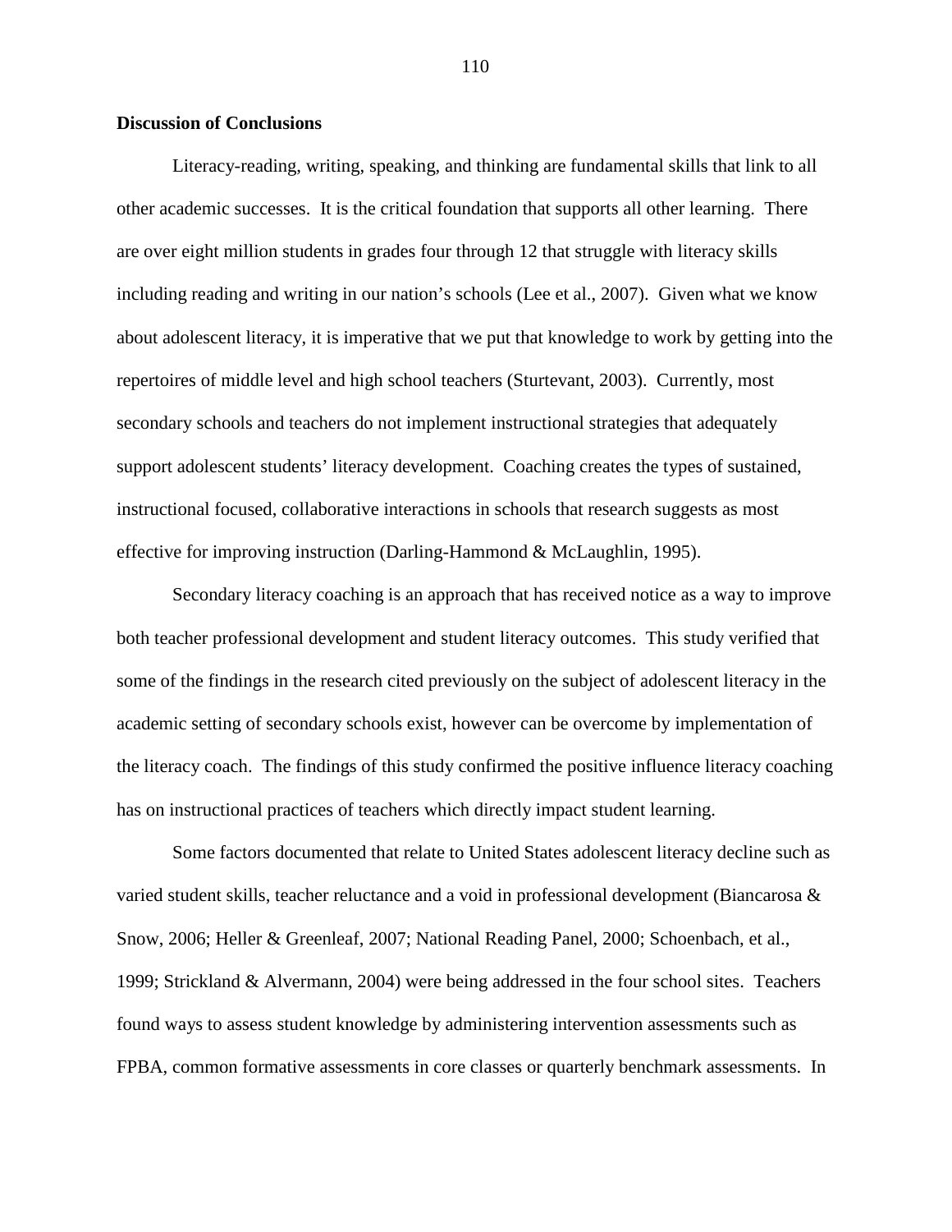**Discussion of Conclusions**

Literacy-reading, writing, speaking, and thinking are fundamental skills that link to all other academic successes. It is the critical foundation that supports all other learning. There are over eight million students in grades four through 12 that struggle with literacy skills including reading and writing in our nation's schools (Lee et al., 2007). Given what we know about adolescent literacy, it is imperative that we put that knowledge to work by getting into the repertoires of middle level and high school teachers (Sturtevant, 2003). Currently, most secondary schools and teachers do not implement instructional strategies that adequately support adolescent students' literacy development. Coaching creates the types of sustained, instructional focused, collaborative interactions in schools that research suggests as most effective for improving instruction (Darling-Hammond & McLaughlin, 1995).

Secondary literacy coaching is an approach that has received notice as a way to improve both teacher professional development and student literacy outcomes. This study verified that some of the findings in the research cited previously on the subject of adolescent literacy in the academic setting of secondary schools exist, however can be overcome by implementation of the literacy coach. The findings of this study confirmed the positive influence literacy coaching has on instructional practices of teachers which directly impact student learning.

Some factors documented that relate to United States adolescent literacy decline such as varied student skills, teacher reluctance and a void in professional development (Biancarosa & Snow, 2006; Heller & Greenleaf, 2007; National Reading Panel, 2000; Schoenbach, et al., 1999; Strickland & Alvermann, 2004) were being addressed in the four school sites. Teachers found ways to assess student knowledge by administering intervention assessments such as FPBA, common formative assessments in core classes or quarterly benchmark assessments. In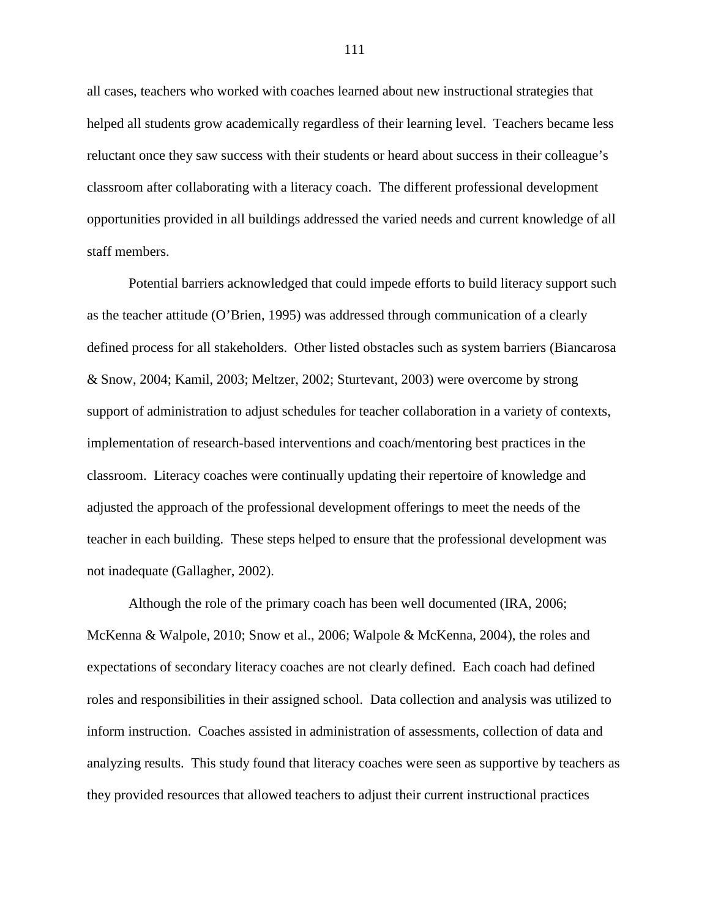all cases, teachers who worked with coaches learned about new instructional strategies that helped all students grow academically regardless of their learning level. Teachers became less reluctant once they saw success with their students or heard about success in their colleague's classroom after collaborating with a literacy coach. The different professional development opportunities provided in all buildings addressed the varied needs and current knowledge of all staff members.

Potential barriers acknowledged that could impede efforts to build literacy support such as the teacher attitude (O'Brien, 1995) was addressed through communication of a clearly defined process for all stakeholders. Other listed obstacles such as system barriers (Biancarosa & Snow, 2004; Kamil, 2003; Meltzer, 2002; Sturtevant, 2003) were overcome by strong support of administration to adjust schedules for teacher collaboration in a variety of contexts, implementation of research-based interventions and coach/mentoring best practices in the classroom. Literacy coaches were continually updating their repertoire of knowledge and adjusted the approach of the professional development offerings to meet the needs of the teacher in each building. These steps helped to ensure that the professional development was not inadequate (Gallagher, 2002).

Although the role of the primary coach has been well documented (IRA, 2006; McKenna & Walpole, 2010; Snow et al., 2006; Walpole & McKenna, 2004), the roles and expectations of secondary literacy coaches are not clearly defined. Each coach had defined roles and responsibilities in their assigned school. Data collection and analysis was utilized to inform instruction. Coaches assisted in administration of assessments, collection of data and analyzing results. This study found that literacy coaches were seen as supportive by teachers as they provided resources that allowed teachers to adjust their current instructional practices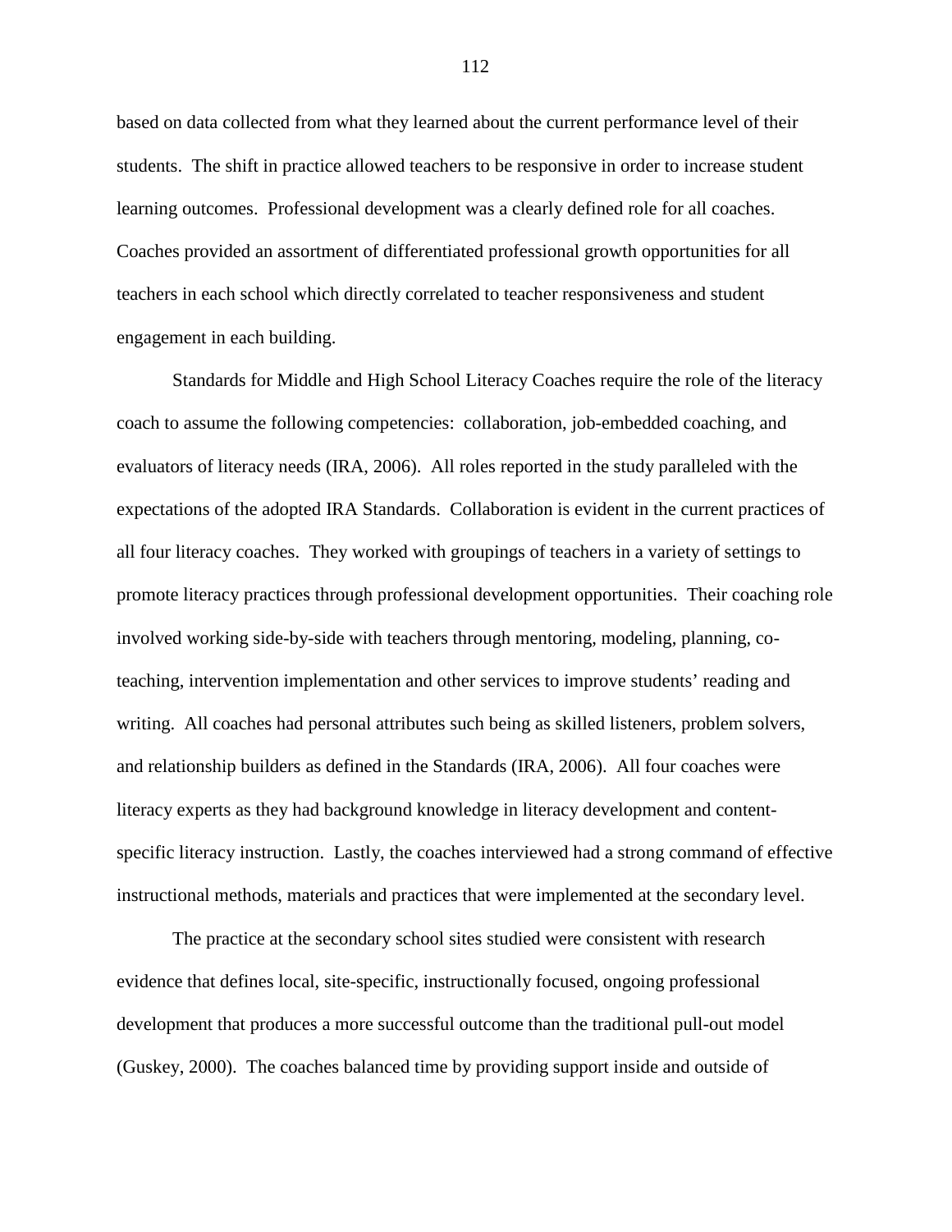based on data collected from what they learned about the current performance level of their students. The shift in practice allowed teachers to be responsive in order to increase student learning outcomes. Professional development was a clearly defined role for all coaches. Coaches provided an assortment of differentiated professional growth opportunities for all teachers in each school which directly correlated to teacher responsiveness and student engagement in each building.

Standards for Middle and High School Literacy Coaches require the role of the literacy coach to assume the following competencies: collaboration, job-embedded coaching, and evaluators of literacy needs (IRA, 2006). All roles reported in the study paralleled with the expectations of the adopted IRA Standards. Collaboration is evident in the current practices of all four literacy coaches. They worked with groupings of teachers in a variety of settings to promote literacy practices through professional development opportunities. Their coaching role involved working side-by-side with teachers through mentoring, modeling, planning, co-teaching, intervention implementation and other services to improve students' reading and writing. All coaches had personal attributes such being as skilled listeners, problem solvers, and relationship builders as defined in the Standards (IRA, 2006). All four coaches were literacy experts as they had background knowledge in literacy development and content-specific literacy instruction. Lastly, the coaches interviewed had a strong command of effective instructional methods, materials and practices that were implemented at the secondary level.

The practice at the secondary school sites studied were consistent with research evidence that defines local, site-specific, instructionally focused, ongoing professional development that produces a more successful outcome than the traditional pull-out model (Guskey, 2000). The coaches balanced time by providing support inside and outside of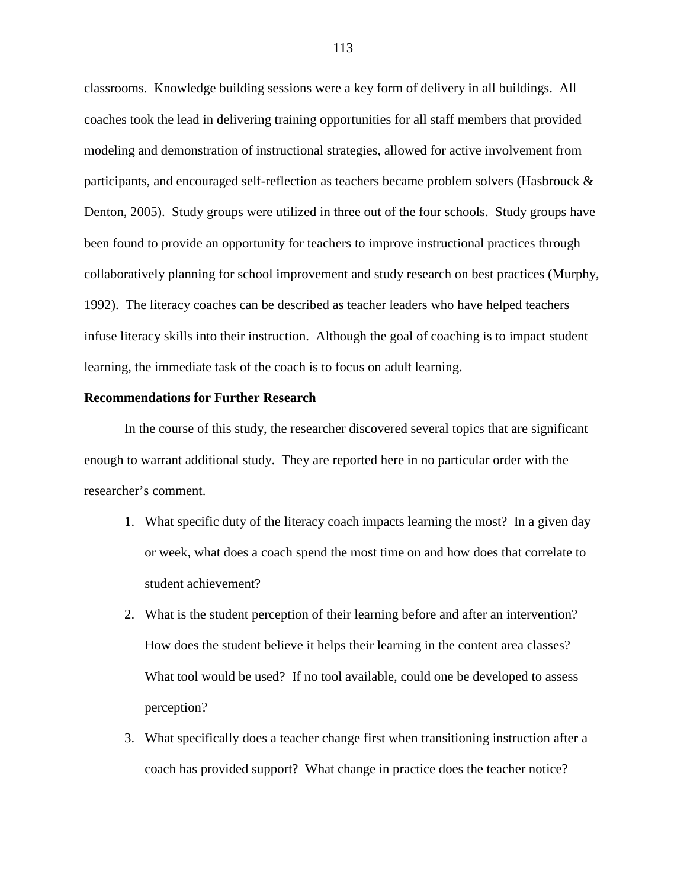classrooms. Knowledge building sessions were a key form of delivery in all buildings. All coaches took the lead in delivering training opportunities for all staff members that provided modeling and demonstration of instructional strategies, allowed for active involvement from participants, and encouraged self-reflection as teachers became problem solvers (Hasbrouck & Denton, 2005). Study groups were utilized in three out of the four schools. Study groups have been found to provide an opportunity for teachers to improve instructional practices through collaboratively planning for school improvement and study research on best practices (Murphy, 1992). The literacy coaches can be described as teacher leaders who have helped teachers infuse literacy skills into their instruction. Although the goal of coaching is to impact student learning, the immediate task of the coach is to focus on adult learning.

**Recommendations for Further Research**

In the course of this study, the researcher discovered several topics that are significant enough to warrant additional study. They are reported here in no particular order with the researcher's comment.

1. What specific duty of the literacy coach impacts learning the most? In a given day or week, what does a coach spend the most time on and how does that correlate to student achievement?
2. What is the student perception of their learning before and after an intervention? How does the student believe it helps their learning in the content area classes? What tool would be used? If no tool available, could one be developed to assess perception?
3. What specifically does a teacher change first when transitioning instruction after a coach has provided support? What change in practice does the teacher notice?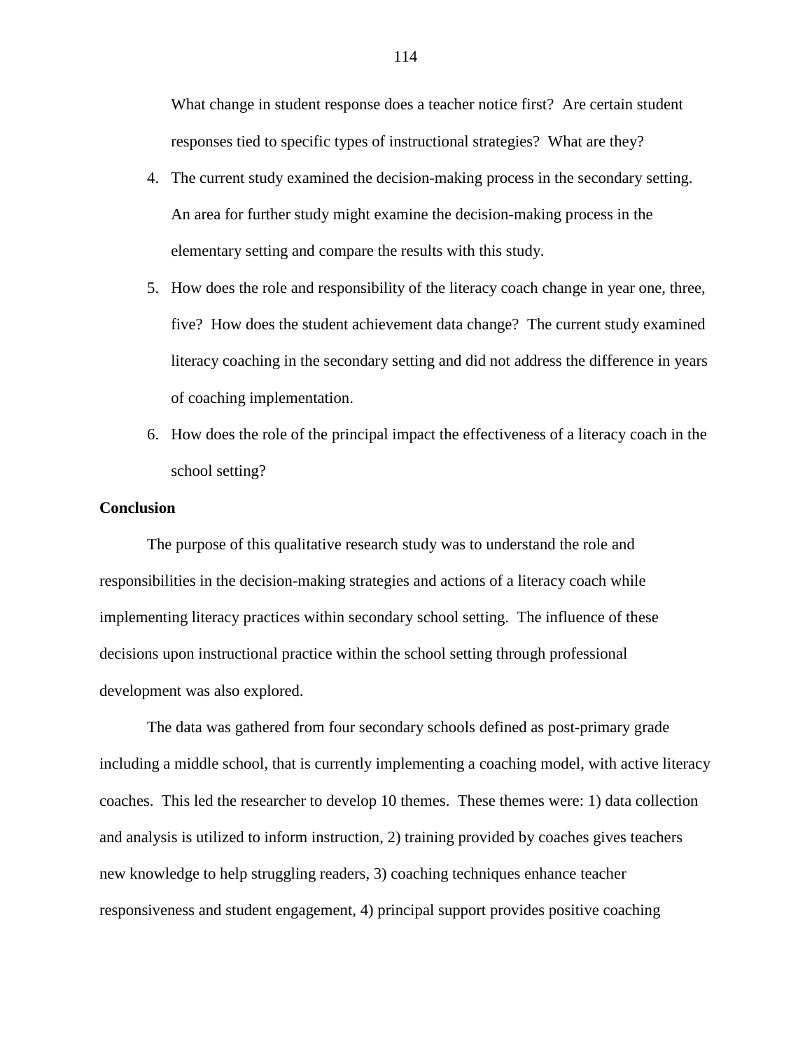What change in student response does a teacher notice first? Are certain student responses tied to specific types of instructional strategies? What are they?

4. The current study examined the decision-making process in the secondary setting. An area for further study might examine the decision-making process in the elementary setting and compare the results with this study.
5. How does the role and responsibility of the literacy coach change in year one, three, five? How does the student achievement data change? The current study examined literacy coaching in the secondary setting and did not address the difference in years of coaching implementation.
6. How does the role of the principal impact the effectiveness of a literacy coach in the school setting?

**Conclusion**

The purpose of this qualitative research study was to understand the role and responsibilities in the decision-making strategies and actions of a literacy coach while implementing literacy practices within secondary school setting. The influence of these decisions upon instructional practice within the school setting through professional development was also explored.

The data was gathered from four secondary schools defined as post-primary grade including a middle school, that is currently implementing a coaching model, with active literacy coaches. This led the researcher to develop 10 themes. These themes were: 1) data collection and analysis is utilized to inform instruction, 2) training provided by coaches gives teachers new knowledge to help struggling readers, 3) coaching techniques enhance teacher responsiveness and student engagement, 4) principal support provides positive coaching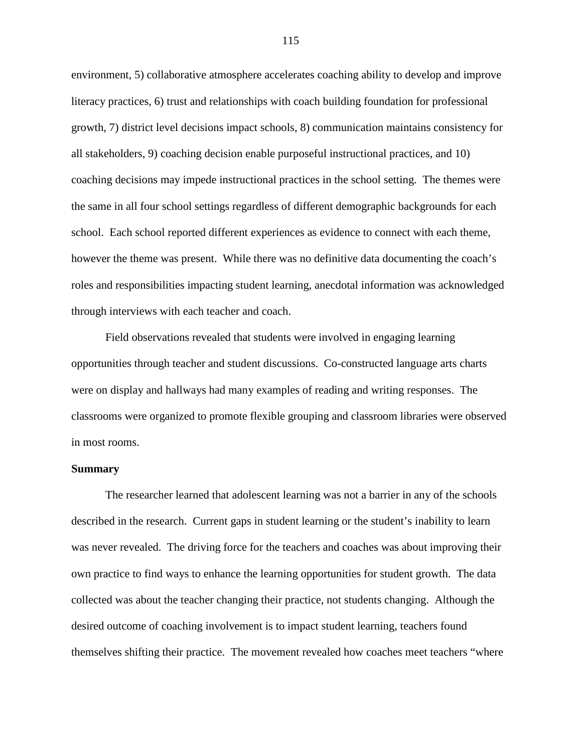environment, 5) collaborative atmosphere accelerates coaching ability to develop and improve literacy practices, 6) trust and relationships with coach building foundation for professional growth, 7) district level decisions impact schools, 8) communication maintains consistency for all stakeholders, 9) coaching decision enable purposeful instructional practices, and 10) coaching decisions may impede instructional practices in the school setting. The themes were the same in all four school settings regardless of different demographic backgrounds for each school. Each school reported different experiences as evidence to connect with each theme, however the theme was present. While there was no definitive data documenting the coach's roles and responsibilities impacting student learning, anecdotal information was acknowledged through interviews with each teacher and coach.

Field observations revealed that students were involved in engaging learning opportunities through teacher and student discussions. Co-constructed language arts charts were on display and hallways had many examples of reading and writing responses. The classrooms were organized to promote flexible grouping and classroom libraries were observed in most rooms.

**Summary**

The researcher learned that adolescent learning was not a barrier in any of the schools described in the research. Current gaps in student learning or the student's inability to learn was never revealed. The driving force for the teachers and coaches was about improving their own practice to find ways to enhance the learning opportunities for student growth. The data collected was about the teacher changing their practice, not students changing. Although the desired outcome of coaching involvement is to impact student learning, teachers found themselves shifting their practice. The movement revealed how coaches meet teachers "where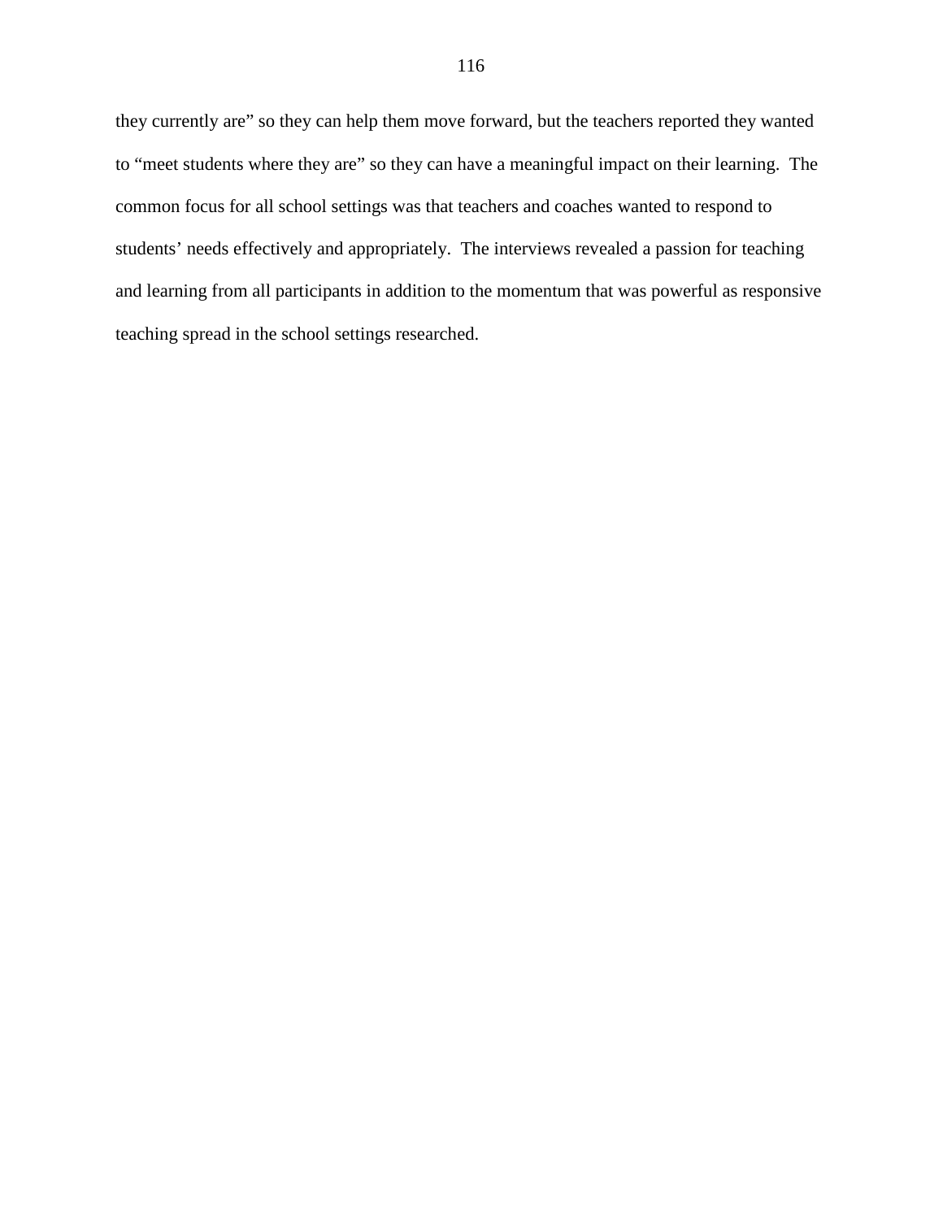they currently are" so they can help them move forward, but the teachers reported they wanted to "meet students where they are" so they can have a meaningful impact on their learning. The common focus for all school settings was that teachers and coaches wanted to respond to students' needs effectively and appropriately. The interviews revealed a passion for teaching and learning from all participants in addition to the momentum that was powerful as responsive teaching spread in the school settings researched.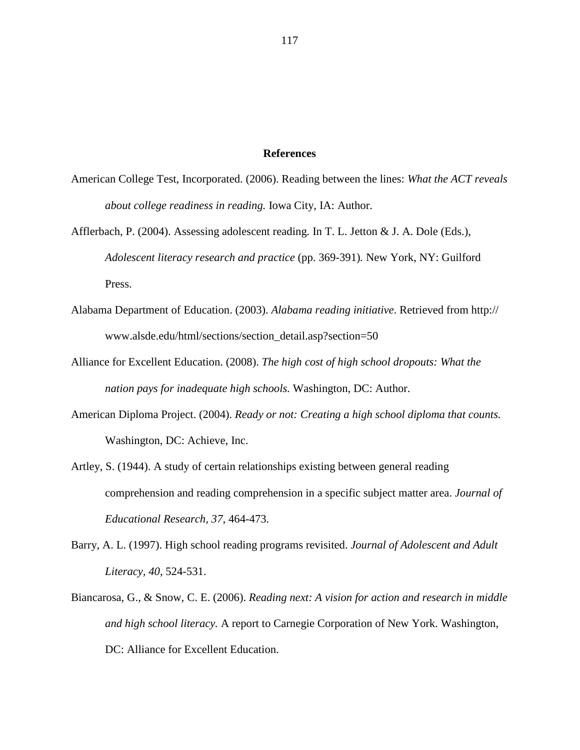# References

American College Test, Incorporated. (2006). Reading between the lines: *What the ACT reveals about college readiness in reading.* Iowa City, IA: Author.

Afflerbach, P. (2004). Assessing adolescent reading. In T. L. Jetton & J. A. Dole (Eds.), *Adolescent literacy research and practice* (pp. 369-391). New York, NY: Guilford Press.

Alabama Department of Education. (2003). *Alabama reading initiative*. Retrieved from http://www.alsde.edu/html/sections/section_detail.asp?section=50

Alliance for Excellent Education. (2008). *The high cost of high school dropouts: What the nation pays for inadequate high schools.* Washington, DC: Author.

American Diploma Project. (2004). *Ready or not: Creating a high school diploma that counts.* Washington, DC: Achieve, Inc.

Artley, S. (1944). A study of certain relationships existing between general reading comprehension and reading comprehension in a specific subject matter area. *Journal of Educational Research, 37*, 464-473.

Barry, A. L. (1997). High school reading programs revisited. *Journal of Adolescent and Adult Literacy, 40*, 524-531.

Biancarosa, G., & Snow, C. E. (2006). *Reading next: A vision for action and research in middle and high school literacy.* A report to Carnegie Corporation of New York. Washington, DC: Alliance for Excellent Education.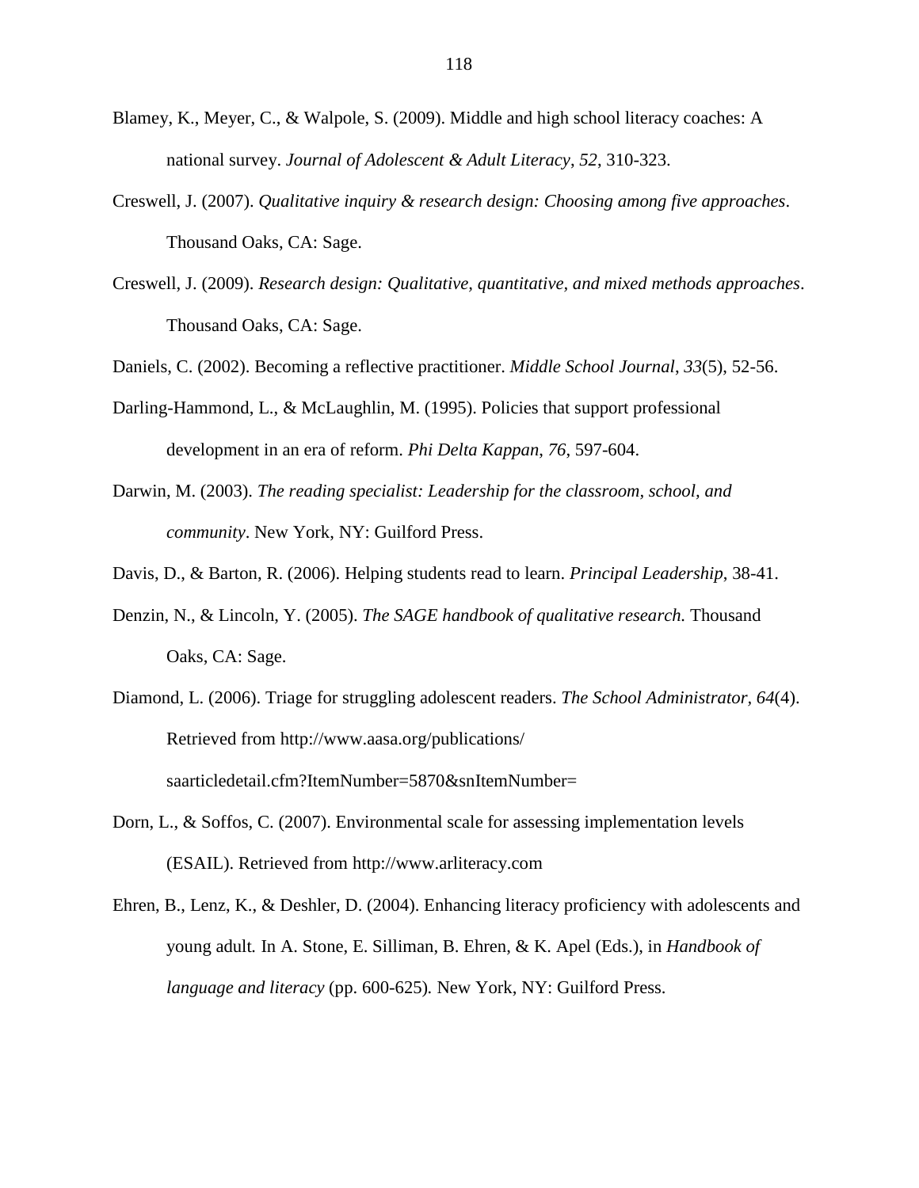Blamey, K., Meyer, C., & Walpole, S. (2009). Middle and high school literacy coaches: A national survey. *Journal of Adolescent & Adult Literacy*, *52*, 310-323.

Creswell, J. (2007). *Qualitative inquiry & research design: Choosing among five approaches*. Thousand Oaks, CA: Sage.

Creswell, J. (2009). *Research design: Qualitative, quantitative, and mixed methods approaches*. Thousand Oaks, CA: Sage.

Daniels, C. (2002). Becoming a reflective practitioner. *Middle School Journal*, *33*(5), 52-56.

Darling-Hammond, L., & McLaughlin, M. (1995). Policies that support professional development in an era of reform. *Phi Delta Kappan*, *76*, 597-604.

Darwin, M. (2003). *The reading specialist: Leadership for the classroom, school, and community*. New York, NY: Guilford Press.

Davis, D., & Barton, R. (2006). Helping students read to learn. *Principal Leadership*, 38-41.

Denzin, N., & Lincoln, Y. (2005). *The SAGE handbook of qualitative research.* Thousand Oaks, CA: Sage.

Diamond, L. (2006). Triage for struggling adolescent readers. *The School Administrator*, *64*(4). Retrieved from http://www.aasa.org/publications/saarticledetail.cfm?ItemNumber=5870&snItemNumber=

Dorn, L., & Soffos, C. (2007). Environmental scale for assessing implementation levels (ESAIL). Retrieved from http://www.arliteracy.com

Ehren, B., Lenz, K., & Deshler, D. (2004). Enhancing literacy proficiency with adolescents and young adult*.* In A. Stone, E. Silliman, B. Ehren, & K. Apel (Eds.), in *Handbook of language and literacy* (pp. 600-625)*.* New York, NY: Guilford Press.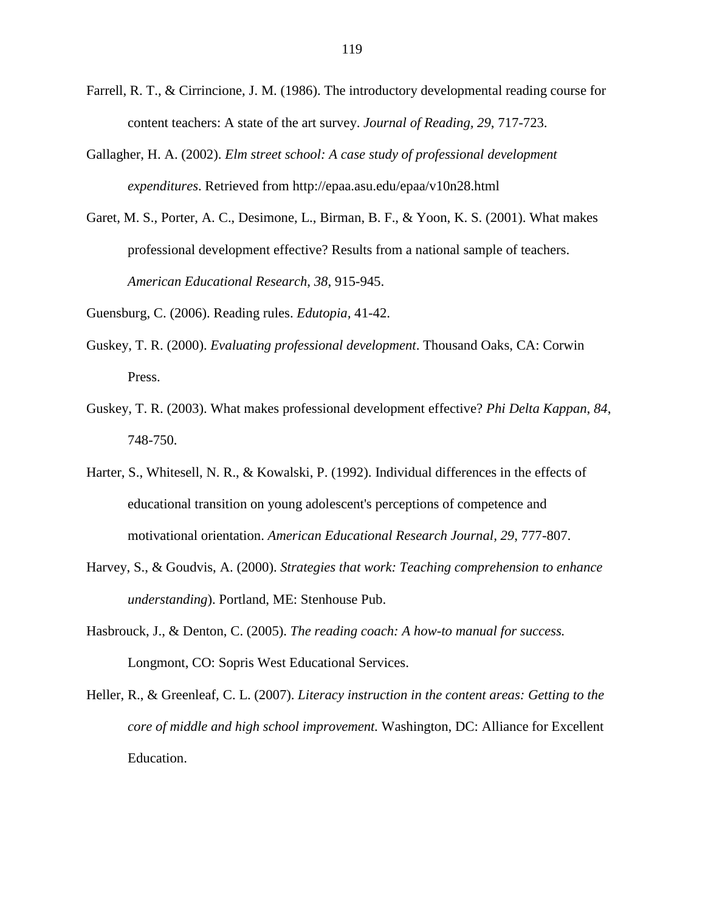Farrell, R. T., & Cirrincione, J. M. (1986). The introductory developmental reading course for content teachers: A state of the art survey. *Journal of Reading, 29*, 717-723.

Gallagher, H. A. (2002). *Elm street school: A case study of professional development expenditures*. Retrieved from http://epaa.asu.edu/epaa/v10n28.html

Garet, M. S., Porter, A. C., Desimone, L., Birman, B. F., & Yoon, K. S. (2001). What makes professional development effective? Results from a national sample of teachers. *American Educational Research*, *38*, 915-945.

Guensburg, C. (2006). Reading rules. *Edutopia,* 41-42.

Guskey, T. R. (2000). *Evaluating professional development*. Thousand Oaks, CA: Corwin Press.

Guskey, T. R. (2003). What makes professional development effective? *Phi Delta Kappan*, *84*, 748-750.

Harter, S., Whitesell, N. R., & Kowalski, P. (1992). Individual differences in the effects of educational transition on young adolescent's perceptions of competence and motivational orientation. *American Educational Research Journal, 29*, 777-807.

Harvey, S., & Goudvis, A. (2000). *Strategies that work: Teaching comprehension to enhance understanding*). Portland, ME: Stenhouse Pub.

Hasbrouck, J., & Denton, C. (2005). *The reading coach: A how-to manual for success.* Longmont, CO: Sopris West Educational Services.

Heller, R., & Greenleaf, C. L. (2007). *Literacy instruction in the content areas: Getting to the core of middle and high school improvement.* Washington, DC: Alliance for Excellent Education.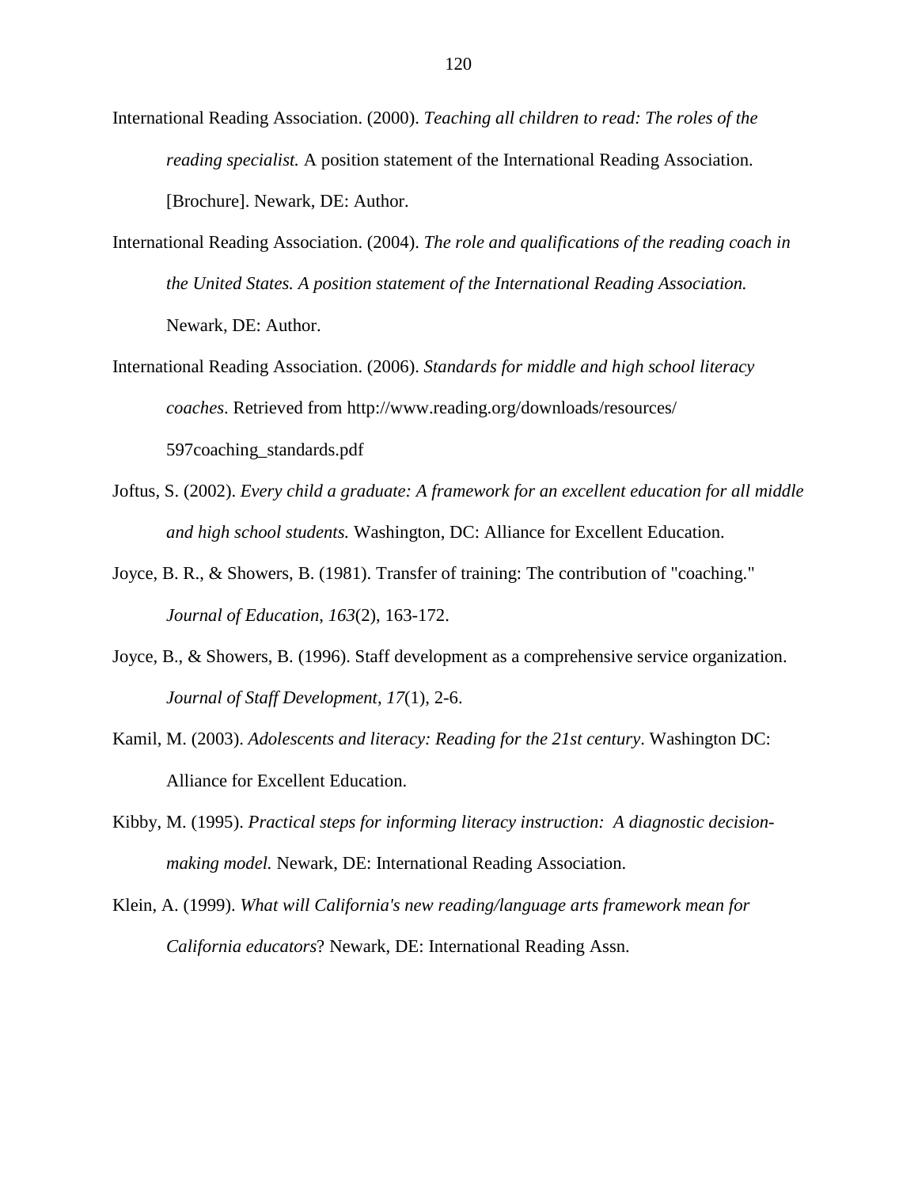International Reading Association. (2000). *Teaching all children to read: The roles of the reading specialist.* A position statement of the International Reading Association. [Brochure]. Newark, DE: Author.

International Reading Association. (2004). *The role and qualifications of the reading coach in the United States. A position statement of the International Reading Association.* Newark, DE: Author.

International Reading Association. (2006). *Standards for middle and high school literacy coaches*. Retrieved from http://www.reading.org/downloads/resources/597coaching_standards.pdf

Joftus, S. (2002). *Every child a graduate: A framework for an excellent education for all middle and high school students.* Washington, DC: Alliance for Excellent Education.

Joyce, B. R., & Showers, B. (1981). Transfer of training: The contribution of "coaching." *Journal of Education, 163*(2), 163-172.

Joyce, B., & Showers, B. (1996). Staff development as a comprehensive service organization. *Journal of Staff Development*, *17*(1), 2-6.

Kamil, M. (2003). *Adolescents and literacy: Reading for the 21st century*. Washington DC: Alliance for Excellent Education.

Kibby, M. (1995). *Practical steps for informing literacy instruction:  A diagnostic decision-making model.* Newark, DE: International Reading Association.

Klein, A. (1999). *What will California's new reading/language arts framework mean for California educators*? Newark, DE: International Reading Assn.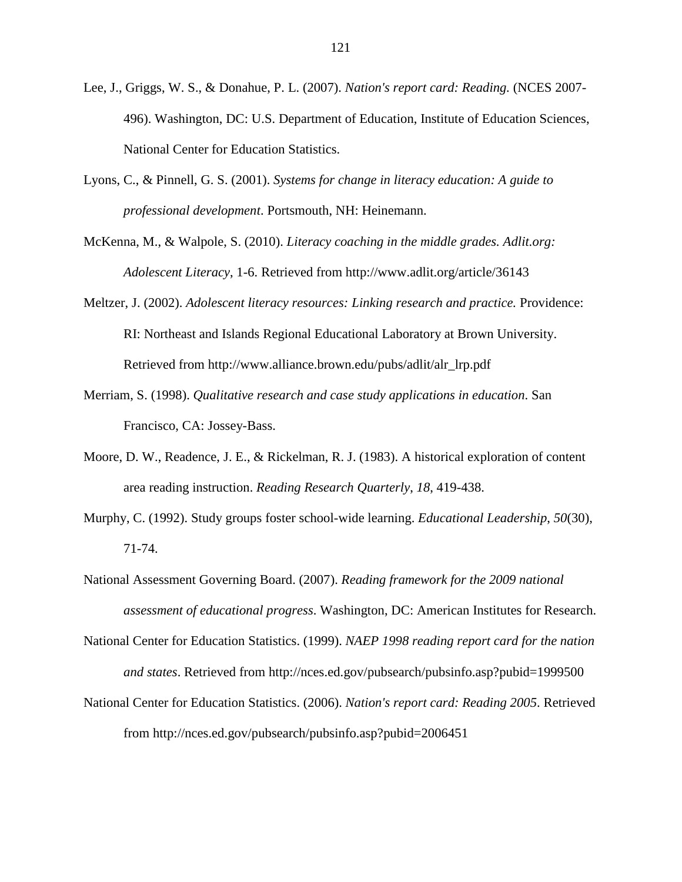Lee, J., Griggs, W. S., & Donahue, P. L. (2007). *Nation's report card: Reading.* (NCES 2007-496). Washington, DC: U.S. Department of Education, Institute of Education Sciences, National Center for Education Statistics.

Lyons, C., & Pinnell, G. S. (2001). *Systems for change in literacy education: A guide to professional development*. Portsmouth, NH: Heinemann.

McKenna, M., & Walpole, S. (2010). *Literacy coaching in the middle grades. Adlit.org: Adolescent Literacy*, 1-6. Retrieved from http://www.adlit.org/article/36143

Meltzer, J. (2002). *Adolescent literacy resources: Linking research and practice.* Providence: RI: Northeast and Islands Regional Educational Laboratory at Brown University. Retrieved from http://www.alliance.brown.edu/pubs/adlit/alr_lrp.pdf

Merriam, S. (1998). *Qualitative research and case study applications in education*. San Francisco, CA: Jossey-Bass.

Moore, D. W., Readence, J. E., & Rickelman, R. J. (1983). A historical exploration of content area reading instruction. *Reading Research Quarterly*, *18*, 419-438.

Murphy, C. (1992). Study groups foster school-wide learning. *Educational Leadership*, *50*(30), 71-74.

National Assessment Governing Board. (2007). *Reading framework for the 2009 national assessment of educational progress*. Washington, DC: American Institutes for Research.

National Center for Education Statistics. (1999). *NAEP 1998 reading report card for the nation and states*. Retrieved from http://nces.ed.gov/pubsearch/pubsinfo.asp?pubid=1999500

National Center for Education Statistics. (2006). *Nation's report card: Reading 2005*. Retrieved from http://nces.ed.gov/pubsearch/pubsinfo.asp?pubid=2006451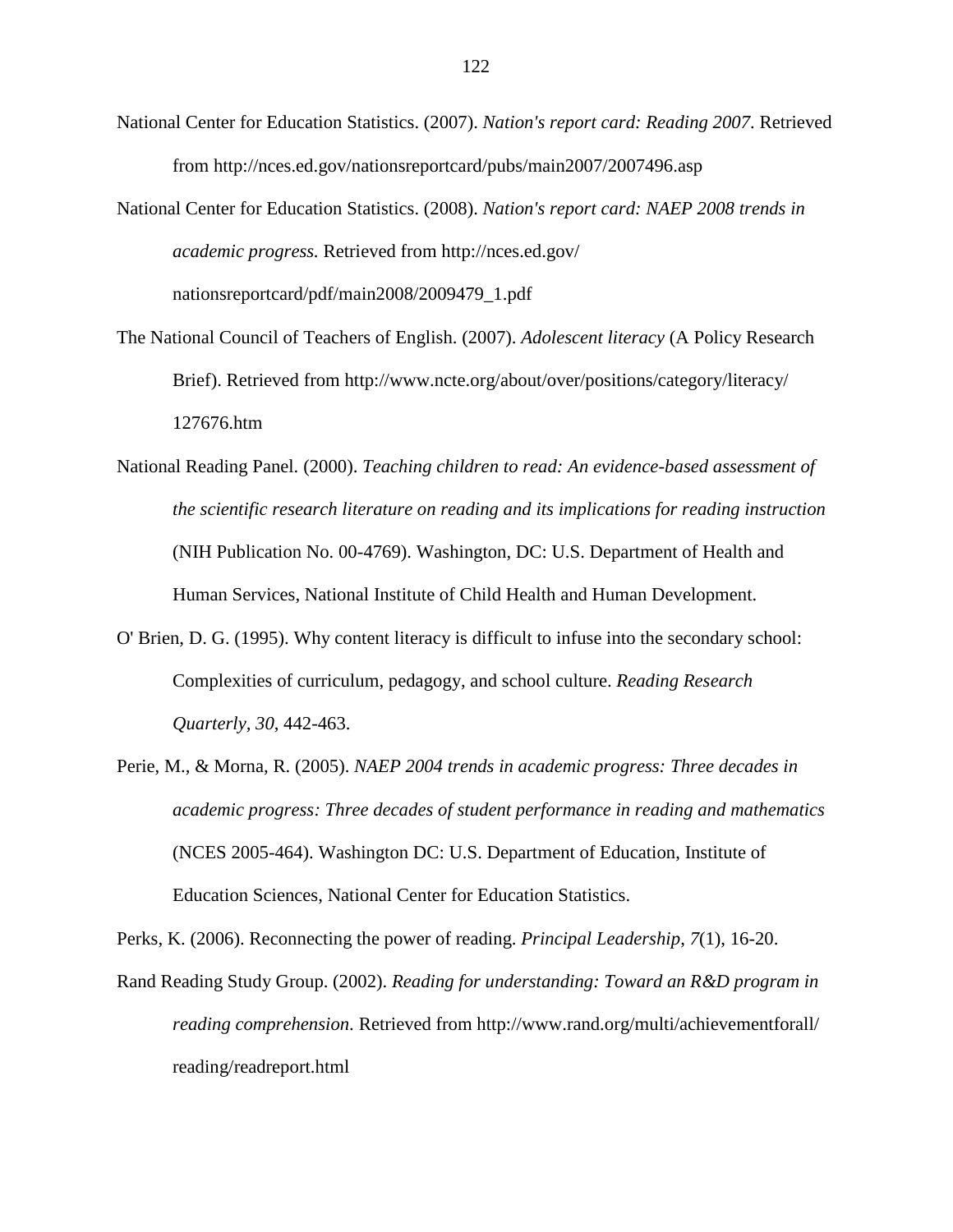National Center for Education Statistics. (2007). *Nation's report card: Reading 2007*. Retrieved from http://nces.ed.gov/nationsreportcard/pubs/main2007/2007496.asp

National Center for Education Statistics. (2008). *Nation's report card: NAEP 2008 trends in academic progress.* Retrieved from http://nces.ed.gov/ nationsreportcard/pdf/main2008/2009479_1.pdf

The National Council of Teachers of English. (2007). *Adolescent literacy* (A Policy Research Brief). Retrieved from http://www.ncte.org/about/over/positions/category/literacy/ 127676.htm

National Reading Panel. (2000). *Teaching children to read: An evidence-based assessment of the scientific research literature on reading and its implications for reading instruction* (NIH Publication No. 00-4769). Washington, DC: U.S. Department of Health and Human Services, National Institute of Child Health and Human Development.

O' Brien, D. G. (1995). Why content literacy is difficult to infuse into the secondary school: Complexities of curriculum, pedagogy, and school culture. *Reading Research Quarterly*, *30*, 442-463.

Perie, M., & Morna, R. (2005). *NAEP 2004 trends in academic progress: Three decades in academic progress: Three decades of student performance in reading and mathematics* (NCES 2005-464). Washington DC: U.S. Department of Education, Institute of Education Sciences, National Center for Education Statistics.

Perks, K. (2006). Reconnecting the power of reading. *Principal Leadership*, *7*(1), 16-20.

Rand Reading Study Group. (2002). *Reading for understanding: Toward an R&D program in reading comprehension*. Retrieved from http://www.rand.org/multi/achievementforall/ reading/readreport.html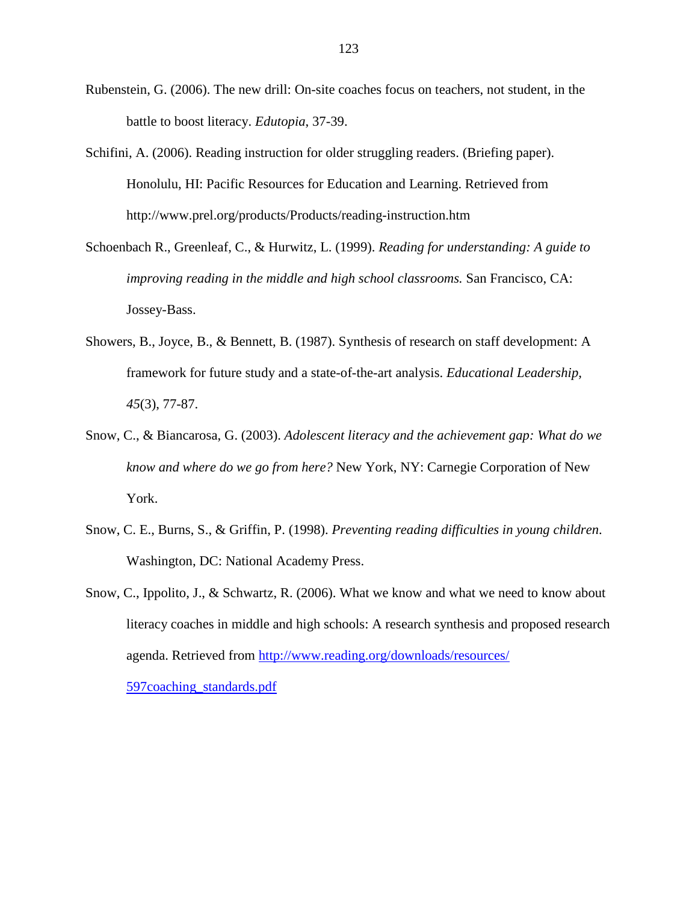Rubenstein, G. (2006). The new drill: On-site coaches focus on teachers, not student, in the battle to boost literacy. *Edutopia*, 37-39.

Schifini, A. (2006). Reading instruction for older struggling readers. (Briefing paper). Honolulu, HI: Pacific Resources for Education and Learning. Retrieved from http://www.prel.org/products/Products/reading-instruction.htm

Schoenbach R., Greenleaf, C., & Hurwitz, L. (1999). *Reading for understanding: A guide to improving reading in the middle and high school classrooms.* San Francisco, CA: Jossey-Bass.

Showers, B., Joyce, B., & Bennett, B. (1987). Synthesis of research on staff development: A framework for future study and a state-of-the-art analysis. *Educational Leadership, 45*(3), 77-87.

Snow, C., & Biancarosa, G. (2003). *Adolescent literacy and the achievement gap: What do we know and where do we go from here?* New York, NY: Carnegie Corporation of New York.

Snow, C. E., Burns, S., & Griffin, P. (1998). *Preventing reading difficulties in young children*. Washington, DC: National Academy Press.

Snow, C., Ippolito, J., & Schwartz, R. (2006). What we know and what we need to know about literacy coaches in middle and high schools: A research synthesis and proposed research agenda. Retrieved from http://www.reading.org/downloads/resources/597coaching_standards.pdf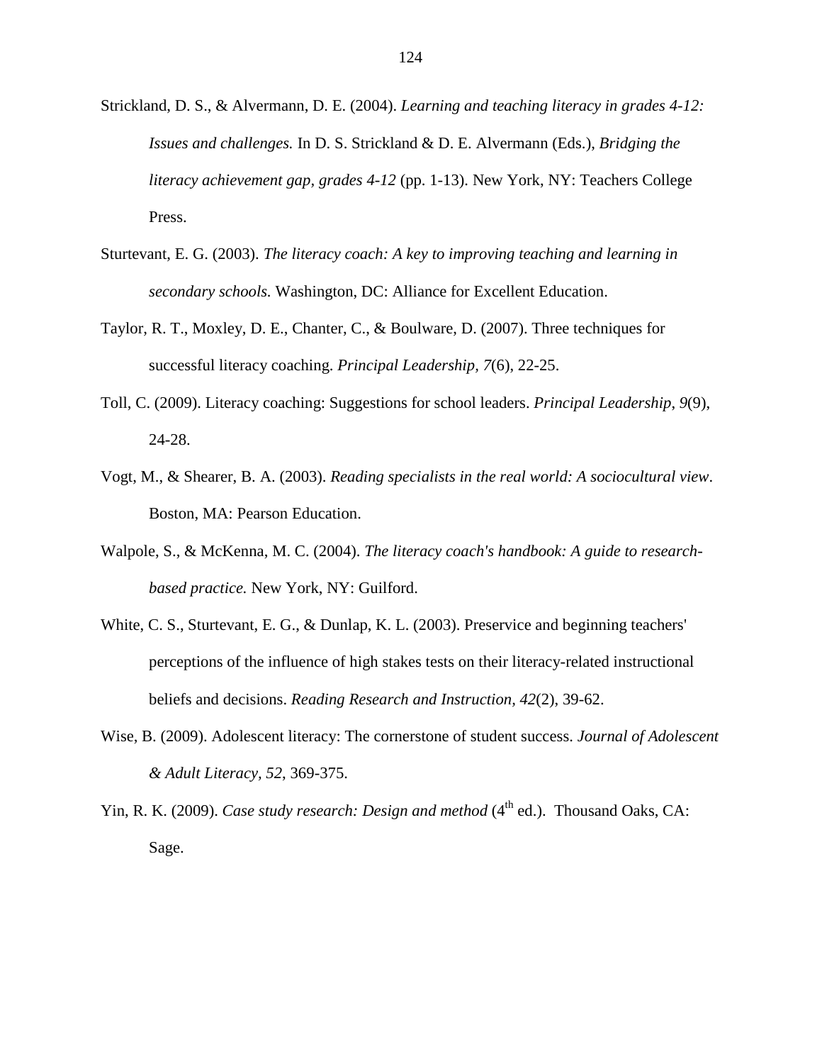Strickland, D. S., & Alvermann, D. E. (2004). *Learning and teaching literacy in grades 4-12: Issues and challenges.* In D. S. Strickland & D. E. Alvermann (Eds.), *Bridging the literacy achievement gap, grades 4-12* (pp. 1-13). New York, NY: Teachers College Press.

Sturtevant, E. G. (2003). *The literacy coach: A key to improving teaching and learning in secondary schools.* Washington, DC: Alliance for Excellent Education.

Taylor, R. T., Moxley, D. E., Chanter, C., & Boulware, D. (2007). Three techniques for successful literacy coaching. *Principal Leadership, 7*(6), 22-25.

Toll, C. (2009). Literacy coaching: Suggestions for school leaders. *Principal Leadership*, *9*(9), 24-28.

Vogt, M., & Shearer, B. A. (2003). *Reading specialists in the real world: A sociocultural view*. Boston, MA: Pearson Education.

Walpole, S., & McKenna, M. C. (2004). *The literacy coach's handbook: A guide to research-based practice.* New York, NY: Guilford.

White, C. S., Sturtevant, E. G., & Dunlap, K. L. (2003). Preservice and beginning teachers' perceptions of the influence of high stakes tests on their literacy-related instructional beliefs and decisions. *Reading Research and Instruction*, *42*(2), 39-62.

Wise, B. (2009). Adolescent literacy: The cornerstone of student success. *Journal of Adolescent & Adult Literacy, 52*, 369-375.

Yin, R. K. (2009). *Case study research: Design and method* (4th ed.). Thousand Oaks, CA: Sage.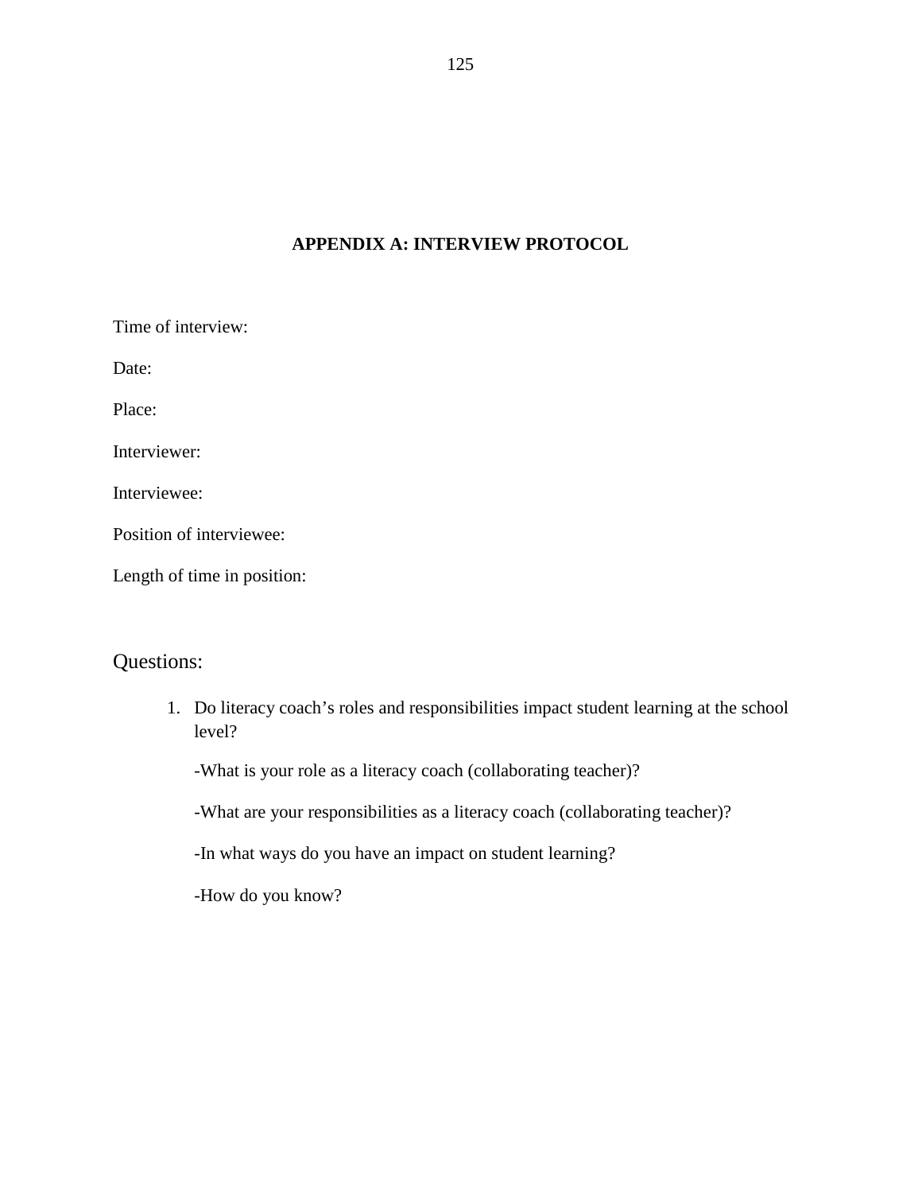## APPENDIX A: INTERVIEW PROTOCOL

Time of interview:

Date:

Place:

Interviewer:

Interviewee:

Position of interviewee:

Length of time in position:

### Questions:

1. Do literacy coach’s roles and responsibilities impact student learning at the school level?

   -What is your role as a literacy coach (collaborating teacher)?

   -What are your responsibilities as a literacy coach (collaborating teacher)?

   -In what ways do you have an impact on student learning?

   -How do you know?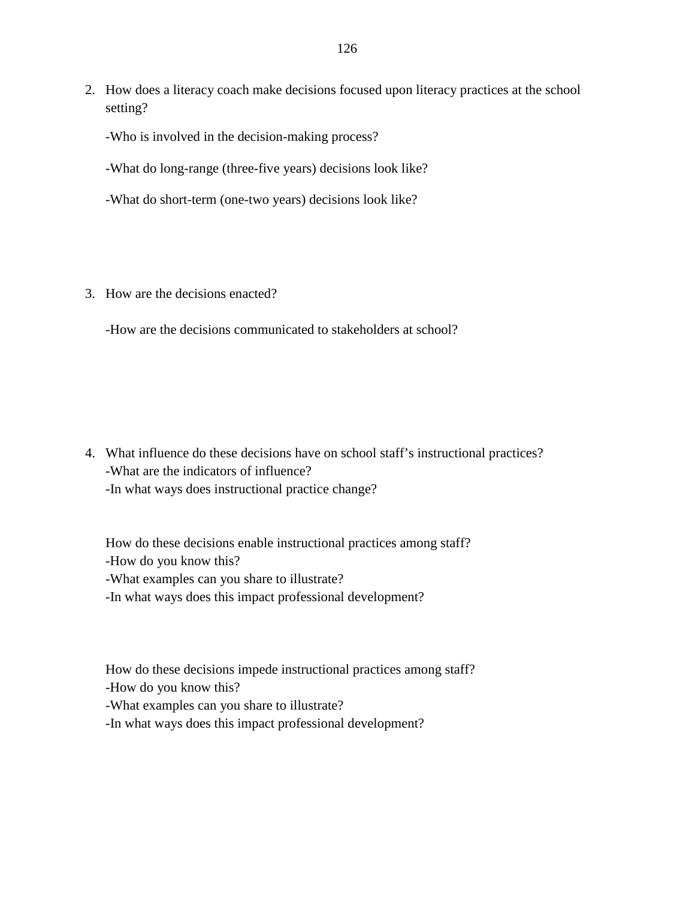2. How does a literacy coach make decisions focused upon literacy practices at the school setting?

   -Who is involved in the decision-making process?

   -What do long-range (three-five years) decisions look like?

   -What do short-term (one-two years) decisions look like?

3. How are the decisions enacted?

   -How are the decisions communicated to stakeholders at school?

4. What influence do these decisions have on school staff's instructional practices?
   -What are the indicators of influence?
   -In what ways does instructional practice change?

   How do these decisions enable instructional practices among staff?
   -How do you know this?
   -What examples can you share to illustrate?
   -In what ways does this impact professional development?

   How do these decisions impede instructional practices among staff?
   -How do you know this?
   -What examples can you share to illustrate?
   -In what ways does this impact professional development?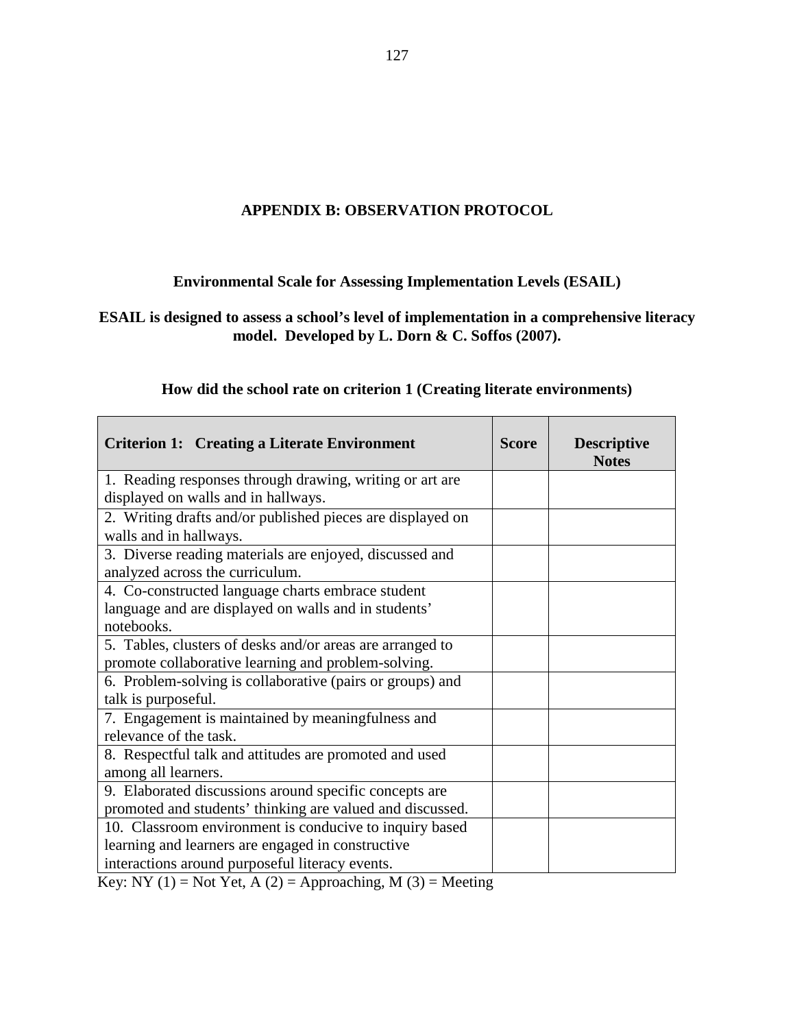# APPENDIX B: OBSERVATION PROTOCOL

**Environmental Scale for Assessing Implementation Levels (ESAIL)**

**ESAIL is designed to assess a school's level of implementation in a comprehensive literacy model. Developed by L. Dorn & C. Soffos (2007).**

**How did the school rate on criterion 1 (Creating literate environments)**

| **Criterion 1: Creating a Literate Environment** | **Score** | **Descriptive Notes** |
|---|---|---|
| 1. Reading responses through drawing, writing or art are displayed on walls and in hallways. | | |
| 2. Writing drafts and/or published pieces are displayed on walls and in hallways. | | |
| 3. Diverse reading materials are enjoyed, discussed and analyzed across the curriculum. | | |
| 4. Co-constructed language charts embrace student language and are displayed on walls and in students' notebooks. | | |
| 5. Tables, clusters of desks and/or areas are arranged to promote collaborative learning and problem-solving. | | |
| 6. Problem-solving is collaborative (pairs or groups) and talk is purposeful. | | |
| 7. Engagement is maintained by meaningfulness and relevance of the task. | | |
| 8. Respectful talk and attitudes are promoted and used among all learners. | | |
| 9. Elaborated discussions around specific concepts are promoted and students' thinking are valued and discussed. | | |
| 10. Classroom environment is conducive to inquiry based learning and learners are engaged in constructive interactions around purposeful literacy events. | | |

Key: NY (1) = Not Yet, A (2) = Approaching, M (3) = Meeting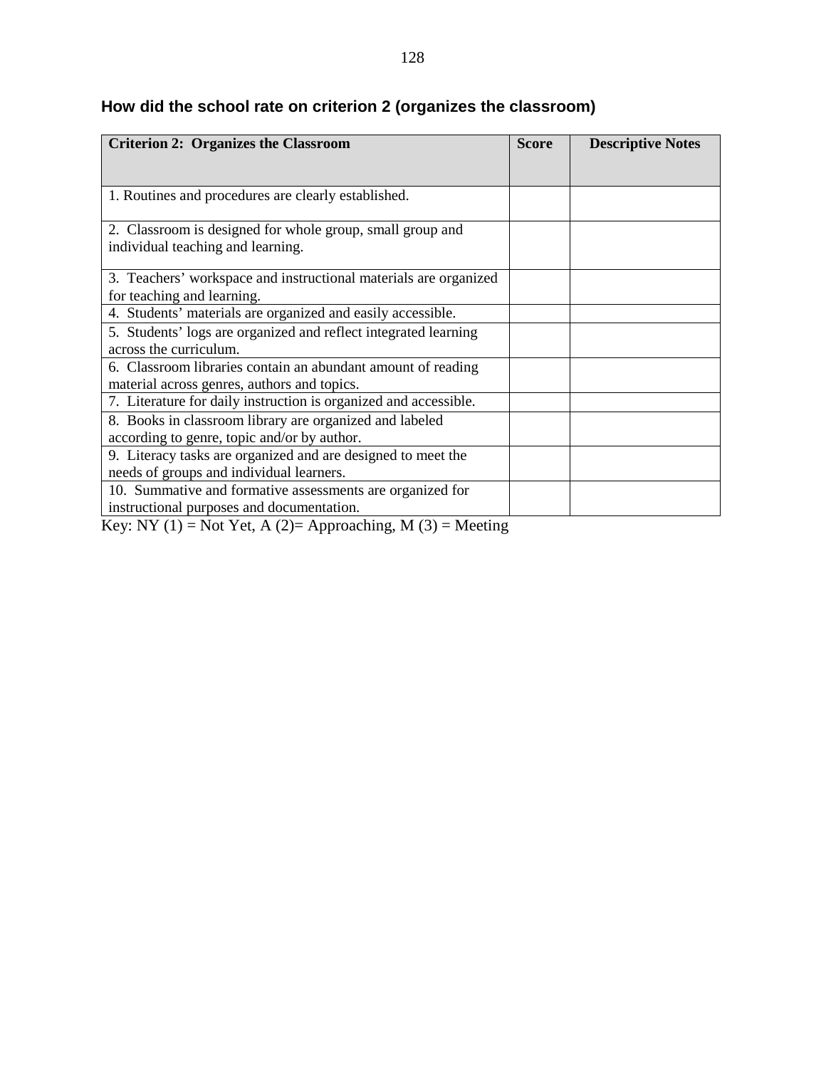**How did the school rate on criterion 2 (organizes the classroom)**

| Criterion 2: Organizes the Classroom | Score | Descriptive Notes |
|---|---|---|
| 1. Routines and procedures are clearly established. | | |
| 2. Classroom is designed for whole group, small group and individual teaching and learning. | | |
| 3. Teachers' workspace and instructional materials are organized for teaching and learning. | | |
| 4. Students' materials are organized and easily accessible. | | |
| 5. Students' logs are organized and reflect integrated learning across the curriculum. | | |
| 6. Classroom libraries contain an abundant amount of reading material across genres, authors and topics. | | |
| 7. Literature for daily instruction is organized and accessible. | | |
| 8. Books in classroom library are organized and labeled according to genre, topic and/or by author. | | |
| 9. Literacy tasks are organized and are designed to meet the needs of groups and individual learners. | | |
| 10. Summative and formative assessments are organized for instructional purposes and documentation. | | |

Key: NY (1) = Not Yet, A (2)= Approaching, M (3) = Meeting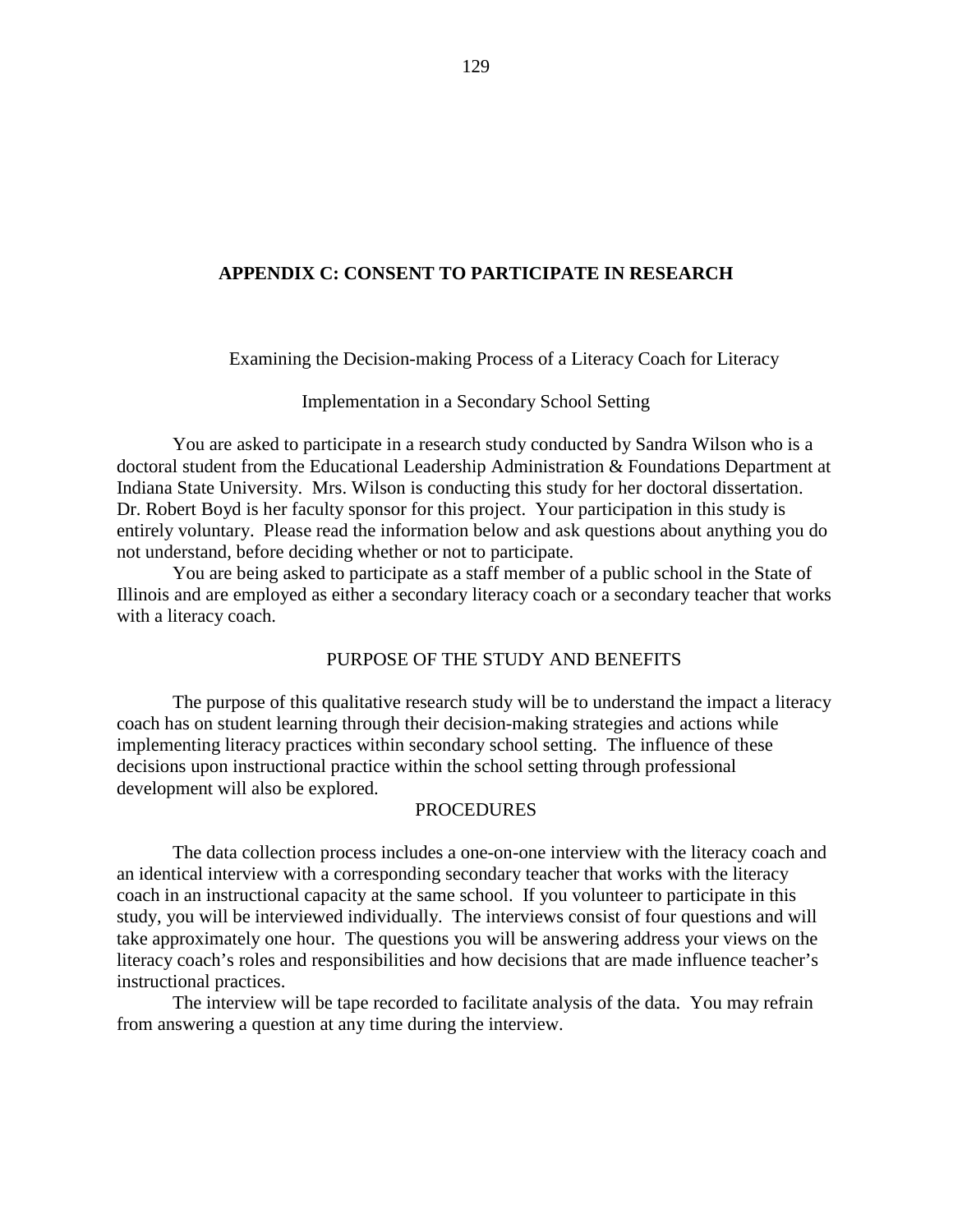## APPENDIX C: CONSENT TO PARTICIPATE IN RESEARCH

Examining the Decision-making Process of a Literacy Coach for Literacy

Implementation in a Secondary School Setting

You are asked to participate in a research study conducted by Sandra Wilson who is a doctoral student from the Educational Leadership Administration & Foundations Department at Indiana State University. Mrs. Wilson is conducting this study for her doctoral dissertation. Dr. Robert Boyd is her faculty sponsor for this project. Your participation in this study is entirely voluntary. Please read the information below and ask questions about anything you do not understand, before deciding whether or not to participate.

You are being asked to participate as a staff member of a public school in the State of Illinois and are employed as either a secondary literacy coach or a secondary teacher that works with a literacy coach.

### PURPOSE OF THE STUDY AND BENEFITS

The purpose of this qualitative research study will be to understand the impact a literacy coach has on student learning through their decision-making strategies and actions while implementing literacy practices within secondary school setting. The influence of these decisions upon instructional practice within the school setting through professional development will also be explored.

### PROCEDURES

The data collection process includes a one-on-one interview with the literacy coach and an identical interview with a corresponding secondary teacher that works with the literacy coach in an instructional capacity at the same school. If you volunteer to participate in this study, you will be interviewed individually. The interviews consist of four questions and will take approximately one hour. The questions you will be answering address your views on the literacy coach's roles and responsibilities and how decisions that are made influence teacher's instructional practices.

The interview will be tape recorded to facilitate analysis of the data. You may refrain from answering a question at any time during the interview.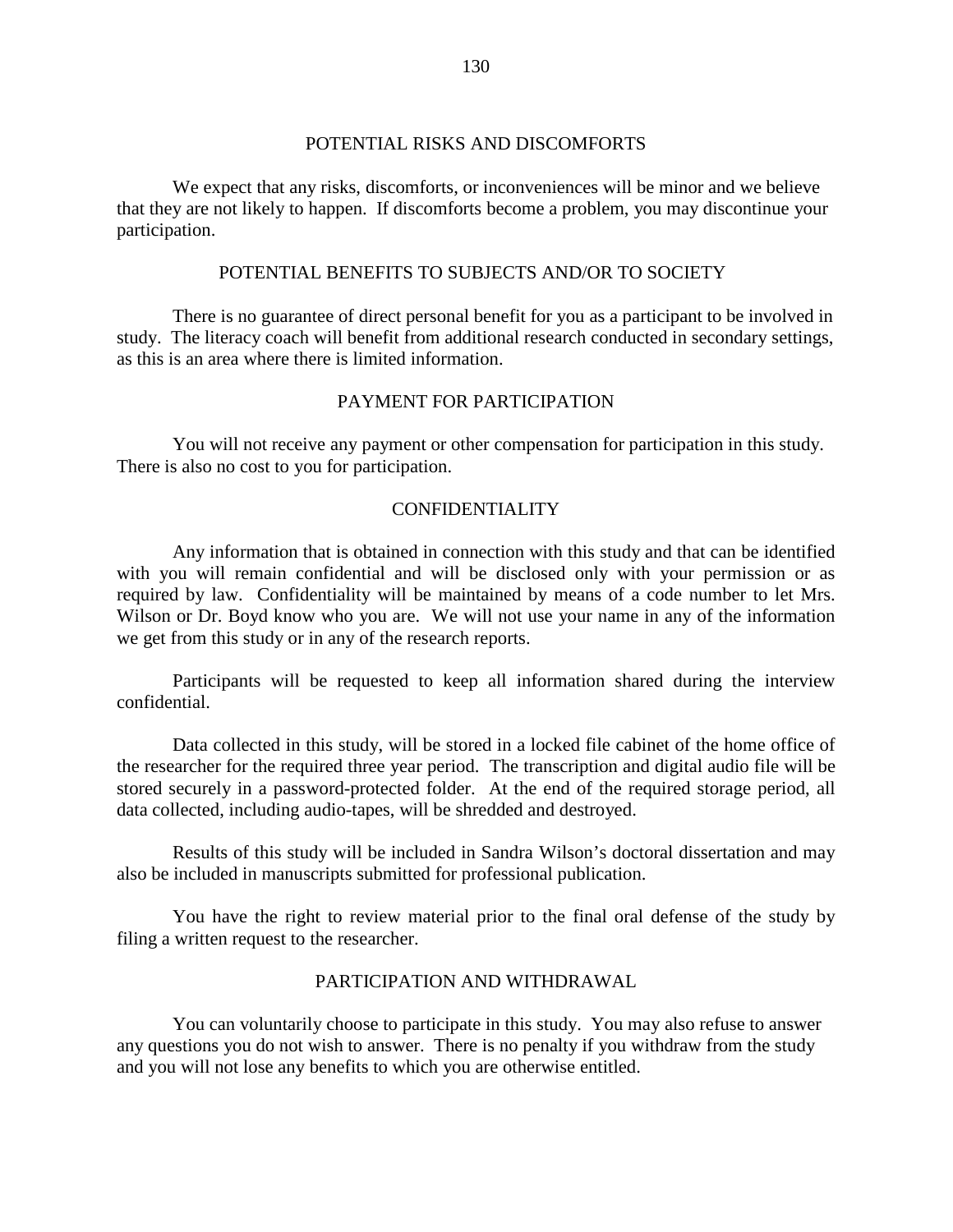## POTENTIAL RISKS AND DISCOMFORTS

We expect that any risks, discomforts, or inconveniences will be minor and we believe that they are not likely to happen. If discomforts become a problem, you may discontinue your participation.

## POTENTIAL BENEFITS TO SUBJECTS AND/OR TO SOCIETY

There is no guarantee of direct personal benefit for you as a participant to be involved in study. The literacy coach will benefit from additional research conducted in secondary settings, as this is an area where there is limited information.

## PAYMENT FOR PARTICIPATION

You will not receive any payment or other compensation for participation in this study. There is also no cost to you for participation.

## CONFIDENTIALITY

Any information that is obtained in connection with this study and that can be identified with you will remain confidential and will be disclosed only with your permission or as required by law. Confidentiality will be maintained by means of a code number to let Mrs. Wilson or Dr. Boyd know who you are. We will not use your name in any of the information we get from this study or in any of the research reports.

Participants will be requested to keep all information shared during the interview confidential.

Data collected in this study, will be stored in a locked file cabinet of the home office of the researcher for the required three year period. The transcription and digital audio file will be stored securely in a password-protected folder. At the end of the required storage period, all data collected, including audio-tapes, will be shredded and destroyed.

Results of this study will be included in Sandra Wilson's doctoral dissertation and may also be included in manuscripts submitted for professional publication.

You have the right to review material prior to the final oral defense of the study by filing a written request to the researcher.

## PARTICIPATION AND WITHDRAWAL

You can voluntarily choose to participate in this study. You may also refuse to answer any questions you do not wish to answer. There is no penalty if you withdraw from the study and you will not lose any benefits to which you are otherwise entitled.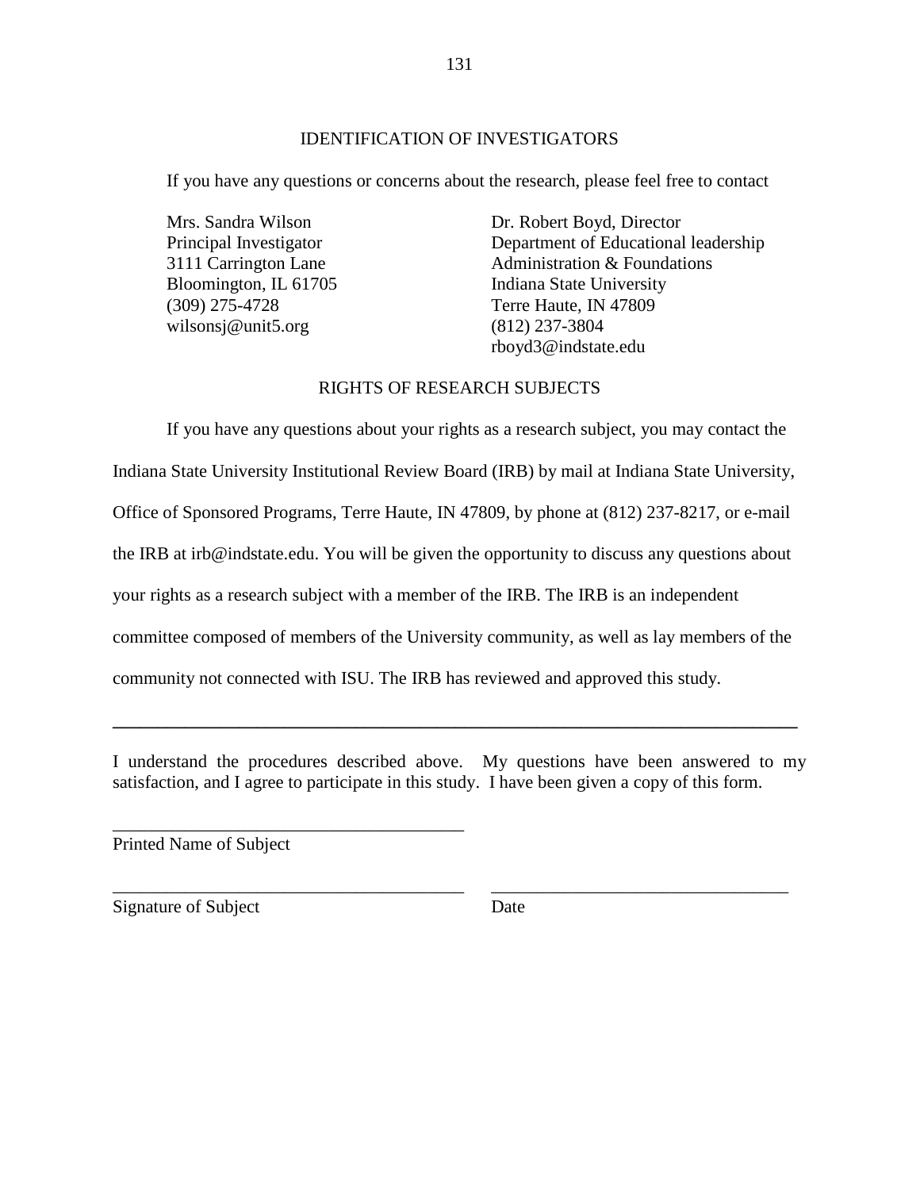## IDENTIFICATION OF INVESTIGATORS

If you have any questions or concerns about the research, please feel free to contact

Mrs. Sandra Wilson
Principal Investigator
3111 Carrington Lane
Bloomington, IL 61705
(309) 275-4728
wilsonsj@unit5.org

Dr. Robert Boyd, Director
Department of Educational leadership
Administration & Foundations
Indiana State University
Terre Haute, IN 47809
(812) 237-3804
rboyd3@indstate.edu

## RIGHTS OF RESEARCH SUBJECTS

If you have any questions about your rights as a research subject, you may contact the Indiana State University Institutional Review Board (IRB) by mail at Indiana State University, Office of Sponsored Programs, Terre Haute, IN 47809, by phone at (812) 237-8217, or e-mail the IRB at irb@indstate.edu. You will be given the opportunity to discuss any questions about your rights as a research subject with a member of the IRB. The IRB is an independent committee composed of members of the University community, as well as lay members of the community not connected with ISU. The IRB has reviewed and approved this study.

---

I understand the procedures described above. My questions have been answered to my satisfaction, and I agree to participate in this study. I have been given a copy of this form.

_______________________________________
Printed Name of Subject

_______________________________________ _________________________________
Signature of Subject Date